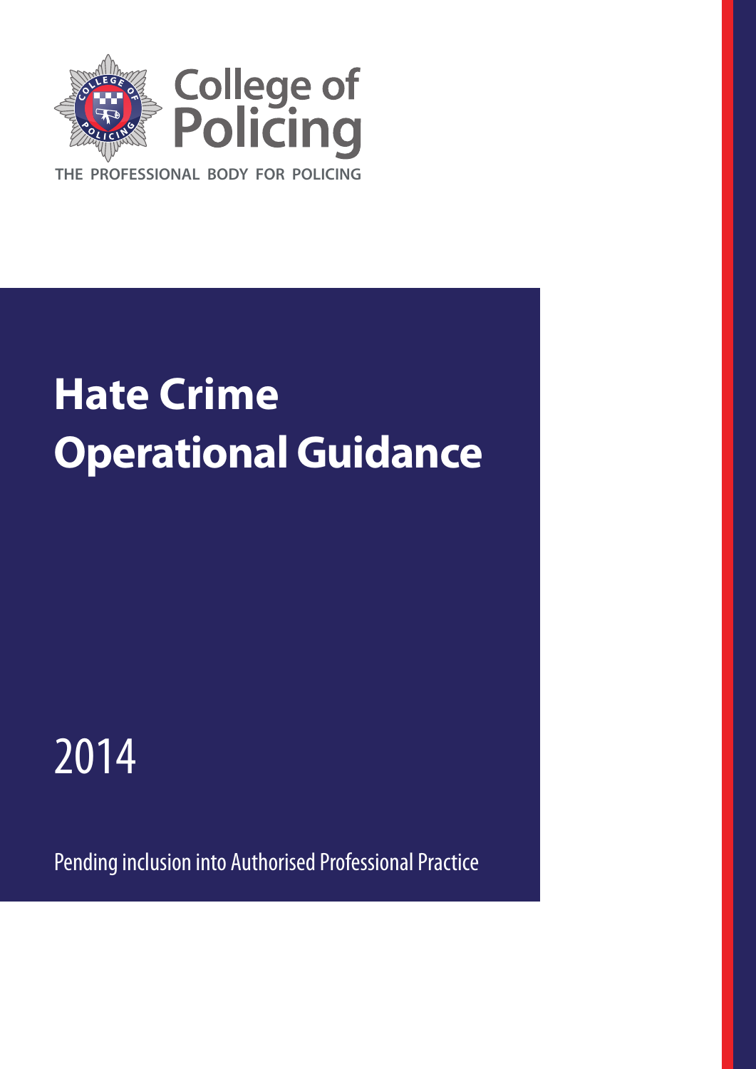College of Policing

THE PROFESSIONAL BODY FOR POLICING

# Hate Crime Operational Guidance

2014

Pending inclusion into Authorised Professional Practice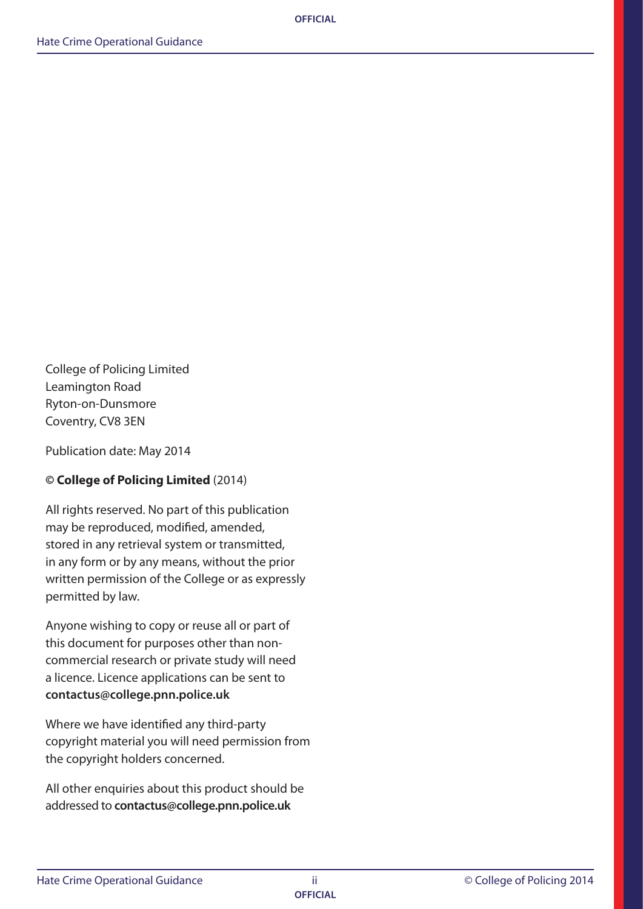College of Policing Limited
Leamington Road
Ryton-on-Dunsmore
Coventry, CV8 3EN

Publication date: May 2014

© **College of Policing Limited** (2014)

All rights reserved. No part of this publication may be reproduced, modified, amended, stored in any retrieval system or transmitted, in any form or by any means, without the prior written permission of the College or as expressly permitted by law.

Anyone wishing to copy or reuse all or part of this document for purposes other than non-commercial research or private study will need a licence. Licence applications can be sent to **contactus@college.pnn.police.uk**

Where we have identified any third-party copyright material you will need permission from the copyright holders concerned.

All other enquiries about this product should be addressed to **contactus@college.pnn.police.uk**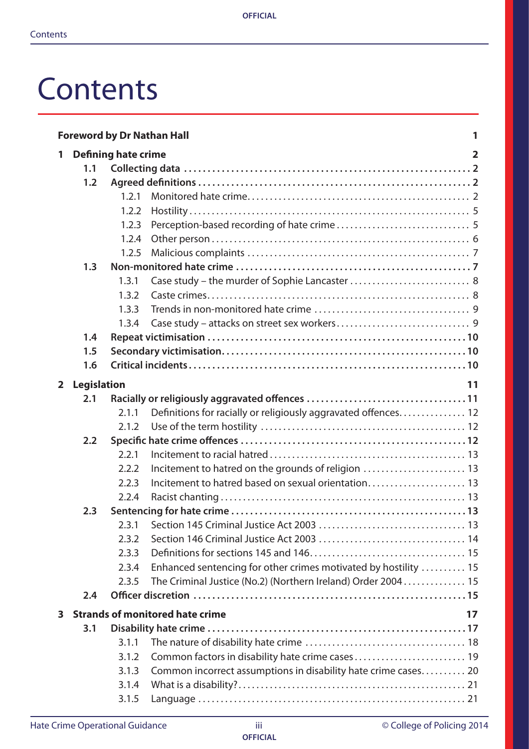# Contents

**Foreword by Dr Nathan Hall** 1

**1 Defining hate crime** 2

- **1.1 Collecting data** 2
- **1.2 Agreed definitions** 2
  - 1.2.1 Monitored hate crime 2
  - 1.2.2 Hostility 5
  - 1.2.3 Perception-based recording of hate crime 5
  - 1.2.4 Other person 6
  - 1.2.5 Malicious complaints 7
- **1.3 Non-monitored hate crime** 7
  - 1.3.1 Case study – the murder of Sophie Lancaster 8
  - 1.3.2 Caste crimes 8
  - 1.3.3 Trends in non-monitored hate crime 9
  - 1.3.4 Case study – attacks on street sex workers 9
- **1.4 Repeat victimisation** 10
- **1.5 Secondary victimisation** 10
- **1.6 Critical incidents** 10

**2 Legislation** 11

- **2.1 Racially or religiously aggravated offences** 11
  - 2.1.1 Definitions for racially or religiously aggravated offences 12
  - 2.1.2 Use of the term hostility 12
- **2.2 Specific hate crime offences** 12
  - 2.2.1 Incitement to racial hatred 13
  - 2.2.2 Incitement to hatred on the grounds of religion 13
  - 2.2.3 Incitement to hatred based on sexual orientation 13
  - 2.2.4 Racist chanting 13
- **2.3 Sentencing for hate crime** 13
  - 2.3.1 Section 145 Criminal Justice Act 2003 13
  - 2.3.2 Section 146 Criminal Justice Act 2003 14
  - 2.3.3 Definitions for sections 145 and 146 15
  - 2.3.4 Enhanced sentencing for other crimes motivated by hostility 15
  - 2.3.5 The Criminal Justice (No.2) (Northern Ireland) Order 2004 15
- **2.4 Officer discretion** 15

**3 Strands of monitored hate crime** 17

- **3.1 Disability hate crime** 17
  - 3.1.1 The nature of disability hate crime 18
  - 3.1.2 Common factors in disability hate crime cases 19
  - 3.1.3 Common incorrect assumptions in disability hate crime cases 20
  - 3.1.4 What is a disability? 21
  - 3.1.5 Language 21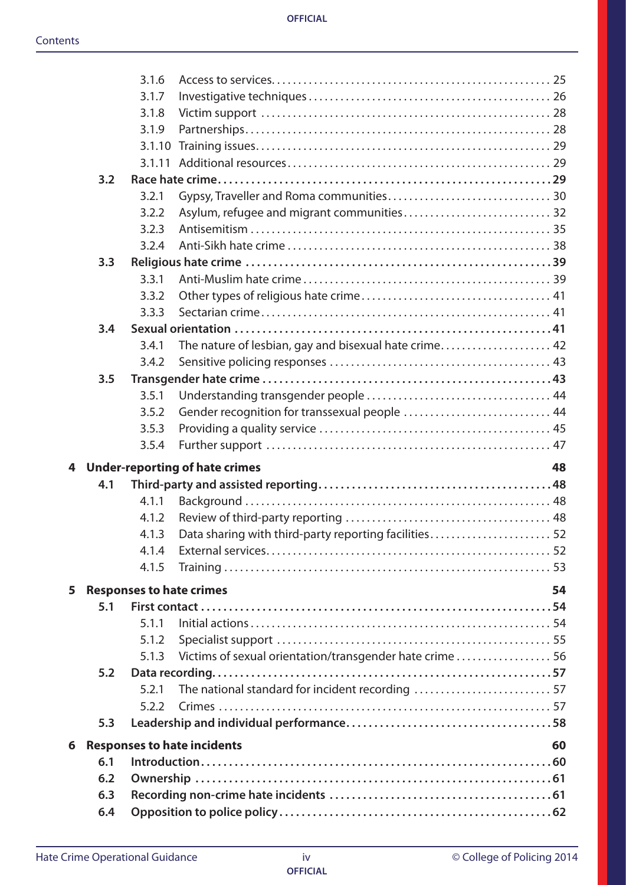3.1.6 Access to services .......... 25
3.1.7 Investigative techniques .......... 26
3.1.8 Victim support .......... 28
3.1.9 Partnerships .......... 28
3.1.10 Training issues .......... 29
3.1.11 Additional resources .......... 29

**3.2 Race hate crime .......... 29**

3.2.1 Gypsy, Traveller and Roma communities .......... 30
3.2.2 Asylum, refugee and migrant communities .......... 32
3.2.3 Antisemitism .......... 35
3.2.4 Anti-Sikh hate crime .......... 38

**3.3 Religious hate crime .......... 39**

3.3.1 Anti-Muslim hate crime .......... 39
3.3.2 Other types of religious hate crime .......... 41
3.3.3 Sectarian crime .......... 41

**3.4 Sexual orientation .......... 41**

3.4.1 The nature of lesbian, gay and bisexual hate crime .......... 42
3.4.2 Sensitive policing responses .......... 43

**3.5 Transgender hate crime .......... 43**

3.5.1 Understanding transgender people .......... 44
3.5.2 Gender recognition for transsexual people .......... 44
3.5.3 Providing a quality service .......... 45
3.5.4 Further support .......... 47

**4 Under-reporting of hate crimes 48**

**4.1 Third-party and assisted reporting .......... 48**

4.1.1 Background .......... 48
4.1.2 Review of third-party reporting .......... 48
4.1.3 Data sharing with third-party reporting facilities .......... 52
4.1.4 External services .......... 52
4.1.5 Training .......... 53

**5 Responses to hate crimes 54**

**5.1 First contact .......... 54**

5.1.1 Initial actions .......... 54
5.1.2 Specialist support .......... 55
5.1.3 Victims of sexual orientation/transgender hate crime .......... 56

**5.2 Data recording .......... 57**

5.2.1 The national standard for incident recording .......... 57
5.2.2 Crimes .......... 57

**5.3 Leadership and individual performance .......... 58**

**6 Responses to hate incidents 60**

**6.1 Introduction .......... 60**

**6.2 Ownership .......... 61**

**6.3 Recording non-crime hate incidents .......... 61**

**6.4 Opposition to police policy .......... 62**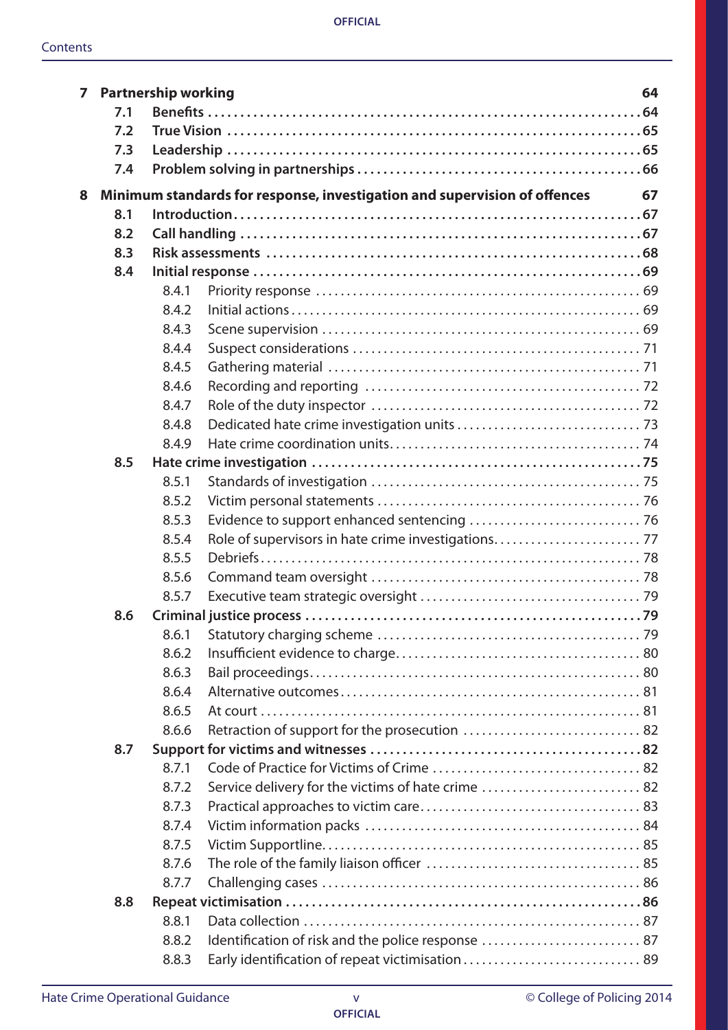| | | | |
|---|---|---|---|
| **7** | **Partnership working** | | **64** |
| | **7.1** | **Benefits** | **64** |
| | **7.2** | **True Vision** | **65** |
| | **7.3** | **Leadership** | **65** |
| | **7.4** | **Problem solving in partnerships** | **66** |
| **8** | **Minimum standards for response, investigation and supervision of offences** | | **67** |
| | **8.1** | **Introduction** | **67** |
| | **8.2** | **Call handling** | **67** |
| | **8.3** | **Risk assessments** | **68** |
| | **8.4** | **Initial response** | **69** |
| | 8.4.1 | Priority response | 69 |
| | 8.4.2 | Initial actions | 69 |
| | 8.4.3 | Scene supervision | 69 |
| | 8.4.4 | Suspect considerations | 71 |
| | 8.4.5 | Gathering material | 71 |
| | 8.4.6 | Recording and reporting | 72 |
| | 8.4.7 | Role of the duty inspector | 72 |
| | 8.4.8 | Dedicated hate crime investigation units | 73 |
| | 8.4.9 | Hate crime coordination units | 74 |
| | **8.5** | **Hate crime investigation** | **75** |
| | 8.5.1 | Standards of investigation | 75 |
| | 8.5.2 | Victim personal statements | 76 |
| | 8.5.3 | Evidence to support enhanced sentencing | 76 |
| | 8.5.4 | Role of supervisors in hate crime investigations | 77 |
| | 8.5.5 | Debriefs | 78 |
| | 8.5.6 | Command team oversight | 78 |
| | 8.5.7 | Executive team strategic oversight | 79 |
| | **8.6** | **Criminal justice process** | **79** |
| | 8.6.1 | Statutory charging scheme | 79 |
| | 8.6.2 | Insufficient evidence to charge | 80 |
| | 8.6.3 | Bail proceedings | 80 |
| | 8.6.4 | Alternative outcomes | 81 |
| | 8.6.5 | At court | 81 |
| | 8.6.6 | Retraction of support for the prosecution | 82 |
| | **8.7** | **Support for victims and witnesses** | **82** |
| | 8.7.1 | Code of Practice for Victims of Crime | 82 |
| | 8.7.2 | Service delivery for the victims of hate crime | 82 |
| | 8.7.3 | Practical approaches to victim care | 83 |
| | 8.7.4 | Victim information packs | 84 |
| | 8.7.5 | Victim Supportline | 85 |
| | 8.7.6 | The role of the family liaison officer | 85 |
| | 8.7.7 | Challenging cases | 86 |
| | **8.8** | **Repeat victimisation** | **86** |
| | 8.8.1 | Data collection | 87 |
| | 8.8.2 | Identification of risk and the police response | 87 |
| | 8.8.3 | Early identification of repeat victimisation | 89 |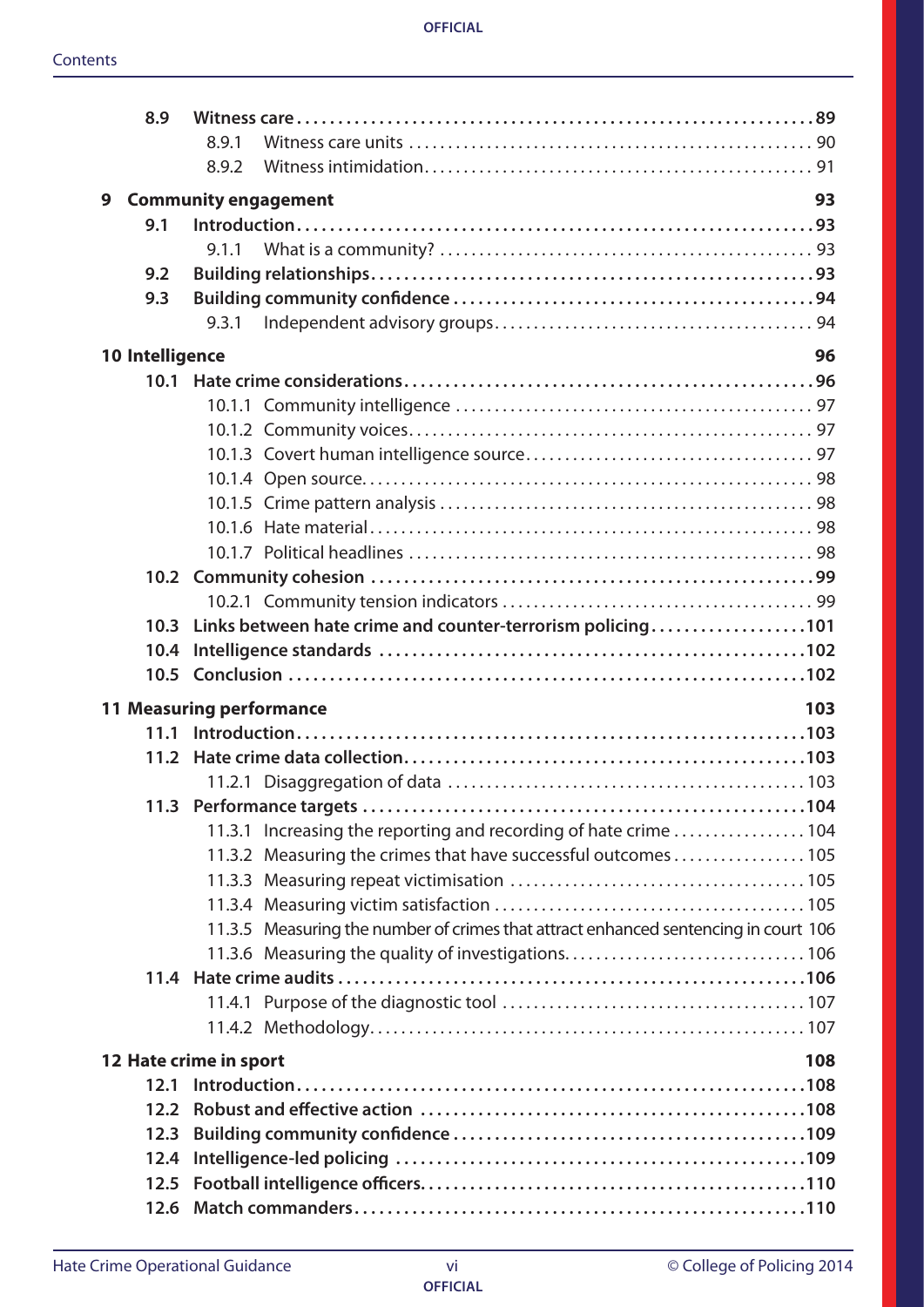8.9 **Witness care** 89
- 8.9.1 Witness care units 90
- 8.9.2 Witness intimidation 91

**9 Community engagement** 93

9.1 **Introduction** 93
- 9.1.1 What is a community? 93

9.2 **Building relationships** 93

9.3 **Building community confidence** 94
- 9.3.1 Independent advisory groups 94

**10 Intelligence** 96

10.1 **Hate crime considerations** 96
- 10.1.1 Community intelligence 97
- 10.1.2 Community voices 97
- 10.1.3 Covert human intelligence source 97
- 10.1.4 Open source 98
- 10.1.5 Crime pattern analysis 98
- 10.1.6 Hate material 98
- 10.1.7 Political headlines 98

10.2 **Community cohesion** 99
- 10.2.1 Community tension indicators 99

10.3 **Links between hate crime and counter-terrorism policing** 101

10.4 **Intelligence standards** 102

10.5 **Conclusion** 102

**11 Measuring performance** 103

11.1 **Introduction** 103

11.2 **Hate crime data collection** 103
- 11.2.1 Disaggregation of data 103

11.3 **Performance targets** 104
- 11.3.1 Increasing the reporting and recording of hate crime 104
- 11.3.2 Measuring the crimes that have successful outcomes 105
- 11.3.3 Measuring repeat victimisation 105
- 11.3.4 Measuring victim satisfaction 105
- 11.3.5 Measuring the number of crimes that attract enhanced sentencing in court 106
- 11.3.6 Measuring the quality of investigations 106

11.4 **Hate crime audits** 106
- 11.4.1 Purpose of the diagnostic tool 107
- 11.4.2 Methodology 107

**12 Hate crime in sport** 108

12.1 **Introduction** 108

12.2 **Robust and effective action** 108

12.3 **Building community confidence** 109

12.4 **Intelligence-led policing** 109

12.5 **Football intelligence officers** 110

12.6 **Match commanders** 110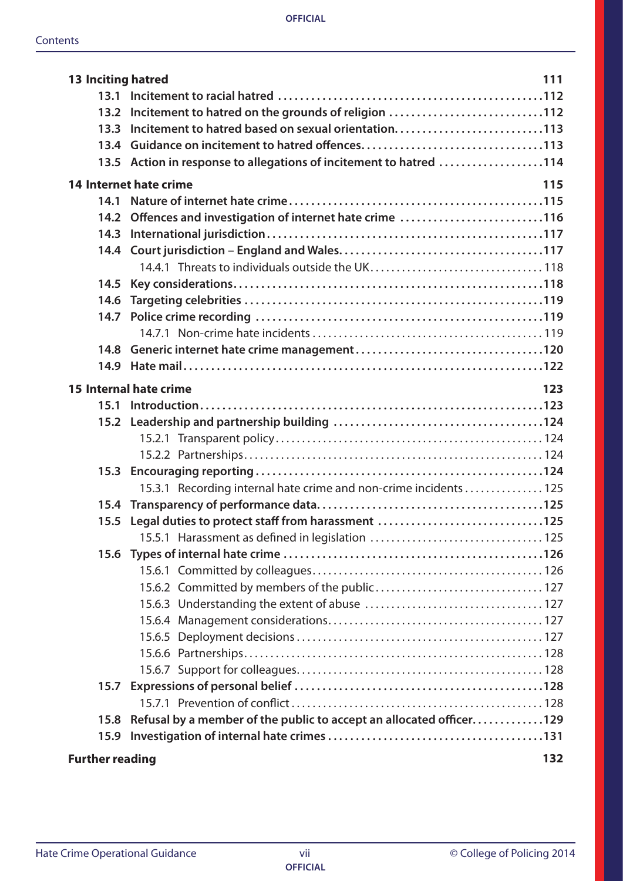**13 Inciting hatred** 111

- 13.1 Incitement to racial hatred .....112
- 13.2 Incitement to hatred on the grounds of religion .....112
- 13.3 Incitement to hatred based on sexual orientation.....113
- 13.4 Guidance on incitement to hatred offences.....113
- 13.5 Action in response to allegations of incitement to hatred .....114

**14 Internet hate crime** 115

- 14.1 Nature of internet hate crime.....115
- 14.2 Offences and investigation of internet hate crime .....116
- 14.3 International jurisdiction.....117
- 14.4 Court jurisdiction – England and Wales.....117
  - 14.4.1 Threats to individuals outside the UK.....118
- 14.5 Key considerations.....118
- 14.6 Targeting celebrities .....119
- 14.7 Police crime recording .....119
  - 14.7.1 Non-crime hate incidents .....119
- 14.8 Generic internet hate crime management.....120
- 14.9 Hate mail.....122

**15 Internal hate crime** 123

- 15.1 Introduction.....123
- 15.2 Leadership and partnership building .....124
  - 15.2.1 Transparent policy.....124
  - 15.2.2 Partnerships.....124
- 15.3 Encouraging reporting.....124
  - 15.3.1 Recording internal hate crime and non-crime incidents .....125
- 15.4 Transparency of performance data.....125
- 15.5 Legal duties to protect staff from harassment .....125
  - 15.5.1 Harassment as defined in legislation .....125
- 15.6 Types of internal hate crime .....126
  - 15.6.1 Committed by colleagues.....126
  - 15.6.2 Committed by members of the public.....127
  - 15.6.3 Understanding the extent of abuse .....127
  - 15.6.4 Management considerations.....127
  - 15.6.5 Deployment decisions .....127
  - 15.6.6 Partnerships.....128
  - 15.6.7 Support for colleagues.....128
- 15.7 Expressions of personal belief .....128
  - 15.7.1 Prevention of conflict .....128
- 15.8 Refusal by a member of the public to accept an allocated officer.....129
- 15.9 Investigation of internal hate crimes .....131

**Further reading** 132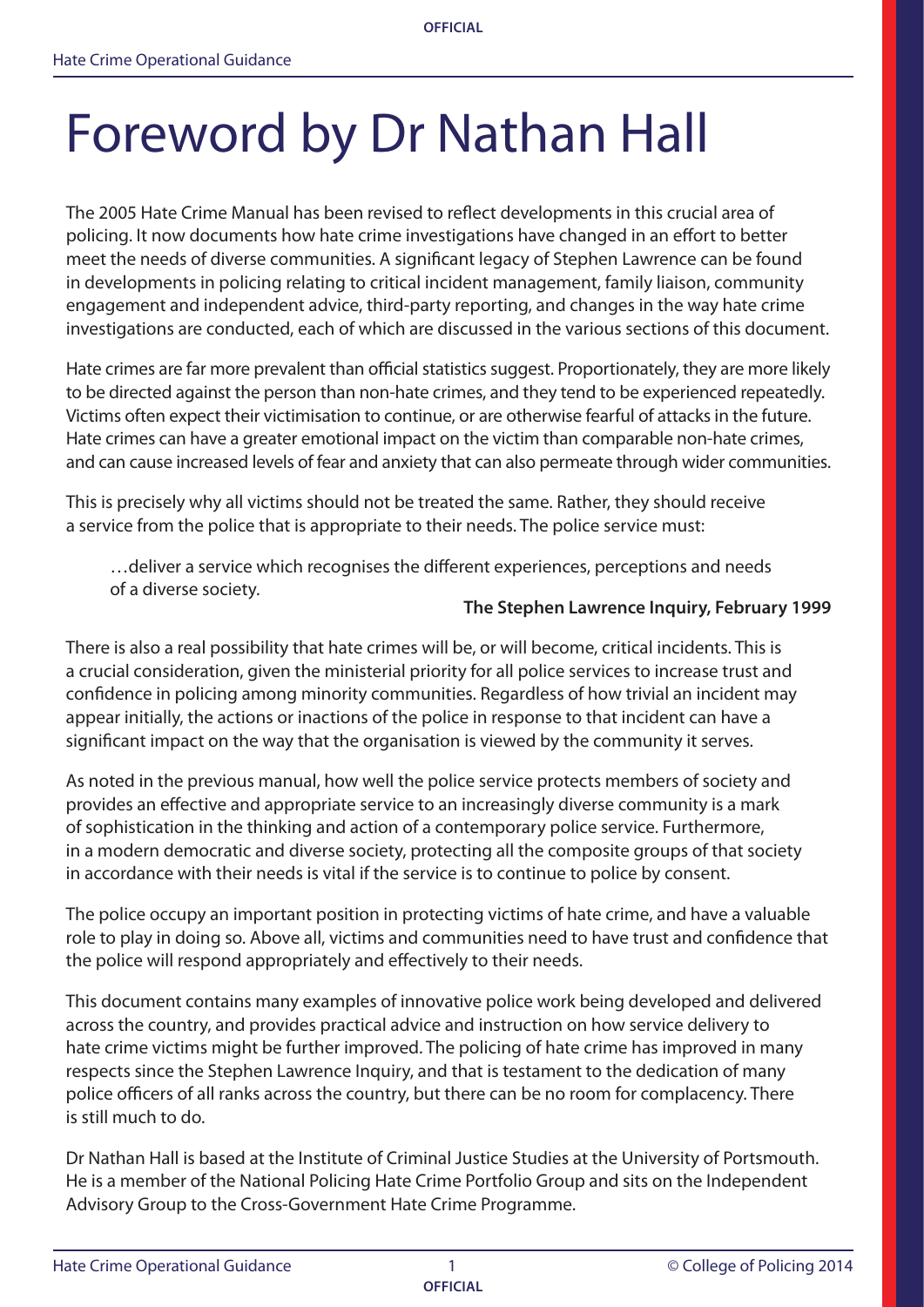# Foreword by Dr Nathan Hall

The 2005 Hate Crime Manual has been revised to reflect developments in this crucial area of policing. It now documents how hate crime investigations have changed in an effort to better meet the needs of diverse communities. A significant legacy of Stephen Lawrence can be found in developments in policing relating to critical incident management, family liaison, community engagement and independent advice, third-party reporting, and changes in the way hate crime investigations are conducted, each of which are discussed in the various sections of this document.

Hate crimes are far more prevalent than official statistics suggest. Proportionately, they are more likely to be directed against the person than non-hate crimes, and they tend to be experienced repeatedly. Victims often expect their victimisation to continue, or are otherwise fearful of attacks in the future. Hate crimes can have a greater emotional impact on the victim than comparable non-hate crimes, and can cause increased levels of fear and anxiety that can also permeate through wider communities.

This is precisely why all victims should not be treated the same. Rather, they should receive a service from the police that is appropriate to their needs. The police service must:

> …deliver a service which recognises the different experiences, perceptions and needs of a diverse society.
>
> **The Stephen Lawrence Inquiry, February 1999**

There is also a real possibility that hate crimes will be, or will become, critical incidents. This is a crucial consideration, given the ministerial priority for all police services to increase trust and confidence in policing among minority communities. Regardless of how trivial an incident may appear initially, the actions or inactions of the police in response to that incident can have a significant impact on the way that the organisation is viewed by the community it serves.

As noted in the previous manual, how well the police service protects members of society and provides an effective and appropriate service to an increasingly diverse community is a mark of sophistication in the thinking and action of a contemporary police service. Furthermore, in a modern democratic and diverse society, protecting all the composite groups of that society in accordance with their needs is vital if the service is to continue to police by consent.

The police occupy an important position in protecting victims of hate crime, and have a valuable role to play in doing so. Above all, victims and communities need to have trust and confidence that the police will respond appropriately and effectively to their needs.

This document contains many examples of innovative police work being developed and delivered across the country, and provides practical advice and instruction on how service delivery to hate crime victims might be further improved. The policing of hate crime has improved in many respects since the Stephen Lawrence Inquiry, and that is testament to the dedication of many police officers of all ranks across the country, but there can be no room for complacency. There is still much to do.

Dr Nathan Hall is based at the Institute of Criminal Justice Studies at the University of Portsmouth. He is a member of the National Policing Hate Crime Portfolio Group and sits on the Independent Advisory Group to the Cross-Government Hate Crime Programme.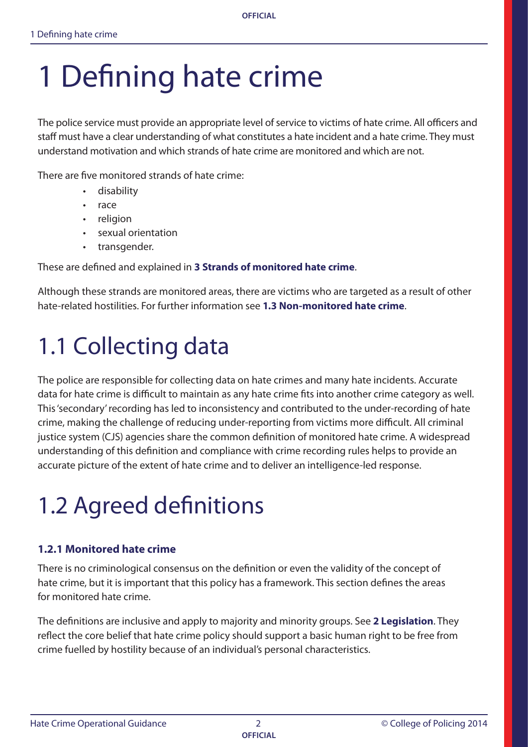# 1 Defining hate crime

The police service must provide an appropriate level of service to victims of hate crime. All officers and staff must have a clear understanding of what constitutes a hate incident and a hate crime. They must understand motivation and which strands of hate crime are monitored and which are not.

There are five monitored strands of hate crime:

- disability
- race
- religion
- sexual orientation
- transgender.

These are defined and explained in **3 Strands of monitored hate crime**.

Although these strands are monitored areas, there are victims who are targeted as a result of other hate-related hostilities. For further information see **1.3 Non-monitored hate crime**.

# 1.1 Collecting data

The police are responsible for collecting data on hate crimes and many hate incidents. Accurate data for hate crime is difficult to maintain as any hate crime fits into another crime category as well. This 'secondary' recording has led to inconsistency and contributed to the under-recording of hate crime, making the challenge of reducing under-reporting from victims more difficult. All criminal justice system (CJS) agencies share the common definition of monitored hate crime. A widespread understanding of this definition and compliance with crime recording rules helps to provide an accurate picture of the extent of hate crime and to deliver an intelligence-led response.

# 1.2 Agreed definitions

### 1.2.1 Monitored hate crime

There is no criminological consensus on the definition or even the validity of the concept of hate crime, but it is important that this policy has a framework. This section defines the areas for monitored hate crime.

The definitions are inclusive and apply to majority and minority groups. See **2 Legislation**. They reflect the core belief that hate crime policy should support a basic human right to be free from crime fuelled by hostility because of an individual's personal characteristics.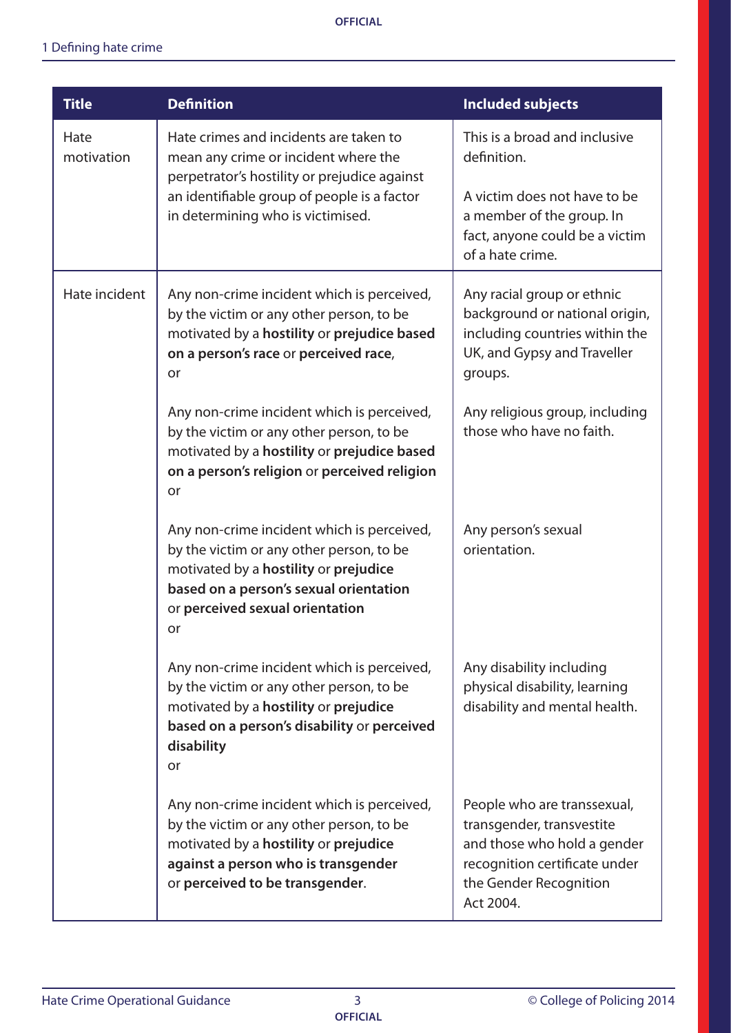| Title | Definition | Included subjects |
|---|---|---|
| Hate motivation | Hate crimes and incidents are taken to mean any crime or incident where the perpetrator's hostility or prejudice against an identifiable group of people is a factor in determining who is victimised. | This is a broad and inclusive definition.<br><br>A victim does not have to be a member of the group. In fact, anyone could be a victim of a hate crime. |
| Hate incident | Any non-crime incident which is perceived, by the victim or any other person, to be motivated by a **hostility** or **prejudice based on a person's race** or **perceived race**,<br>or | Any racial group or ethnic background or national origin, including countries within the UK, and Gypsy and Traveller groups. |
| | Any non-crime incident which is perceived, by the victim or any other person, to be motivated by a **hostility** or **prejudice based on a person's religion** or **perceived religion**<br>or | Any religious group, including those who have no faith. |
| | Any non-crime incident which is perceived, by the victim or any other person, to be motivated by a **hostility** or **prejudice based on a person's sexual orientation** or **perceived sexual orientation**<br>or | Any person's sexual orientation. |
| | Any non-crime incident which is perceived, by the victim or any other person, to be motivated by a **hostility** or **prejudice based on a person's disability** or **perceived disability**<br>or | Any disability including physical disability, learning disability and mental health. |
| | Any non-crime incident which is perceived, by the victim or any other person, to be motivated by a **hostility** or **prejudice against a person who is transgender** or **perceived to be transgender**. | People who are transsexual, transgender, transvestite and those who hold a gender recognition certificate under the Gender Recognition Act 2004. |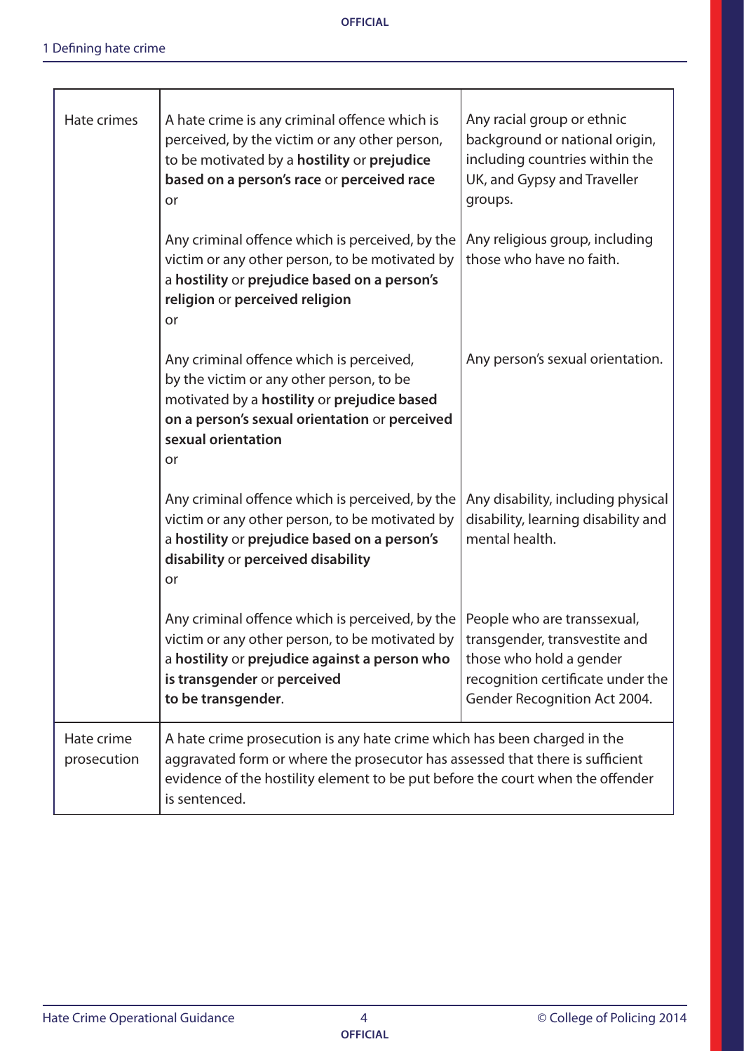| | | |
|---|---|---|
| Hate crimes | A hate crime is any criminal offence which is perceived, by the victim or any other person, to be motivated by a **hostility** or **prejudice based on a person's race** or **perceived race** or | Any racial group or ethnic background or national origin, including countries within the UK, and Gypsy and Traveller groups. |
| | Any criminal offence which is perceived, by the victim or any other person, to be motivated by a **hostility** or **prejudice based on a person's religion** or **perceived religion** or | Any religious group, including those who have no faith. |
| | Any criminal offence which is perceived, by the victim or any other person, to be motivated by a **hostility** or **prejudice based on a person's sexual orientation** or **perceived sexual orientation** or | Any person's sexual orientation. |
| | Any criminal offence which is perceived, by the victim or any other person, to be motivated by a **hostility** or **prejudice based on a person's disability** or **perceived disability** or | Any disability, including physical disability, learning disability and mental health. |
| | Any criminal offence which is perceived, by the victim or any other person, to be motivated by a **hostility** or **prejudice against a person who is transgender** or **perceived to be transgender**. | People who are transsexual, transgender, transvestite and those who hold a gender recognition certificate under the Gender Recognition Act 2004. |
| Hate crime prosecution | A hate crime prosecution is any hate crime which has been charged in the aggravated form or where the prosecutor has assessed that there is sufficient evidence of the hostility element to be put before the court when the offender is sentenced. | |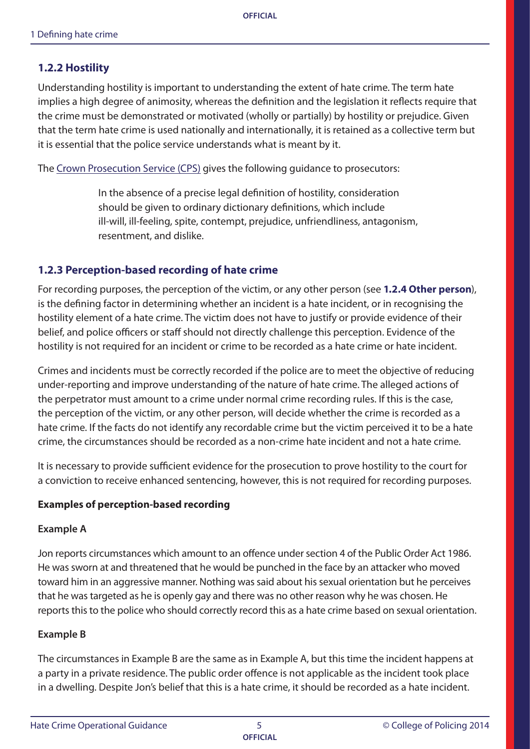### 1.2.2 Hostility

Understanding hostility is important to understanding the extent of hate crime. The term hate implies a high degree of animosity, whereas the definition and the legislation it reflects require that the crime must be demonstrated or motivated (wholly or partially) by hostility or prejudice. Given that the term hate crime is used nationally and internationally, it is retained as a collective term but it is essential that the police service understands what is meant by it.

The Crown Prosecution Service (CPS) gives the following guidance to prosecutors:

> In the absence of a precise legal definition of hostility, consideration should be given to ordinary dictionary definitions, which include ill-will, ill-feeling, spite, contempt, prejudice, unfriendliness, antagonism, resentment, and dislike.

### 1.2.3 Perception-based recording of hate crime

For recording purposes, the perception of the victim, or any other person (see **1.2.4 Other person**), is the defining factor in determining whether an incident is a hate incident, or in recognising the hostility element of a hate crime. The victim does not have to justify or provide evidence of their belief, and police officers or staff should not directly challenge this perception. Evidence of the hostility is not required for an incident or crime to be recorded as a hate crime or hate incident.

Crimes and incidents must be correctly recorded if the police are to meet the objective of reducing under-reporting and improve understanding of the nature of hate crime. The alleged actions of the perpetrator must amount to a crime under normal crime recording rules. If this is the case, the perception of the victim, or any other person, will decide whether the crime is recorded as a hate crime. If the facts do not identify any recordable crime but the victim perceived it to be a hate crime, the circumstances should be recorded as a non-crime hate incident and not a hate crime.

It is necessary to provide sufficient evidence for the prosecution to prove hostility to the court for a conviction to receive enhanced sentencing, however, this is not required for recording purposes.

**Examples of perception-based recording**

**Example A**

Jon reports circumstances which amount to an offence under section 4 of the Public Order Act 1986. He was sworn at and threatened that he would be punched in the face by an attacker who moved toward him in an aggressive manner. Nothing was said about his sexual orientation but he perceives that he was targeted as he is openly gay and there was no other reason why he was chosen. He reports this to the police who should correctly record this as a hate crime based on sexual orientation.

**Example B**

The circumstances in Example B are the same as in Example A, but this time the incident happens at a party in a private residence. The public order offence is not applicable as the incident took place in a dwelling. Despite Jon's belief that this is a hate crime, it should be recorded as a hate incident.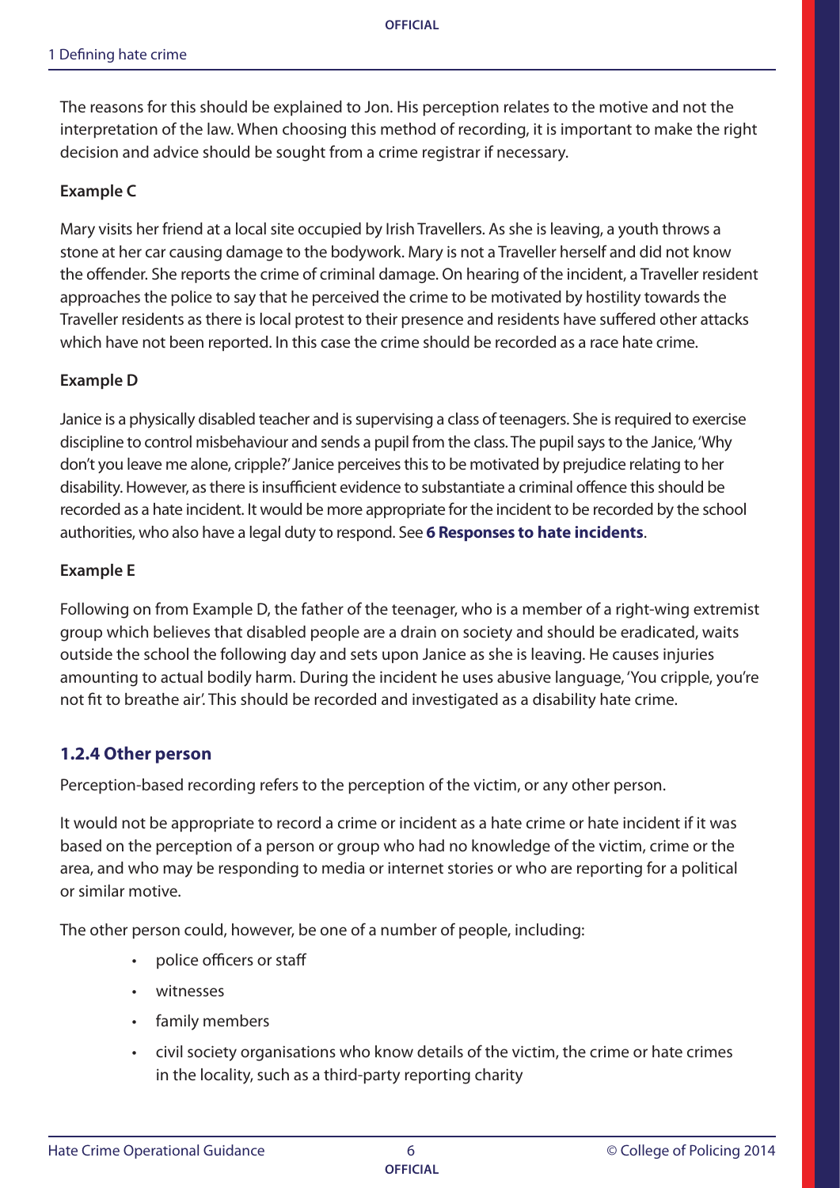The reasons for this should be explained to Jon. His perception relates to the motive and not the interpretation of the law. When choosing this method of recording, it is important to make the right decision and advice should be sought from a crime registrar if necessary.

**Example C**

Mary visits her friend at a local site occupied by Irish Travellers. As she is leaving, a youth throws a stone at her car causing damage to the bodywork. Mary is not a Traveller herself and did not know the offender. She reports the crime of criminal damage. On hearing of the incident, a Traveller resident approaches the police to say that he perceived the crime to be motivated by hostility towards the Traveller residents as there is local protest to their presence and residents have suffered other attacks which have not been reported. In this case the crime should be recorded as a race hate crime.

**Example D**

Janice is a physically disabled teacher and is supervising a class of teenagers. She is required to exercise discipline to control misbehaviour and sends a pupil from the class. The pupil says to the Janice, 'Why don't you leave me alone, cripple?' Janice perceives this to be motivated by prejudice relating to her disability. However, as there is insufficient evidence to substantiate a criminal offence this should be recorded as a hate incident. It would be more appropriate for the incident to be recorded by the school authorities, who also have a legal duty to respond. See **6 Responses to hate incidents**.

**Example E**

Following on from Example D, the father of the teenager, who is a member of a right-wing extremist group which believes that disabled people are a drain on society and should be eradicated, waits outside the school the following day and sets upon Janice as she is leaving. He causes injuries amounting to actual bodily harm. During the incident he uses abusive language, 'You cripple, you're not fit to breathe air'. This should be recorded and investigated as a disability hate crime.

### 1.2.4 Other person

Perception-based recording refers to the perception of the victim, or any other person.

It would not be appropriate to record a crime or incident as a hate crime or hate incident if it was based on the perception of a person or group who had no knowledge of the victim, crime or the area, and who may be responding to media or internet stories or who are reporting for a political or similar motive.

The other person could, however, be one of a number of people, including:

- police officers or staff
- witnesses
- family members
- civil society organisations who know details of the victim, the crime or hate crimes in the locality, such as a third-party reporting charity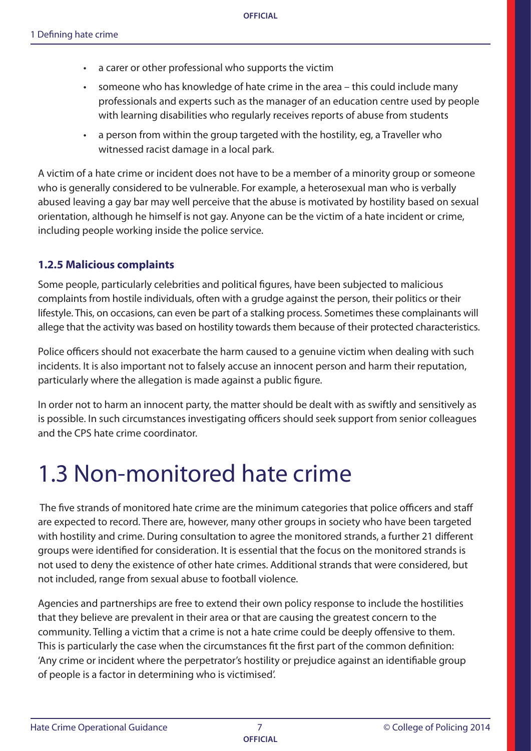- a carer or other professional who supports the victim
- someone who has knowledge of hate crime in the area – this could include many professionals and experts such as the manager of an education centre used by people with learning disabilities who regularly receives reports of abuse from students
- a person from within the group targeted with the hostility, eg, a Traveller who witnessed racist damage in a local park.

A victim of a hate crime or incident does not have to be a member of a minority group or someone who is generally considered to be vulnerable. For example, a heterosexual man who is verbally abused leaving a gay bar may well perceive that the abuse is motivated by hostility based on sexual orientation, although he himself is not gay. Anyone can be the victim of a hate incident or crime, including people working inside the police service.

### 1.2.5 Malicious complaints

Some people, particularly celebrities and political figures, have been subjected to malicious complaints from hostile individuals, often with a grudge against the person, their politics or their lifestyle. This, on occasions, can even be part of a stalking process. Sometimes these complainants will allege that the activity was based on hostility towards them because of their protected characteristics.

Police officers should not exacerbate the harm caused to a genuine victim when dealing with such incidents. It is also important not to falsely accuse an innocent person and harm their reputation, particularly where the allegation is made against a public figure.

In order not to harm an innocent party, the matter should be dealt with as swiftly and sensitively as is possible. In such circumstances investigating officers should seek support from senior colleagues and the CPS hate crime coordinator.

# 1.3 Non-monitored hate crime

The five strands of monitored hate crime are the minimum categories that police officers and staff are expected to record. There are, however, many other groups in society who have been targeted with hostility and crime. During consultation to agree the monitored strands, a further 21 different groups were identified for consideration. It is essential that the focus on the monitored strands is not used to deny the existence of other hate crimes. Additional strands that were considered, but not included, range from sexual abuse to football violence.

Agencies and partnerships are free to extend their own policy response to include the hostilities that they believe are prevalent in their area or that are causing the greatest concern to the community. Telling a victim that a crime is not a hate crime could be deeply offensive to them. This is particularly the case when the circumstances fit the first part of the common definition: 'Any crime or incident where the perpetrator's hostility or prejudice against an identifiable group of people is a factor in determining who is victimised'.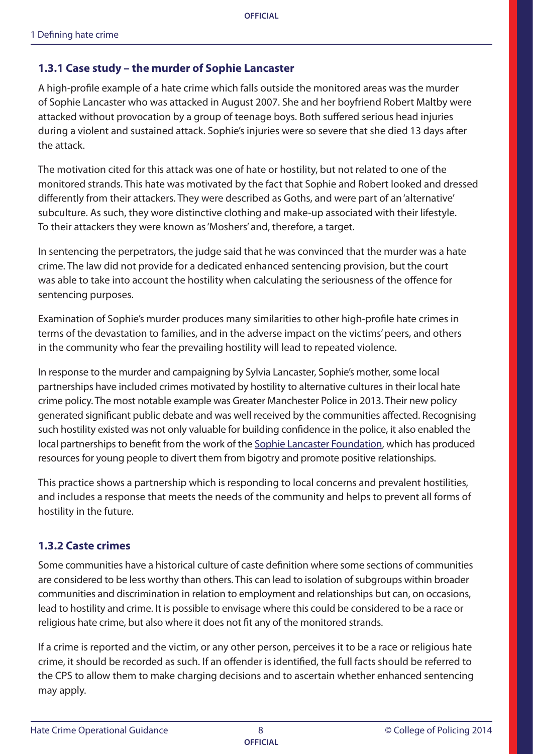### 1.3.1 Case study – the murder of Sophie Lancaster

A high-profile example of a hate crime which falls outside the monitored areas was the murder of Sophie Lancaster who was attacked in August 2007. She and her boyfriend Robert Maltby were attacked without provocation by a group of teenage boys. Both suffered serious head injuries during a violent and sustained attack. Sophie's injuries were so severe that she died 13 days after the attack.

The motivation cited for this attack was one of hate or hostility, but not related to one of the monitored strands. This hate was motivated by the fact that Sophie and Robert looked and dressed differently from their attackers. They were described as Goths, and were part of an 'alternative' subculture. As such, they wore distinctive clothing and make-up associated with their lifestyle. To their attackers they were known as 'Moshers' and, therefore, a target.

In sentencing the perpetrators, the judge said that he was convinced that the murder was a hate crime. The law did not provide for a dedicated enhanced sentencing provision, but the court was able to take into account the hostility when calculating the seriousness of the offence for sentencing purposes.

Examination of Sophie's murder produces many similarities to other high-profile hate crimes in terms of the devastation to families, and in the adverse impact on the victims' peers, and others in the community who fear the prevailing hostility will lead to repeated violence.

In response to the murder and campaigning by Sylvia Lancaster, Sophie's mother, some local partnerships have included crimes motivated by hostility to alternative cultures in their local hate crime policy. The most notable example was Greater Manchester Police in 2013. Their new policy generated significant public debate and was well received by the communities affected. Recognising such hostility existed was not only valuable for building confidence in the police, it also enabled the local partnerships to benefit from the work of the Sophie Lancaster Foundation, which has produced resources for young people to divert them from bigotry and promote positive relationships.

This practice shows a partnership which is responding to local concerns and prevalent hostilities, and includes a response that meets the needs of the community and helps to prevent all forms of hostility in the future.

### 1.3.2 Caste crimes

Some communities have a historical culture of caste definition where some sections of communities are considered to be less worthy than others. This can lead to isolation of subgroups within broader communities and discrimination in relation to employment and relationships but can, on occasions, lead to hostility and crime. It is possible to envisage where this could be considered to be a race or religious hate crime, but also where it does not fit any of the monitored strands.

If a crime is reported and the victim, or any other person, perceives it to be a race or religious hate crime, it should be recorded as such. If an offender is identified, the full facts should be referred to the CPS to allow them to make charging decisions and to ascertain whether enhanced sentencing may apply.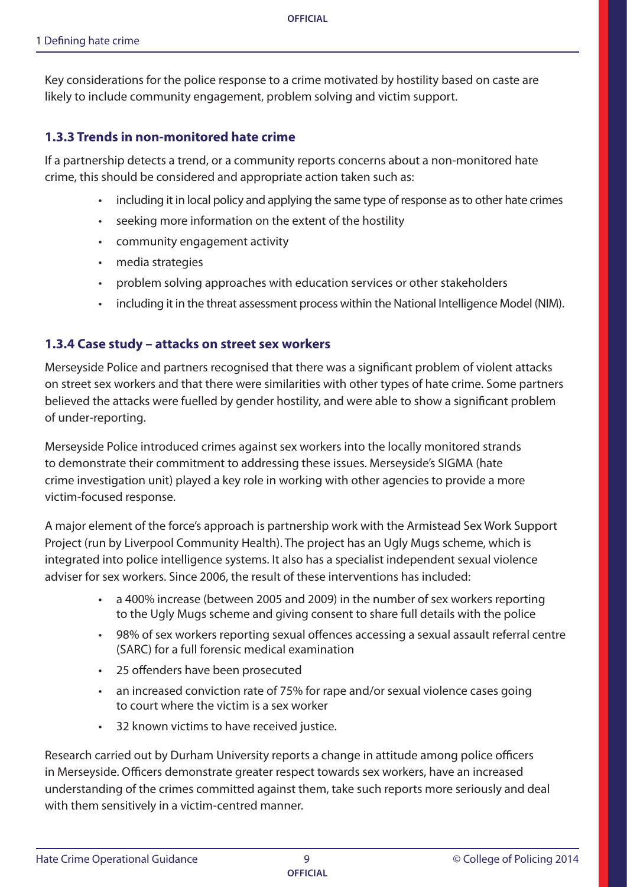Key considerations for the police response to a crime motivated by hostility based on caste are likely to include community engagement, problem solving and victim support.

### 1.3.3 Trends in non-monitored hate crime

If a partnership detects a trend, or a community reports concerns about a non-monitored hate crime, this should be considered and appropriate action taken such as:

- including it in local policy and applying the same type of response as to other hate crimes
- seeking more information on the extent of the hostility
- community engagement activity
- media strategies
- problem solving approaches with education services or other stakeholders
- including it in the threat assessment process within the National Intelligence Model (NIM).

### 1.3.4 Case study – attacks on street sex workers

Merseyside Police and partners recognised that there was a significant problem of violent attacks on street sex workers and that there were similarities with other types of hate crime. Some partners believed the attacks were fuelled by gender hostility, and were able to show a significant problem of under-reporting.

Merseyside Police introduced crimes against sex workers into the locally monitored strands to demonstrate their commitment to addressing these issues. Merseyside's SIGMA (hate crime investigation unit) played a key role in working with other agencies to provide a more victim-focused response.

A major element of the force's approach is partnership work with the Armistead Sex Work Support Project (run by Liverpool Community Health). The project has an Ugly Mugs scheme, which is integrated into police intelligence systems. It also has a specialist independent sexual violence adviser for sex workers. Since 2006, the result of these interventions has included:

- a 400% increase (between 2005 and 2009) in the number of sex workers reporting to the Ugly Mugs scheme and giving consent to share full details with the police
- 98% of sex workers reporting sexual offences accessing a sexual assault referral centre (SARC) for a full forensic medical examination
- 25 offenders have been prosecuted
- an increased conviction rate of 75% for rape and/or sexual violence cases going to court where the victim is a sex worker
- 32 known victims to have received justice.

Research carried out by Durham University reports a change in attitude among police officers in Merseyside. Officers demonstrate greater respect towards sex workers, have an increased understanding of the crimes committed against them, take such reports more seriously and deal with them sensitively in a victim-centred manner.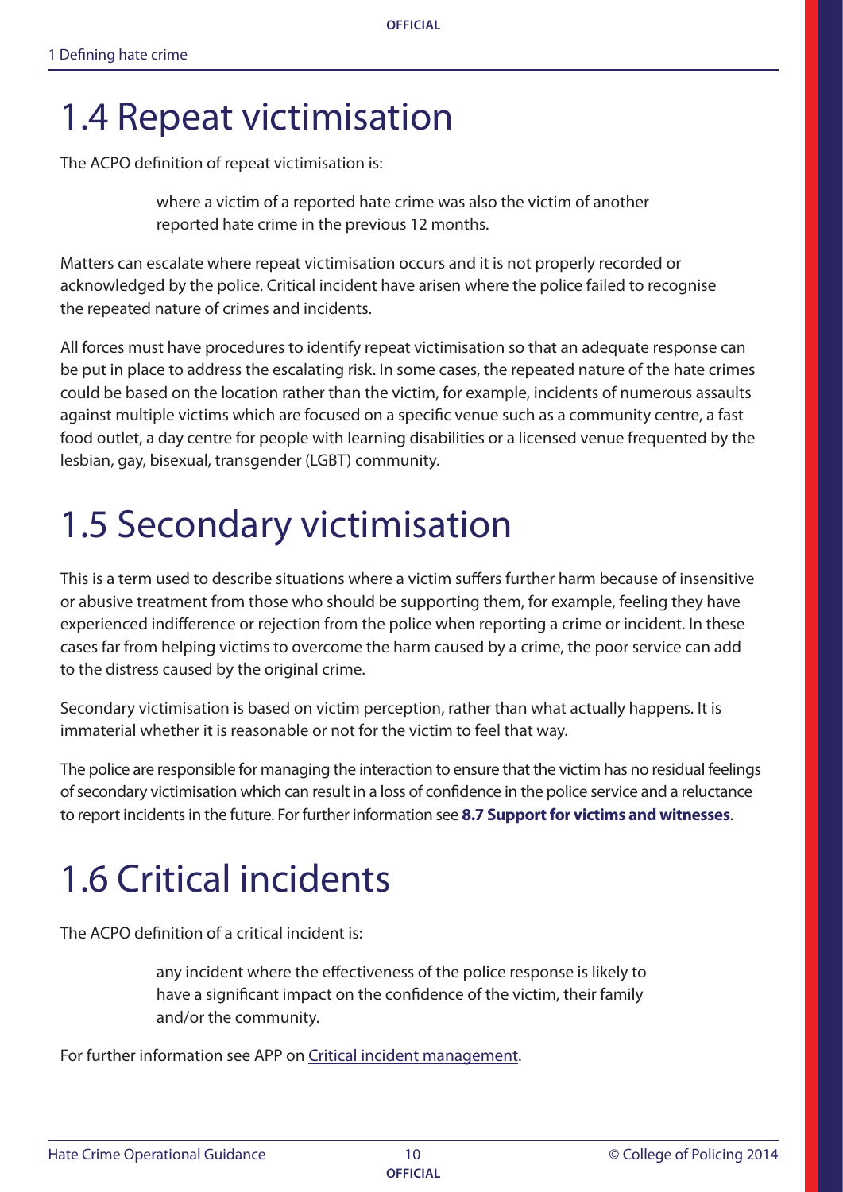# 1.4 Repeat victimisation

The ACPO definition of repeat victimisation is:

> where a victim of a reported hate crime was also the victim of another reported hate crime in the previous 12 months.

Matters can escalate where repeat victimisation occurs and it is not properly recorded or acknowledged by the police. Critical incident have arisen where the police failed to recognise the repeated nature of crimes and incidents.

All forces must have procedures to identify repeat victimisation so that an adequate response can be put in place to address the escalating risk. In some cases, the repeated nature of the hate crimes could be based on the location rather than the victim, for example, incidents of numerous assaults against multiple victims which are focused on a specific venue such as a community centre, a fast food outlet, a day centre for people with learning disabilities or a licensed venue frequented by the lesbian, gay, bisexual, transgender (LGBT) community.

# 1.5 Secondary victimisation

This is a term used to describe situations where a victim suffers further harm because of insensitive or abusive treatment from those who should be supporting them, for example, feeling they have experienced indifference or rejection from the police when reporting a crime or incident. In these cases far from helping victims to overcome the harm caused by a crime, the poor service can add to the distress caused by the original crime.

Secondary victimisation is based on victim perception, rather than what actually happens. It is immaterial whether it is reasonable or not for the victim to feel that way.

The police are responsible for managing the interaction to ensure that the victim has no residual feelings of secondary victimisation which can result in a loss of confidence in the police service and a reluctance to report incidents in the future. For further information see **8.7 Support for victims and witnesses**.

# 1.6 Critical incidents

The ACPO definition of a critical incident is:

> any incident where the effectiveness of the police response is likely to have a significant impact on the confidence of the victim, their family and/or the community.

For further information see APP on Critical incident management.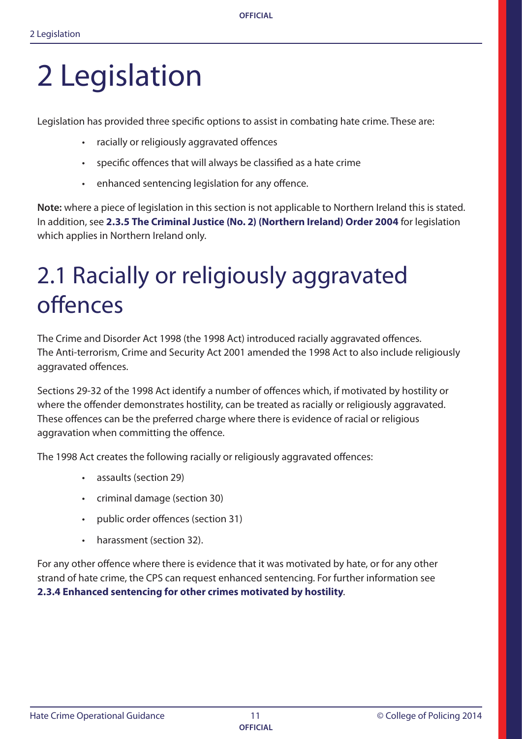# 2 Legislation

Legislation has provided three specific options to assist in combating hate crime. These are:

- racially or religiously aggravated offences
- specific offences that will always be classified as a hate crime
- enhanced sentencing legislation for any offence.

**Note:** where a piece of legislation in this section is not applicable to Northern Ireland this is stated. In addition, see **2.3.5 The Criminal Justice (No. 2) (Northern Ireland) Order 2004** for legislation which applies in Northern Ireland only.

## 2.1 Racially or religiously aggravated offences

The Crime and Disorder Act 1998 (the 1998 Act) introduced racially aggravated offences. The Anti-terrorism, Crime and Security Act 2001 amended the 1998 Act to also include religiously aggravated offences.

Sections 29-32 of the 1998 Act identify a number of offences which, if motivated by hostility or where the offender demonstrates hostility, can be treated as racially or religiously aggravated. These offences can be the preferred charge where there is evidence of racial or religious aggravation when committing the offence.

The 1998 Act creates the following racially or religiously aggravated offences:

- assaults (section 29)
- criminal damage (section 30)
- public order offences (section 31)
- harassment (section 32).

For any other offence where there is evidence that it was motivated by hate, or for any other strand of hate crime, the CPS can request enhanced sentencing. For further information see **2.3.4 Enhanced sentencing for other crimes motivated by hostility**.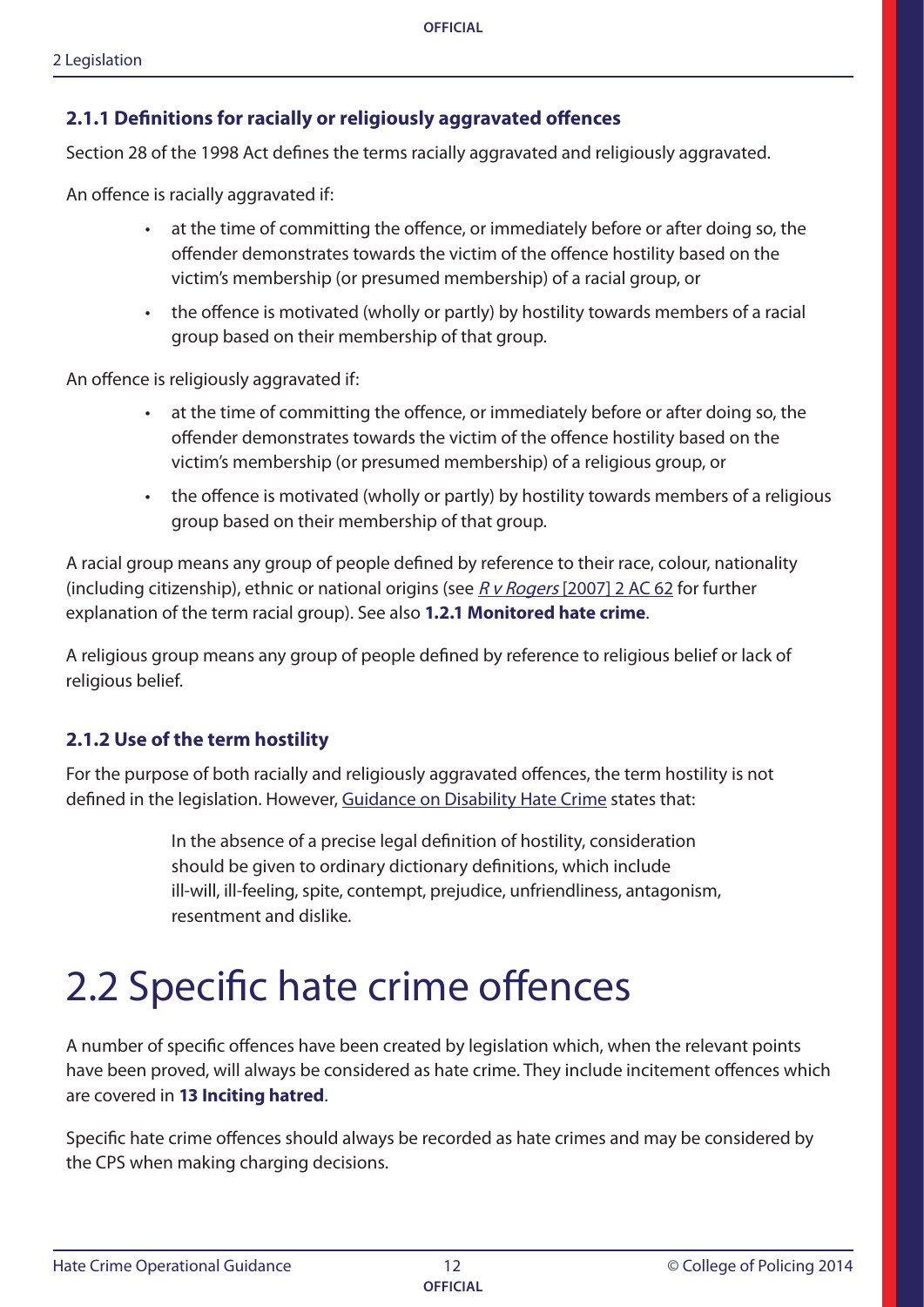### 2.1.1 Definitions for racially or religiously aggravated offences

Section 28 of the 1998 Act defines the terms racially aggravated and religiously aggravated.

An offence is racially aggravated if:

- at the time of committing the offence, or immediately before or after doing so, the offender demonstrates towards the victim of the offence hostility based on the victim's membership (or presumed membership) of a racial group, or
- the offence is motivated (wholly or partly) by hostility towards members of a racial group based on their membership of that group.

An offence is religiously aggravated if:

- at the time of committing the offence, or immediately before or after doing so, the offender demonstrates towards the victim of the offence hostility based on the victim's membership (or presumed membership) of a religious group, or
- the offence is motivated (wholly or partly) by hostility towards members of a religious group based on their membership of that group.

A racial group means any group of people defined by reference to their race, colour, nationality (including citizenship), ethnic or national origins (see *R v Rogers* [2007] 2 AC 62 for further explanation of the term racial group). See also **1.2.1 Monitored hate crime**.

A religious group means any group of people defined by reference to religious belief or lack of religious belief.

### 2.1.2 Use of the term hostility

For the purpose of both racially and religiously aggravated offences, the term hostility is not defined in the legislation. However, Guidance on Disability Hate Crime states that:

> In the absence of a precise legal definition of hostility, consideration should be given to ordinary dictionary definitions, which include ill-will, ill-feeling, spite, contempt, prejudice, unfriendliness, antagonism, resentment and dislike.

# 2.2 Specific hate crime offences

A number of specific offences have been created by legislation which, when the relevant points have been proved, will always be considered as hate crime. They include incitement offences which are covered in **13 Inciting hatred**.

Specific hate crime offences should always be recorded as hate crimes and may be considered by the CPS when making charging decisions.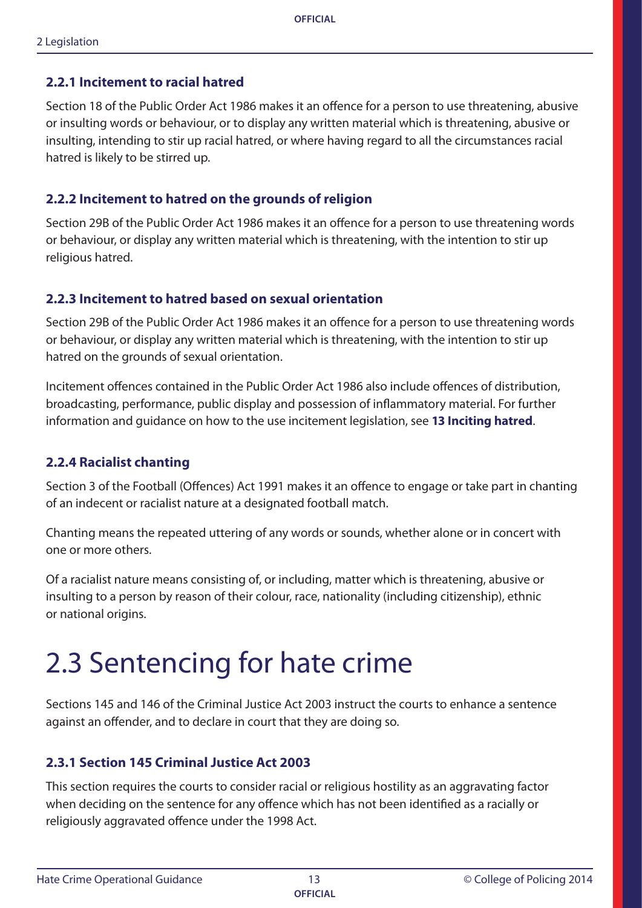### 2.2.1 Incitement to racial hatred

Section 18 of the Public Order Act 1986 makes it an offence for a person to use threatening, abusive or insulting words or behaviour, or to display any written material which is threatening, abusive or insulting, intending to stir up racial hatred, or where having regard to all the circumstances racial hatred is likely to be stirred up.

### 2.2.2 Incitement to hatred on the grounds of religion

Section 29B of the Public Order Act 1986 makes it an offence for a person to use threatening words or behaviour, or display any written material which is threatening, with the intention to stir up religious hatred.

### 2.2.3 Incitement to hatred based on sexual orientation

Section 29B of the Public Order Act 1986 makes it an offence for a person to use threatening words or behaviour, or display any written material which is threatening, with the intention to stir up hatred on the grounds of sexual orientation.

Incitement offences contained in the Public Order Act 1986 also include offences of distribution, broadcasting, performance, public display and possession of inflammatory material. For further information and guidance on how to the use incitement legislation, see **13 Inciting hatred**.

### 2.2.4 Racialist chanting

Section 3 of the Football (Offences) Act 1991 makes it an offence to engage or take part in chanting of an indecent or racialist nature at a designated football match.

Chanting means the repeated uttering of any words or sounds, whether alone or in concert with one or more others.

Of a racialist nature means consisting of, or including, matter which is threatening, abusive or insulting to a person by reason of their colour, race, nationality (including citizenship), ethnic or national origins.

# 2.3 Sentencing for hate crime

Sections 145 and 146 of the Criminal Justice Act 2003 instruct the courts to enhance a sentence against an offender, and to declare in court that they are doing so.

### 2.3.1 Section 145 Criminal Justice Act 2003

This section requires the courts to consider racial or religious hostility as an aggravating factor when deciding on the sentence for any offence which has not been identified as a racially or religiously aggravated offence under the 1998 Act.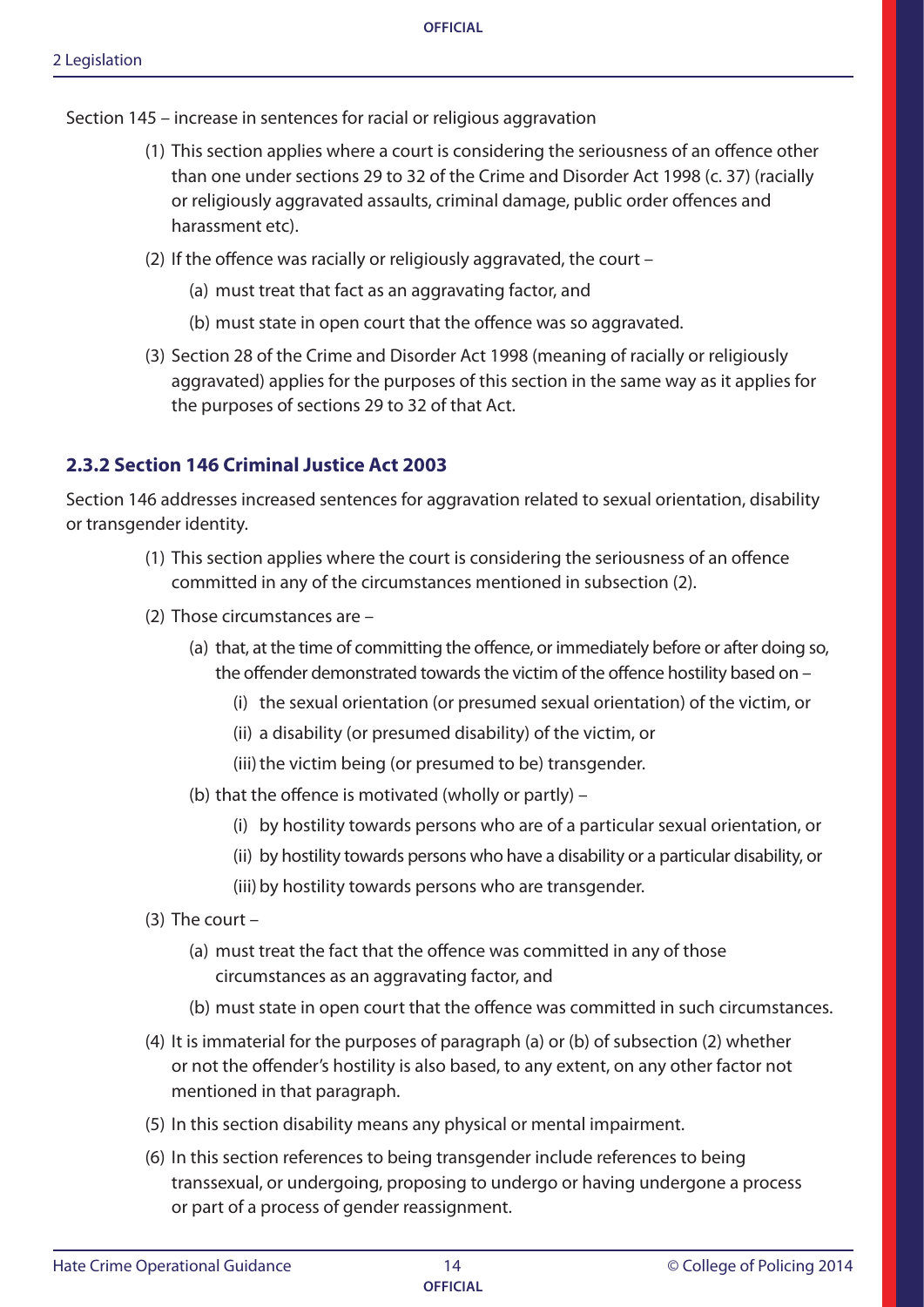Section 145 – increase in sentences for racial or religious aggravation

(1) This section applies where a court is considering the seriousness of an offence other than one under sections 29 to 32 of the Crime and Disorder Act 1998 (c. 37) (racially or religiously aggravated assaults, criminal damage, public order offences and harassment etc).

(2) If the offence was racially or religiously aggravated, the court –

  (a) must treat that fact as an aggravating factor, and

  (b) must state in open court that the offence was so aggravated.

(3) Section 28 of the Crime and Disorder Act 1998 (meaning of racially or religiously aggravated) applies for the purposes of this section in the same way as it applies for the purposes of sections 29 to 32 of that Act.

### 2.3.2 Section 146 Criminal Justice Act 2003

Section 146 addresses increased sentences for aggravation related to sexual orientation, disability or transgender identity.

(1) This section applies where the court is considering the seriousness of an offence committed in any of the circumstances mentioned in subsection (2).

(2) Those circumstances are –

  (a) that, at the time of committing the offence, or immediately before or after doing so, the offender demonstrated towards the victim of the offence hostility based on –

    (i) the sexual orientation (or presumed sexual orientation) of the victim, or

    (ii) a disability (or presumed disability) of the victim, or

    (iii) the victim being (or presumed to be) transgender.

  (b) that the offence is motivated (wholly or partly) –

    (i) by hostility towards persons who are of a particular sexual orientation, or

    (ii) by hostility towards persons who have a disability or a particular disability, or

    (iii) by hostility towards persons who are transgender.

(3) The court –

  (a) must treat the fact that the offence was committed in any of those circumstances as an aggravating factor, and

  (b) must state in open court that the offence was committed in such circumstances.

(4) It is immaterial for the purposes of paragraph (a) or (b) of subsection (2) whether or not the offender's hostility is also based, to any extent, on any other factor not mentioned in that paragraph.

(5) In this section disability means any physical or mental impairment.

(6) In this section references to being transgender include references to being transsexual, or undergoing, proposing to undergo or having undergone a process or part of a process of gender reassignment.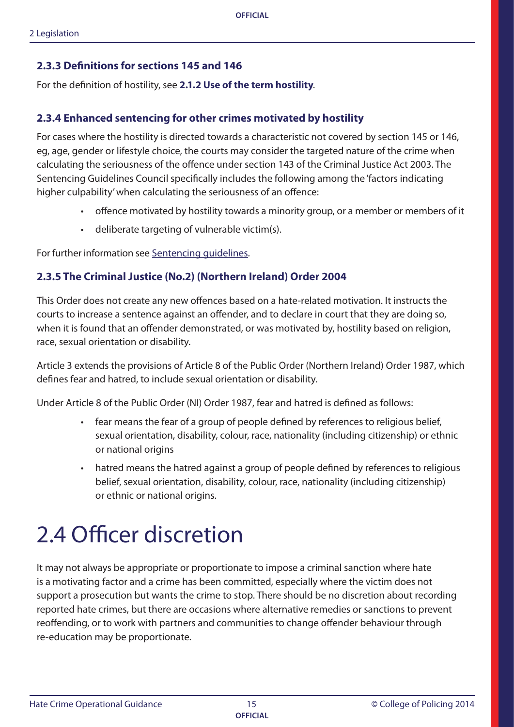### 2.3.3 Definitions for sections 145 and 146

For the definition of hostility, see **2.1.2 Use of the term hostility**.

### 2.3.4 Enhanced sentencing for other crimes motivated by hostility

For cases where the hostility is directed towards a characteristic not covered by section 145 or 146, eg, age, gender or lifestyle choice, the courts may consider the targeted nature of the crime when calculating the seriousness of the offence under section 143 of the Criminal Justice Act 2003. The Sentencing Guidelines Council specifically includes the following among the 'factors indicating higher culpability' when calculating the seriousness of an offence:

- offence motivated by hostility towards a minority group, or a member or members of it
- deliberate targeting of vulnerable victim(s).

For further information see Sentencing guidelines.

### 2.3.5 The Criminal Justice (No.2) (Northern Ireland) Order 2004

This Order does not create any new offences based on a hate-related motivation. It instructs the courts to increase a sentence against an offender, and to declare in court that they are doing so, when it is found that an offender demonstrated, or was motivated by, hostility based on religion, race, sexual orientation or disability.

Article 3 extends the provisions of Article 8 of the Public Order (Northern Ireland) Order 1987, which defines fear and hatred, to include sexual orientation or disability.

Under Article 8 of the Public Order (NI) Order 1987, fear and hatred is defined as follows:

- fear means the fear of a group of people defined by references to religious belief, sexual orientation, disability, colour, race, nationality (including citizenship) or ethnic or national origins
- hatred means the hatred against a group of people defined by references to religious belief, sexual orientation, disability, colour, race, nationality (including citizenship) or ethnic or national origins.

# 2.4 Officer discretion

It may not always be appropriate or proportionate to impose a criminal sanction where hate is a motivating factor and a crime has been committed, especially where the victim does not support a prosecution but wants the crime to stop. There should be no discretion about recording reported hate crimes, but there are occasions where alternative remedies or sanctions to prevent reoffending, or to work with partners and communities to change offender behaviour through re-education may be proportionate.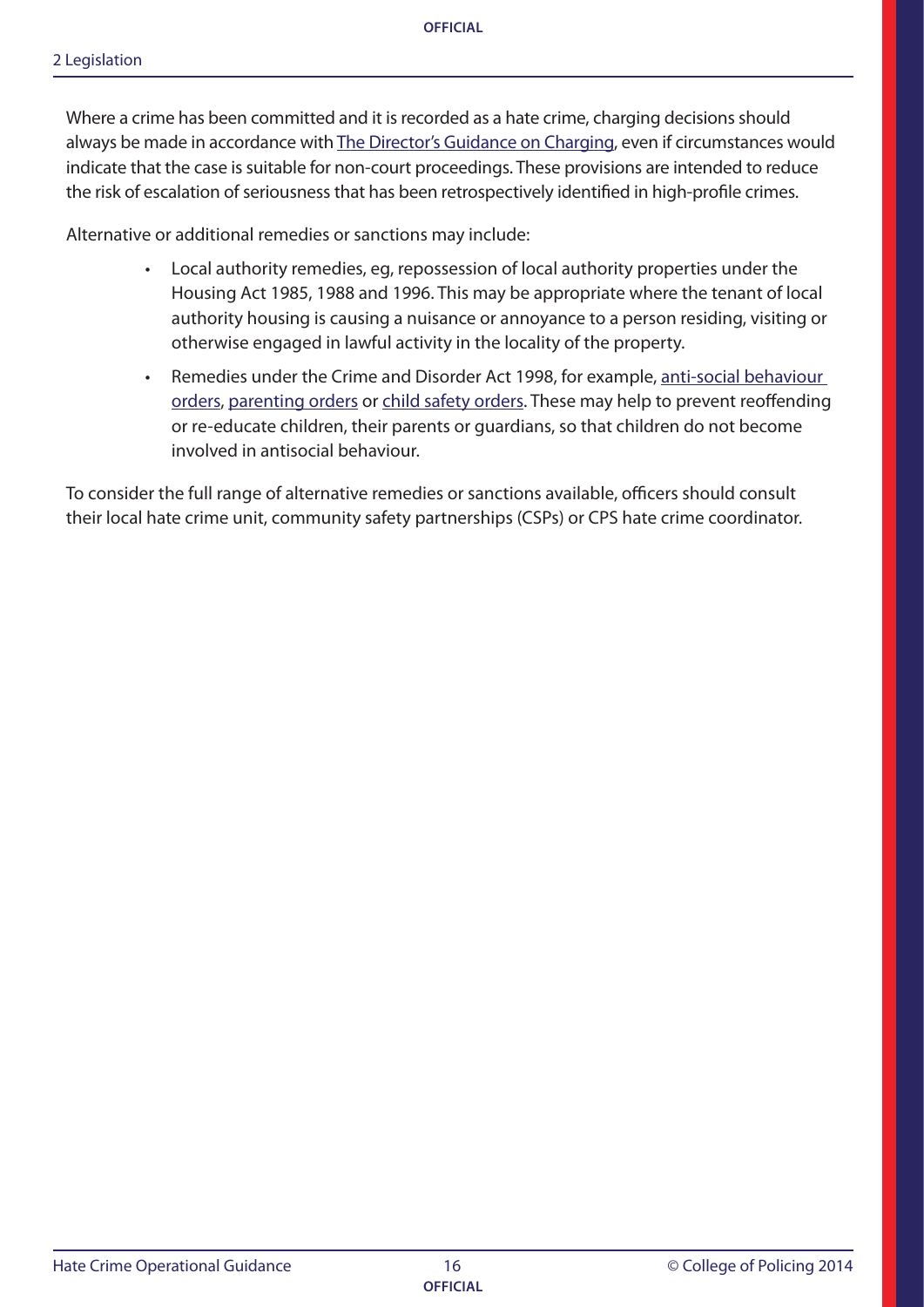Where a crime has been committed and it is recorded as a hate crime, charging decisions should always be made in accordance with The Director's Guidance on Charging, even if circumstances would indicate that the case is suitable for non-court proceedings. These provisions are intended to reduce the risk of escalation of seriousness that has been retrospectively identified in high-profile crimes.

Alternative or additional remedies or sanctions may include:

- Local authority remedies, eg, repossession of local authority properties under the Housing Act 1985, 1988 and 1996. This may be appropriate where the tenant of local authority housing is causing a nuisance or annoyance to a person residing, visiting or otherwise engaged in lawful activity in the locality of the property.
- Remedies under the Crime and Disorder Act 1998, for example, anti-social behaviour orders, parenting orders or child safety orders. These may help to prevent reoffending or re-educate children, their parents or guardians, so that children do not become involved in antisocial behaviour.

To consider the full range of alternative remedies or sanctions available, officers should consult their local hate crime unit, community safety partnerships (CSPs) or CPS hate crime coordinator.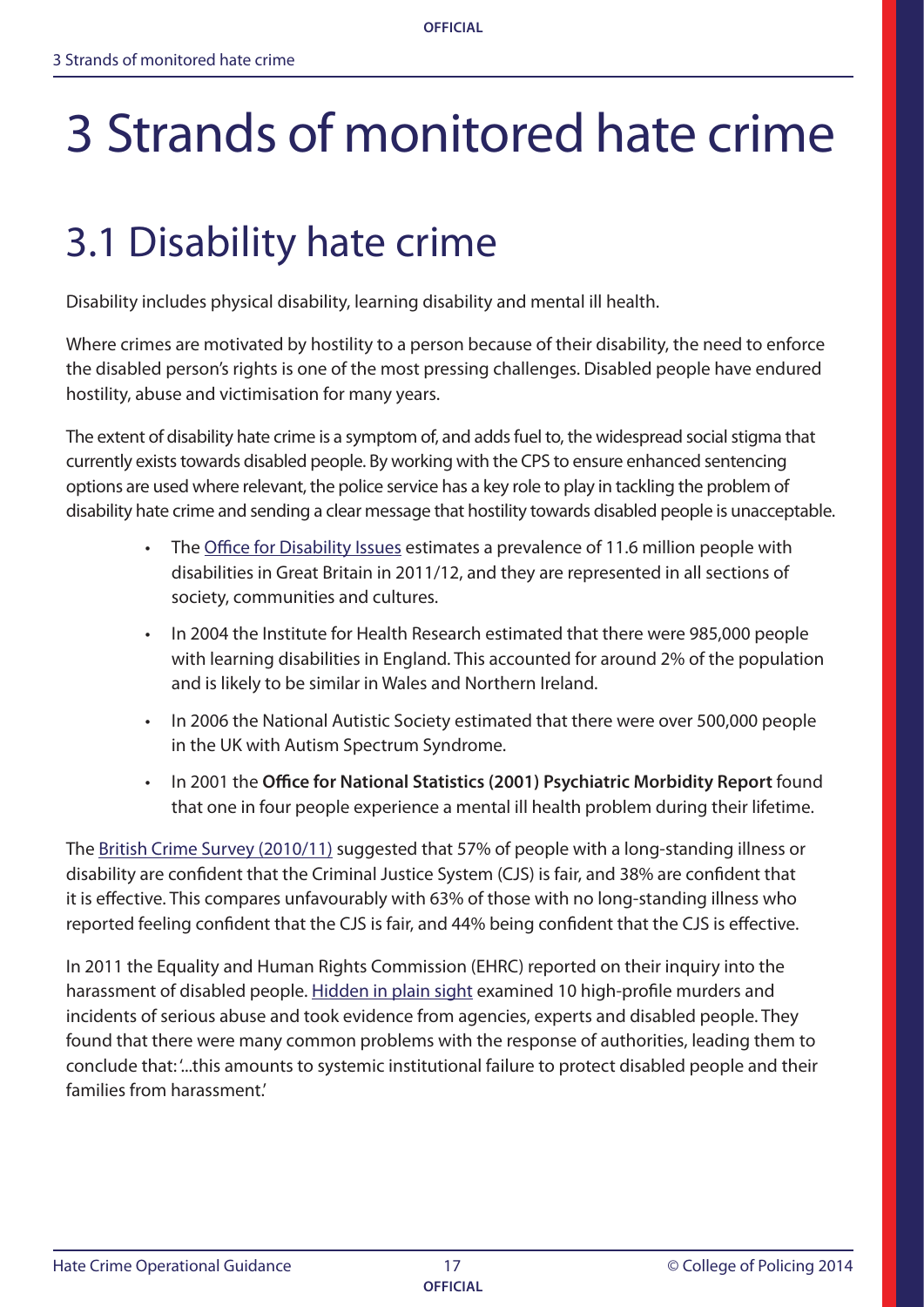# 3 Strands of monitored hate crime

## 3.1 Disability hate crime

Disability includes physical disability, learning disability and mental ill health.

Where crimes are motivated by hostility to a person because of their disability, the need to enforce the disabled person's rights is one of the most pressing challenges. Disabled people have endured hostility, abuse and victimisation for many years.

The extent of disability hate crime is a symptom of, and adds fuel to, the widespread social stigma that currently exists towards disabled people. By working with the CPS to ensure enhanced sentencing options are used where relevant, the police service has a key role to play in tackling the problem of disability hate crime and sending a clear message that hostility towards disabled people is unacceptable.

- The Office for Disability Issues estimates a prevalence of 11.6 million people with disabilities in Great Britain in 2011/12, and they are represented in all sections of society, communities and cultures.
- In 2004 the Institute for Health Research estimated that there were 985,000 people with learning disabilities in England. This accounted for around 2% of the population and is likely to be similar in Wales and Northern Ireland.
- In 2006 the National Autistic Society estimated that there were over 500,000 people in the UK with Autism Spectrum Syndrome.
- In 2001 the **Office for National Statistics (2001) Psychiatric Morbidity Report** found that one in four people experience a mental ill health problem during their lifetime.

The British Crime Survey (2010/11) suggested that 57% of people with a long-standing illness or disability are confident that the Criminal Justice System (CJS) is fair, and 38% are confident that it is effective. This compares unfavourably with 63% of those with no long-standing illness who reported feeling confident that the CJS is fair, and 44% being confident that the CJS is effective.

In 2011 the Equality and Human Rights Commission (EHRC) reported on their inquiry into the harassment of disabled people. Hidden in plain sight examined 10 high-profile murders and incidents of serious abuse and took evidence from agencies, experts and disabled people. They found that there were many common problems with the response of authorities, leading them to conclude that: '...this amounts to systemic institutional failure to protect disabled people and their families from harassment.'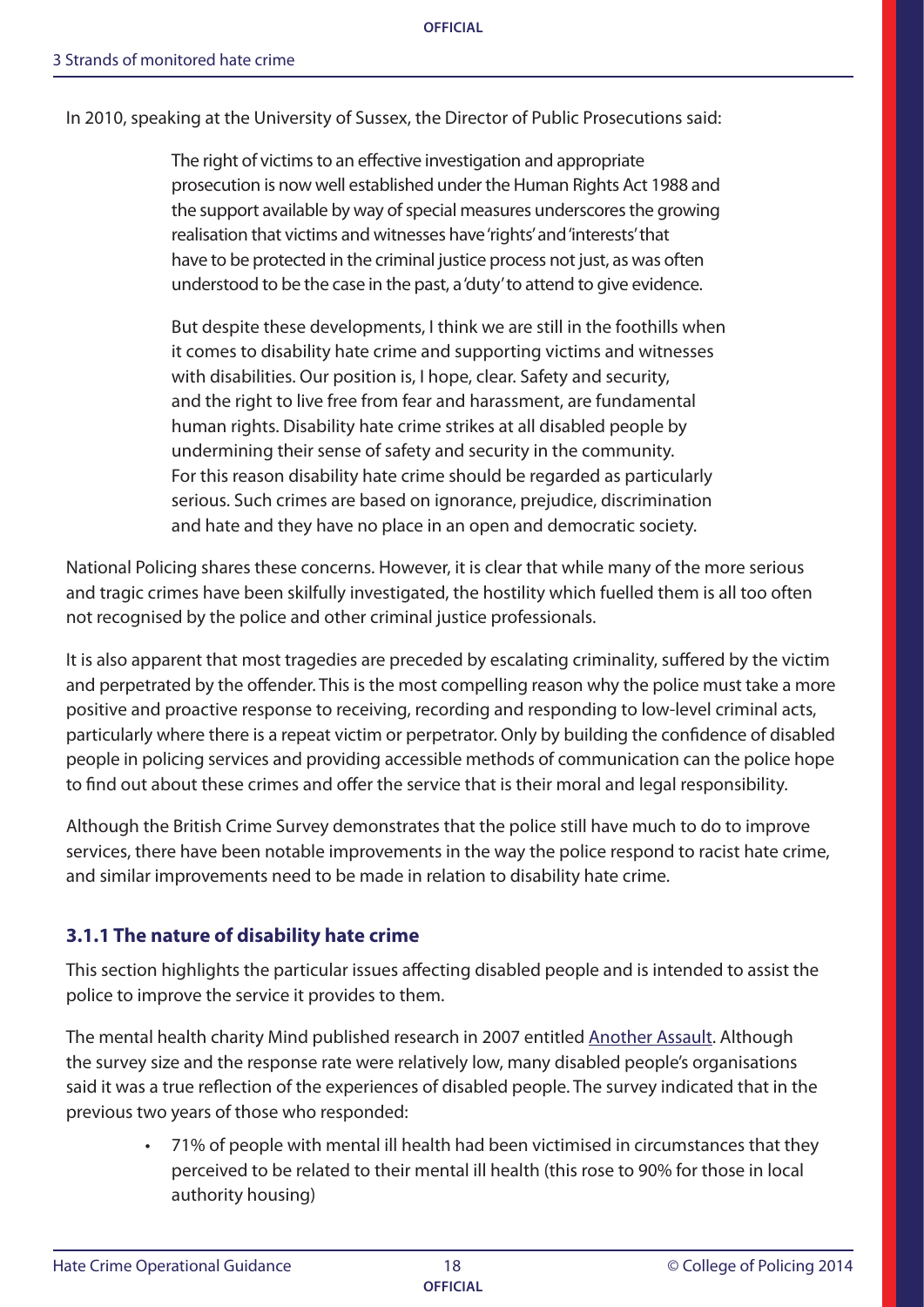In 2010, speaking at the University of Sussex, the Director of Public Prosecutions said:

> The right of victims to an effective investigation and appropriate prosecution is now well established under the Human Rights Act 1988 and the support available by way of special measures underscores the growing realisation that victims and witnesses have 'rights' and 'interests' that have to be protected in the criminal justice process not just, as was often understood to be the case in the past, a 'duty' to attend to give evidence.
>
> But despite these developments, I think we are still in the foothills when it comes to disability hate crime and supporting victims and witnesses with disabilities. Our position is, I hope, clear. Safety and security, and the right to live free from fear and harassment, are fundamental human rights. Disability hate crime strikes at all disabled people by undermining their sense of safety and security in the community. For this reason disability hate crime should be regarded as particularly serious. Such crimes are based on ignorance, prejudice, discrimination and hate and they have no place in an open and democratic society.

National Policing shares these concerns. However, it is clear that while many of the more serious and tragic crimes have been skilfully investigated, the hostility which fuelled them is all too often not recognised by the police and other criminal justice professionals.

It is also apparent that most tragedies are preceded by escalating criminality, suffered by the victim and perpetrated by the offender. This is the most compelling reason why the police must take a more positive and proactive response to receiving, recording and responding to low-level criminal acts, particularly where there is a repeat victim or perpetrator. Only by building the confidence of disabled people in policing services and providing accessible methods of communication can the police hope to find out about these crimes and offer the service that is their moral and legal responsibility.

Although the British Crime Survey demonstrates that the police still have much to do to improve services, there have been notable improvements in the way the police respond to racist hate crime, and similar improvements need to be made in relation to disability hate crime.

### 3.1.1 The nature of disability hate crime

This section highlights the particular issues affecting disabled people and is intended to assist the police to improve the service it provides to them.

The mental health charity Mind published research in 2007 entitled Another Assault. Although the survey size and the response rate were relatively low, many disabled people's organisations said it was a true reflection of the experiences of disabled people. The survey indicated that in the previous two years of those who responded:

- 71% of people with mental ill health had been victimised in circumstances that they perceived to be related to their mental ill health (this rose to 90% for those in local authority housing)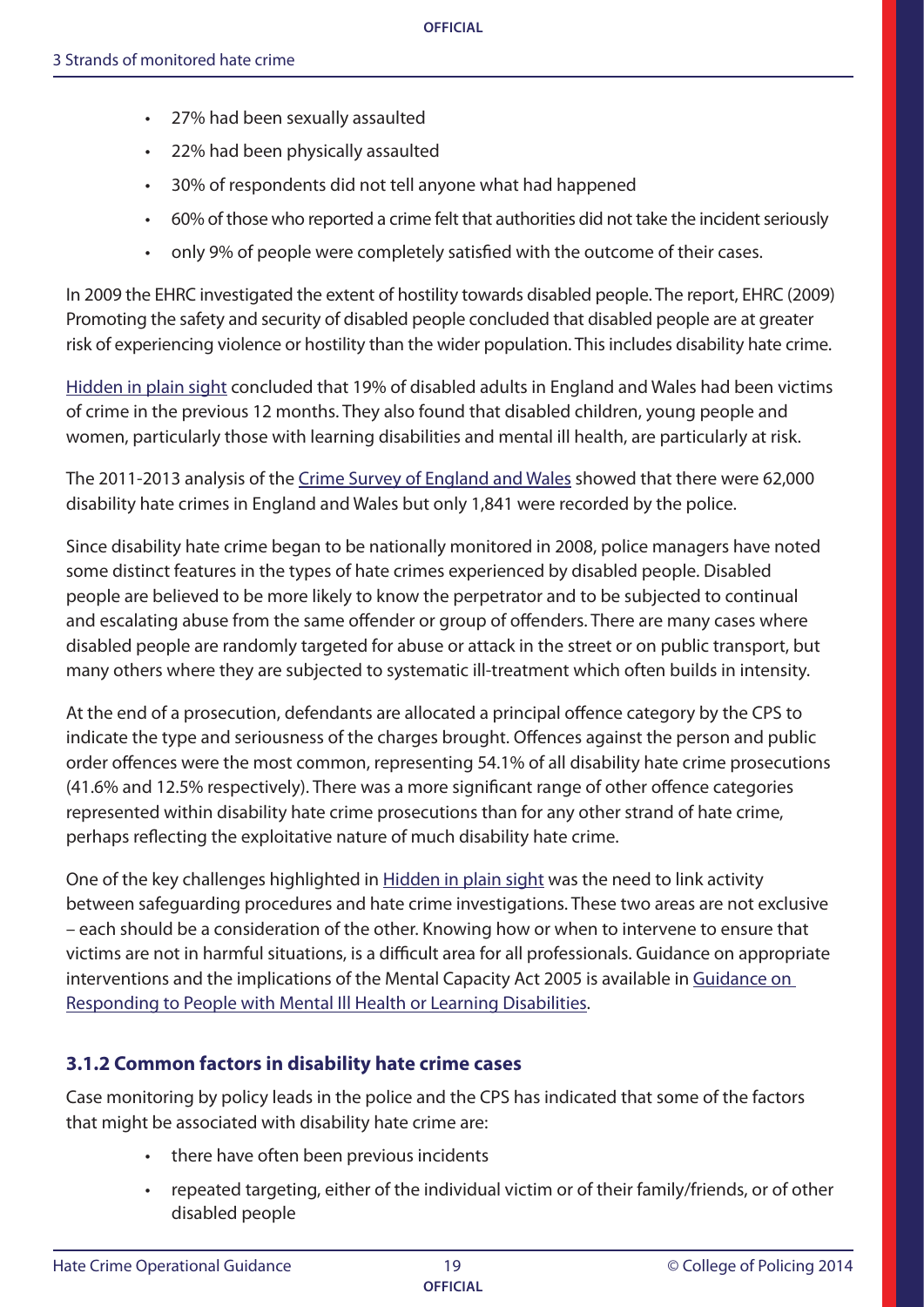- 27% had been sexually assaulted
- 22% had been physically assaulted
- 30% of respondents did not tell anyone what had happened
- 60% of those who reported a crime felt that authorities did not take the incident seriously
- only 9% of people were completely satisfied with the outcome of their cases.

In 2009 the EHRC investigated the extent of hostility towards disabled people. The report, EHRC (2009) Promoting the safety and security of disabled people concluded that disabled people are at greater risk of experiencing violence or hostility than the wider population. This includes disability hate crime.

Hidden in plain sight concluded that 19% of disabled adults in England and Wales had been victims of crime in the previous 12 months. They also found that disabled children, young people and women, particularly those with learning disabilities and mental ill health, are particularly at risk.

The 2011-2013 analysis of the Crime Survey of England and Wales showed that there were 62,000 disability hate crimes in England and Wales but only 1,841 were recorded by the police.

Since disability hate crime began to be nationally monitored in 2008, police managers have noted some distinct features in the types of hate crimes experienced by disabled people. Disabled people are believed to be more likely to know the perpetrator and to be subjected to continual and escalating abuse from the same offender or group of offenders. There are many cases where disabled people are randomly targeted for abuse or attack in the street or on public transport, but many others where they are subjected to systematic ill-treatment which often builds in intensity.

At the end of a prosecution, defendants are allocated a principal offence category by the CPS to indicate the type and seriousness of the charges brought. Offences against the person and public order offences were the most common, representing 54.1% of all disability hate crime prosecutions (41.6% and 12.5% respectively). There was a more significant range of other offence categories represented within disability hate crime prosecutions than for any other strand of hate crime, perhaps reflecting the exploitative nature of much disability hate crime.

One of the key challenges highlighted in Hidden in plain sight was the need to link activity between safeguarding procedures and hate crime investigations. These two areas are not exclusive – each should be a consideration of the other. Knowing how or when to intervene to ensure that victims are not in harmful situations, is a difficult area for all professionals. Guidance on appropriate interventions and the implications of the Mental Capacity Act 2005 is available in Guidance on Responding to People with Mental Ill Health or Learning Disabilities.

### 3.1.2 Common factors in disability hate crime cases

Case monitoring by policy leads in the police and the CPS has indicated that some of the factors that might be associated with disability hate crime are:

- there have often been previous incidents
- repeated targeting, either of the individual victim or of their family/friends, or of other disabled people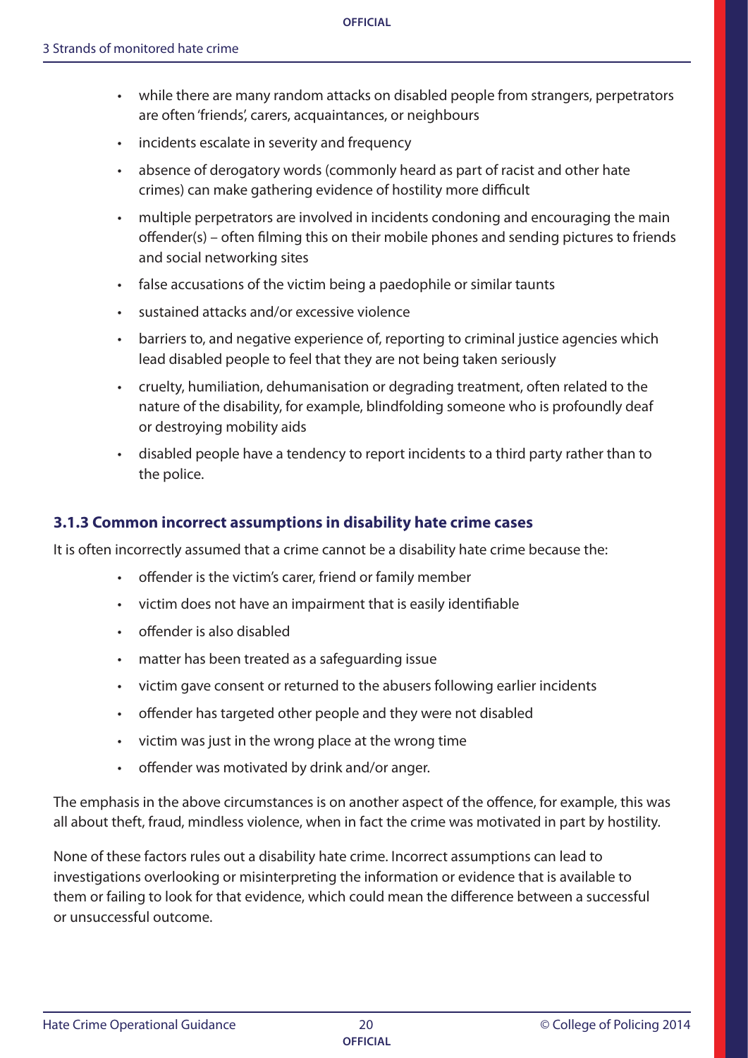- while there are many random attacks on disabled people from strangers, perpetrators are often 'friends', carers, acquaintances, or neighbours
- incidents escalate in severity and frequency
- absence of derogatory words (commonly heard as part of racist and other hate crimes) can make gathering evidence of hostility more difficult
- multiple perpetrators are involved in incidents condoning and encouraging the main offender(s) – often filming this on their mobile phones and sending pictures to friends and social networking sites
- false accusations of the victim being a paedophile or similar taunts
- sustained attacks and/or excessive violence
- barriers to, and negative experience of, reporting to criminal justice agencies which lead disabled people to feel that they are not being taken seriously
- cruelty, humiliation, dehumanisation or degrading treatment, often related to the nature of the disability, for example, blindfolding someone who is profoundly deaf or destroying mobility aids
- disabled people have a tendency to report incidents to a third party rather than to the police.

### 3.1.3 Common incorrect assumptions in disability hate crime cases

It is often incorrectly assumed that a crime cannot be a disability hate crime because the:

- offender is the victim's carer, friend or family member
- victim does not have an impairment that is easily identifiable
- offender is also disabled
- matter has been treated as a safeguarding issue
- victim gave consent or returned to the abusers following earlier incidents
- offender has targeted other people and they were not disabled
- victim was just in the wrong place at the wrong time
- offender was motivated by drink and/or anger.

The emphasis in the above circumstances is on another aspect of the offence, for example, this was all about theft, fraud, mindless violence, when in fact the crime was motivated in part by hostility.

None of these factors rules out a disability hate crime. Incorrect assumptions can lead to investigations overlooking or misinterpreting the information or evidence that is available to them or failing to look for that evidence, which could mean the difference between a successful or unsuccessful outcome.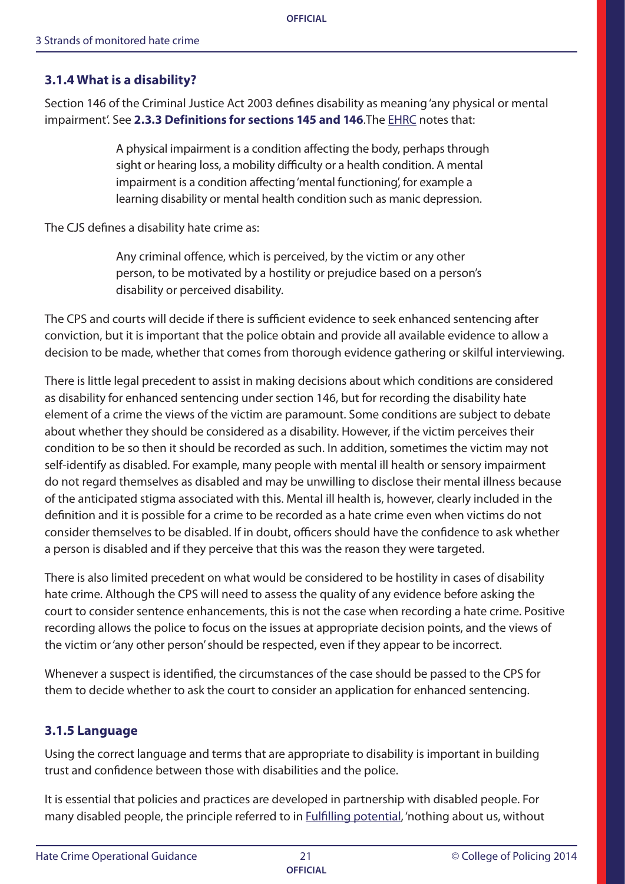### 3.1.4 What is a disability?

Section 146 of the Criminal Justice Act 2003 defines disability as meaning 'any physical or mental impairment'. See **2.3.3 Definitions for sections 145 and 146**.The EHRC notes that:

> A physical impairment is a condition affecting the body, perhaps through sight or hearing loss, a mobility difficulty or a health condition. A mental impairment is a condition affecting 'mental functioning', for example a learning disability or mental health condition such as manic depression.

The CJS defines a disability hate crime as:

> Any criminal offence, which is perceived, by the victim or any other person, to be motivated by a hostility or prejudice based on a person's disability or perceived disability.

The CPS and courts will decide if there is sufficient evidence to seek enhanced sentencing after conviction, but it is important that the police obtain and provide all available evidence to allow a decision to be made, whether that comes from thorough evidence gathering or skilful interviewing.

There is little legal precedent to assist in making decisions about which conditions are considered as disability for enhanced sentencing under section 146, but for recording the disability hate element of a crime the views of the victim are paramount. Some conditions are subject to debate about whether they should be considered as a disability. However, if the victim perceives their condition to be so then it should be recorded as such. In addition, sometimes the victim may not self-identify as disabled. For example, many people with mental ill health or sensory impairment do not regard themselves as disabled and may be unwilling to disclose their mental illness because of the anticipated stigma associated with this. Mental ill health is, however, clearly included in the definition and it is possible for a crime to be recorded as a hate crime even when victims do not consider themselves to be disabled. If in doubt, officers should have the confidence to ask whether a person is disabled and if they perceive that this was the reason they were targeted.

There is also limited precedent on what would be considered to be hostility in cases of disability hate crime. Although the CPS will need to assess the quality of any evidence before asking the court to consider sentence enhancements, this is not the case when recording a hate crime. Positive recording allows the police to focus on the issues at appropriate decision points, and the views of the victim or 'any other person' should be respected, even if they appear to be incorrect.

Whenever a suspect is identified, the circumstances of the case should be passed to the CPS for them to decide whether to ask the court to consider an application for enhanced sentencing.

### 3.1.5 Language

Using the correct language and terms that are appropriate to disability is important in building trust and confidence between those with disabilities and the police.

It is essential that policies and practices are developed in partnership with disabled people. For many disabled people, the principle referred to in Fulfilling potential, 'nothing about us, without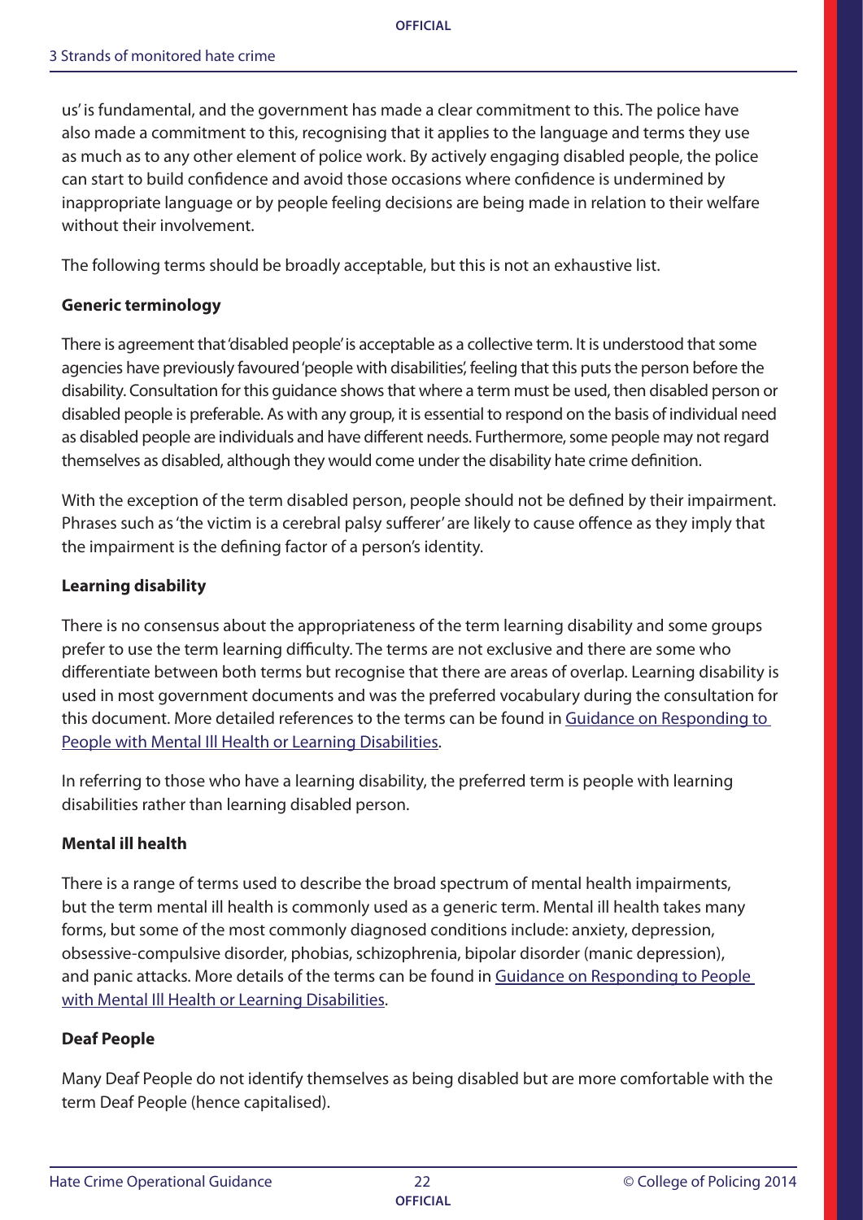us' is fundamental, and the government has made a clear commitment to this. The police have also made a commitment to this, recognising that it applies to the language and terms they use as much as to any other element of police work. By actively engaging disabled people, the police can start to build confidence and avoid those occasions where confidence is undermined by inappropriate language or by people feeling decisions are being made in relation to their welfare without their involvement.

The following terms should be broadly acceptable, but this is not an exhaustive list.

**Generic terminology**

There is agreement that 'disabled people' is acceptable as a collective term. It is understood that some agencies have previously favoured 'people with disabilities', feeling that this puts the person before the disability. Consultation for this guidance shows that where a term must be used, then disabled person or disabled people is preferable. As with any group, it is essential to respond on the basis of individual need as disabled people are individuals and have different needs. Furthermore, some people may not regard themselves as disabled, although they would come under the disability hate crime definition.

With the exception of the term disabled person, people should not be defined by their impairment. Phrases such as 'the victim is a cerebral palsy sufferer' are likely to cause offence as they imply that the impairment is the defining factor of a person's identity.

**Learning disability**

There is no consensus about the appropriateness of the term learning disability and some groups prefer to use the term learning difficulty. The terms are not exclusive and there are some who differentiate between both terms but recognise that there are areas of overlap. Learning disability is used in most government documents and was the preferred vocabulary during the consultation for this document. More detailed references to the terms can be found in Guidance on Responding to People with Mental Ill Health or Learning Disabilities.

In referring to those who have a learning disability, the preferred term is people with learning disabilities rather than learning disabled person.

**Mental ill health**

There is a range of terms used to describe the broad spectrum of mental health impairments, but the term mental ill health is commonly used as a generic term. Mental ill health takes many forms, but some of the most commonly diagnosed conditions include: anxiety, depression, obsessive-compulsive disorder, phobias, schizophrenia, bipolar disorder (manic depression), and panic attacks. More details of the terms can be found in Guidance on Responding to People with Mental Ill Health or Learning Disabilities.

**Deaf People**

Many Deaf People do not identify themselves as being disabled but are more comfortable with the term Deaf People (hence capitalised).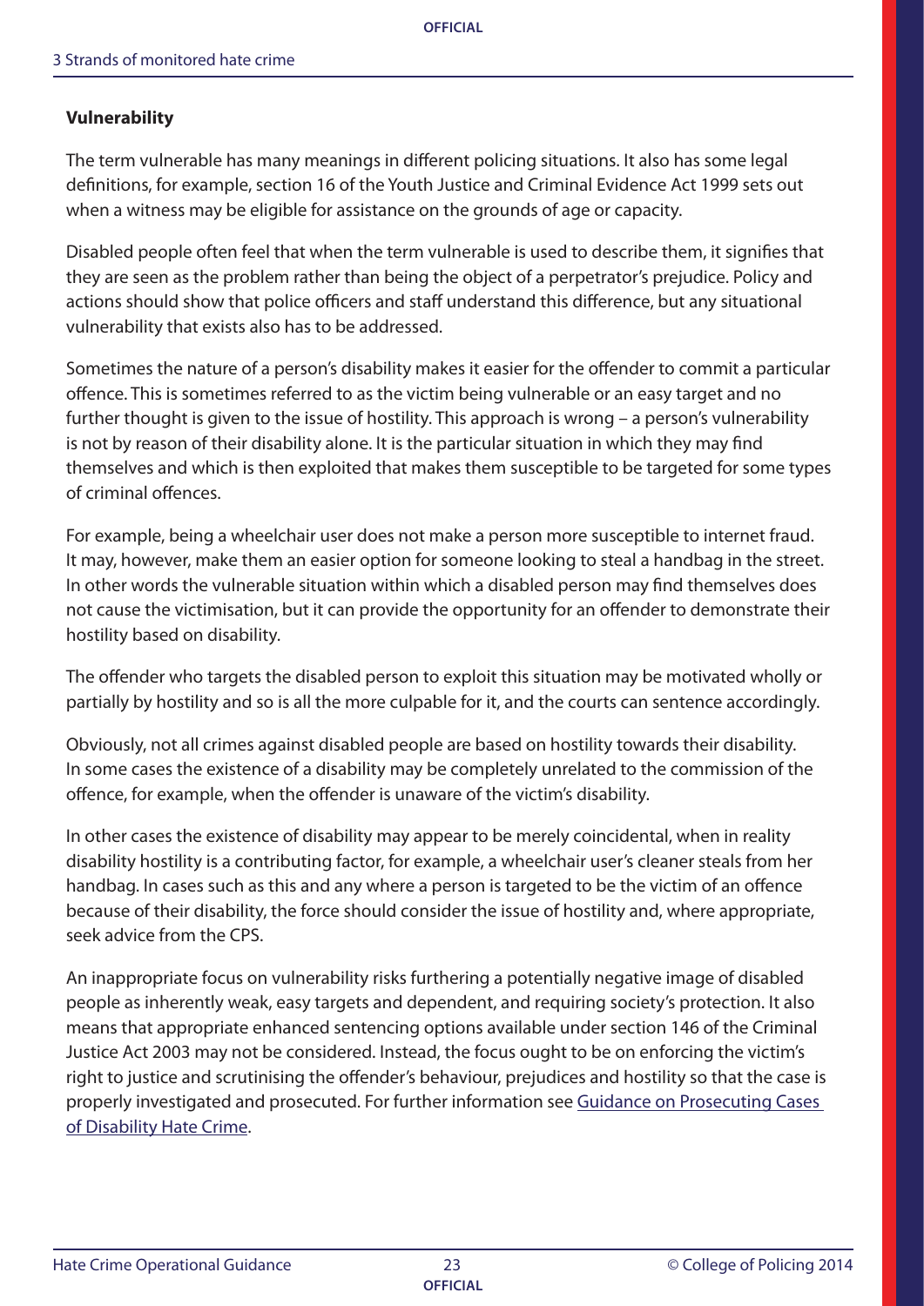**Vulnerability**

The term vulnerable has many meanings in different policing situations. It also has some legal definitions, for example, section 16 of the Youth Justice and Criminal Evidence Act 1999 sets out when a witness may be eligible for assistance on the grounds of age or capacity.

Disabled people often feel that when the term vulnerable is used to describe them, it signifies that they are seen as the problem rather than being the object of a perpetrator's prejudice. Policy and actions should show that police officers and staff understand this difference, but any situational vulnerability that exists also has to be addressed.

Sometimes the nature of a person's disability makes it easier for the offender to commit a particular offence. This is sometimes referred to as the victim being vulnerable or an easy target and no further thought is given to the issue of hostility. This approach is wrong – a person's vulnerability is not by reason of their disability alone. It is the particular situation in which they may find themselves and which is then exploited that makes them susceptible to be targeted for some types of criminal offences.

For example, being a wheelchair user does not make a person more susceptible to internet fraud. It may, however, make them an easier option for someone looking to steal a handbag in the street. In other words the vulnerable situation within which a disabled person may find themselves does not cause the victimisation, but it can provide the opportunity for an offender to demonstrate their hostility based on disability.

The offender who targets the disabled person to exploit this situation may be motivated wholly or partially by hostility and so is all the more culpable for it, and the courts can sentence accordingly.

Obviously, not all crimes against disabled people are based on hostility towards their disability. In some cases the existence of a disability may be completely unrelated to the commission of the offence, for example, when the offender is unaware of the victim's disability.

In other cases the existence of disability may appear to be merely coincidental, when in reality disability hostility is a contributing factor, for example, a wheelchair user's cleaner steals from her handbag. In cases such as this and any where a person is targeted to be the victim of an offence because of their disability, the force should consider the issue of hostility and, where appropriate, seek advice from the CPS.

An inappropriate focus on vulnerability risks furthering a potentially negative image of disabled people as inherently weak, easy targets and dependent, and requiring society's protection. It also means that appropriate enhanced sentencing options available under section 146 of the Criminal Justice Act 2003 may not be considered. Instead, the focus ought to be on enforcing the victim's right to justice and scrutinising the offender's behaviour, prejudices and hostility so that the case is properly investigated and prosecuted. For further information see Guidance on Prosecuting Cases of Disability Hate Crime.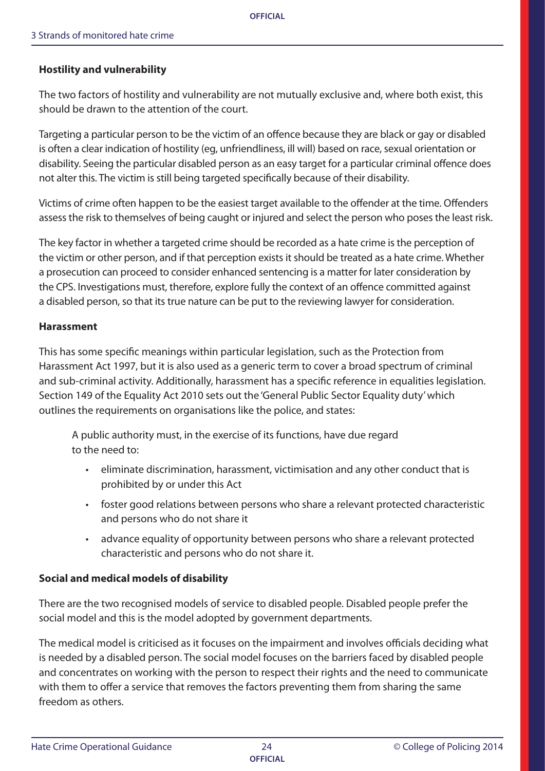**Hostility and vulnerability**

The two factors of hostility and vulnerability are not mutually exclusive and, where both exist, this should be drawn to the attention of the court.

Targeting a particular person to be the victim of an offence because they are black or gay or disabled is often a clear indication of hostility (eg, unfriendliness, ill will) based on race, sexual orientation or disability. Seeing the particular disabled person as an easy target for a particular criminal offence does not alter this. The victim is still being targeted specifically because of their disability.

Victims of crime often happen to be the easiest target available to the offender at the time. Offenders assess the risk to themselves of being caught or injured and select the person who poses the least risk.

The key factor in whether a targeted crime should be recorded as a hate crime is the perception of the victim or other person, and if that perception exists it should be treated as a hate crime. Whether a prosecution can proceed to consider enhanced sentencing is a matter for later consideration by the CPS. Investigations must, therefore, explore fully the context of an offence committed against a disabled person, so that its true nature can be put to the reviewing lawyer for consideration.

**Harassment**

This has some specific meanings within particular legislation, such as the Protection from Harassment Act 1997, but it is also used as a generic term to cover a broad spectrum of criminal and sub-criminal activity. Additionally, harassment has a specific reference in equalities legislation. Section 149 of the Equality Act 2010 sets out the 'General Public Sector Equality duty' which outlines the requirements on organisations like the police, and states:

> A public authority must, in the exercise of its functions, have due regard to the need to:
>
> - eliminate discrimination, harassment, victimisation and any other conduct that is prohibited by or under this Act
> - foster good relations between persons who share a relevant protected characteristic and persons who do not share it
> - advance equality of opportunity between persons who share a relevant protected characteristic and persons who do not share it.

**Social and medical models of disability**

There are the two recognised models of service to disabled people. Disabled people prefer the social model and this is the model adopted by government departments.

The medical model is criticised as it focuses on the impairment and involves officials deciding what is needed by a disabled person. The social model focuses on the barriers faced by disabled people and concentrates on working with the person to respect their rights and the need to communicate with them to offer a service that removes the factors preventing them from sharing the same freedom as others.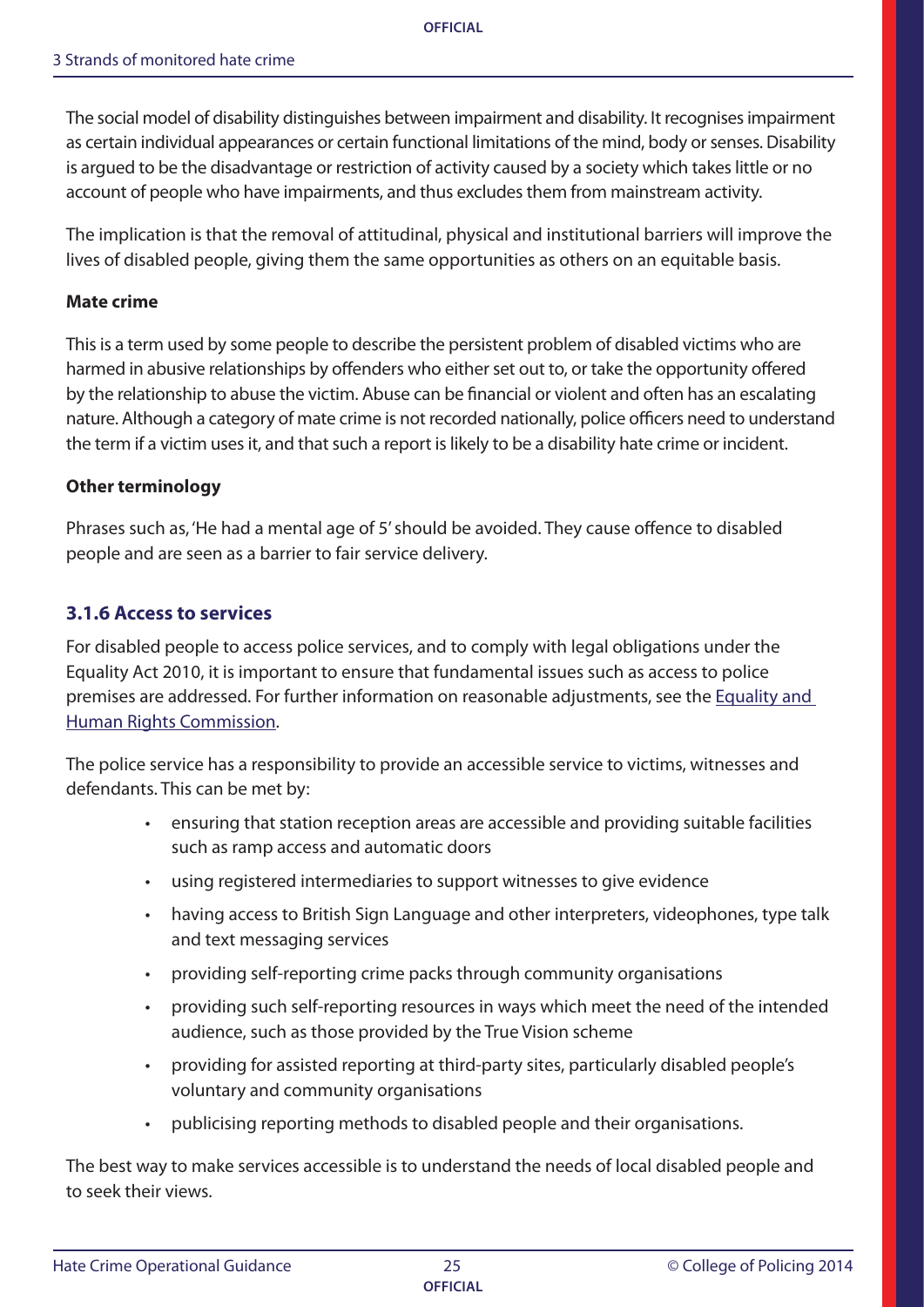The social model of disability distinguishes between impairment and disability. It recognises impairment as certain individual appearances or certain functional limitations of the mind, body or senses. Disability is argued to be the disadvantage or restriction of activity caused by a society which takes little or no account of people who have impairments, and thus excludes them from mainstream activity.

The implication is that the removal of attitudinal, physical and institutional barriers will improve the lives of disabled people, giving them the same opportunities as others on an equitable basis.

**Mate crime**

This is a term used by some people to describe the persistent problem of disabled victims who are harmed in abusive relationships by offenders who either set out to, or take the opportunity offered by the relationship to abuse the victim. Abuse can be financial or violent and often has an escalating nature. Although a category of mate crime is not recorded nationally, police officers need to understand the term if a victim uses it, and that such a report is likely to be a disability hate crime or incident.

**Other terminology**

Phrases such as, 'He had a mental age of 5' should be avoided. They cause offence to disabled people and are seen as a barrier to fair service delivery.

### 3.1.6 Access to services

For disabled people to access police services, and to comply with legal obligations under the Equality Act 2010, it is important to ensure that fundamental issues such as access to police premises are addressed. For further information on reasonable adjustments, see the Equality and Human Rights Commission.

The police service has a responsibility to provide an accessible service to victims, witnesses and defendants. This can be met by:

- ensuring that station reception areas are accessible and providing suitable facilities such as ramp access and automatic doors
- using registered intermediaries to support witnesses to give evidence
- having access to British Sign Language and other interpreters, videophones, type talk and text messaging services
- providing self-reporting crime packs through community organisations
- providing such self-reporting resources in ways which meet the need of the intended audience, such as those provided by the True Vision scheme
- providing for assisted reporting at third-party sites, particularly disabled people's voluntary and community organisations
- publicising reporting methods to disabled people and their organisations.

The best way to make services accessible is to understand the needs of local disabled people and to seek their views.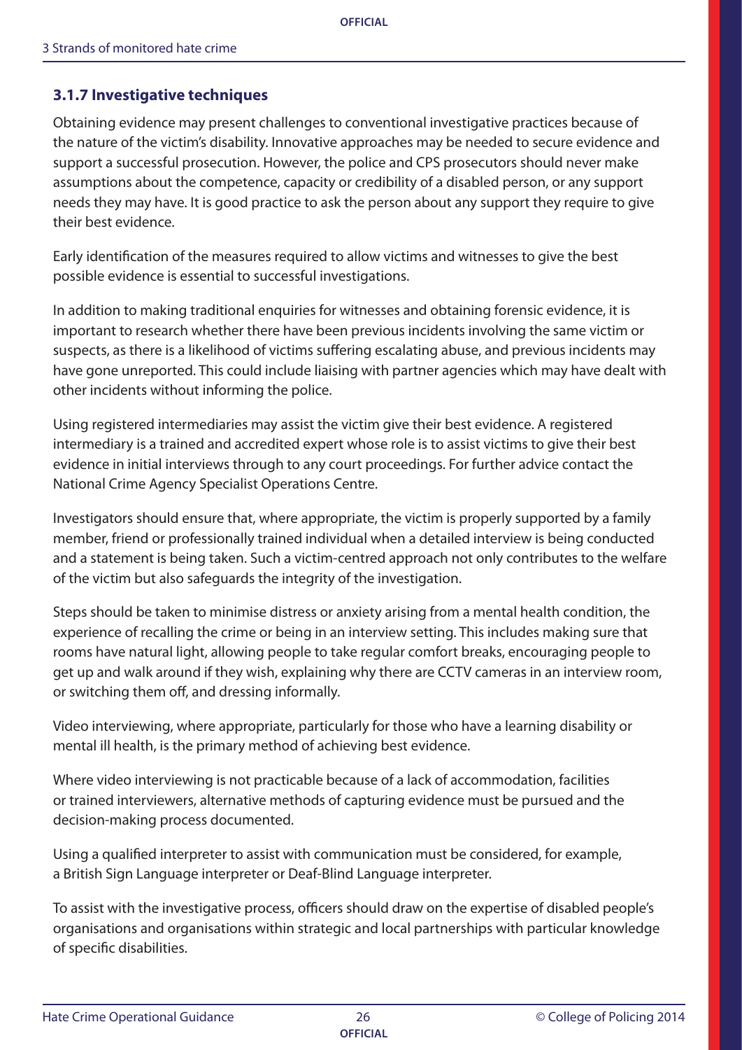### 3.1.7 Investigative techniques

Obtaining evidence may present challenges to conventional investigative practices because of the nature of the victim's disability. Innovative approaches may be needed to secure evidence and support a successful prosecution. However, the police and CPS prosecutors should never make assumptions about the competence, capacity or credibility of a disabled person, or any support needs they may have. It is good practice to ask the person about any support they require to give their best evidence.

Early identification of the measures required to allow victims and witnesses to give the best possible evidence is essential to successful investigations.

In addition to making traditional enquiries for witnesses and obtaining forensic evidence, it is important to research whether there have been previous incidents involving the same victim or suspects, as there is a likelihood of victims suffering escalating abuse, and previous incidents may have gone unreported. This could include liaising with partner agencies which may have dealt with other incidents without informing the police.

Using registered intermediaries may assist the victim give their best evidence. A registered intermediary is a trained and accredited expert whose role is to assist victims to give their best evidence in initial interviews through to any court proceedings. For further advice contact the National Crime Agency Specialist Operations Centre.

Investigators should ensure that, where appropriate, the victim is properly supported by a family member, friend or professionally trained individual when a detailed interview is being conducted and a statement is being taken. Such a victim-centred approach not only contributes to the welfare of the victim but also safeguards the integrity of the investigation.

Steps should be taken to minimise distress or anxiety arising from a mental health condition, the experience of recalling the crime or being in an interview setting. This includes making sure that rooms have natural light, allowing people to take regular comfort breaks, encouraging people to get up and walk around if they wish, explaining why there are CCTV cameras in an interview room, or switching them off, and dressing informally.

Video interviewing, where appropriate, particularly for those who have a learning disability or mental ill health, is the primary method of achieving best evidence.

Where video interviewing is not practicable because of a lack of accommodation, facilities or trained interviewers, alternative methods of capturing evidence must be pursued and the decision-making process documented.

Using a qualified interpreter to assist with communication must be considered, for example, a British Sign Language interpreter or Deaf-Blind Language interpreter.

To assist with the investigative process, officers should draw on the expertise of disabled people's organisations and organisations within strategic and local partnerships with particular knowledge of specific disabilities.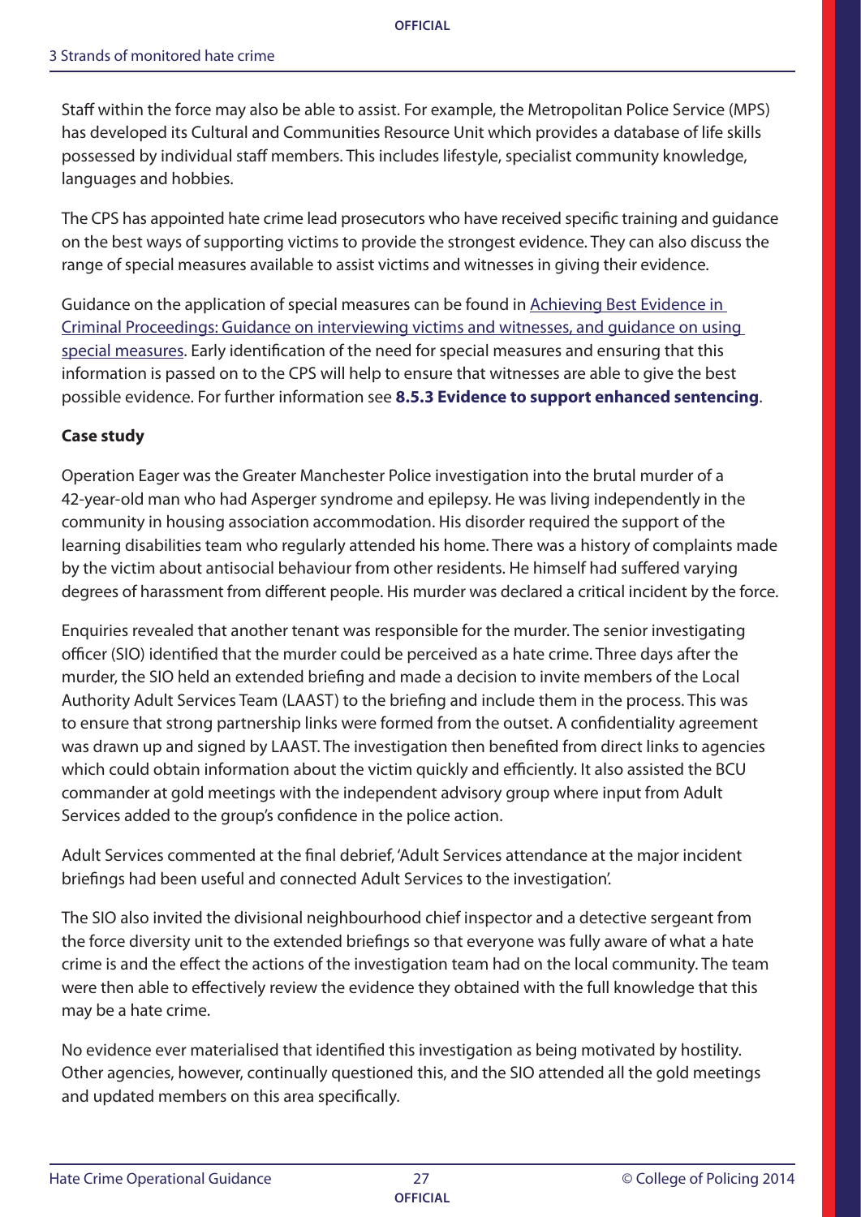Staff within the force may also be able to assist. For example, the Metropolitan Police Service (MPS) has developed its Cultural and Communities Resource Unit which provides a database of life skills possessed by individual staff members. This includes lifestyle, specialist community knowledge, languages and hobbies.

The CPS has appointed hate crime lead prosecutors who have received specific training and guidance on the best ways of supporting victims to provide the strongest evidence. They can also discuss the range of special measures available to assist victims and witnesses in giving their evidence.

Guidance on the application of special measures can be found in Achieving Best Evidence in Criminal Proceedings: Guidance on interviewing victims and witnesses, and guidance on using special measures. Early identification of the need for special measures and ensuring that this information is passed on to the CPS will help to ensure that witnesses are able to give the best possible evidence. For further information see **8.5.3 Evidence to support enhanced sentencing**.

**Case study**

Operation Eager was the Greater Manchester Police investigation into the brutal murder of a 42-year-old man who had Asperger syndrome and epilepsy. He was living independently in the community in housing association accommodation. His disorder required the support of the learning disabilities team who regularly attended his home. There was a history of complaints made by the victim about antisocial behaviour from other residents. He himself had suffered varying degrees of harassment from different people. His murder was declared a critical incident by the force.

Enquiries revealed that another tenant was responsible for the murder. The senior investigating officer (SIO) identified that the murder could be perceived as a hate crime. Three days after the murder, the SIO held an extended briefing and made a decision to invite members of the Local Authority Adult Services Team (LAAST) to the briefing and include them in the process. This was to ensure that strong partnership links were formed from the outset. A confidentiality agreement was drawn up and signed by LAAST. The investigation then benefited from direct links to agencies which could obtain information about the victim quickly and efficiently. It also assisted the BCU commander at gold meetings with the independent advisory group where input from Adult Services added to the group's confidence in the police action.

Adult Services commented at the final debrief, 'Adult Services attendance at the major incident briefings had been useful and connected Adult Services to the investigation'.

The SIO also invited the divisional neighbourhood chief inspector and a detective sergeant from the force diversity unit to the extended briefings so that everyone was fully aware of what a hate crime is and the effect the actions of the investigation team had on the local community. The team were then able to effectively review the evidence they obtained with the full knowledge that this may be a hate crime.

No evidence ever materialised that identified this investigation as being motivated by hostility. Other agencies, however, continually questioned this, and the SIO attended all the gold meetings and updated members on this area specifically.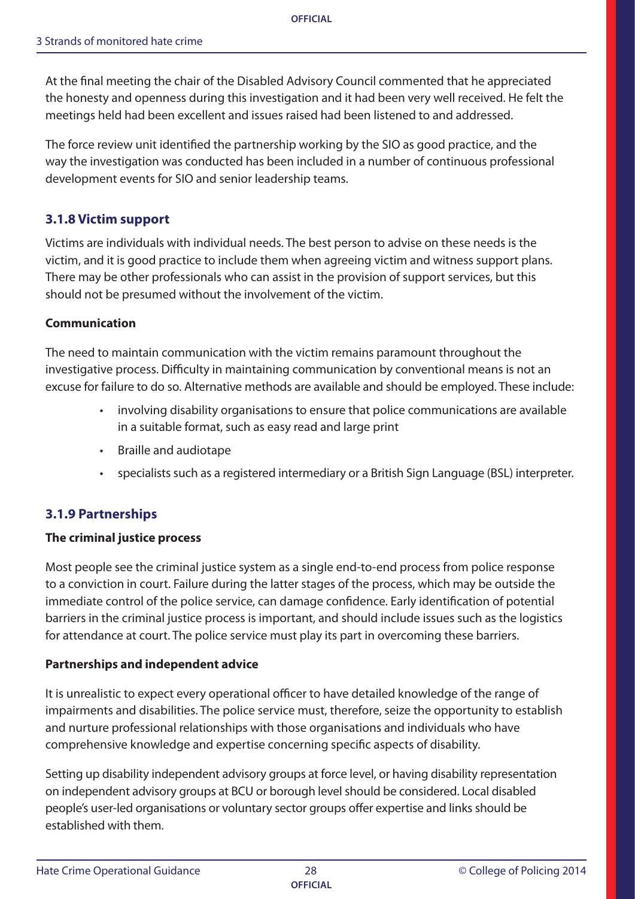At the final meeting the chair of the Disabled Advisory Council commented that he appreciated the honesty and openness during this investigation and it had been very well received. He felt the meetings held had been excellent and issues raised had been listened to and addressed.

The force review unit identified the partnership working by the SIO as good practice, and the way the investigation was conducted has been included in a number of continuous professional development events for SIO and senior leadership teams.

### 3.1.8 Victim support

Victims are individuals with individual needs. The best person to advise on these needs is the victim, and it is good practice to include them when agreeing victim and witness support plans. There may be other professionals who can assist in the provision of support services, but this should not be presumed without the involvement of the victim.

**Communication**

The need to maintain communication with the victim remains paramount throughout the investigative process. Difficulty in maintaining communication by conventional means is not an excuse for failure to do so. Alternative methods are available and should be employed. These include:

- involving disability organisations to ensure that police communications are available in a suitable format, such as easy read and large print
- Braille and audiotape
- specialists such as a registered intermediary or a British Sign Language (BSL) interpreter.

### 3.1.9 Partnerships

**The criminal justice process**

Most people see the criminal justice system as a single end-to-end process from police response to a conviction in court. Failure during the latter stages of the process, which may be outside the immediate control of the police service, can damage confidence. Early identification of potential barriers in the criminal justice process is important, and should include issues such as the logistics for attendance at court. The police service must play its part in overcoming these barriers.

**Partnerships and independent advice**

It is unrealistic to expect every operational officer to have detailed knowledge of the range of impairments and disabilities. The police service must, therefore, seize the opportunity to establish and nurture professional relationships with those organisations and individuals who have comprehensive knowledge and expertise concerning specific aspects of disability.

Setting up disability independent advisory groups at force level, or having disability representation on independent advisory groups at BCU or borough level should be considered. Local disabled people's user-led organisations or voluntary sector groups offer expertise and links should be established with them.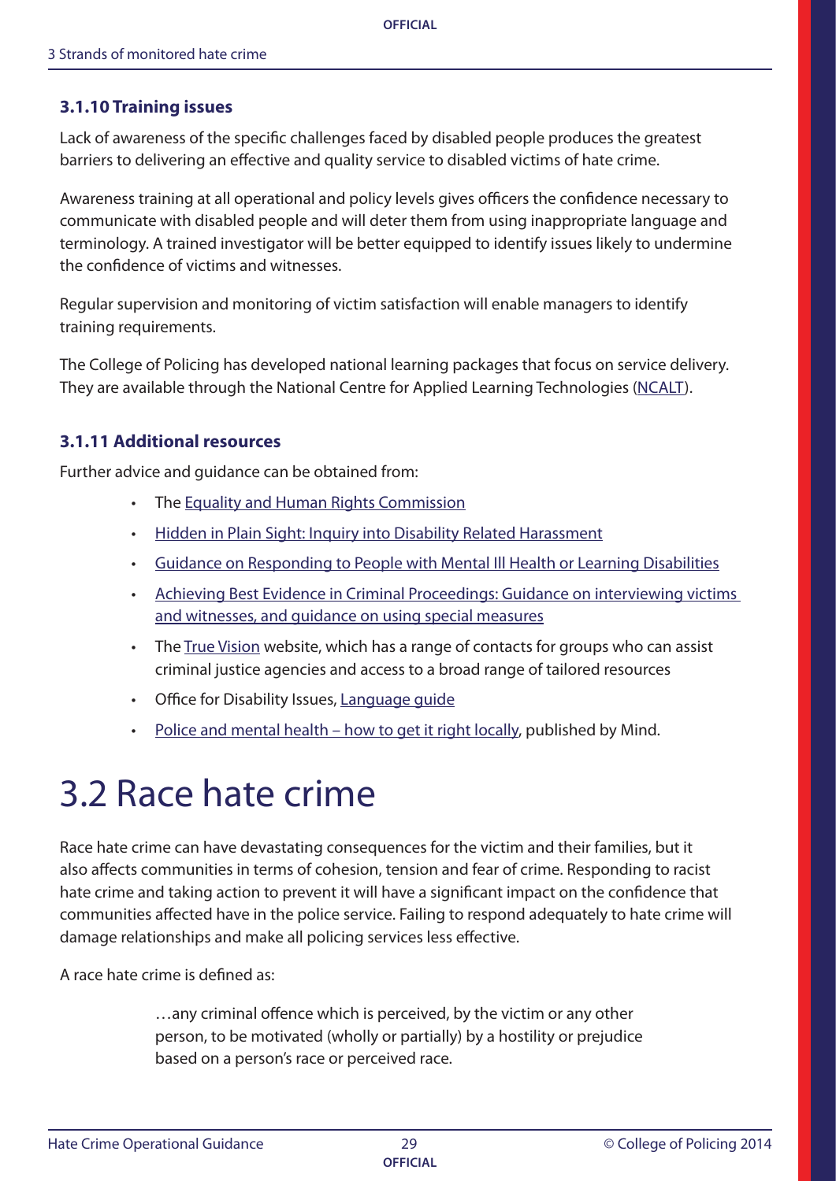### 3.1.10 Training issues

Lack of awareness of the specific challenges faced by disabled people produces the greatest barriers to delivering an effective and quality service to disabled victims of hate crime.

Awareness training at all operational and policy levels gives officers the confidence necessary to communicate with disabled people and will deter them from using inappropriate language and terminology. A trained investigator will be better equipped to identify issues likely to undermine the confidence of victims and witnesses.

Regular supervision and monitoring of victim satisfaction will enable managers to identify training requirements.

The College of Policing has developed national learning packages that focus on service delivery. They are available through the National Centre for Applied Learning Technologies (NCALT).

### 3.1.11 Additional resources

Further advice and guidance can be obtained from:

- The Equality and Human Rights Commission
- Hidden in Plain Sight: Inquiry into Disability Related Harassment
- Guidance on Responding to People with Mental Ill Health or Learning Disabilities
- Achieving Best Evidence in Criminal Proceedings: Guidance on interviewing victims and witnesses, and guidance on using special measures
- The True Vision website, which has a range of contacts for groups who can assist criminal justice agencies and access to a broad range of tailored resources
- Office for Disability Issues, Language guide
- Police and mental health – how to get it right locally, published by Mind.

# 3.2 Race hate crime

Race hate crime can have devastating consequences for the victim and their families, but it also affects communities in terms of cohesion, tension and fear of crime. Responding to racist hate crime and taking action to prevent it will have a significant impact on the confidence that communities affected have in the police service. Failing to respond adequately to hate crime will damage relationships and make all policing services less effective.

A race hate crime is defined as:

> …any criminal offence which is perceived, by the victim or any other person, to be motivated (wholly or partially) by a hostility or prejudice based on a person's race or perceived race.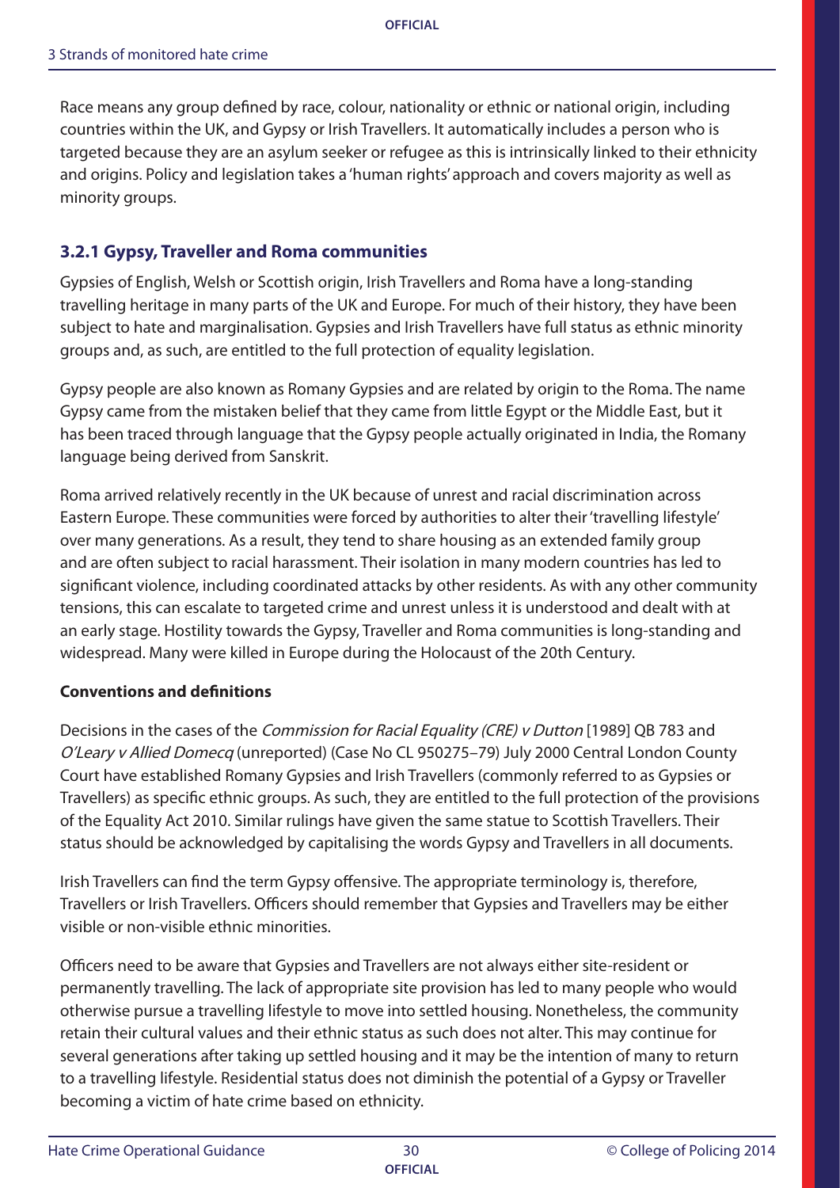Race means any group defined by race, colour, nationality or ethnic or national origin, including countries within the UK, and Gypsy or Irish Travellers. It automatically includes a person who is targeted because they are an asylum seeker or refugee as this is intrinsically linked to their ethnicity and origins. Policy and legislation takes a 'human rights' approach and covers majority as well as minority groups.

### 3.2.1 Gypsy, Traveller and Roma communities

Gypsies of English, Welsh or Scottish origin, Irish Travellers and Roma have a long-standing travelling heritage in many parts of the UK and Europe. For much of their history, they have been subject to hate and marginalisation. Gypsies and Irish Travellers have full status as ethnic minority groups and, as such, are entitled to the full protection of equality legislation.

Gypsy people are also known as Romany Gypsies and are related by origin to the Roma. The name Gypsy came from the mistaken belief that they came from little Egypt or the Middle East, but it has been traced through language that the Gypsy people actually originated in India, the Romany language being derived from Sanskrit.

Roma arrived relatively recently in the UK because of unrest and racial discrimination across Eastern Europe. These communities were forced by authorities to alter their 'travelling lifestyle' over many generations. As a result, they tend to share housing as an extended family group and are often subject to racial harassment. Their isolation in many modern countries has led to significant violence, including coordinated attacks by other residents. As with any other community tensions, this can escalate to targeted crime and unrest unless it is understood and dealt with at an early stage. Hostility towards the Gypsy, Traveller and Roma communities is long-standing and widespread. Many were killed in Europe during the Holocaust of the 20th Century.

**Conventions and definitions**

Decisions in the cases of the *Commission for Racial Equality (CRE) v Dutton* [1989] QB 783 and *O'Leary v Allied Domecq* (unreported) (Case No CL 950275–79) July 2000 Central London County Court have established Romany Gypsies and Irish Travellers (commonly referred to as Gypsies or Travellers) as specific ethnic groups. As such, they are entitled to the full protection of the provisions of the Equality Act 2010. Similar rulings have given the same statue to Scottish Travellers. Their status should be acknowledged by capitalising the words Gypsy and Travellers in all documents.

Irish Travellers can find the term Gypsy offensive. The appropriate terminology is, therefore, Travellers or Irish Travellers. Officers should remember that Gypsies and Travellers may be either visible or non-visible ethnic minorities.

Officers need to be aware that Gypsies and Travellers are not always either site-resident or permanently travelling. The lack of appropriate site provision has led to many people who would otherwise pursue a travelling lifestyle to move into settled housing. Nonetheless, the community retain their cultural values and their ethnic status as such does not alter. This may continue for several generations after taking up settled housing and it may be the intention of many to return to a travelling lifestyle. Residential status does not diminish the potential of a Gypsy or Traveller becoming a victim of hate crime based on ethnicity.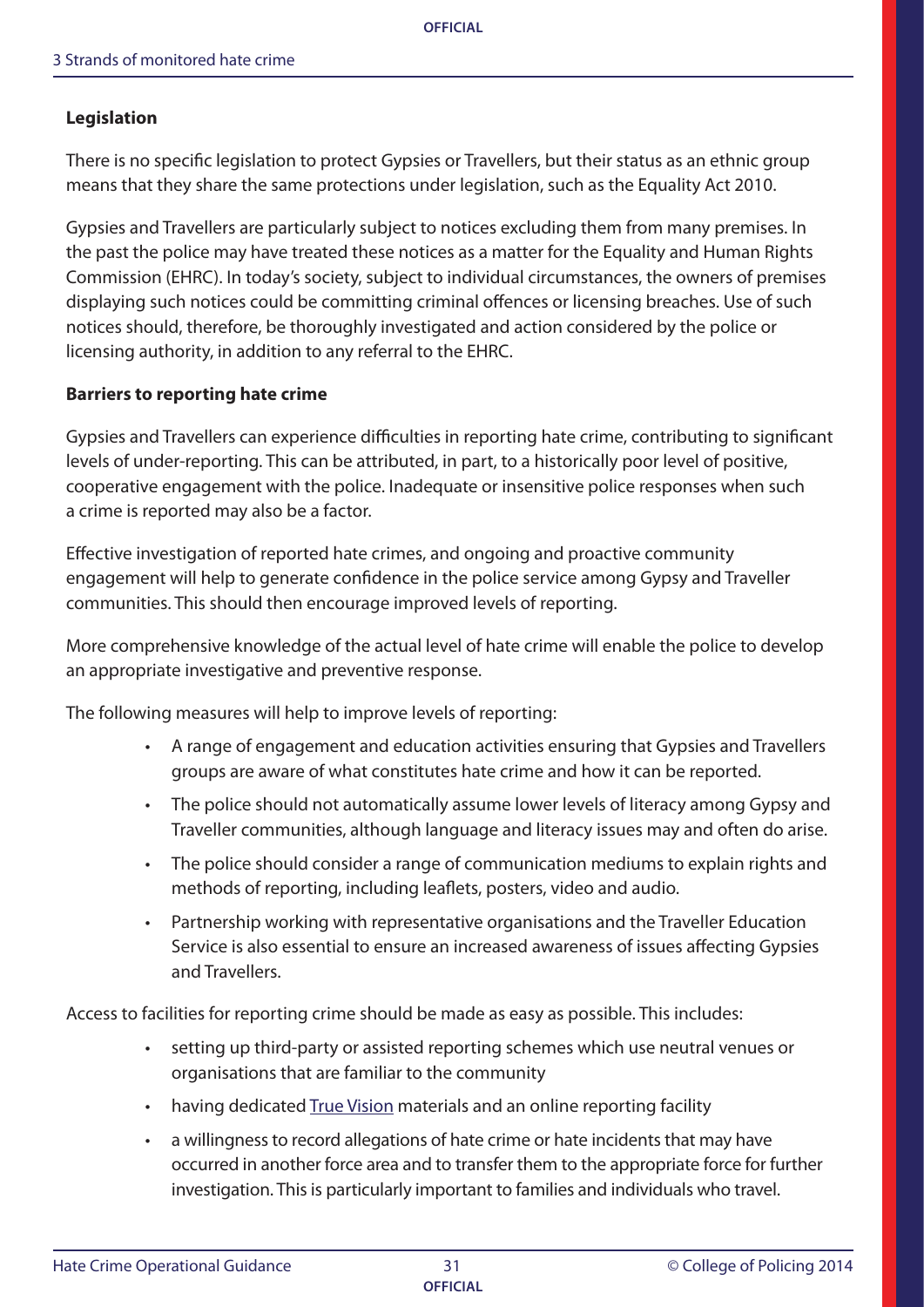**Legislation**

There is no specific legislation to protect Gypsies or Travellers, but their status as an ethnic group means that they share the same protections under legislation, such as the Equality Act 2010.

Gypsies and Travellers are particularly subject to notices excluding them from many premises. In the past the police may have treated these notices as a matter for the Equality and Human Rights Commission (EHRC). In today's society, subject to individual circumstances, the owners of premises displaying such notices could be committing criminal offences or licensing breaches. Use of such notices should, therefore, be thoroughly investigated and action considered by the police or licensing authority, in addition to any referral to the EHRC.

**Barriers to reporting hate crime**

Gypsies and Travellers can experience difficulties in reporting hate crime, contributing to significant levels of under-reporting. This can be attributed, in part, to a historically poor level of positive, cooperative engagement with the police. Inadequate or insensitive police responses when such a crime is reported may also be a factor.

Effective investigation of reported hate crimes, and ongoing and proactive community engagement will help to generate confidence in the police service among Gypsy and Traveller communities. This should then encourage improved levels of reporting.

More comprehensive knowledge of the actual level of hate crime will enable the police to develop an appropriate investigative and preventive response.

The following measures will help to improve levels of reporting:

- A range of engagement and education activities ensuring that Gypsies and Travellers groups are aware of what constitutes hate crime and how it can be reported.
- The police should not automatically assume lower levels of literacy among Gypsy and Traveller communities, although language and literacy issues may and often do arise.
- The police should consider a range of communication mediums to explain rights and methods of reporting, including leaflets, posters, video and audio.
- Partnership working with representative organisations and the Traveller Education Service is also essential to ensure an increased awareness of issues affecting Gypsies and Travellers.

Access to facilities for reporting crime should be made as easy as possible. This includes:

- setting up third-party or assisted reporting schemes which use neutral venues or organisations that are familiar to the community
- having dedicated True Vision materials and an online reporting facility
- a willingness to record allegations of hate crime or hate incidents that may have occurred in another force area and to transfer them to the appropriate force for further investigation. This is particularly important to families and individuals who travel.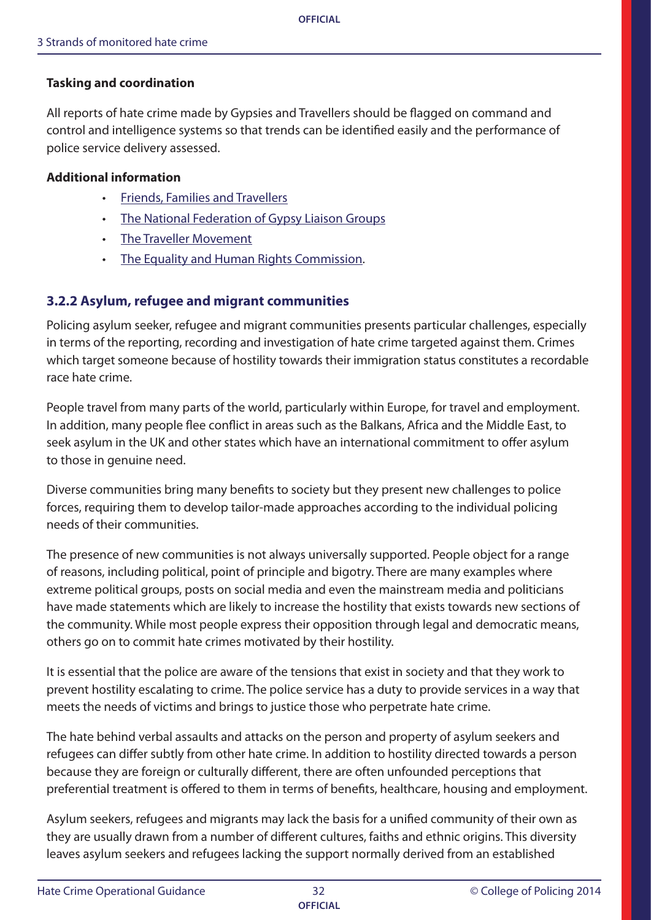**Tasking and coordination**

All reports of hate crime made by Gypsies and Travellers should be flagged on command and control and intelligence systems so that trends can be identified easily and the performance of police service delivery assessed.

**Additional information**

- Friends, Families and Travellers
- The National Federation of Gypsy Liaison Groups
- The Traveller Movement
- The Equality and Human Rights Commission.

### 3.2.2 Asylum, refugee and migrant communities

Policing asylum seeker, refugee and migrant communities presents particular challenges, especially in terms of the reporting, recording and investigation of hate crime targeted against them. Crimes which target someone because of hostility towards their immigration status constitutes a recordable race hate crime.

People travel from many parts of the world, particularly within Europe, for travel and employment. In addition, many people flee conflict in areas such as the Balkans, Africa and the Middle East, to seek asylum in the UK and other states which have an international commitment to offer asylum to those in genuine need.

Diverse communities bring many benefits to society but they present new challenges to police forces, requiring them to develop tailor-made approaches according to the individual policing needs of their communities.

The presence of new communities is not always universally supported. People object for a range of reasons, including political, point of principle and bigotry. There are many examples where extreme political groups, posts on social media and even the mainstream media and politicians have made statements which are likely to increase the hostility that exists towards new sections of the community. While most people express their opposition through legal and democratic means, others go on to commit hate crimes motivated by their hostility.

It is essential that the police are aware of the tensions that exist in society and that they work to prevent hostility escalating to crime. The police service has a duty to provide services in a way that meets the needs of victims and brings to justice those who perpetrate hate crime.

The hate behind verbal assaults and attacks on the person and property of asylum seekers and refugees can differ subtly from other hate crime. In addition to hostility directed towards a person because they are foreign or culturally different, there are often unfounded perceptions that preferential treatment is offered to them in terms of benefits, healthcare, housing and employment.

Asylum seekers, refugees and migrants may lack the basis for a unified community of their own as they are usually drawn from a number of different cultures, faiths and ethnic origins. This diversity leaves asylum seekers and refugees lacking the support normally derived from an established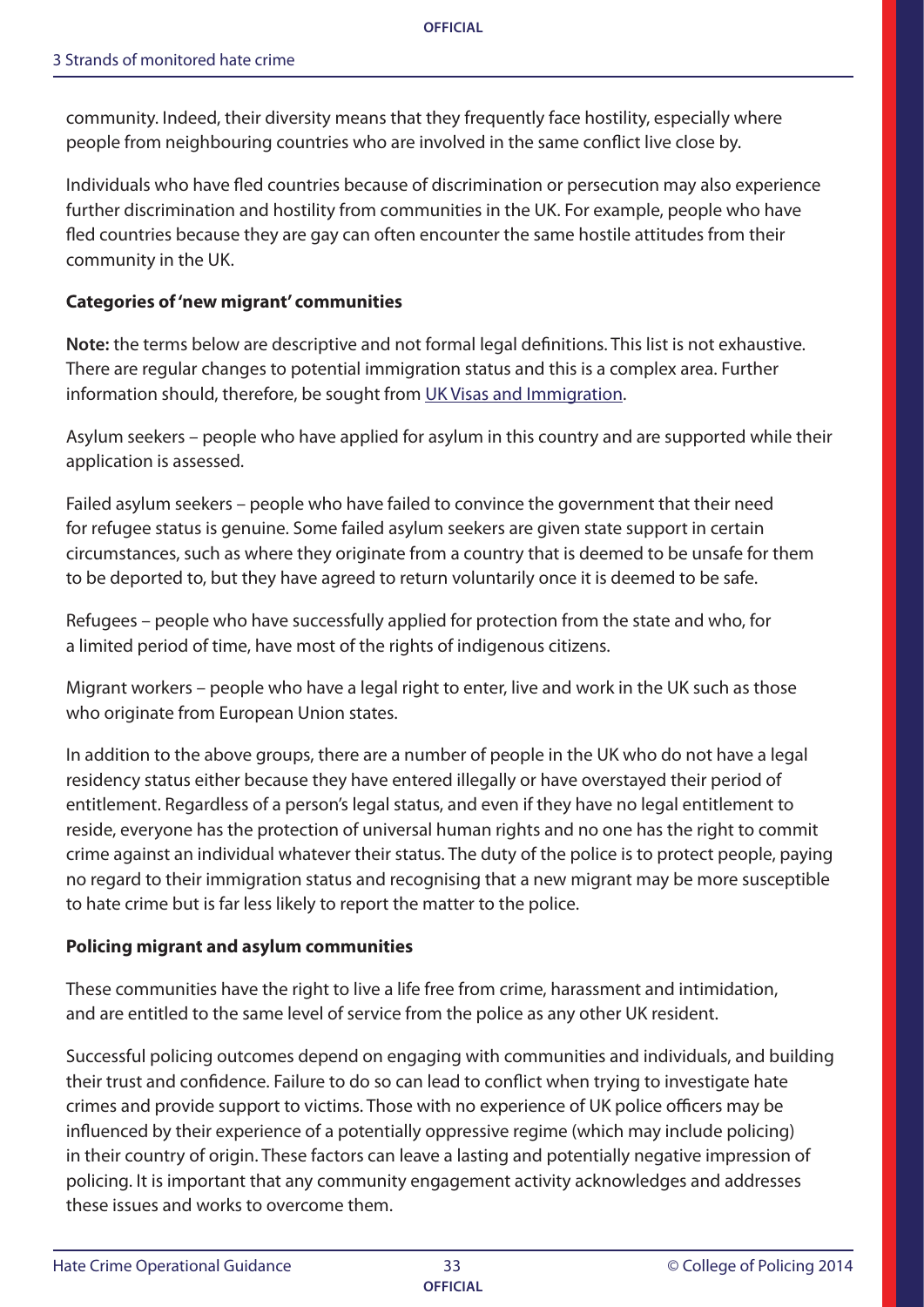community. Indeed, their diversity means that they frequently face hostility, especially where people from neighbouring countries who are involved in the same conflict live close by.

Individuals who have fled countries because of discrimination or persecution may also experience further discrimination and hostility from communities in the UK. For example, people who have fled countries because they are gay can often encounter the same hostile attitudes from their community in the UK.

**Categories of 'new migrant' communities**

**Note:** the terms below are descriptive and not formal legal definitions. This list is not exhaustive. There are regular changes to potential immigration status and this is a complex area. Further information should, therefore, be sought from UK Visas and Immigration.

Asylum seekers – people who have applied for asylum in this country and are supported while their application is assessed.

Failed asylum seekers – people who have failed to convince the government that their need for refugee status is genuine. Some failed asylum seekers are given state support in certain circumstances, such as where they originate from a country that is deemed to be unsafe for them to be deported to, but they have agreed to return voluntarily once it is deemed to be safe.

Refugees – people who have successfully applied for protection from the state and who, for a limited period of time, have most of the rights of indigenous citizens.

Migrant workers – people who have a legal right to enter, live and work in the UK such as those who originate from European Union states.

In addition to the above groups, there are a number of people in the UK who do not have a legal residency status either because they have entered illegally or have overstayed their period of entitlement. Regardless of a person's legal status, and even if they have no legal entitlement to reside, everyone has the protection of universal human rights and no one has the right to commit crime against an individual whatever their status. The duty of the police is to protect people, paying no regard to their immigration status and recognising that a new migrant may be more susceptible to hate crime but is far less likely to report the matter to the police.

**Policing migrant and asylum communities**

These communities have the right to live a life free from crime, harassment and intimidation, and are entitled to the same level of service from the police as any other UK resident.

Successful policing outcomes depend on engaging with communities and individuals, and building their trust and confidence. Failure to do so can lead to conflict when trying to investigate hate crimes and provide support to victims. Those with no experience of UK police officers may be influenced by their experience of a potentially oppressive regime (which may include policing) in their country of origin. These factors can leave a lasting and potentially negative impression of policing. It is important that any community engagement activity acknowledges and addresses these issues and works to overcome them.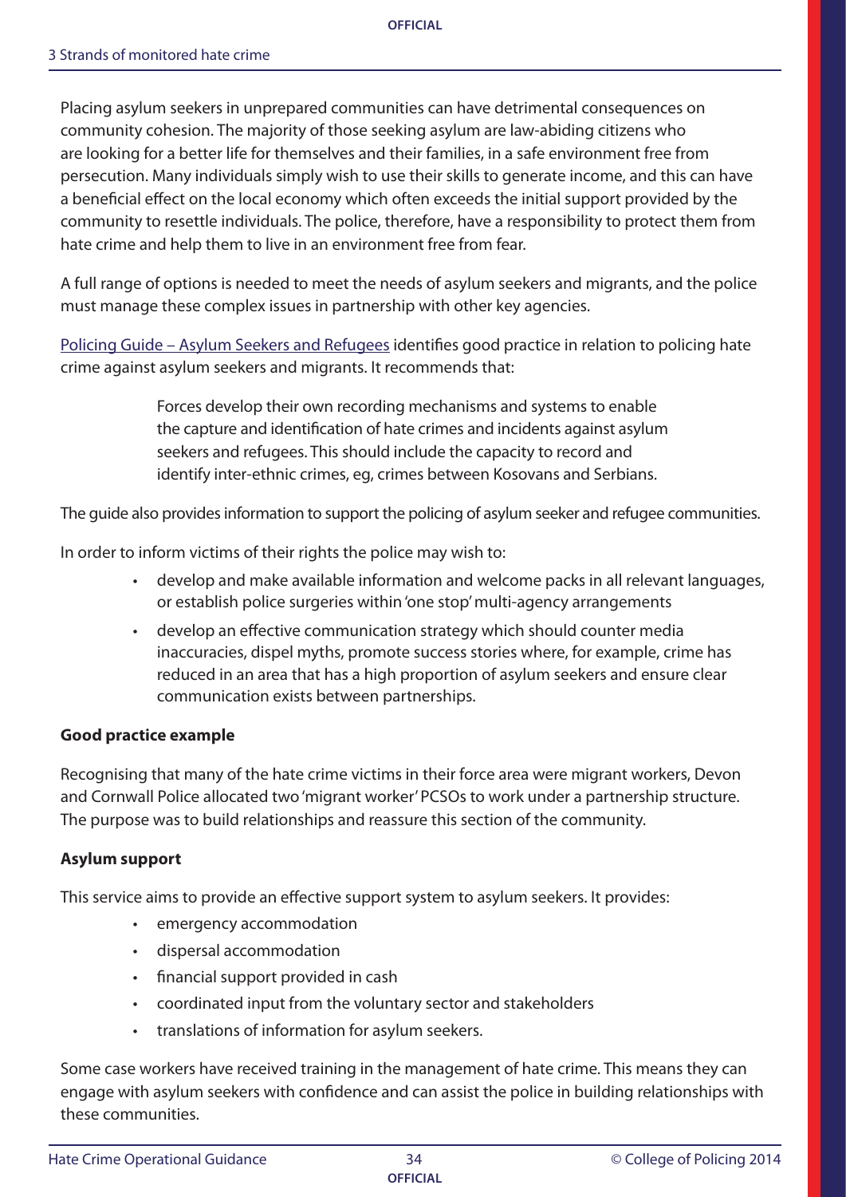Placing asylum seekers in unprepared communities can have detrimental consequences on community cohesion. The majority of those seeking asylum are law-abiding citizens who are looking for a better life for themselves and their families, in a safe environment free from persecution. Many individuals simply wish to use their skills to generate income, and this can have a beneficial effect on the local economy which often exceeds the initial support provided by the community to resettle individuals. The police, therefore, have a responsibility to protect them from hate crime and help them to live in an environment free from fear.

A full range of options is needed to meet the needs of asylum seekers and migrants, and the police must manage these complex issues in partnership with other key agencies.

Policing Guide – Asylum Seekers and Refugees identifies good practice in relation to policing hate crime against asylum seekers and migrants. It recommends that:

> Forces develop their own recording mechanisms and systems to enable the capture and identification of hate crimes and incidents against asylum seekers and refugees. This should include the capacity to record and identify inter-ethnic crimes, eg, crimes between Kosovans and Serbians.

The guide also provides information to support the policing of asylum seeker and refugee communities.

In order to inform victims of their rights the police may wish to:

- develop and make available information and welcome packs in all relevant languages, or establish police surgeries within 'one stop' multi-agency arrangements
- develop an effective communication strategy which should counter media inaccuracies, dispel myths, promote success stories where, for example, crime has reduced in an area that has a high proportion of asylum seekers and ensure clear communication exists between partnerships.

**Good practice example**

Recognising that many of the hate crime victims in their force area were migrant workers, Devon and Cornwall Police allocated two 'migrant worker' PCSOs to work under a partnership structure. The purpose was to build relationships and reassure this section of the community.

**Asylum support**

This service aims to provide an effective support system to asylum seekers. It provides:

- emergency accommodation
- dispersal accommodation
- financial support provided in cash
- coordinated input from the voluntary sector and stakeholders
- translations of information for asylum seekers.

Some case workers have received training in the management of hate crime. This means they can engage with asylum seekers with confidence and can assist the police in building relationships with these communities.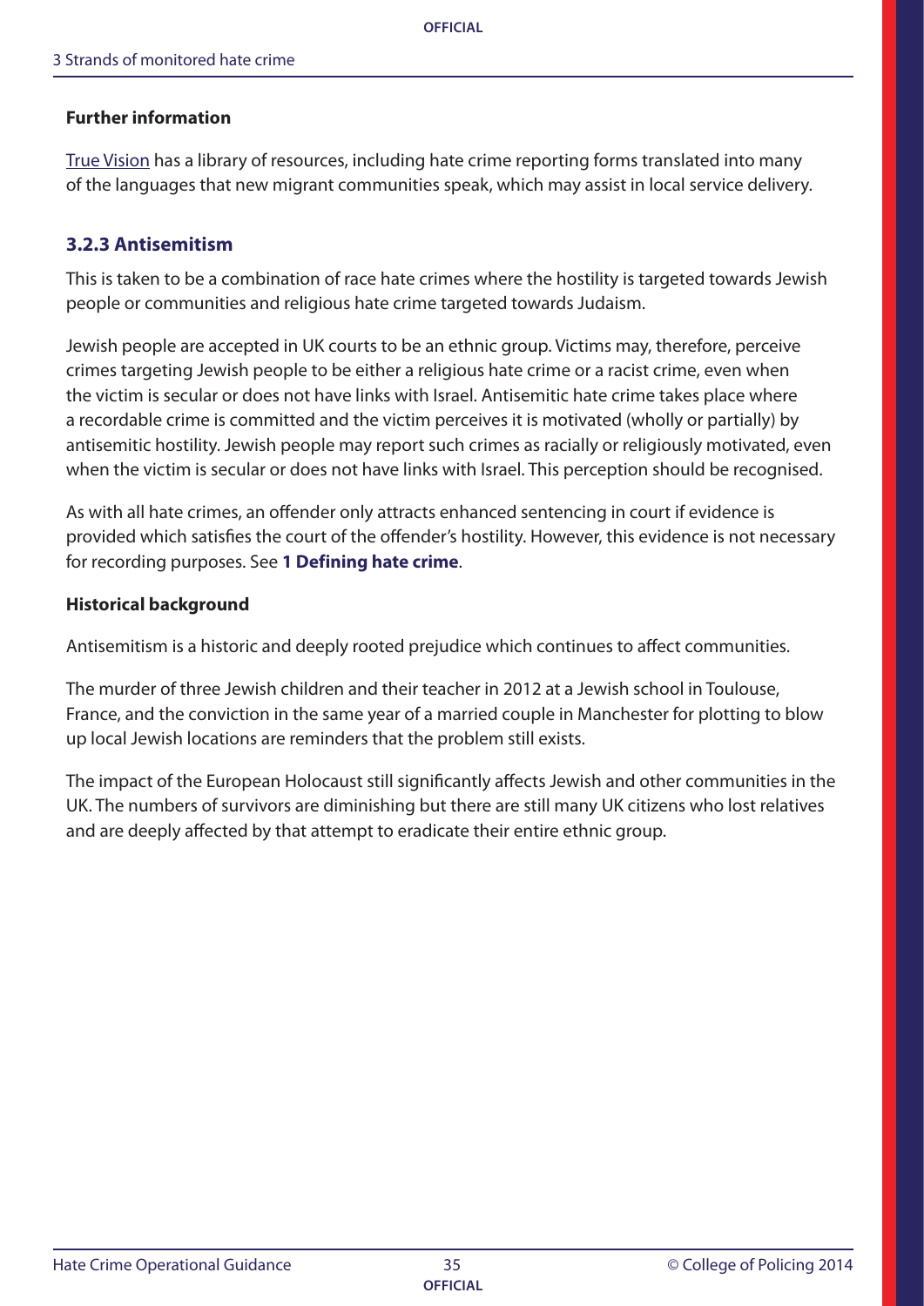**Further information**

True Vision has a library of resources, including hate crime reporting forms translated into many of the languages that new migrant communities speak, which may assist in local service delivery.

### 3.2.3 Antisemitism

This is taken to be a combination of race hate crimes where the hostility is targeted towards Jewish people or communities and religious hate crime targeted towards Judaism.

Jewish people are accepted in UK courts to be an ethnic group. Victims may, therefore, perceive crimes targeting Jewish people to be either a religious hate crime or a racist crime, even when the victim is secular or does not have links with Israel. Antisemitic hate crime takes place where a recordable crime is committed and the victim perceives it is motivated (wholly or partially) by antisemitic hostility. Jewish people may report such crimes as racially or religiously motivated, even when the victim is secular or does not have links with Israel. This perception should be recognised.

As with all hate crimes, an offender only attracts enhanced sentencing in court if evidence is provided which satisfies the court of the offender's hostility. However, this evidence is not necessary for recording purposes. See **1 Defining hate crime**.

**Historical background**

Antisemitism is a historic and deeply rooted prejudice which continues to affect communities.

The murder of three Jewish children and their teacher in 2012 at a Jewish school in Toulouse, France, and the conviction in the same year of a married couple in Manchester for plotting to blow up local Jewish locations are reminders that the problem still exists.

The impact of the European Holocaust still significantly affects Jewish and other communities in the UK. The numbers of survivors are diminishing but there are still many UK citizens who lost relatives and are deeply affected by that attempt to eradicate their entire ethnic group.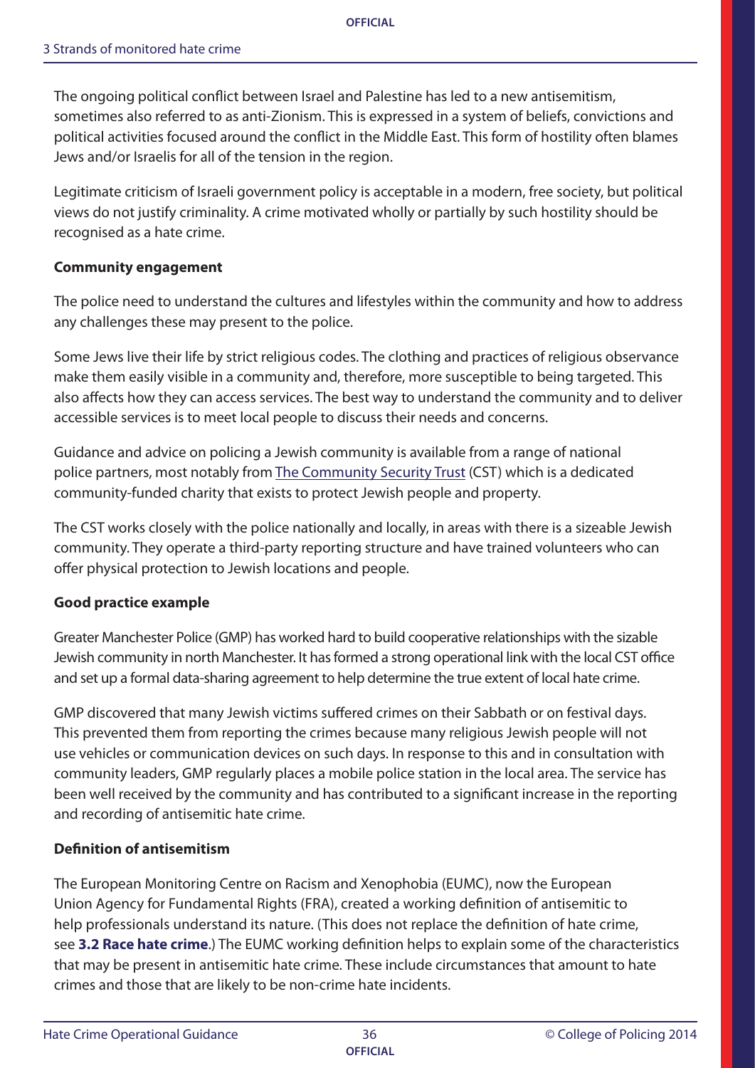The ongoing political conflict between Israel and Palestine has led to a new antisemitism, sometimes also referred to as anti-Zionism. This is expressed in a system of beliefs, convictions and political activities focused around the conflict in the Middle East. This form of hostility often blames Jews and/or Israelis for all of the tension in the region.

Legitimate criticism of Israeli government policy is acceptable in a modern, free society, but political views do not justify criminality. A crime motivated wholly or partially by such hostility should be recognised as a hate crime.

**Community engagement**

The police need to understand the cultures and lifestyles within the community and how to address any challenges these may present to the police.

Some Jews live their life by strict religious codes. The clothing and practices of religious observance make them easily visible in a community and, therefore, more susceptible to being targeted. This also affects how they can access services. The best way to understand the community and to deliver accessible services is to meet local people to discuss their needs and concerns.

Guidance and advice on policing a Jewish community is available from a range of national police partners, most notably from The Community Security Trust (CST) which is a dedicated community-funded charity that exists to protect Jewish people and property.

The CST works closely with the police nationally and locally, in areas with there is a sizeable Jewish community. They operate a third-party reporting structure and have trained volunteers who can offer physical protection to Jewish locations and people.

**Good practice example**

Greater Manchester Police (GMP) has worked hard to build cooperative relationships with the sizable Jewish community in north Manchester. It has formed a strong operational link with the local CST office and set up a formal data-sharing agreement to help determine the true extent of local hate crime.

GMP discovered that many Jewish victims suffered crimes on their Sabbath or on festival days. This prevented them from reporting the crimes because many religious Jewish people will not use vehicles or communication devices on such days. In response to this and in consultation with community leaders, GMP regularly places a mobile police station in the local area. The service has been well received by the community and has contributed to a significant increase in the reporting and recording of antisemitic hate crime.

**Definition of antisemitism**

The European Monitoring Centre on Racism and Xenophobia (EUMC), now the European Union Agency for Fundamental Rights (FRA), created a working definition of antisemitic to help professionals understand its nature. (This does not replace the definition of hate crime, see **3.2 Race hate crime**.) The EUMC working definition helps to explain some of the characteristics that may be present in antisemitic hate crime. These include circumstances that amount to hate crimes and those that are likely to be non-crime hate incidents.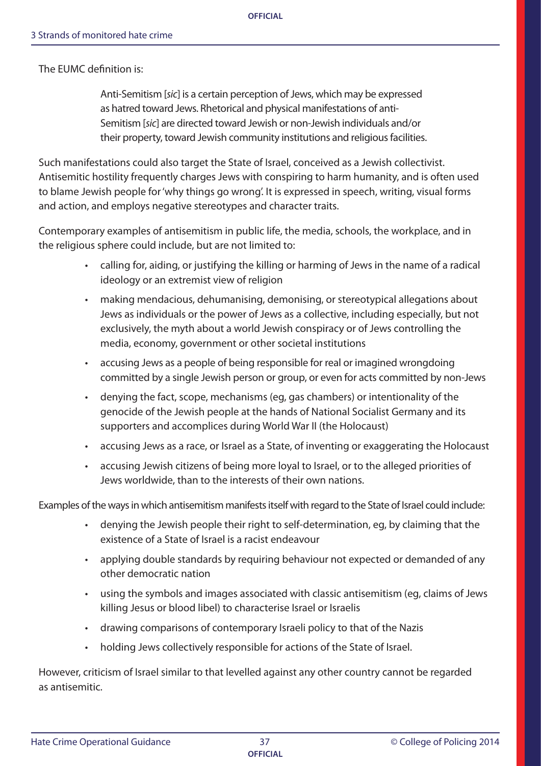The EUMC definition is:

> Anti-Semitism [*sic*] is a certain perception of Jews, which may be expressed as hatred toward Jews. Rhetorical and physical manifestations of anti-Semitism [*sic*] are directed toward Jewish or non-Jewish individuals and/or their property, toward Jewish community institutions and religious facilities.

Such manifestations could also target the State of Israel, conceived as a Jewish collectivist. Antisemitic hostility frequently charges Jews with conspiring to harm humanity, and is often used to blame Jewish people for 'why things go wrong'. It is expressed in speech, writing, visual forms and action, and employs negative stereotypes and character traits.

Contemporary examples of antisemitism in public life, the media, schools, the workplace, and in the religious sphere could include, but are not limited to:

- calling for, aiding, or justifying the killing or harming of Jews in the name of a radical ideology or an extremist view of religion
- making mendacious, dehumanising, demonising, or stereotypical allegations about Jews as individuals or the power of Jews as a collective, including especially, but not exclusively, the myth about a world Jewish conspiracy or of Jews controlling the media, economy, government or other societal institutions
- accusing Jews as a people of being responsible for real or imagined wrongdoing committed by a single Jewish person or group, or even for acts committed by non-Jews
- denying the fact, scope, mechanisms (eg, gas chambers) or intentionality of the genocide of the Jewish people at the hands of National Socialist Germany and its supporters and accomplices during World War II (the Holocaust)
- accusing Jews as a race, or Israel as a State, of inventing or exaggerating the Holocaust
- accusing Jewish citizens of being more loyal to Israel, or to the alleged priorities of Jews worldwide, than to the interests of their own nations.

Examples of the ways in which antisemitism manifests itself with regard to the State of Israel could include:

- denying the Jewish people their right to self-determination, eg, by claiming that the existence of a State of Israel is a racist endeavour
- applying double standards by requiring behaviour not expected or demanded of any other democratic nation
- using the symbols and images associated with classic antisemitism (eg, claims of Jews killing Jesus or blood libel) to characterise Israel or Israelis
- drawing comparisons of contemporary Israeli policy to that of the Nazis
- holding Jews collectively responsible for actions of the State of Israel.

However, criticism of Israel similar to that levelled against any other country cannot be regarded as antisemitic.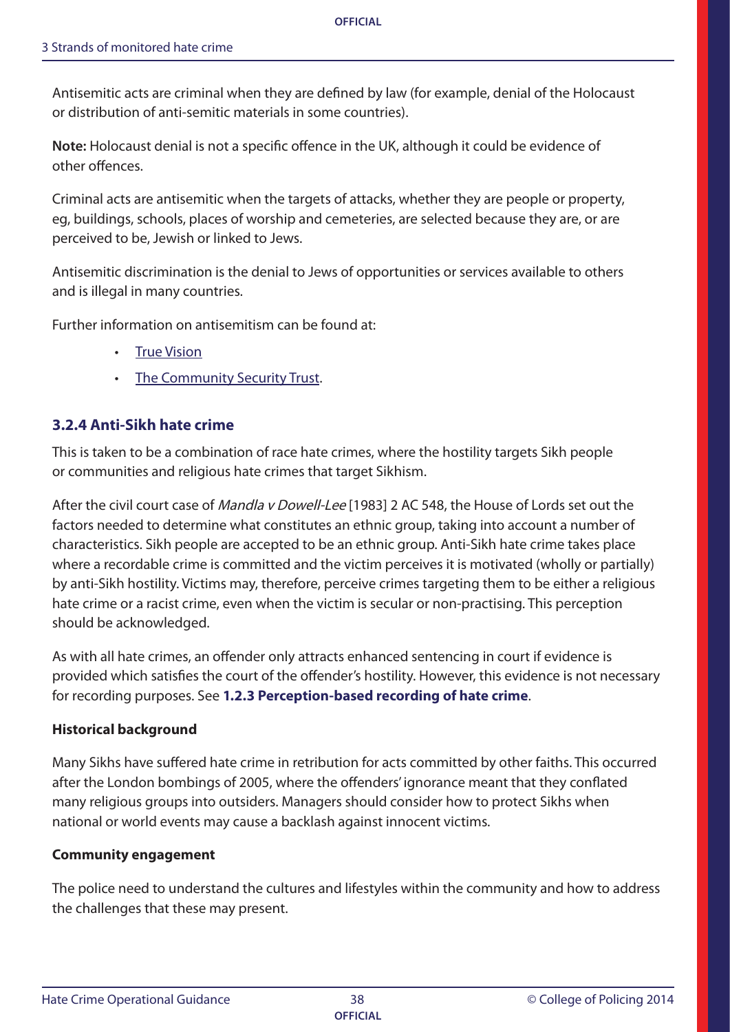Antisemitic acts are criminal when they are defined by law (for example, denial of the Holocaust or distribution of anti-semitic materials in some countries).

**Note:** Holocaust denial is not a specific offence in the UK, although it could be evidence of other offences.

Criminal acts are antisemitic when the targets of attacks, whether they are people or property, eg, buildings, schools, places of worship and cemeteries, are selected because they are, or are perceived to be, Jewish or linked to Jews.

Antisemitic discrimination is the denial to Jews of opportunities or services available to others and is illegal in many countries.

Further information on antisemitism can be found at:

- True Vision
- The Community Security Trust.

### 3.2.4 Anti-Sikh hate crime

This is taken to be a combination of race hate crimes, where the hostility targets Sikh people or communities and religious hate crimes that target Sikhism.

After the civil court case of *Mandla v Dowell-Lee* [1983] 2 AC 548, the House of Lords set out the factors needed to determine what constitutes an ethnic group, taking into account a number of characteristics. Sikh people are accepted to be an ethnic group. Anti-Sikh hate crime takes place where a recordable crime is committed and the victim perceives it is motivated (wholly or partially) by anti-Sikh hostility. Victims may, therefore, perceive crimes targeting them to be either a religious hate crime or a racist crime, even when the victim is secular or non-practising. This perception should be acknowledged.

As with all hate crimes, an offender only attracts enhanced sentencing in court if evidence is provided which satisfies the court of the offender's hostility. However, this evidence is not necessary for recording purposes. See **1.2.3 Perception-based recording of hate crime**.

**Historical background**

Many Sikhs have suffered hate crime in retribution for acts committed by other faiths. This occurred after the London bombings of 2005, where the offenders' ignorance meant that they conflated many religious groups into outsiders. Managers should consider how to protect Sikhs when national or world events may cause a backlash against innocent victims.

**Community engagement**

The police need to understand the cultures and lifestyles within the community and how to address the challenges that these may present.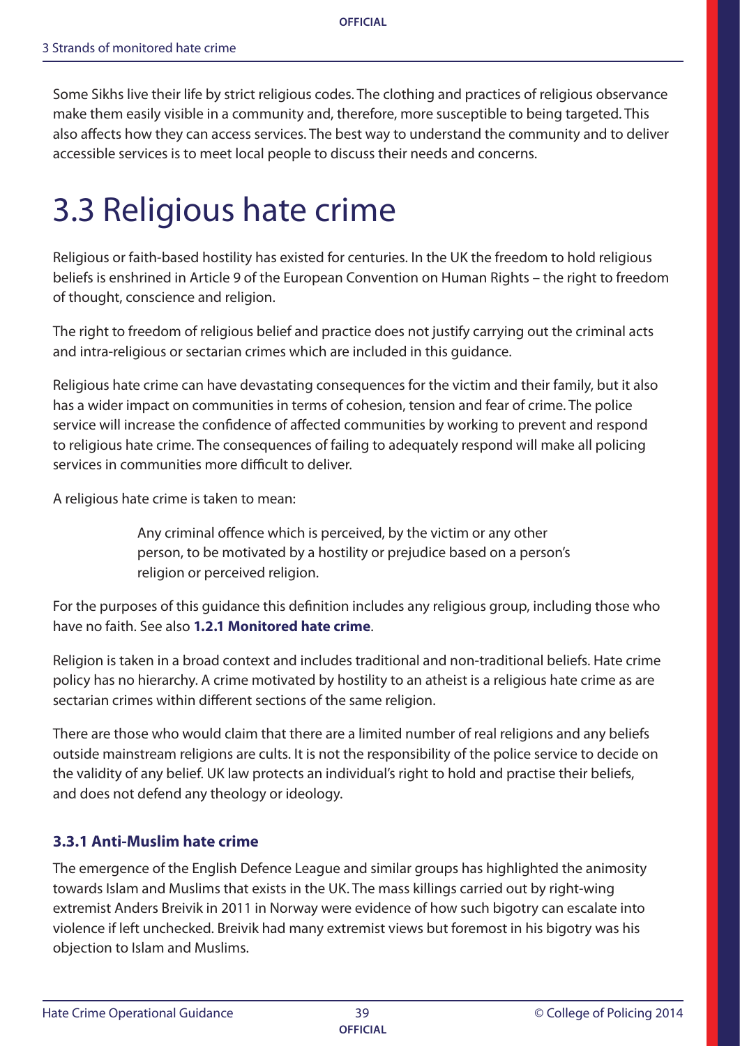Some Sikhs live their life by strict religious codes. The clothing and practices of religious observance make them easily visible in a community and, therefore, more susceptible to being targeted. This also affects how they can access services. The best way to understand the community and to deliver accessible services is to meet local people to discuss their needs and concerns.

# 3.3 Religious hate crime

Religious or faith-based hostility has existed for centuries. In the UK the freedom to hold religious beliefs is enshrined in Article 9 of the European Convention on Human Rights – the right to freedom of thought, conscience and religion.

The right to freedom of religious belief and practice does not justify carrying out the criminal acts and intra-religious or sectarian crimes which are included in this guidance.

Religious hate crime can have devastating consequences for the victim and their family, but it also has a wider impact on communities in terms of cohesion, tension and fear of crime. The police service will increase the confidence of affected communities by working to prevent and respond to religious hate crime. The consequences of failing to adequately respond will make all policing services in communities more difficult to deliver.

A religious hate crime is taken to mean:

> Any criminal offence which is perceived, by the victim or any other person, to be motivated by a hostility or prejudice based on a person's religion or perceived religion.

For the purposes of this guidance this definition includes any religious group, including those who have no faith. See also **1.2.1 Monitored hate crime**.

Religion is taken in a broad context and includes traditional and non-traditional beliefs. Hate crime policy has no hierarchy. A crime motivated by hostility to an atheist is a religious hate crime as are sectarian crimes within different sections of the same religion.

There are those who would claim that there are a limited number of real religions and any beliefs outside mainstream religions are cults. It is not the responsibility of the police service to decide on the validity of any belief. UK law protects an individual's right to hold and practise their beliefs, and does not defend any theology or ideology.

### 3.3.1 Anti-Muslim hate crime

The emergence of the English Defence League and similar groups has highlighted the animosity towards Islam and Muslims that exists in the UK. The mass killings carried out by right-wing extremist Anders Breivik in 2011 in Norway were evidence of how such bigotry can escalate into violence if left unchecked. Breivik had many extremist views but foremost in his bigotry was his objection to Islam and Muslims.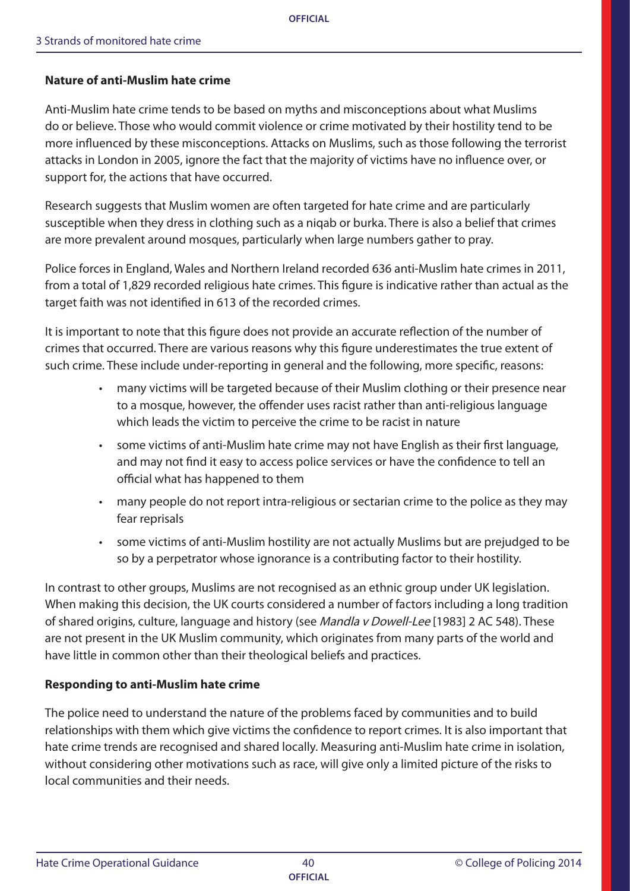#### Nature of anti-Muslim hate crime

Anti-Muslim hate crime tends to be based on myths and misconceptions about what Muslims do or believe. Those who would commit violence or crime motivated by their hostility tend to be more influenced by these misconceptions. Attacks on Muslims, such as those following the terrorist attacks in London in 2005, ignore the fact that the majority of victims have no influence over, or support for, the actions that have occurred.

Research suggests that Muslim women are often targeted for hate crime and are particularly susceptible when they dress in clothing such as a niqab or burka. There is also a belief that crimes are more prevalent around mosques, particularly when large numbers gather to pray.

Police forces in England, Wales and Northern Ireland recorded 636 anti-Muslim hate crimes in 2011, from a total of 1,829 recorded religious hate crimes. This figure is indicative rather than actual as the target faith was not identified in 613 of the recorded crimes.

It is important to note that this figure does not provide an accurate reflection of the number of crimes that occurred. There are various reasons why this figure underestimates the true extent of such crime. These include under-reporting in general and the following, more specific, reasons:

- many victims will be targeted because of their Muslim clothing or their presence near to a mosque, however, the offender uses racist rather than anti-religious language which leads the victim to perceive the crime to be racist in nature
- some victims of anti-Muslim hate crime may not have English as their first language, and may not find it easy to access police services or have the confidence to tell an official what has happened to them
- many people do not report intra-religious or sectarian crime to the police as they may fear reprisals
- some victims of anti-Muslim hostility are not actually Muslims but are prejudged to be so by a perpetrator whose ignorance is a contributing factor to their hostility.

In contrast to other groups, Muslims are not recognised as an ethnic group under UK legislation. When making this decision, the UK courts considered a number of factors including a long tradition of shared origins, culture, language and history (see *Mandla v Dowell-Lee* [1983] 2 AC 548). These are not present in the UK Muslim community, which originates from many parts of the world and have little in common other than their theological beliefs and practices.

#### Responding to anti-Muslim hate crime

The police need to understand the nature of the problems faced by communities and to build relationships with them which give victims the confidence to report crimes. It is also important that hate crime trends are recognised and shared locally. Measuring anti-Muslim hate crime in isolation, without considering other motivations such as race, will give only a limited picture of the risks to local communities and their needs.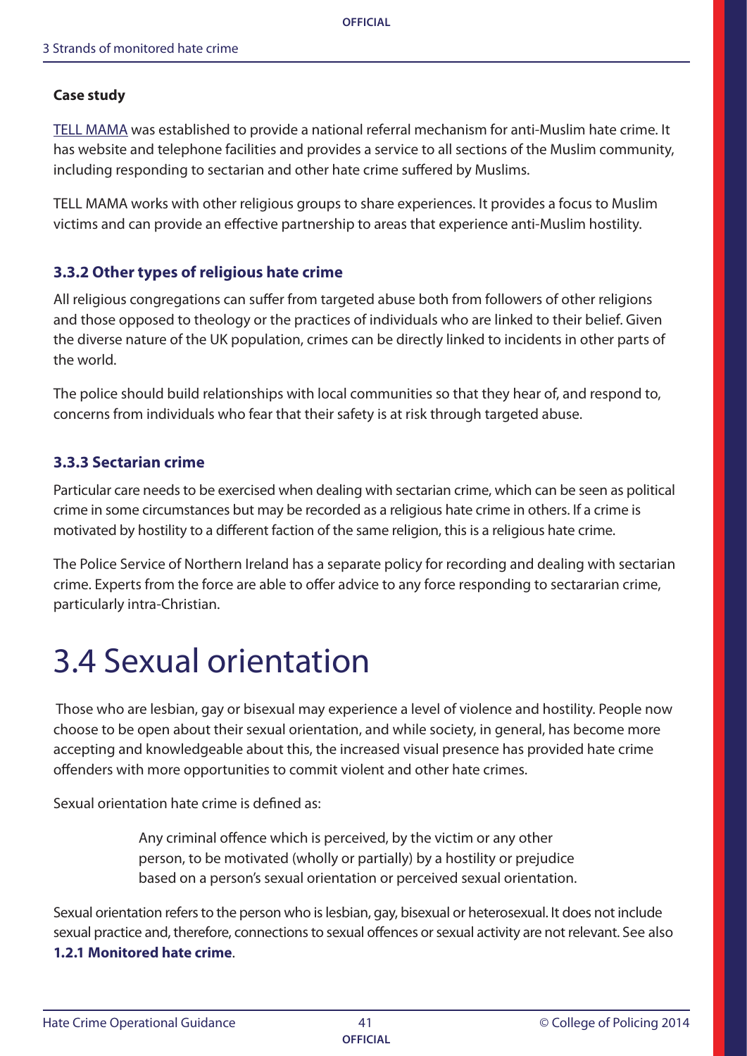**Case study**

TELL MAMA was established to provide a national referral mechanism for anti-Muslim hate crime. It has website and telephone facilities and provides a service to all sections of the Muslim community, including responding to sectarian and other hate crime suffered by Muslims.

TELL MAMA works with other religious groups to share experiences. It provides a focus to Muslim victims and can provide an effective partnership to areas that experience anti-Muslim hostility.

### 3.3.2 Other types of religious hate crime

All religious congregations can suffer from targeted abuse both from followers of other religions and those opposed to theology or the practices of individuals who are linked to their belief. Given the diverse nature of the UK population, crimes can be directly linked to incidents in other parts of the world.

The police should build relationships with local communities so that they hear of, and respond to, concerns from individuals who fear that their safety is at risk through targeted abuse.

### 3.3.3 Sectarian crime

Particular care needs to be exercised when dealing with sectarian crime, which can be seen as political crime in some circumstances but may be recorded as a religious hate crime in others. If a crime is motivated by hostility to a different faction of the same religion, this is a religious hate crime.

The Police Service of Northern Ireland has a separate policy for recording and dealing with sectarian crime. Experts from the force are able to offer advice to any force responding to sectararian crime, particularly intra-Christian.

# 3.4 Sexual orientation

Those who are lesbian, gay or bisexual may experience a level of violence and hostility. People now choose to be open about their sexual orientation, and while society, in general, has become more accepting and knowledgeable about this, the increased visual presence has provided hate crime offenders with more opportunities to commit violent and other hate crimes.

Sexual orientation hate crime is defined as:

> Any criminal offence which is perceived, by the victim or any other person, to be motivated (wholly or partially) by a hostility or prejudice based on a person's sexual orientation or perceived sexual orientation.

Sexual orientation refers to the person who is lesbian, gay, bisexual or heterosexual. It does not include sexual practice and, therefore, connections to sexual offences or sexual activity are not relevant. See also **1.2.1 Monitored hate crime**.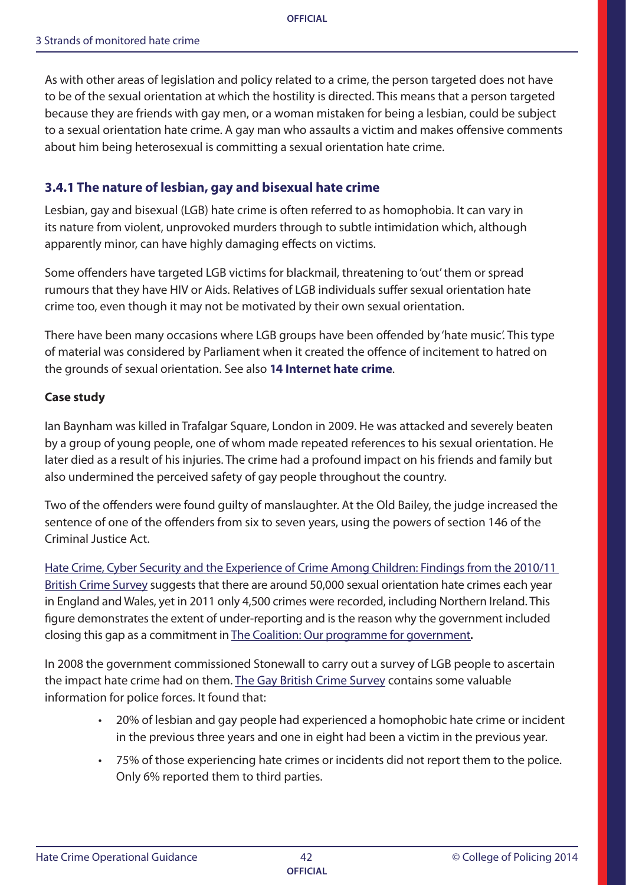As with other areas of legislation and policy related to a crime, the person targeted does not have to be of the sexual orientation at which the hostility is directed. This means that a person targeted because they are friends with gay men, or a woman mistaken for being a lesbian, could be subject to a sexual orientation hate crime. A gay man who assaults a victim and makes offensive comments about him being heterosexual is committing a sexual orientation hate crime.

### 3.4.1 The nature of lesbian, gay and bisexual hate crime

Lesbian, gay and bisexual (LGB) hate crime is often referred to as homophobia. It can vary in its nature from violent, unprovoked murders through to subtle intimidation which, although apparently minor, can have highly damaging effects on victims.

Some offenders have targeted LGB victims for blackmail, threatening to 'out' them or spread rumours that they have HIV or Aids. Relatives of LGB individuals suffer sexual orientation hate crime too, even though it may not be motivated by their own sexual orientation.

There have been many occasions where LGB groups have been offended by 'hate music'. This type of material was considered by Parliament when it created the offence of incitement to hatred on the grounds of sexual orientation. See also **14 Internet hate crime**.

**Case study**

Ian Baynham was killed in Trafalgar Square, London in 2009. He was attacked and severely beaten by a group of young people, one of whom made repeated references to his sexual orientation. He later died as a result of his injuries. The crime had a profound impact on his friends and family but also undermined the perceived safety of gay people throughout the country.

Two of the offenders were found guilty of manslaughter. At the Old Bailey, the judge increased the sentence of one of the offenders from six to seven years, using the powers of section 146 of the Criminal Justice Act.

Hate Crime, Cyber Security and the Experience of Crime Among Children: Findings from the 2010/11 British Crime Survey suggests that there are around 50,000 sexual orientation hate crimes each year in England and Wales, yet in 2011 only 4,500 crimes were recorded, including Northern Ireland. This figure demonstrates the extent of under-reporting and is the reason why the government included closing this gap as a commitment in The Coalition: Our programme for government**.**

In 2008 the government commissioned Stonewall to carry out a survey of LGB people to ascertain the impact hate crime had on them. The Gay British Crime Survey contains some valuable information for police forces. It found that:

- 20% of lesbian and gay people had experienced a homophobic hate crime or incident in the previous three years and one in eight had been a victim in the previous year.
- 75% of those experiencing hate crimes or incidents did not report them to the police. Only 6% reported them to third parties.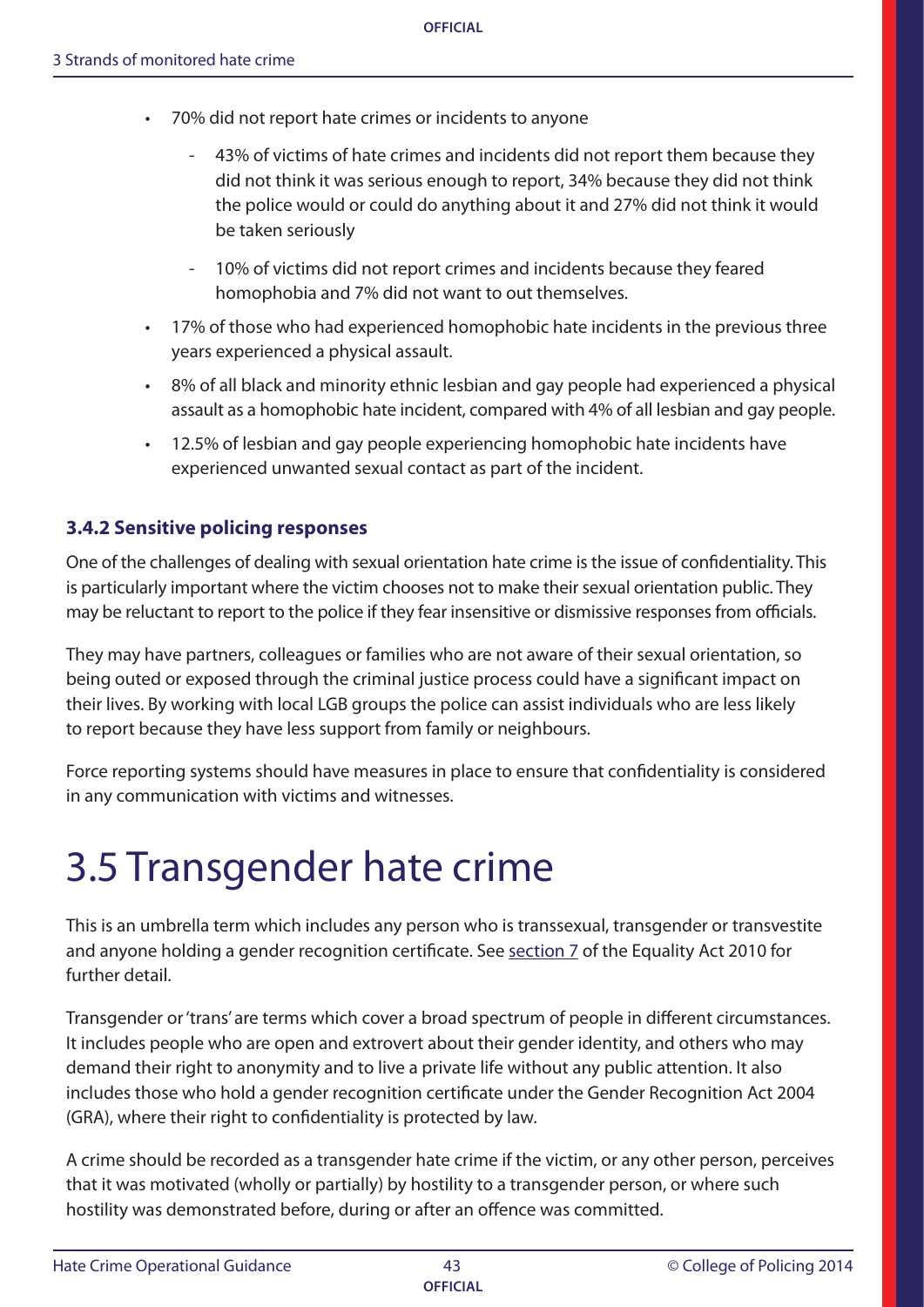- 70% did not report hate crimes or incidents to anyone
  - 43% of victims of hate crimes and incidents did not report them because they did not think it was serious enough to report, 34% because they did not think the police would or could do anything about it and 27% did not think it would be taken seriously
  - 10% of victims did not report crimes and incidents because they feared homophobia and 7% did not want to out themselves.
- 17% of those who had experienced homophobic hate incidents in the previous three years experienced a physical assault.
- 8% of all black and minority ethnic lesbian and gay people had experienced a physical assault as a homophobic hate incident, compared with 4% of all lesbian and gay people.
- 12.5% of lesbian and gay people experiencing homophobic hate incidents have experienced unwanted sexual contact as part of the incident.

### 3.4.2 Sensitive policing responses

One of the challenges of dealing with sexual orientation hate crime is the issue of confidentiality. This is particularly important where the victim chooses not to make their sexual orientation public. They may be reluctant to report to the police if they fear insensitive or dismissive responses from officials.

They may have partners, colleagues or families who are not aware of their sexual orientation, so being outed or exposed through the criminal justice process could have a significant impact on their lives. By working with local LGB groups the police can assist individuals who are less likely to report because they have less support from family or neighbours.

Force reporting systems should have measures in place to ensure that confidentiality is considered in any communication with victims and witnesses.

# 3.5 Transgender hate crime

This is an umbrella term which includes any person who is transsexual, transgender or transvestite and anyone holding a gender recognition certificate. See section 7 of the Equality Act 2010 for further detail.

Transgender or 'trans' are terms which cover a broad spectrum of people in different circumstances. It includes people who are open and extrovert about their gender identity, and others who may demand their right to anonymity and to live a private life without any public attention. It also includes those who hold a gender recognition certificate under the Gender Recognition Act 2004 (GRA), where their right to confidentiality is protected by law.

A crime should be recorded as a transgender hate crime if the victim, or any other person, perceives that it was motivated (wholly or partially) by hostility to a transgender person, or where such hostility was demonstrated before, during or after an offence was committed.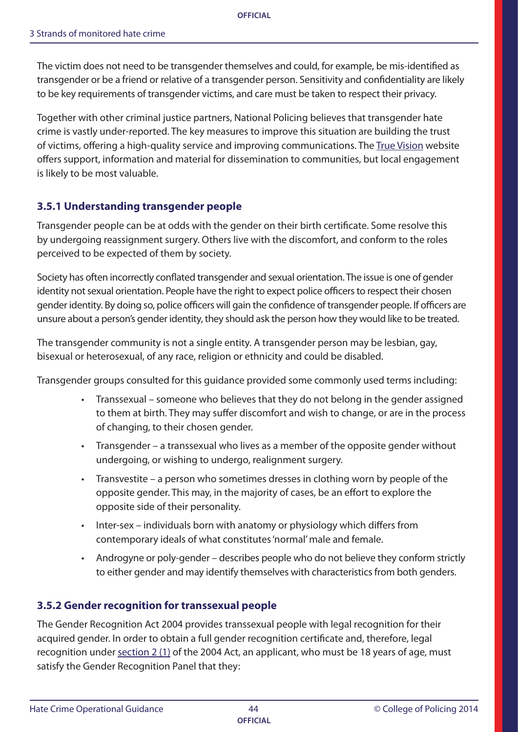The victim does not need to be transgender themselves and could, for example, be mis-identified as transgender or be a friend or relative of a transgender person. Sensitivity and confidentiality are likely to be key requirements of transgender victims, and care must be taken to respect their privacy.

Together with other criminal justice partners, National Policing believes that transgender hate crime is vastly under-reported. The key measures to improve this situation are building the trust of victims, offering a high-quality service and improving communications. The True Vision website offers support, information and material for dissemination to communities, but local engagement is likely to be most valuable.

### 3.5.1 Understanding transgender people

Transgender people can be at odds with the gender on their birth certificate. Some resolve this by undergoing reassignment surgery. Others live with the discomfort, and conform to the roles perceived to be expected of them by society.

Society has often incorrectly conflated transgender and sexual orientation. The issue is one of gender identity not sexual orientation. People have the right to expect police officers to respect their chosen gender identity. By doing so, police officers will gain the confidence of transgender people. If officers are unsure about a person's gender identity, they should ask the person how they would like to be treated.

The transgender community is not a single entity. A transgender person may be lesbian, gay, bisexual or heterosexual, of any race, religion or ethnicity and could disabled.

Transgender groups consulted for this guidance provided some commonly used terms including:

- Transsexual – someone who believes that they do not belong in the gender assigned to them at birth. They may suffer discomfort and wish to change, or are in the process of changing, to their chosen gender.
- Transgender – a transsexual who lives as a member of the opposite gender without undergoing, or wishing to undergo, realignment surgery.
- Transvestite – a person who sometimes dresses in clothing worn by people of the opposite gender. This may, in the majority of cases, be an effort to explore the opposite side of their personality.
- Inter-sex – individuals born with anatomy or physiology which differs from contemporary ideals of what constitutes 'normal' male and female.
- Androgyne or poly-gender – describes people who do not believe they conform strictly to either gender and may identify themselves with characteristics from both genders.

### 3.5.2 Gender recognition for transsexual people

The Gender Recognition Act 2004 provides transsexual people with legal recognition for their acquired gender. In order to obtain a full gender recognition certificate and, therefore, legal recognition under section 2 (1) of the 2004 Act, an applicant, who must be 18 years of age, must satisfy the Gender Recognition Panel that they: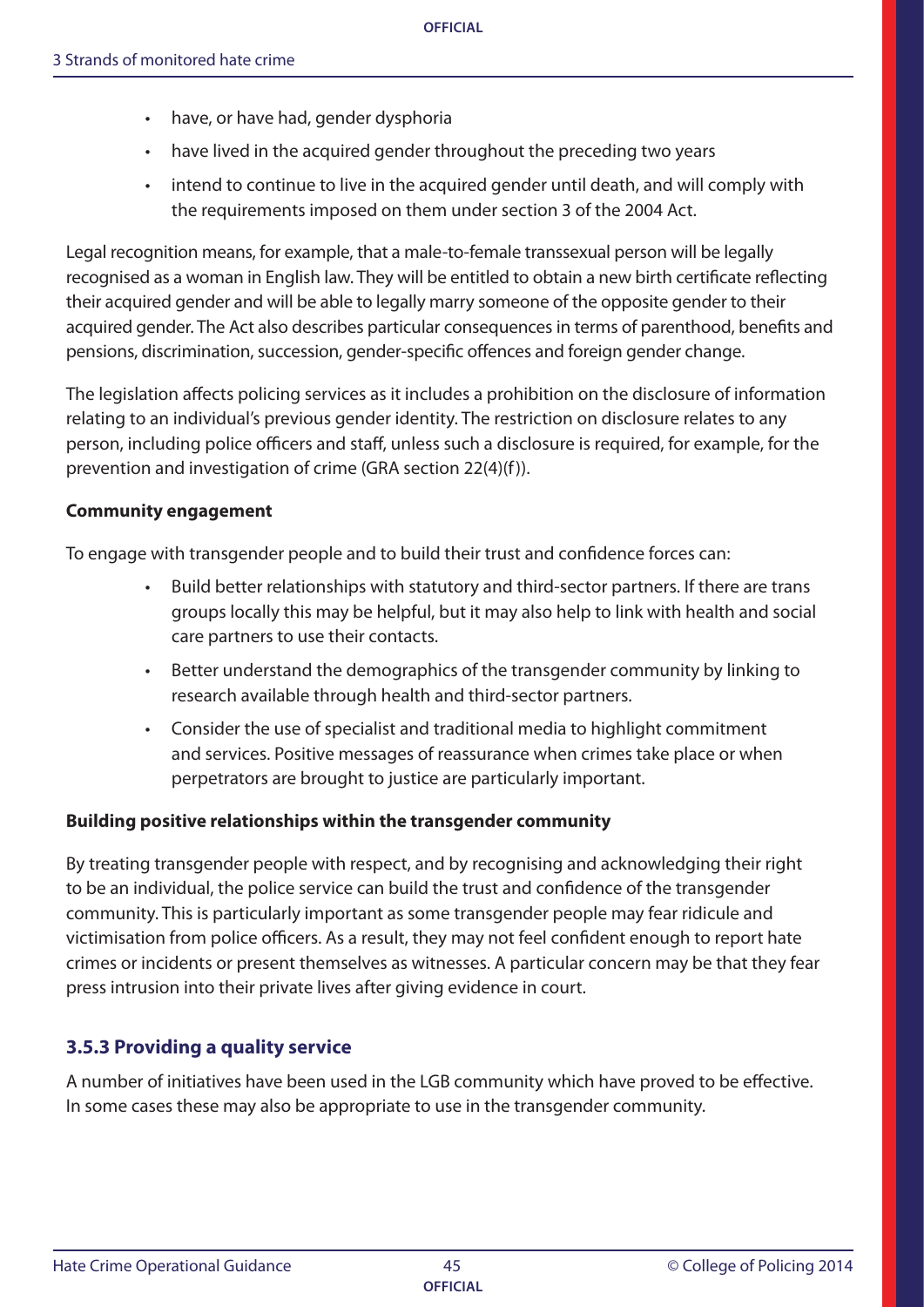- have, or have had, gender dysphoria
- have lived in the acquired gender throughout the preceding two years
- intend to continue to live in the acquired gender until death, and will comply with the requirements imposed on them under section 3 of the 2004 Act.

Legal recognition means, for example, that a male-to-female transsexual person will be legally recognised as a woman in English law. They will be entitled to obtain a new birth certificate reflecting their acquired gender and will be able to legally marry someone of the opposite gender to their acquired gender. The Act also describes particular consequences in terms of parenthood, benefits and pensions, discrimination, succession, gender-specific offences and foreign gender change.

The legislation affects policing services as it includes a prohibition on the disclosure of information relating to an individual's previous gender identity. The restriction on disclosure relates to any person, including police officers and staff, unless such a disclosure is required, for example, for the prevention and investigation of crime (GRA section 22(4)(f)).

**Community engagement**

To engage with transgender people and to build their trust and confidence forces can:

- Build better relationships with statutory and third-sector partners. If there are trans groups locally this may be helpful, but it may also help to link with health and social care partners to use their contacts.
- Better understand the demographics of the transgender community by linking to research available through health and third-sector partners.
- Consider the use of specialist and traditional media to highlight commitment and services. Positive messages of reassurance when crimes take place or when perpetrators are brought to justice are particularly important.

**Building positive relationships within the transgender community**

By treating transgender people with respect, and by recognising and acknowledging their right to be an individual, the police service can build the trust and confidence of the transgender community. This is particularly important as some transgender people may fear ridicule and victimisation from police officers. As a result, they may not feel confident enough to report hate crimes or incidents or present themselves as witnesses. A particular concern may be that they fear press intrusion into their private lives after giving evidence in court.

### 3.5.3 Providing a quality service

A number of initiatives have been used in the LGB community which have proved to be effective. In some cases these may also be appropriate to use in the transgender community.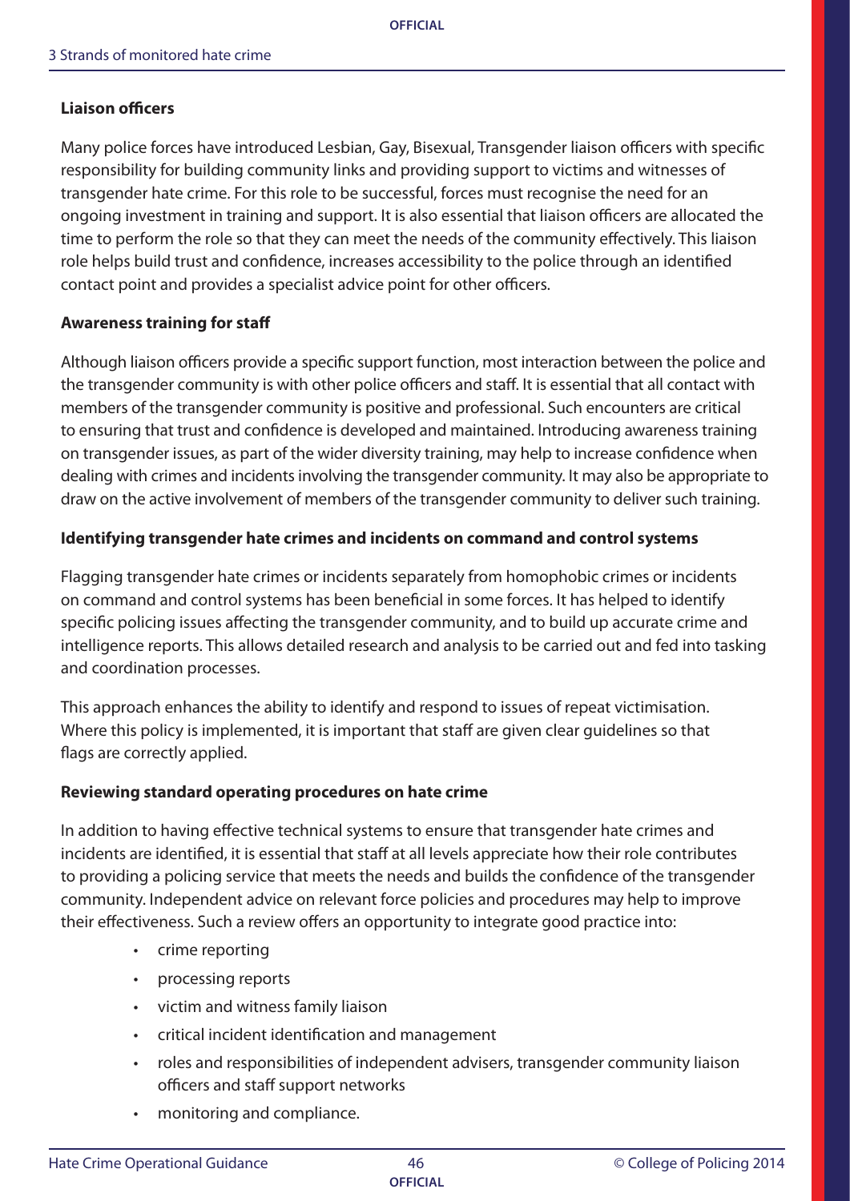#### Liaison officers

Many police forces have introduced Lesbian, Gay, Bisexual, Transgender liaison officers with specific responsibility for building community links and providing support to victims and witnesses of transgender hate crime. For this role to be successful, forces must recognise the need for an ongoing investment in training and support. It is also essential that liaison officers are allocated the time to perform the role so that they can meet the needs of the community effectively. This liaison role helps build trust and confidence, increases accessibility to the police through an identified contact point and provides a specialist advice point for other officers.

#### Awareness training for staff

Although liaison officers provide a specific support function, most interaction between the police and the transgender community is with other police officers and staff. It is essential that all contact with members of the transgender community is positive and professional. Such encounters are critical to ensuring that trust and confidence is developed and maintained. Introducing awareness training on transgender issues, as part of the wider diversity training, may help to increase confidence when dealing with crimes and incidents involving the transgender community. It may also be appropriate to draw on the active involvement of members of the transgender community to deliver such training.

#### Identifying transgender hate crimes and incidents on command and control systems

Flagging transgender hate crimes or incidents separately from homophobic crimes or incidents on command and control systems has been beneficial in some forces. It has helped to identify specific policing issues affecting the transgender community, and to build up accurate crime and intelligence reports. This allows detailed research and analysis to be carried out and fed into tasking and coordination processes.

This approach enhances the ability to identify and respond to issues of repeat victimisation. Where this policy is implemented, it is important that staff are given clear guidelines so that flags are correctly applied.

#### Reviewing standard operating procedures on hate crime

In addition to having effective technical systems to ensure that transgender hate crimes and incidents are identified, it is essential that staff at all levels appreciate how their role contributes to providing a policing service that meets the needs and builds the confidence of the transgender community. Independent advice on relevant force policies and procedures may help to improve their effectiveness. Such a review offers an opportunity to integrate good practice into:

- crime reporting
- processing reports
- victim and witness family liaison
- critical incident identification and management
- roles and responsibilities of independent advisers, transgender community liaison officers and staff support networks
- monitoring and compliance.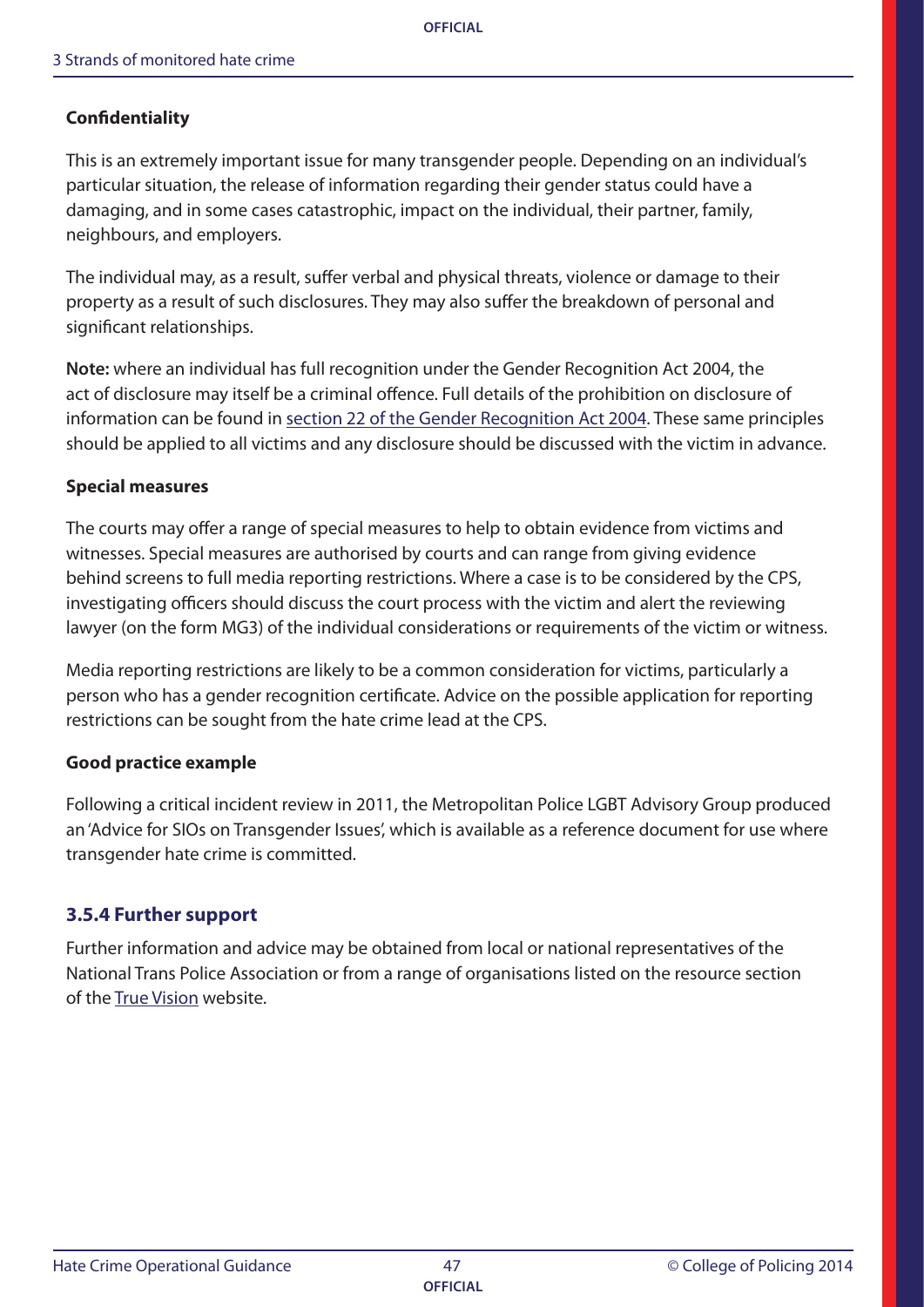**Confidentiality**

This is an extremely important issue for many transgender people. Depending on an individual's particular situation, the release of information regarding their gender status could have a damaging, and in some cases catastrophic, impact on the individual, their partner, family, neighbours, and employers.

The individual may, as a result, suffer verbal and physical threats, violence or damage to their property as a result of such disclosures. They may also suffer the breakdown of personal and significant relationships.

**Note:** where an individual has full recognition under the Gender Recognition Act 2004, the act of disclosure may itself be a criminal offence. Full details of the prohibition on disclosure of information can be found in section 22 of the Gender Recognition Act 2004. These same principles should be applied to all victims and any disclosure should be discussed with the victim in advance.

**Special measures**

The courts may offer a range of special measures to help to obtain evidence from victims and witnesses. Special measures are authorised by courts and can range from giving evidence behind screens to full media reporting restrictions. Where a case is to be considered by the CPS, investigating officers should discuss the court process with the victim and alert the reviewing lawyer (on the form MG3) of the individual considerations or requirements of the victim or witness.

Media reporting restrictions are likely to be a common consideration for victims, particularly a person who has a gender recognition certificate. Advice on the possible application for reporting restrictions can be sought from the hate crime lead at the CPS.

**Good practice example**

Following a critical incident review in 2011, the Metropolitan Police LGBT Advisory Group produced an 'Advice for SIOs on Transgender Issues', which is available as a reference document for use where transgender hate crime is committed.

### 3.5.4 Further support

Further information and advice may be obtained from local or national representatives of the National Trans Police Association or from a range of organisations listed on the resource section of the True Vision website.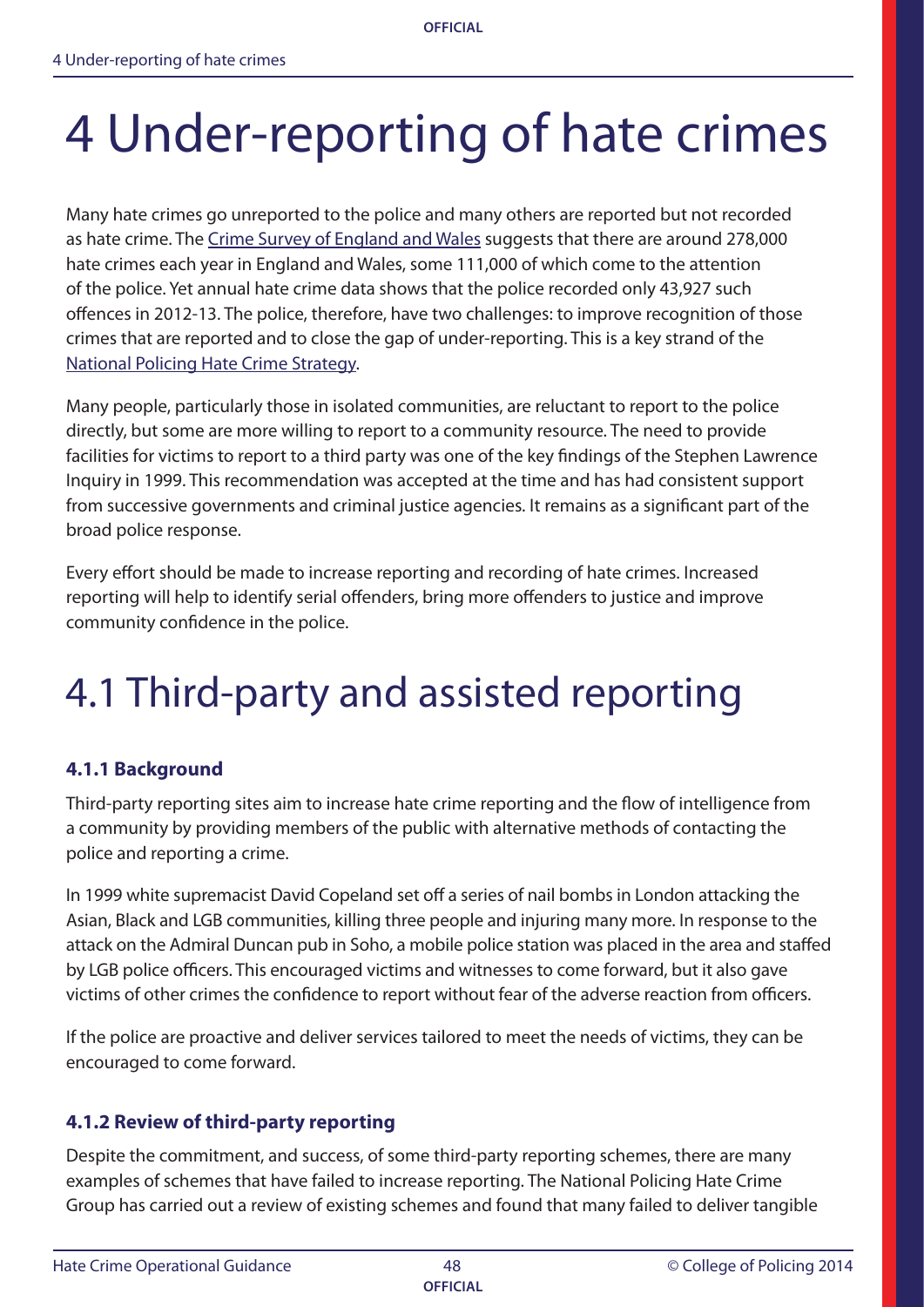# 4 Under-reporting of hate crimes

Many hate crimes go unreported to the police and many others are reported but not recorded as hate crime. The Crime Survey of England and Wales suggests that there are around 278,000 hate crimes each year in England and Wales, some 111,000 of which come to the attention of the police. Yet annual hate crime data shows that the police recorded only 43,927 such offences in 2012-13. The police, therefore, have two challenges: to improve recognition of those crimes that are reported and to close the gap of under-reporting. This is a key strand of the National Policing Hate Crime Strategy.

Many people, particularly those in isolated communities, are reluctant to report to the police directly, but some are more willing to report to a community resource. The need to provide facilities for victims to report to a third party was one of the key findings of the Stephen Lawrence Inquiry in 1999. This recommendation was accepted at the time and has had consistent support from successive governments and criminal justice agencies. It remains as a significant part of the broad police response.

Every effort should be made to increase reporting and recording of hate crimes. Increased reporting will help to identify serial offenders, bring more offenders to justice and improve community confidence in the police.

# 4.1 Third-party and assisted reporting

### 4.1.1 Background

Third-party reporting sites aim to increase hate crime reporting and the flow of intelligence from a community by providing members of the public with alternative methods of contacting the police and reporting a crime.

In 1999 white supremacist David Copeland set off a series of nail bombs in London attacking the Asian, Black and LGB communities, killing three people and injuring many more. In response to the attack on the Admiral Duncan pub in Soho, a mobile police station was placed in the area and staffed by LGB police officers. This encouraged victims and witnesses to come forward, but it also gave victims of other crimes the confidence to report without fear of the adverse reaction from officers.

If the police are proactive and deliver services tailored to meet the needs of victims, they can be encouraged to come forward.

### 4.1.2 Review of third-party reporting

Despite the commitment, and success, of some third-party reporting schemes, there are many examples of schemes that have failed to increase reporting. The National Policing Hate Crime Group has carried out a review of existing schemes and found that many failed to deliver tangible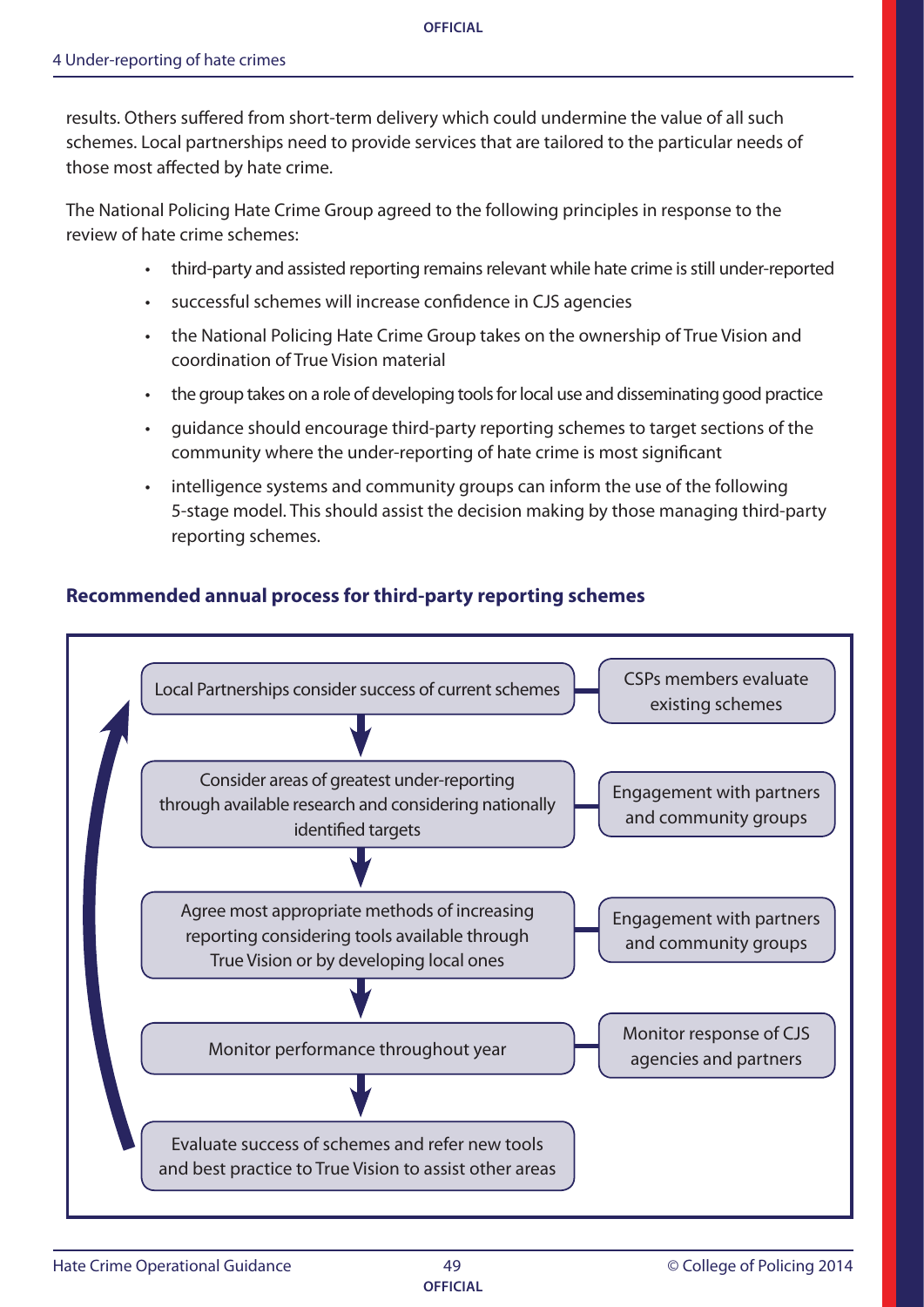results. Others suffered from short-term delivery which could undermine the value of all such schemes. Local partnerships need to provide services that are tailored to the particular needs of those most affected by hate crime.

The National Policing Hate Crime Group agreed to the following principles in response to the review of hate crime schemes:

- third-party and assisted reporting remains relevant while hate crime is still under-reported
- successful schemes will increase confidence in CJS agencies
- the National Policing Hate Crime Group takes on the ownership of True Vision and coordination of True Vision material
- the group takes on a role of developing tools for local use and disseminating good practice
- guidance should encourage third-party reporting schemes to target sections of the community where the under-reporting of hate crime is most significant
- intelligence systems and community groups can inform the use of the following 5-stage model. This should assist the decision making by those managing third-party reporting schemes.

**Recommended annual process for third-party reporting schemes**

| Stage | Supporting activity |
|---|---|
| Local Partnerships consider success of current schemes | CSPs members evaluate existing schemes |
| Consider areas of greatest under-reporting through available research and considering nationally identified targets | Engagement with partners and community groups |
| Agree most appropriate methods of increasing reporting considering tools available through True Vision or by developing local ones | Engagement with partners and community groups |
| Monitor performance throughout year | Monitor response of CJS agencies and partners |
| Evaluate success of schemes and refer new tools and best practice to True Vision to assist other areas | |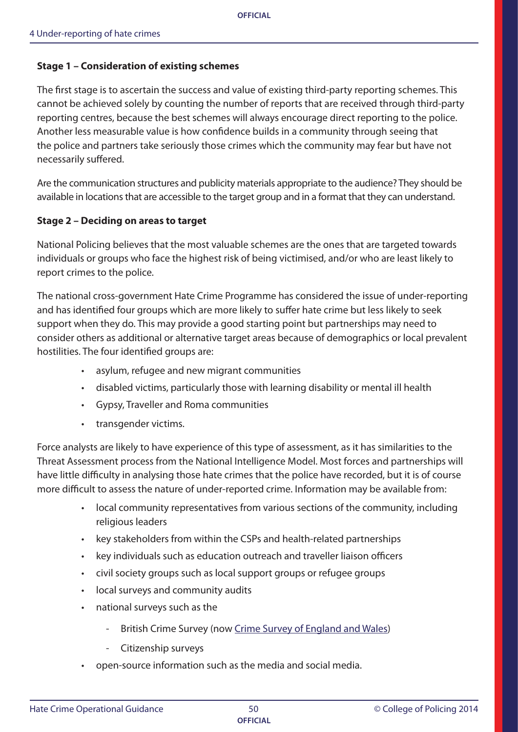**Stage 1 – Consideration of existing schemes**

The first stage is to ascertain the success and value of existing third-party reporting schemes. This cannot be achieved solely by counting the number of reports that are received through third-party reporting centres, because the best schemes will always encourage direct reporting to the police. Another less measurable value is how confidence builds in a community through seeing that the police and partners take seriously those crimes which the community may fear but have not necessarily suffered.

Are the communication structures and publicity materials appropriate to the audience? They should be available in locations that are accessible to the target group and in a format that they can understand.

**Stage 2 – Deciding on areas to target**

National Policing believes that the most valuable schemes are the ones that are targeted towards individuals or groups who face the highest risk of being victimised, and/or who are least likely to report crimes to the police.

The national cross-government Hate Crime Programme has considered the issue of under-reporting and has identified four groups which are more likely to suffer hate crime but less likely to seek support when they do. This may provide a good starting point but partnerships may need to consider others as additional or alternative target areas because of demographics or local prevalent hostilities. The four identified groups are:

- asylum, refugee and new migrant communities
- disabled victims, particularly those with learning disability or mental ill health
- Gypsy, Traveller and Roma communities
- transgender victims.

Force analysts are likely to have experience of this type of assessment, as it has similarities to the Threat Assessment process from the National Intelligence Model. Most forces and partnerships will have little difficulty in analysing those hate crimes that the police have recorded, but it is of course more difficult to assess the nature of under-reported crime. Information may be available from:

- local community representatives from various sections of the community, including religious leaders
- key stakeholders from within the CSPs and health-related partnerships
- key individuals such as education outreach and traveller liaison officers
- civil society groups such as local support groups or refugee groups
- local surveys and community audits
- national surveys such as the
  - British Crime Survey (now Crime Survey of England and Wales)
  - Citizenship surveys
- open-source information such as the media and social media.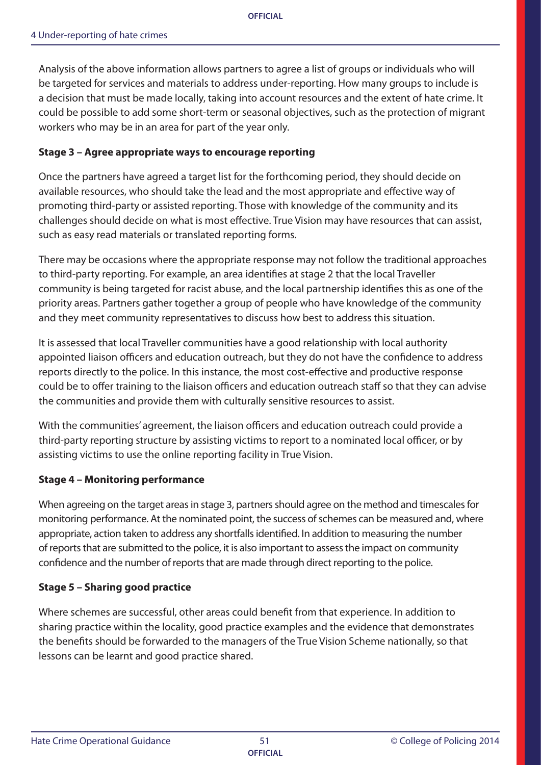Analysis of the above information allows partners to agree a list of groups or individuals who will be targeted for services and materials to address under-reporting. How many groups to include is a decision that must be made locally, taking into account resources and the extent of hate crime. It could be possible to add some short-term or seasonal objectives, such as the protection of migrant workers who may be in an area for part of the year only.

**Stage 3 – Agree appropriate ways to encourage reporting**

Once the partners have agreed a target list for the forthcoming period, they should decide on available resources, who should take the lead and the most appropriate and effective way of promoting third-party or assisted reporting. Those with knowledge of the community and its challenges should decide on what is most effective. True Vision may have resources that can assist, such as easy read materials or translated reporting forms.

There may be occasions where the appropriate response may not follow the traditional approaches to third-party reporting. For example, an area identifies at stage 2 that the local Traveller community is being targeted for racist abuse, and the local partnership identifies this as one of the priority areas. Partners gather together a group of people who have knowledge of the community and they meet community representatives to discuss how best to address this situation.

It is assessed that local Traveller communities have a good relationship with local authority appointed liaison officers and education outreach, but they do not have the confidence to address reports directly to the police. In this instance, the most cost-effective and productive response could be to offer training to the liaison officers and education outreach staff so that they can advise the communities and provide them with culturally sensitive resources to assist.

With the communities' agreement, the liaison officers and education outreach could provide a third-party reporting structure by assisting victims to report to a nominated local officer, or by assisting victims to use the online reporting facility in True Vision.

**Stage 4 – Monitoring performance**

When agreeing on the target areas in stage 3, partners should agree on the method and timescales for monitoring performance. At the nominated point, the success of schemes can be measured and, where appropriate, action taken to address any shortfalls identified. In addition to measuring the number of reports that are submitted to the police, it is also important to assess the impact on community confidence and the number of reports that are made through direct reporting to the police.

**Stage 5 – Sharing good practice**

Where schemes are successful, other areas could benefit from that experience. In addition to sharing practice within the locality, good practice examples and the evidence that demonstrates the benefits should be forwarded to the managers of the True Vision Scheme nationally, so that lessons can be learnt and good practice shared.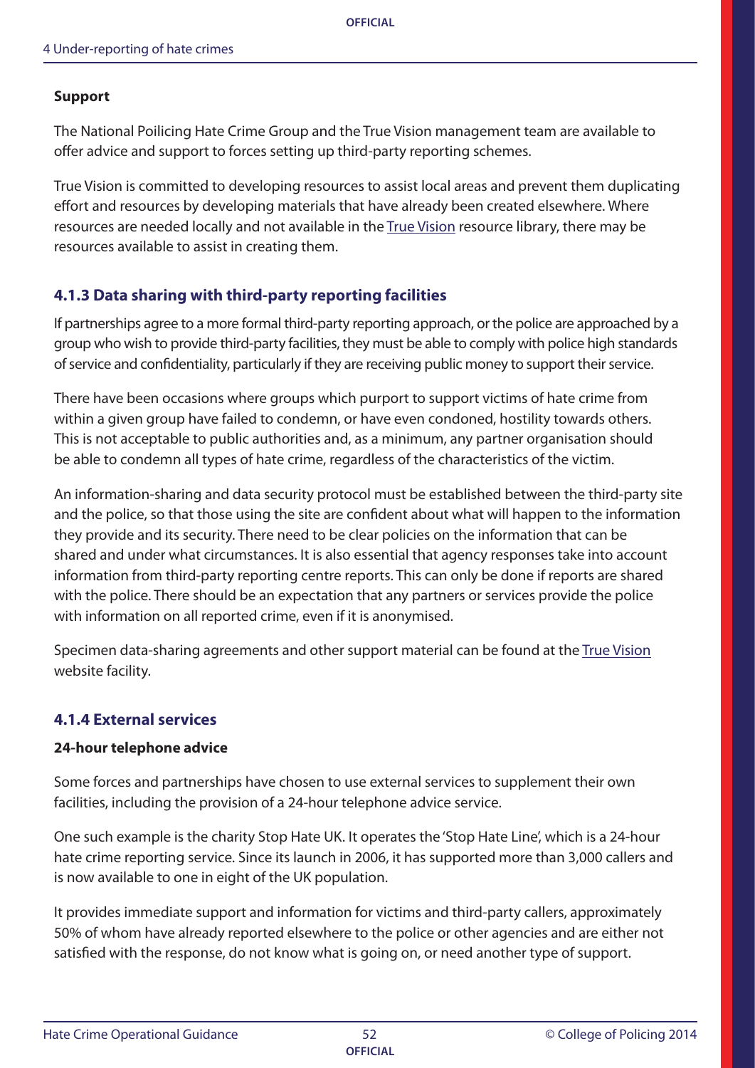**Support**

The National Poilicing Hate Crime Group and the True Vision management team are available to offer advice and support to forces setting up third-party reporting schemes.

True Vision is committed to developing resources to assist local areas and prevent them duplicating effort and resources by developing materials that have already been created elsewhere. Where resources are needed locally and not available in the True Vision resource library, there may be resources available to assist in creating them.

### 4.1.3 Data sharing with third-party reporting facilities

If partnerships agree to a more formal third-party reporting approach, or the police are approached by a group who wish to provide third-party facilities, they must be able to comply with police high standards of service and confidentiality, particularly if they are receiving public money to support their service.

There have been occasions where groups which purport to support victims of hate crime from within a given group have failed to condemn, or have even condoned, hostility towards others. This is not acceptable to public authorities and, as a minimum, any partner organisation should be able to condemn all types of hate crime, regardless of the characteristics of the victim.

An information-sharing and data security protocol must be established between the third-party site and the police, so that those using the site are confident about what will happen to the information they provide and its security. There need to be clear policies on the information that can be shared and under what circumstances. It is also essential that agency responses take into account information from third-party reporting centre reports. This can only be done if reports are shared with the police. There should be an expectation that any partners or services provide the police with information on all reported crime, even if it is anonymised.

Specimen data-sharing agreements and other support material can be found at the True Vision website facility.

### 4.1.4 External services

**24-hour telephone advice**

Some forces and partnerships have chosen to use external services to supplement their own facilities, including the provision of a 24-hour telephone advice service.

One such example is the charity Stop Hate UK. It operates the 'Stop Hate Line', which is a 24-hour hate crime reporting service. Since its launch in 2006, it has supported more than 3,000 callers and is now available to one in eight of the UK population.

It provides immediate support and information for victims and third-party callers, approximately 50% of whom have already reported elsewhere to the police or other agencies and are either not satisfied with the response, do not know what is going on, or need another type of support.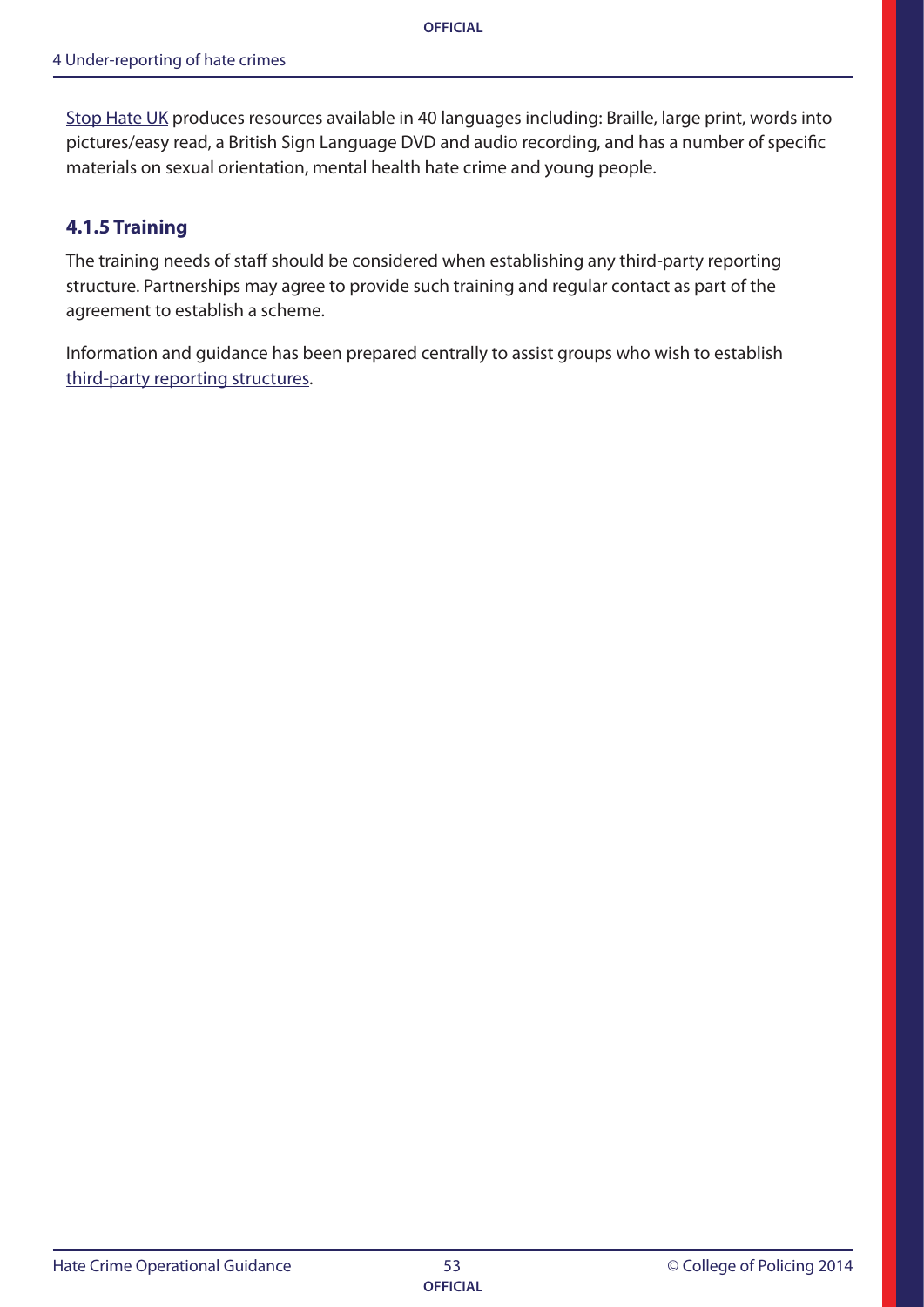Stop Hate UK produces resources available in 40 languages including: Braille, large print, words into pictures/easy read, a British Sign Language DVD and audio recording, and has a number of specific materials on sexual orientation, mental health hate crime and young people.

### 4.1.5 Training

The training needs of staff should be considered when establishing any third-party reporting structure. Partnerships may agree to provide such training and regular contact as part of the agreement to establish a scheme.

Information and guidance has been prepared centrally to assist groups who wish to establish third-party reporting structures.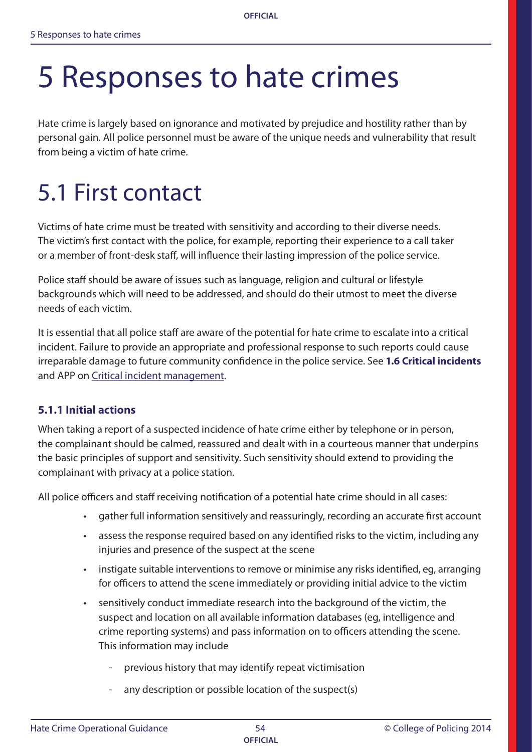# 5 Responses to hate crimes

Hate crime is largely based on ignorance and motivated by prejudice and hostility rather than by personal gain. All police personnel must be aware of the unique needs and vulnerability that result from being a victim of hate crime.

# 5.1 First contact

Victims of hate crime must be treated with sensitivity and according to their diverse needs. The victim's first contact with the police, for example, reporting their experience to a call taker or a member of front-desk staff, will influence their lasting impression of the police service.

Police staff should be aware of issues such as language, religion and cultural or lifestyle backgrounds which will need to be addressed, and should do their utmost to meet the diverse needs of each victim.

It is essential that all police staff are aware of the potential for hate crime to escalate into a critical incident. Failure to provide an appropriate and professional response to such reports could cause irreparable damage to future community confidence in the police service. See **1.6 Critical incidents** and APP on Critical incident management.

### 5.1.1 Initial actions

When taking a report of a suspected incidence of hate crime either by telephone or in person, the complainant should be calmed, reassured and dealt with in a courteous manner that underpins the basic principles of support and sensitivity. Such sensitivity should extend to providing the complainant with privacy at a police station.

All police officers and staff receiving notification of a potential hate crime should in all cases:

- gather full information sensitively and reassuringly, recording an accurate first account
- assess the response required based on any identified risks to the victim, including any injuries and presence of the suspect at the scene
- instigate suitable interventions to remove or minimise any risks identified, eg, arranging for officers to attend the scene immediately or providing initial advice to the victim
- sensitively conduct immediate research into the background of the victim, the suspect and location on all available information databases (eg, intelligence and crime reporting systems) and pass information on to officers attending the scene. This information may include
  - previous history that may identify repeat victimisation
  - any description or possible location of the suspect(s)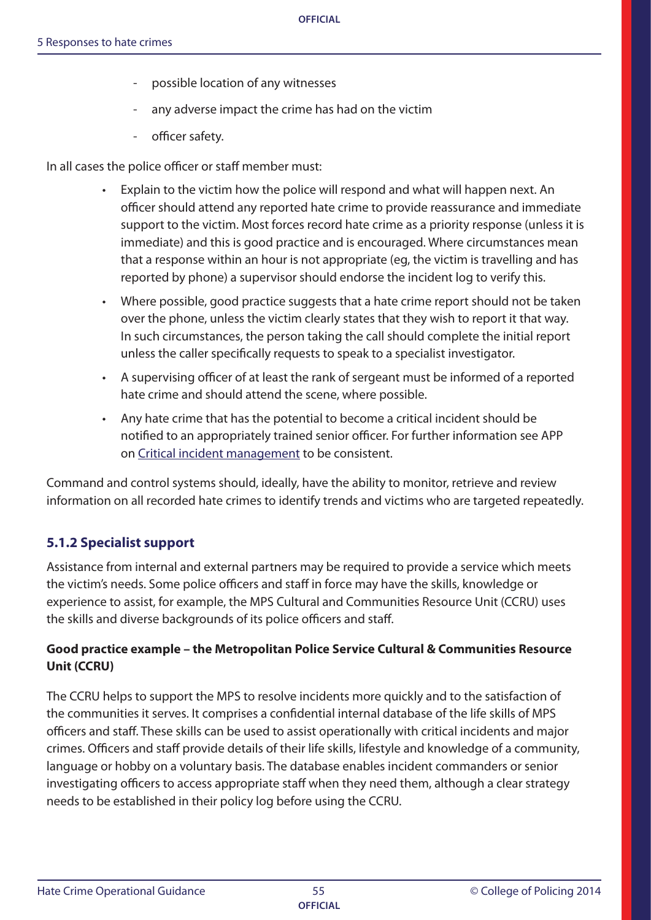- possible location of any witnesses
  - any adverse impact the crime has had on the victim
  - officer safety.

In all cases the police officer or staff member must:

- Explain to the victim how the police will respond and what will happen next. An officer should attend any reported hate crime to provide reassurance and immediate support to the victim. Most forces record hate crime as a priority response (unless it is immediate) and this is good practice and is encouraged. Where circumstances mean that a response within an hour is not appropriate (eg, the victim is travelling and has reported by phone) a supervisor should endorse the incident log to verify this.
- Where possible, good practice suggests that a hate crime report should not be taken over the phone, unless the victim clearly states that they wish to report it that way. In such circumstances, the person taking the call should complete the initial report unless the caller specifically requests to speak to a specialist investigator.
- A supervising officer of at least the rank of sergeant must be informed of a reported hate crime and should attend the scene, where possible.
- Any hate crime that has the potential to become a critical incident should be notified to an appropriately trained senior officer. For further information see APP on Critical incident management to be consistent.

Command and control systems should, ideally, have the ability to monitor, retrieve and review information on all recorded hate crimes to identify trends and victims who are targeted repeatedly.

### 5.1.2 Specialist support

Assistance from internal and external partners may be required to provide a service which meets the victim's needs. Some police officers and staff in force may have the skills, knowledge or experience to assist, for example, the MPS Cultural and Communities Resource Unit (CCRU) uses the skills and diverse backgrounds of its police officers and staff.

**Good practice example – the Metropolitan Police Service Cultural & Communities Resource Unit (CCRU)**

The CCRU helps to support the MPS to resolve incidents more quickly and to the satisfaction of the communities it serves. It comprises a confidential internal database of the life skills of MPS officers and staff. These skills can be used to assist operationally with critical incidents and major crimes. Officers and staff provide details of their life skills, lifestyle and knowledge of a community, language or hobby on a voluntary basis. The database enables incident commanders or senior investigating officers to access appropriate staff when they need them, although a clear strategy needs to be established in their policy log before using the CCRU.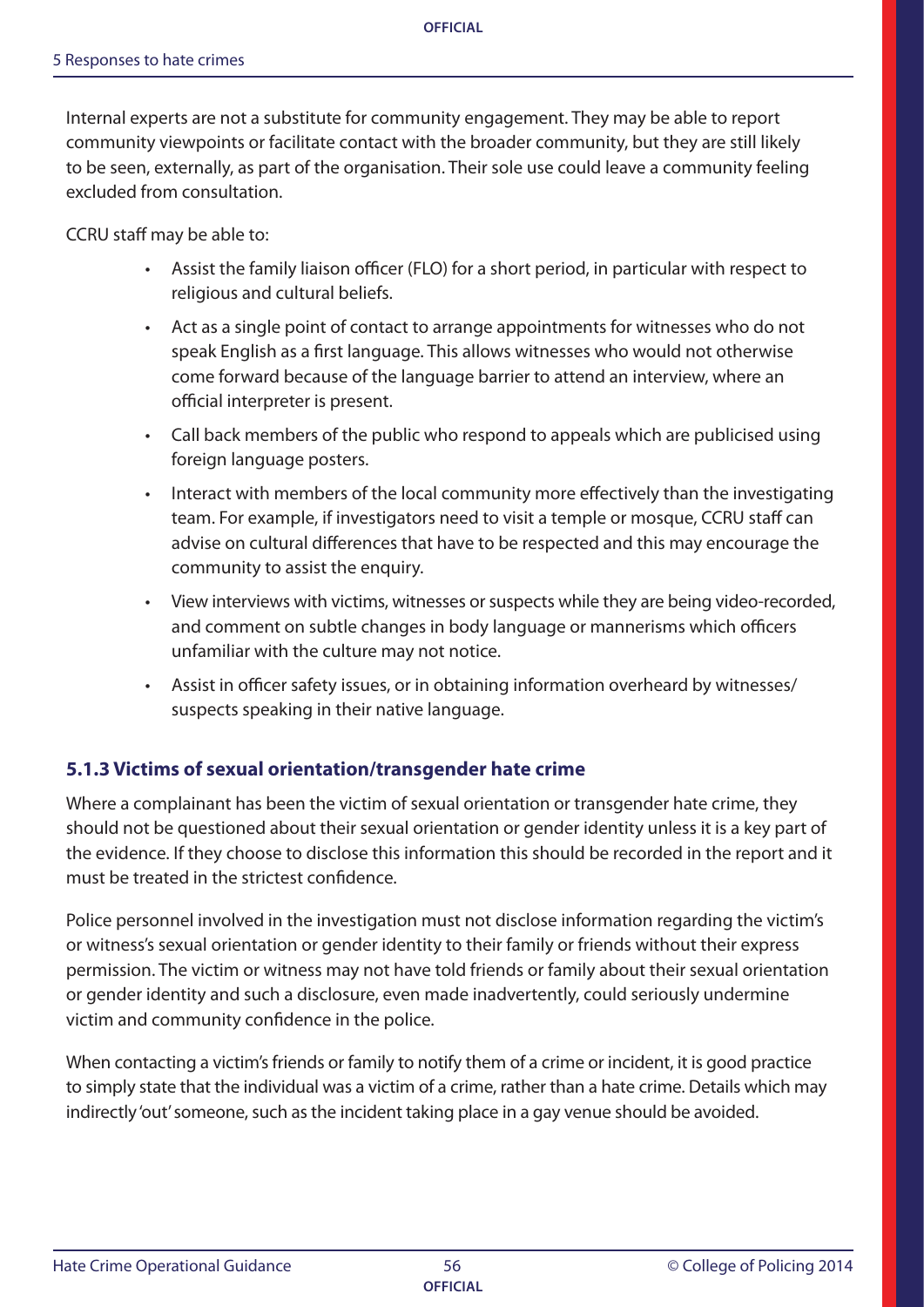Internal experts are not a substitute for community engagement. They may be able to report community viewpoints or facilitate contact with the broader community, but they are still likely to be seen, externally, as part of the organisation. Their sole use could leave a community feeling excluded from consultation.

CCRU staff may be able to:

- Assist the family liaison officer (FLO) for a short period, in particular with respect to religious and cultural beliefs.
- Act as a single point of contact to arrange appointments for witnesses who do not speak English as a first language. This allows witnesses who would not otherwise come forward because of the language barrier to attend an interview, where an official interpreter is present.
- Call back members of the public who respond to appeals which are publicised using foreign language posters.
- Interact with members of the local community more effectively than the investigating team. For example, if investigators need to visit a temple or mosque, CCRU staff can advise on cultural differences that have to be respected and this may encourage the community to assist the enquiry.
- View interviews with victims, witnesses or suspects while they are being video-recorded, and comment on subtle changes in body language or mannerisms which officers unfamiliar with the culture may not notice.
- Assist in officer safety issues, or in obtaining information overheard by witnesses/suspects speaking in their native language.

### 5.1.3 Victims of sexual orientation/transgender hate crime

Where a complainant has been the victim of sexual orientation or transgender hate crime, they should not be questioned about their sexual orientation or gender identity unless it is a key part of the evidence. If they choose to disclose this information this should be recorded in the report and it must be treated in the strictest confidence.

Police personnel involved in the investigation must not disclose information regarding the victim's or witness's sexual orientation or gender identity to their family or friends without their express permission. The victim or witness may not have told friends or family about their sexual orientation or gender identity and such a disclosure, even made inadvertently, could seriously undermine victim and community confidence in the police.

When contacting a victim's friends or family to notify them of a crime or incident, it is good practice to simply state that the individual was a victim of a crime, rather than a hate crime. Details which may indirectly 'out' someone, such as the incident taking place in a gay venue should be avoided.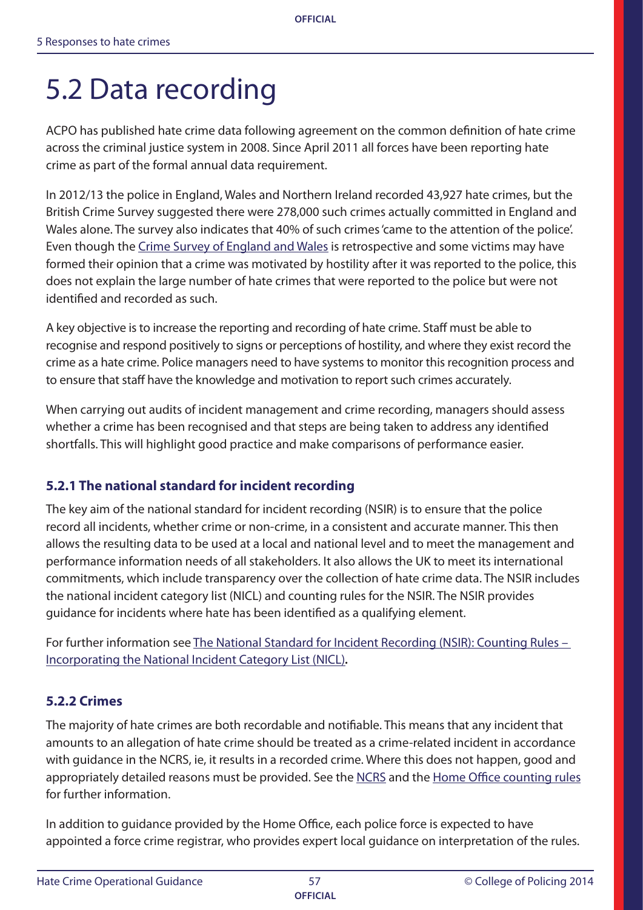# 5.2 Data recording

ACPO has published hate crime data following agreement on the common definition of hate crime across the criminal justice system in 2008. Since April 2011 all forces have been reporting hate crime as part of the formal annual data requirement.

In 2012/13 the police in England, Wales and Northern Ireland recorded 43,927 hate crimes, but the British Crime Survey suggested there were 278,000 such crimes actually committed in England and Wales alone. The survey also indicates that 40% of such crimes 'came to the attention of the police'. Even though the Crime Survey of England and Wales is retrospective and some victims may have formed their opinion that a crime was motivated by hostility after it was reported to the police, this does not explain the large number of hate crimes that were reported to the police but were not identified and recorded as such.

A key objective is to increase the reporting and recording of hate crime. Staff must be able to recognise and respond positively to signs or perceptions of hostility, and where they exist record the crime as a hate crime. Police managers need to have systems to monitor this recognition process and to ensure that staff have the knowledge and motivation to report such crimes accurately.

When carrying out audits of incident management and crime recording, managers should assess whether a crime has been recognised and that steps are being taken to address any identified shortfalls. This will highlight good practice and make comparisons of performance easier.

### 5.2.1 The national standard for incident recording

The key aim of the national standard for incident recording (NSIR) is to ensure that the police record all incidents, whether crime or non-crime, in a consistent and accurate manner. This then allows the resulting data to be used at a local and national level and to meet the management and performance information needs of all stakeholders. It also allows the UK to meet its international commitments, which include transparency over the collection of hate crime data. The NSIR includes the national incident category list (NICL) and counting rules for the NSIR. The NSIR provides guidance for incidents where hate has been identified as a qualifying element.

For further information see The National Standard for Incident Recording (NSIR): Counting Rules – Incorporating the National Incident Category List (NICL).

### 5.2.2 Crimes

The majority of hate crimes are both recordable and notifiable. This means that any incident that amounts to an allegation of hate crime should be treated as a crime-related incident in accordance with guidance in the NCRS, ie, it results in a recorded crime. Where this does not happen, good and appropriately detailed reasons must be provided. See the NCRS and the Home Office counting rules for further information.

In addition to guidance provided by the Home Office, each police force is expected to have appointed a force crime registrar, who provides expert local guidance on interpretation of the rules.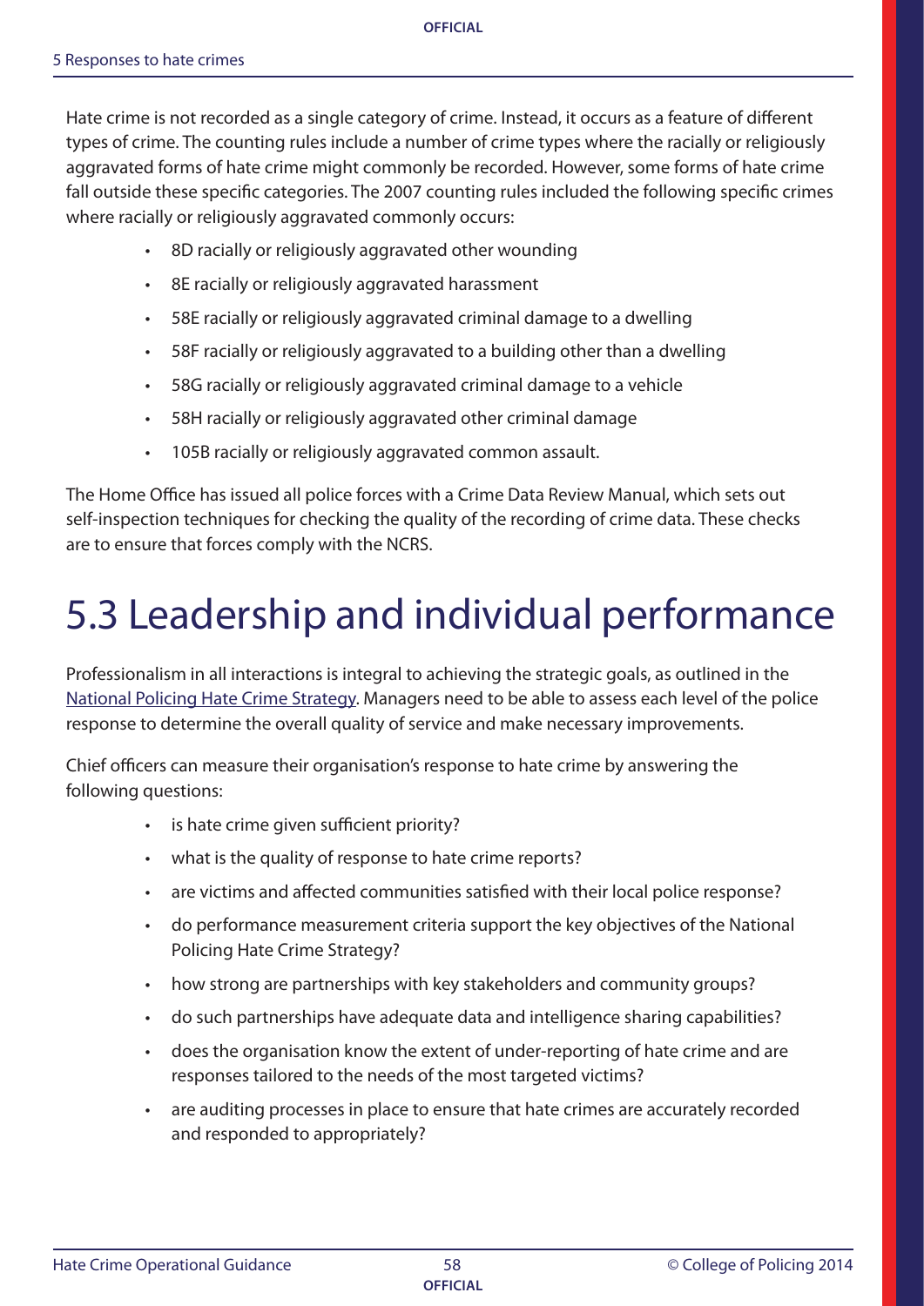Hate crime is not recorded as a single category of crime. Instead, it occurs as a feature of different types of crime. The counting rules include a number of crime types where the racially or religiously aggravated forms of hate crime might commonly be recorded. However, some forms of hate crime fall outside these specific categories. The 2007 counting rules included the following specific crimes where racially or religiously aggravated commonly occurs:

- 8D racially or religiously aggravated other wounding
- 8E racially or religiously aggravated harassment
- 58E racially or religiously aggravated criminal damage to a dwelling
- 58F racially or religiously aggravated to a building other than a dwelling
- 58G racially or religiously aggravated criminal damage to a vehicle
- 58H racially or religiously aggravated other criminal damage
- 105B racially or religiously aggravated common assault.

The Home Office has issued all police forces with a Crime Data Review Manual, which sets out self-inspection techniques for checking the quality of the recording of crime data. These checks are to ensure that forces comply with the NCRS.

# 5.3 Leadership and individual performance

Professionalism in all interactions is integral to achieving the strategic goals, as outlined in the National Policing Hate Crime Strategy. Managers need to be able to assess each level of the police response to determine the overall quality of service and make necessary improvements.

Chief officers can measure their organisation's response to hate crime by answering the following questions:

- is hate crime given sufficient priority?
- what is the quality of response to hate crime reports?
- are victims and affected communities satisfied with their local police response?
- do performance measurement criteria support the key objectives of the National Policing Hate Crime Strategy?
- how strong are partnerships with key stakeholders and community groups?
- do such partnerships have adequate data and intelligence sharing capabilities?
- does the organisation know the extent of under-reporting of hate crime and are responses tailored to the needs of the most targeted victims?
- are auditing processes in place to ensure that hate crimes are accurately recorded and responded to appropriately?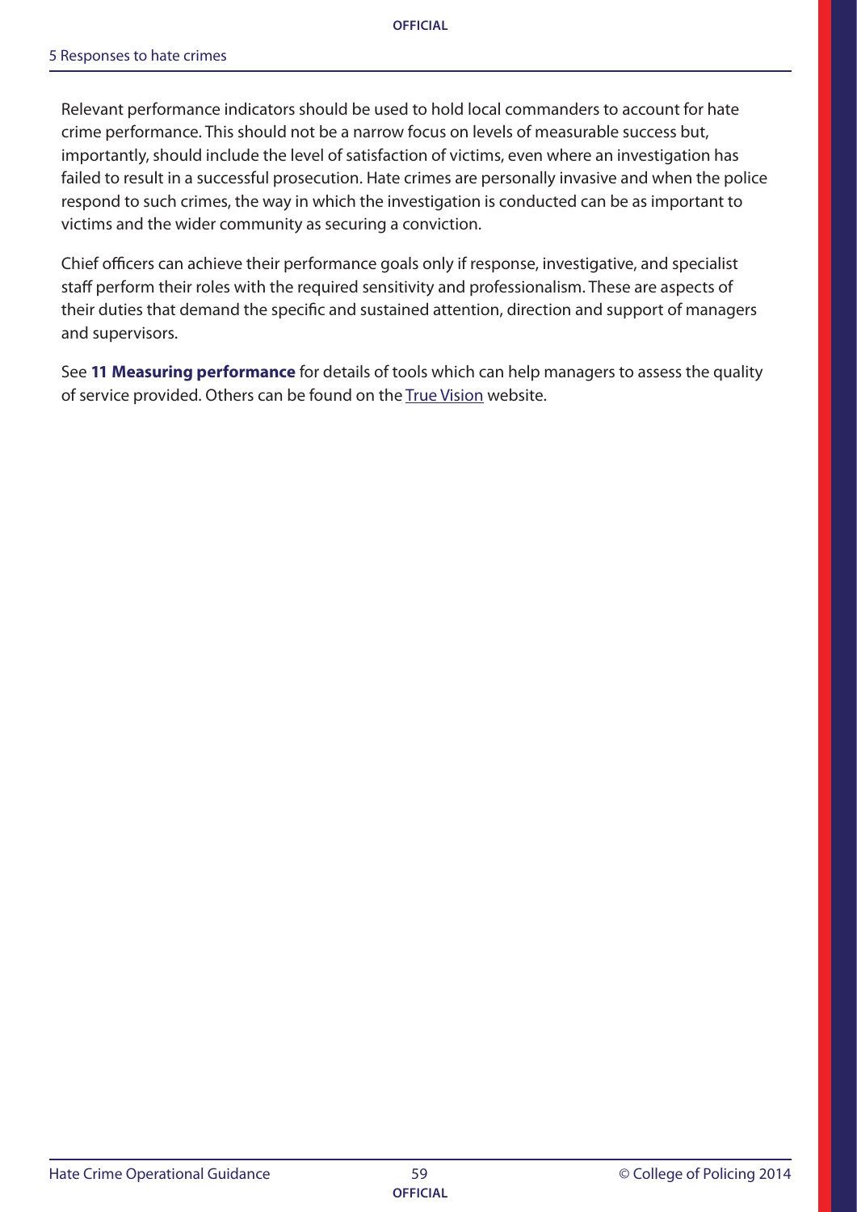Relevant performance indicators should be used to hold local commanders to account for hate crime performance. This should not be a narrow focus on levels of measurable success but, importantly, should include the level of satisfaction of victims, even where an investigation has failed to result in a successful prosecution. Hate crimes are personally invasive and when the police respond to such crimes, the way in which the investigation is conducted can be as important to victims and the wider community as securing a conviction.

Chief officers can achieve their performance goals only if response, investigative, and specialist staff perform their roles with the required sensitivity and professionalism. These are aspects of their duties that demand the specific and sustained attention, direction and support of managers and supervisors.

See **11 Measuring performance** for details of tools which can help managers to assess the quality of service provided. Others can be found on the True Vision website.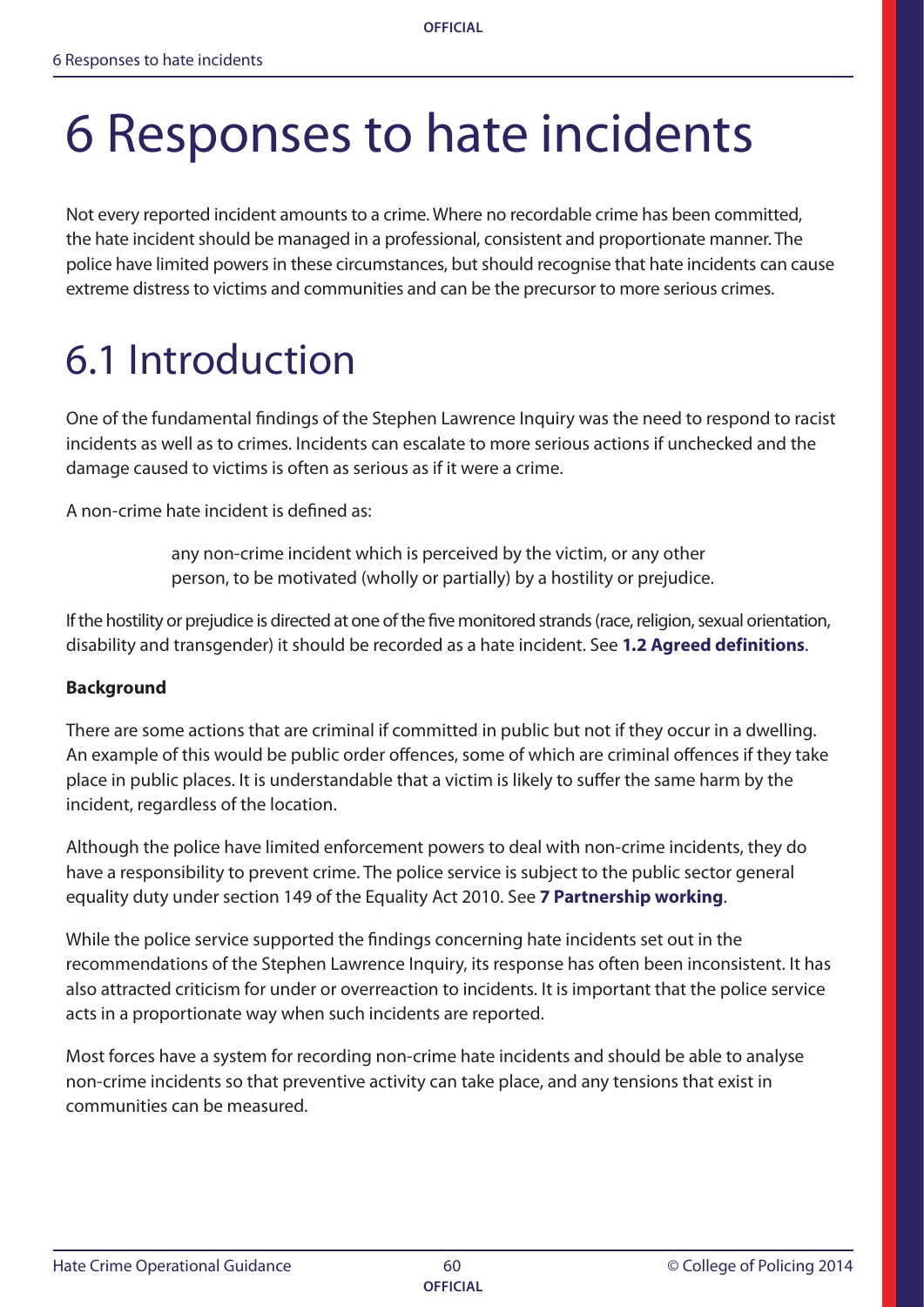# 6 Responses to hate incidents

Not every reported incident amounts to a crime. Where no recordable crime has been committed, the hate incident should be managed in a professional, consistent and proportionate manner. The police have limited powers in these circumstances, but should recognise that hate incidents can cause extreme distress to victims and communities and can be the precursor to more serious crimes.

# 6.1 Introduction

One of the fundamental findings of the Stephen Lawrence Inquiry was the need to respond to racist incidents as well as to crimes. Incidents can escalate to more serious actions if unchecked and the damage caused to victims is often as serious as if it were a crime.

A non-crime hate incident is defined as:

> any non-crime incident which is perceived by the victim, or any other person, to be motivated (wholly or partially) by a hostility or prejudice.

If the hostility or prejudice is directed at one of the five monitored strands (race, religion, sexual orientation, disability and transgender) it should be recorded as a hate incident. See **1.2 Agreed definitions**.

**Background**

There are some actions that are criminal if committed in public but not if they occur in a dwelling. An example of this would be public order offences, some of which are criminal offences if they take place in public places. It is understandable that a victim is likely to suffer the same harm by the incident, regardless of the location.

Although the police have limited enforcement powers to deal with non-crime incidents, they do have a responsibility to prevent crime. The police service is subject to the public sector general equality duty under section 149 of the Equality Act 2010. See **7 Partnership working**.

While the police service supported the findings concerning hate incidents set out in the recommendations of the Stephen Lawrence Inquiry, its response has often been inconsistent. It has also attracted criticism for under or overreaction to incidents. It is important that the police service acts in a proportionate way when such incidents are reported.

Most forces have a system for recording non-crime hate incidents and should be able to analyse non-crime incidents so that preventive activity can take place, and any tensions that exist in communities can be measured.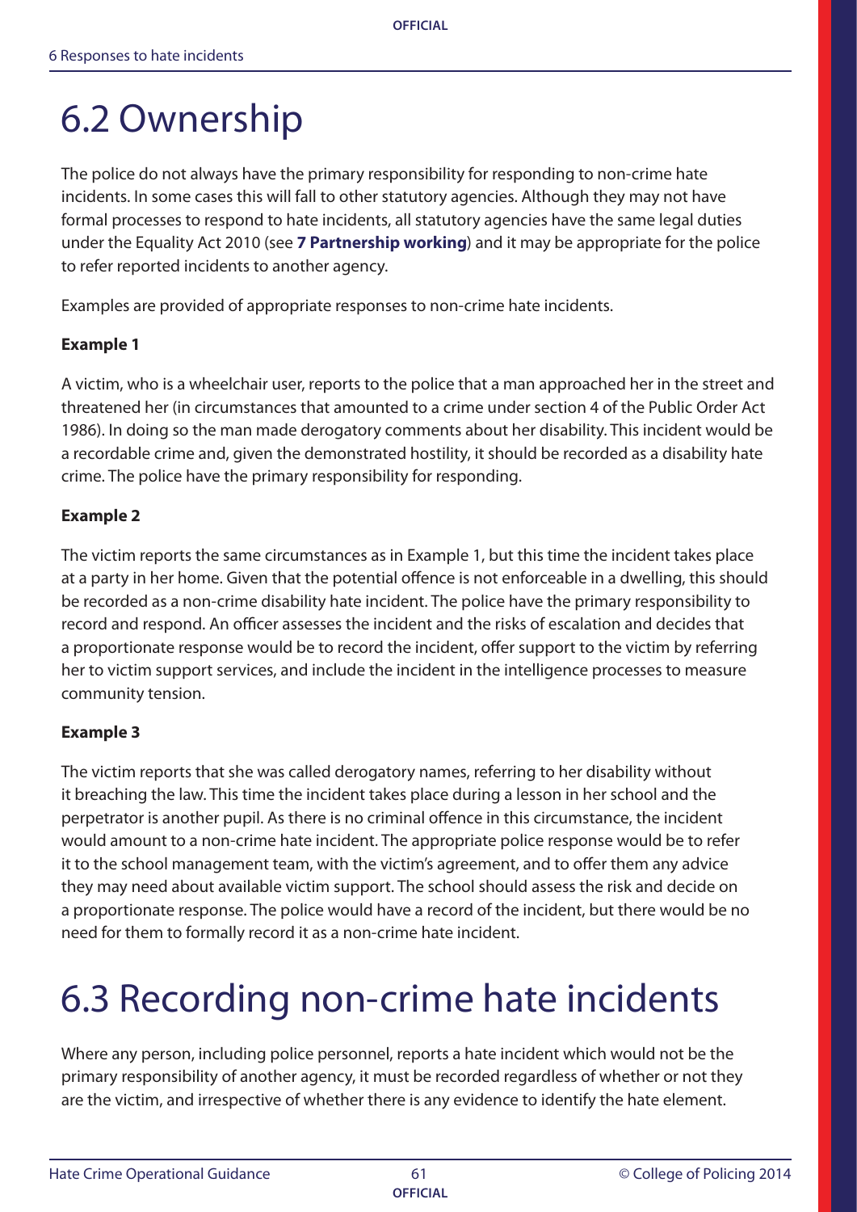# 6.2 Ownership

The police do not always have the primary responsibility for responding to non-crime hate incidents. In some cases this will fall to other statutory agencies. Although they may not have formal processes to respond to hate incidents, all statutory agencies have the same legal duties under the Equality Act 2010 (see **7 Partnership working**) and it may be appropriate for the police to refer reported incidents to another agency.

Examples are provided of appropriate responses to non-crime hate incidents.

**Example 1**

A victim, who is a wheelchair user, reports to the police that a man approached her in the street and threatened her (in circumstances that amounted to a crime under section 4 of the Public Order Act 1986). In doing so the man made derogatory comments about her disability. This incident would be a recordable crime and, given the demonstrated hostility, it should be recorded as a disability hate crime. The police have the primary responsibility for responding.

**Example 2**

The victim reports the same circumstances as in Example 1, but this time the incident takes place at a party in her home. Given that the potential offence is not enforceable in a dwelling, this should be recorded as a non-crime disability hate incident. The police have the primary responsibility to record and respond. An officer assesses the incident and the risks of escalation and decides that a proportionate response would be to record the incident, offer support to the victim by referring her to victim support services, and include the incident in the intelligence processes to measure community tension.

**Example 3**

The victim reports that she was called derogatory names, referring to her disability without it breaching the law. This time the incident takes place during a lesson in her school and the perpetrator is another pupil. As there is no criminal offence in this circumstance, the incident would amount to a non-crime hate incident. The appropriate police response would be to refer it to the school management team, with the victim's agreement, and to offer them any advice they may need about available victim support. The school should assess the risk and decide on a proportionate response. The police would have a record of the incident, but there would be no need for them to formally record it as a non-crime hate incident.

# 6.3 Recording non-crime hate incidents

Where any person, including police personnel, reports a hate incident which would not be the primary responsibility of another agency, it must be recorded regardless of whether or not they are the victim, and irrespective of whether there is any evidence to identify the hate element.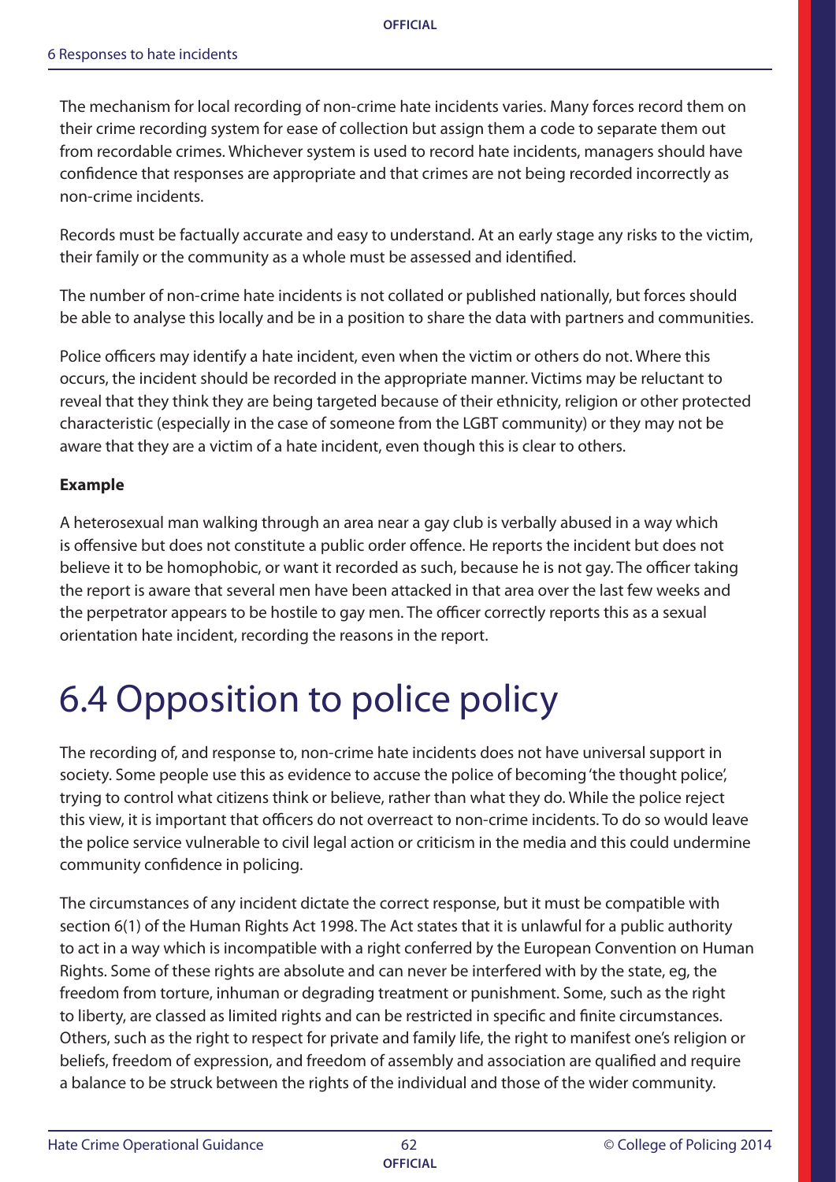The mechanism for local recording of non-crime hate incidents varies. Many forces record them on their crime recording system for ease of collection but assign them a code to separate them out from recordable crimes. Whichever system is used to record hate incidents, managers should have confidence that responses are appropriate and that crimes are not being recorded incorrectly as non-crime incidents.

Records must be factually accurate and easy to understand. At an early stage any risks to the victim, their family or the community as a whole must be assessed and identified.

The number of non-crime hate incidents is not collated or published nationally, but forces should be able to analyse this locally and be in a position to share the data with partners and communities.

Police officers may identify a hate incident, even when the victim or others do not. Where this occurs, the incident should be recorded in the appropriate manner. Victims may be reluctant to reveal that they think they are being targeted because of their ethnicity, religion or other protected characteristic (especially in the case of someone from the LGBT community) or they may not be aware that they are a victim of a hate incident, even though this is clear to others.

**Example**

A heterosexual man walking through an area near a gay club is verbally abused in a way which is offensive but does not constitute a public order offence. He reports the incident but does not believe it to be homophobic, or want it recorded as such, because he is not gay. The officer taking the report is aware that several men have been attacked in that area over the last few weeks and the perpetrator appears to be hostile to gay men. The officer correctly reports this as a sexual orientation hate incident, recording the reasons in the report.

# 6.4 Opposition to police policy

The recording of, and response to, non-crime hate incidents does not have universal support in society. Some people use this as evidence to accuse the police of becoming 'the thought police', trying to control what citizens think or believe, rather than what they do. While the police reject this view, it is important that officers do not overreact to non-crime incidents. To do so would leave the police service vulnerable to civil legal action or criticism in the media and this could undermine community confidence in policing.

The circumstances of any incident dictate the correct response, but it must be compatible with section 6(1) of the Human Rights Act 1998. The Act states that it is unlawful for a public authority to act in a way which is incompatible with a right conferred by the European Convention on Human Rights. Some of these rights are absolute and can never be interfered with by the state, eg, the freedom from torture, inhuman or degrading treatment or punishment. Some, such as the right to liberty, are classed as limited rights and can be restricted in specific and finite circumstances. Others, such as the right to respect for private and family life, the right to manifest one's religion or beliefs, freedom of expression, and freedom of assembly and association are qualified and require a balance to be struck between the rights of the individual and those of the wider community.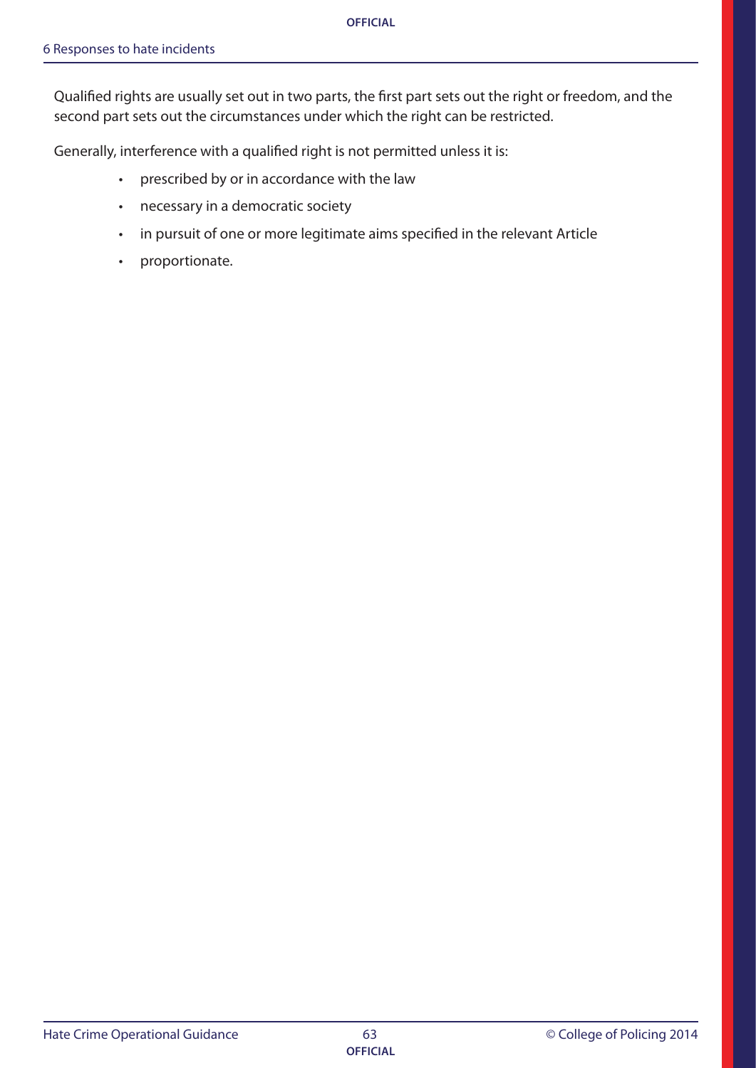Qualified rights are usually set out in two parts, the first part sets out the right or freedom, and the second part sets out the circumstances under which the right can be restricted.

Generally, interference with a qualified right is not permitted unless it is:

- prescribed by or in accordance with the law
- necessary in a democratic society
- in pursuit of one or more legitimate aims specified in the relevant Article
- proportionate.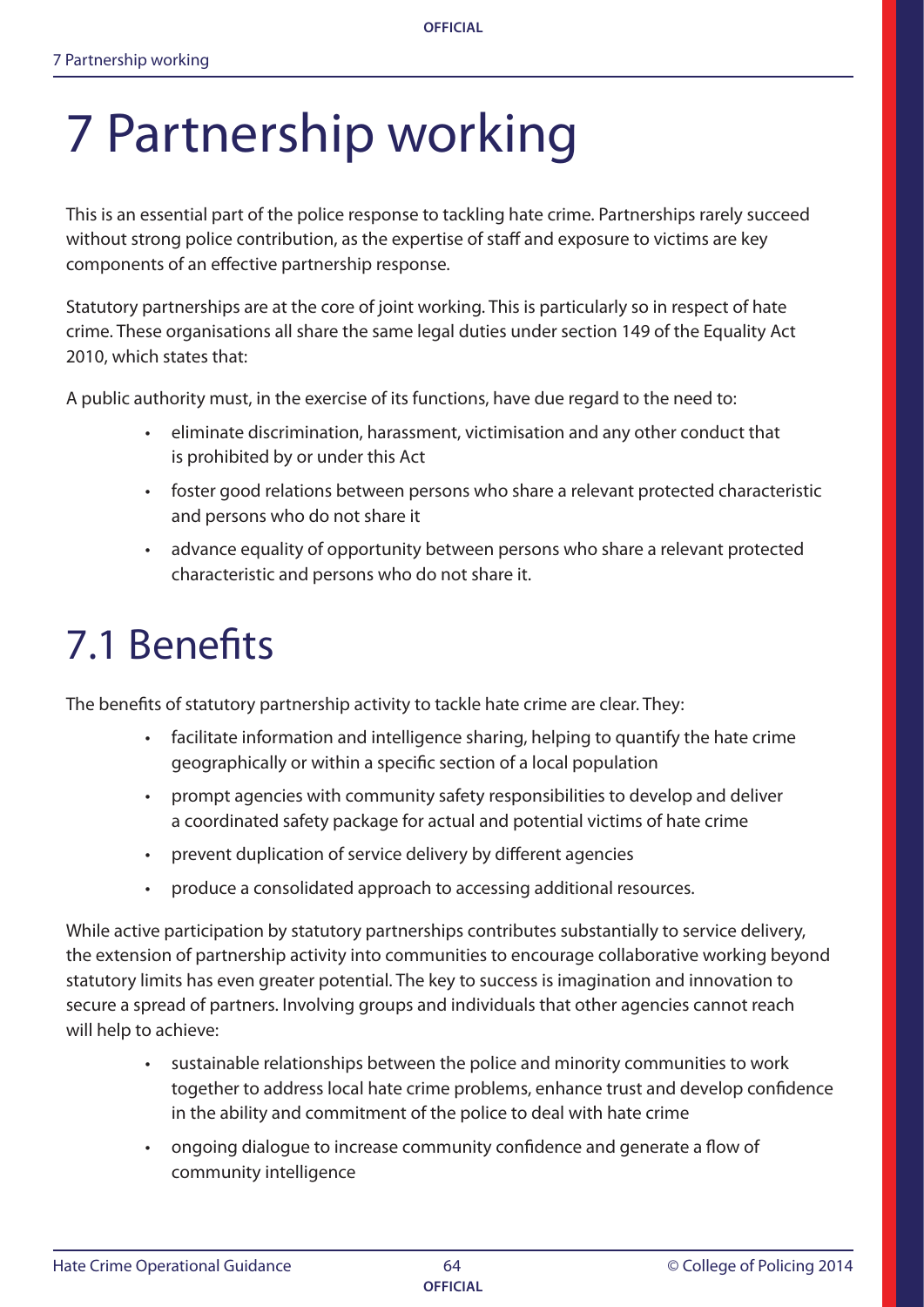# 7 Partnership working

This is an essential part of the police response to tackling hate crime. Partnerships rarely succeed without strong police contribution, as the expertise of staff and exposure to victims are key components of an effective partnership response.

Statutory partnerships are at the core of joint working. This is particularly so in respect of hate crime. These organisations all share the same legal duties under section 149 of the Equality Act 2010, which states that:

A public authority must, in the exercise of its functions, have due regard to the need to:

- eliminate discrimination, harassment, victimisation and any other conduct that is prohibited by or under this Act
- foster good relations between persons who share a relevant protected characteristic and persons who do not share it
- advance equality of opportunity between persons who share a relevant protected characteristic and persons who do not share it.

# 7.1 Benefits

The benefits of statutory partnership activity to tackle hate crime are clear. They:

- facilitate information and intelligence sharing, helping to quantify the hate crime geographically or within a specific section of a local population
- prompt agencies with community safety responsibilities to develop and deliver a coordinated safety package for actual and potential victims of hate crime
- prevent duplication of service delivery by different agencies
- produce a consolidated approach to accessing additional resources.

While active participation by statutory partnerships contributes substantially to service delivery, the extension of partnership activity into communities to encourage collaborative working beyond statutory limits has even greater potential. The key to success is imagination and innovation to secure a spread of partners. Involving groups and individuals that other agencies cannot reach will help to achieve:

- sustainable relationships between the police and minority communities to work together to address local hate crime problems, enhance trust and develop confidence in the ability and commitment of the police to deal with hate crime
- ongoing dialogue to increase community confidence and generate a flow of community intelligence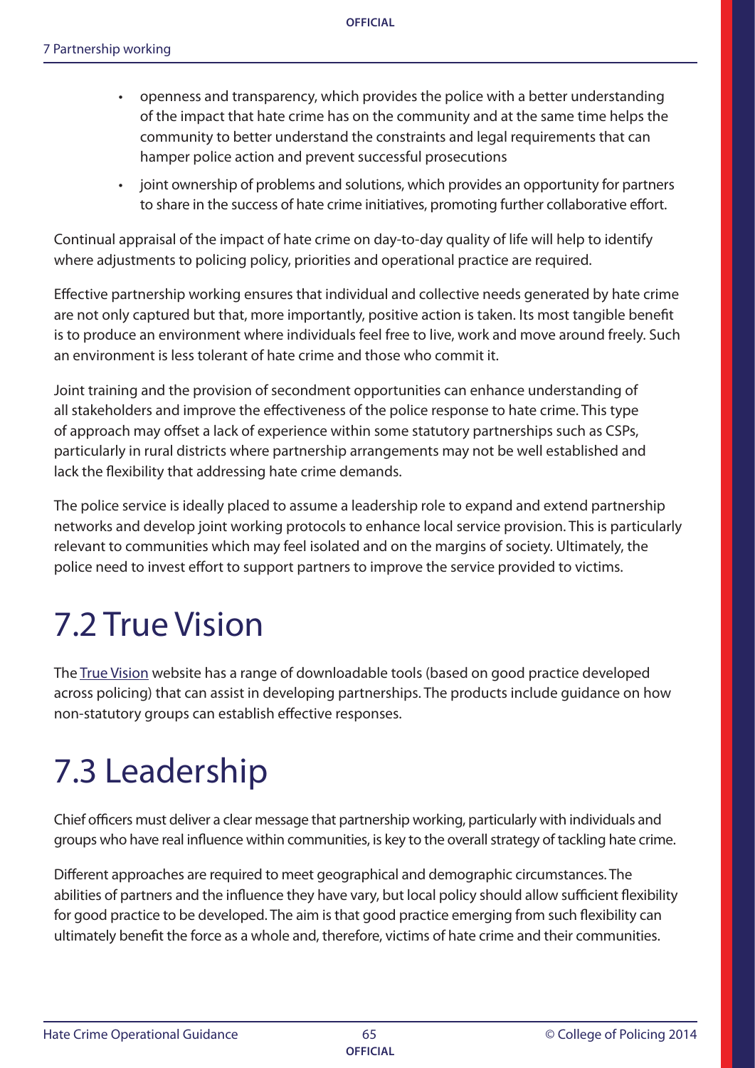- openness and transparency, which provides the police with a better understanding of the impact that hate crime has on the community and at the same time helps the community to better understand the constraints and legal requirements that can hamper police action and prevent successful prosecutions
- joint ownership of problems and solutions, which provides an opportunity for partners to share in the success of hate crime initiatives, promoting further collaborative effort.

Continual appraisal of the impact of hate crime on day-to-day quality of life will help to identify where adjustments to policing policy, priorities and operational practice are required.

Effective partnership working ensures that individual and collective needs generated by hate crime are not only captured but that, more importantly, positive action is taken. Its most tangible benefit is to produce an environment where individuals feel free to live, work and move around freely. Such an environment is less tolerant of hate crime and those who commit it.

Joint training and the provision of secondment opportunities can enhance understanding of all stakeholders and improve the effectiveness of the police response to hate crime. This type of approach may offset a lack of experience within some statutory partnerships such as CSPs, particularly in rural districts where partnership arrangements may not be well established and lack the flexibility that addressing hate crime demands.

The police service is ideally placed to assume a leadership role to expand and extend partnership networks and develop joint working protocols to enhance local service provision. This is particularly relevant to communities which may feel isolated and on the margins of society. Ultimately, the police need to invest effort to support partners to improve the service provided to victims.

# 7.2 True Vision

The True Vision website has a range of downloadable tools (based on good practice developed across policing) that can assist in developing partnerships. The products include guidance on how non-statutory groups can establish effective responses.

# 7.3 Leadership

Chief officers must deliver a clear message that partnership working, particularly with individuals and groups who have real influence within communities, is key to the overall strategy of tackling hate crime.

Different approaches are required to meet geographical and demographic circumstances. The abilities of partners and the influence they have vary, but local policy should allow sufficient flexibility for good practice to be developed. The aim is that good practice emerging from such flexibility can ultimately benefit the force as a whole and, therefore, victims of hate crime and their communities.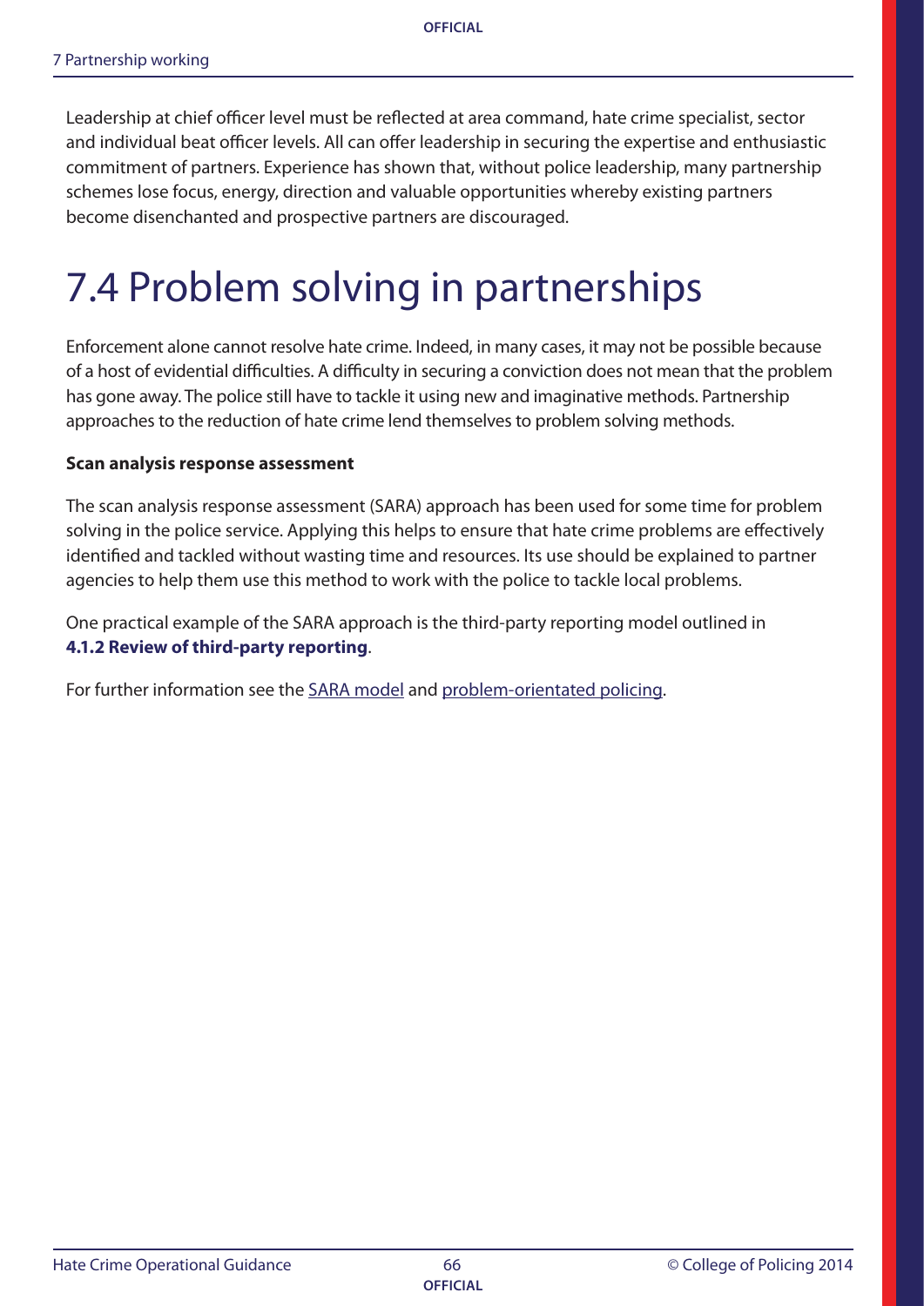Leadership at chief officer level must be reflected at area command, hate crime specialist, sector and individual beat officer levels. All can offer leadership in securing the expertise and enthusiastic commitment of partners. Experience has shown that, without police leadership, many partnership schemes lose focus, energy, direction and valuable opportunities whereby existing partners become disenchanted and prospective partners are discouraged.

# 7.4 Problem solving in partnerships

Enforcement alone cannot resolve hate crime. Indeed, in many cases, it may not be possible because of a host of evidential difficulties. A difficulty in securing a conviction does not mean that the problem has gone away. The police still have to tackle it using new and imaginative methods. Partnership approaches to the reduction of hate crime lend themselves to problem solving methods.

**Scan analysis response assessment**

The scan analysis response assessment (SARA) approach has been used for some time for problem solving in the police service. Applying this helps to ensure that hate crime problems are effectively identified and tackled without wasting time and resources. Its use should be explained to partner agencies to help them use this method to work with the police to tackle local problems.

One practical example of the SARA approach is the third-party reporting model outlined in **4.1.2 Review of third-party reporting**.

For further information see the SARA model and problem-orientated policing.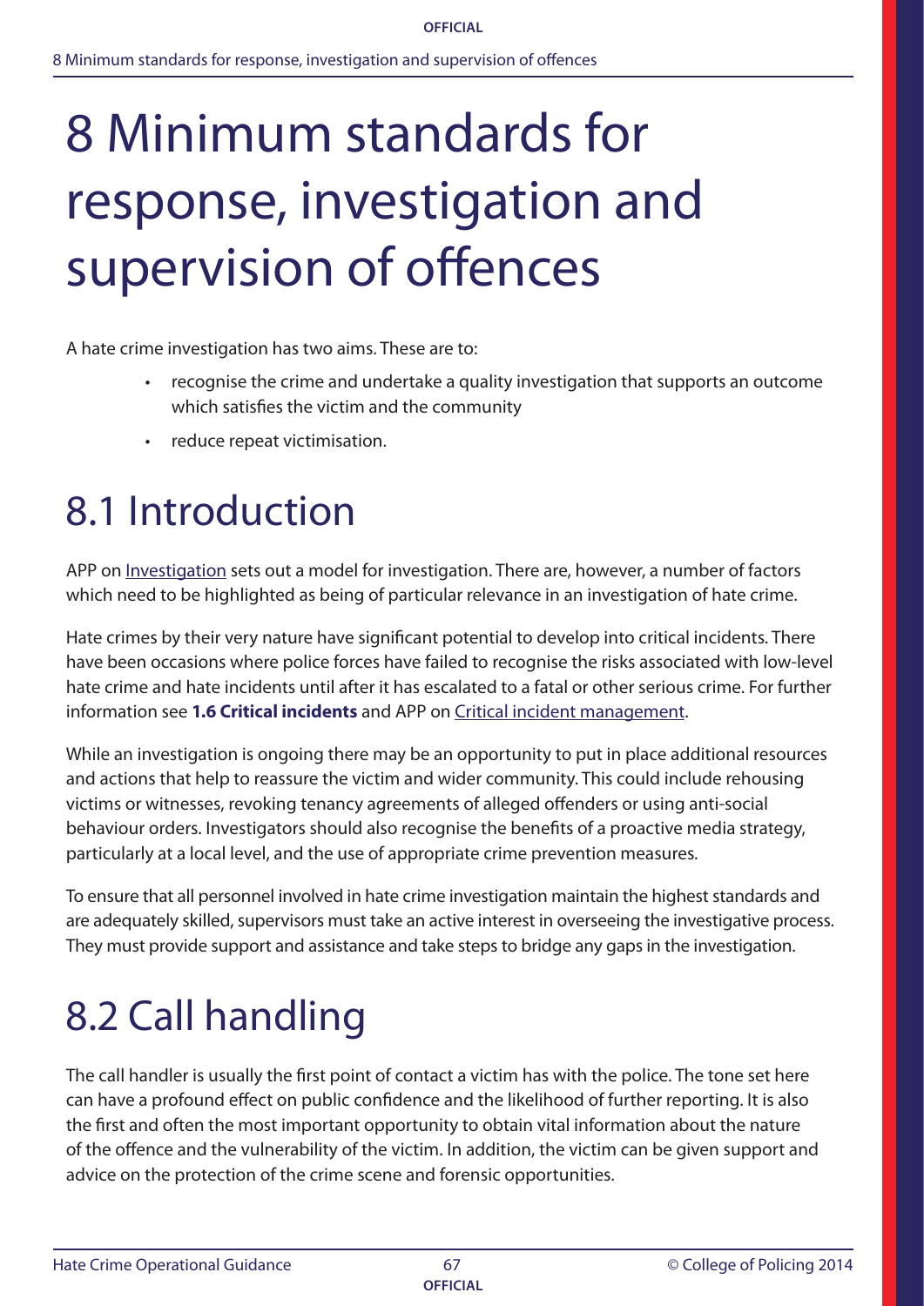# 8 Minimum standards for response, investigation and supervision of offences

A hate crime investigation has two aims. These are to:

- recognise the crime and undertake a quality investigation that supports an outcome which satisfies the victim and the community
- reduce repeat victimisation.

## 8.1 Introduction

APP on Investigation sets out a model for investigation. There are, however, a number of factors which need to be highlighted as being of particular relevance in an investigation of hate crime.

Hate crimes by their very nature have significant potential to develop into critical incidents. There have been occasions where police forces have failed to recognise the risks associated with low-level hate crime and hate incidents until after it has escalated to a fatal or other serious crime. For further information see **1.6 Critical incidents** and APP on Critical incident management.

While an investigation is ongoing there may be an opportunity to put in place additional resources and actions that help to reassure the victim and wider community. This could include rehousing victims or witnesses, revoking tenancy agreements of alleged offenders or using anti-social behaviour orders. Investigators should also recognise the benefits of a proactive media strategy, particularly at a local level, and the use of appropriate crime prevention measures.

To ensure that all personnel involved in hate crime investigation maintain the highest standards and are adequately skilled, supervisors must take an active interest in overseeing the investigative process. They must provide support and assistance and take steps to bridge any gaps in the investigation.

## 8.2 Call handling

The call handler is usually the first point of contact a victim has with the police. The tone set here can have a profound effect on public confidence and the likelihood of further reporting. It is also the first and often the most important opportunity to obtain vital information about the nature of the offence and the vulnerability of the victim. In addition, the victim can be given support and advice on the protection of the crime scene and forensic opportunities.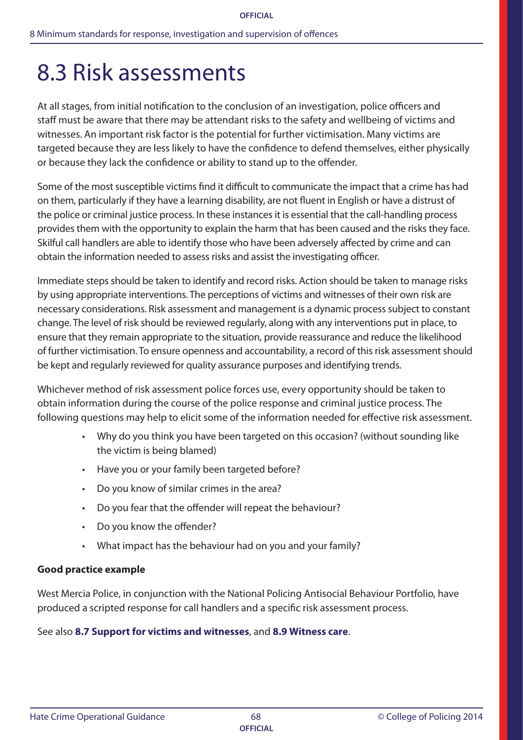# 8.3 Risk assessments

At all stages, from initial notification to the conclusion of an investigation, police officers and staff must be aware that there may be attendant risks to the safety and wellbeing of victims and witnesses. An important risk factor is the potential for further victimisation. Many victims are targeted because they are less likely to have the confidence to defend themselves, either physically or because they lack the confidence or ability to stand up to the offender.

Some of the most susceptible victims find it difficult to communicate the impact that a crime has had on them, particularly if they have a learning disability, are not fluent in English or have a distrust of the police or criminal justice process. In these instances it is essential that the call-handling process provides them with the opportunity to explain the harm that has been caused and the risks they face. Skilful call handlers are able to identify those who have been adversely affected by crime and can obtain the information needed to assess risks and assist the investigating officer.

Immediate steps should be taken to identify and record risks. Action should be taken to manage risks by using appropriate interventions. The perceptions of victims and witnesses of their own risk are necessary considerations. Risk assessment and management is a dynamic process subject to constant change. The level of risk should be reviewed regularly, along with any interventions put in place, to ensure that they remain appropriate to the situation, provide reassurance and reduce the likelihood of further victimisation. To ensure openness and accountability, a record of this risk assessment should be kept and regularly reviewed for quality assurance purposes and identifying trends.

Whichever method of risk assessment police forces use, every opportunity should be taken to obtain information during the course of the police response and criminal justice process. The following questions may help to elicit some of the information needed for effective risk assessment.

- Why do you think you have been targeted on this occasion? (without sounding like the victim is being blamed)
- Have you or your family been targeted before?
- Do you know of similar crimes in the area?
- Do you fear that the offender will repeat the behaviour?
- Do you know the offender?
- What impact has the behaviour had on you and your family?

**Good practice example**

West Mercia Police, in conjunction with the National Policing Antisocial Behaviour Portfolio, have produced a scripted response for call handlers and a specific risk assessment process.

See also **8.7 Support for victims and witnesses**, and **8.9 Witness care**.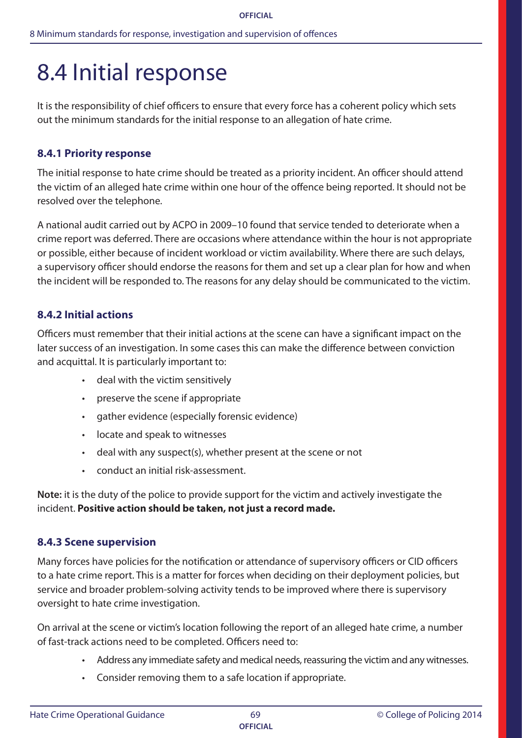# 8.4 Initial response

It is the responsibility of chief officers to ensure that every force has a coherent policy which sets out the minimum standards for the initial response to an allegation of hate crime.

### 8.4.1 Priority response

The initial response to hate crime should be treated as a priority incident. An officer should attend the victim of an alleged hate crime within one hour of the offence being reported. It should not be resolved over the telephone.

A national audit carried out by ACPO in 2009–10 found that service tended to deteriorate when a crime report was deferred. There are occasions where attendance within the hour is not appropriate or possible, either because of incident workload or victim availability. Where there are such delays, a supervisory officer should endorse the reasons for them and set up a clear plan for how and when the incident will be responded to. The reasons for any delay should be communicated to the victim.

### 8.4.2 Initial actions

Officers must remember that their initial actions at the scene can have a significant impact on the later success of an investigation. In some cases this can make the difference between conviction and acquittal. It is particularly important to:

- deal with the victim sensitively
- preserve the scene if appropriate
- gather evidence (especially forensic evidence)
- locate and speak to witnesses
- deal with any suspect(s), whether present at the scene or not
- conduct an initial risk-assessment.

**Note:** it is the duty of the police to provide support for the victim and actively investigate the incident. **Positive action should be taken, not just a record made.**

### 8.4.3 Scene supervision

Many forces have policies for the notification or attendance of supervisory officers or CID officers to a hate crime report. This is a matter for forces when deciding on their deployment policies, but service and broader problem-solving activity tends to be improved where there is supervisory oversight to hate crime investigation.

On arrival at the scene or victim's location following the report of an alleged hate crime, a number of fast-track actions need to be completed. Officers need to:

- Address any immediate safety and medical needs, reassuring the victim and any witnesses.
- Consider removing them to a safe location if appropriate.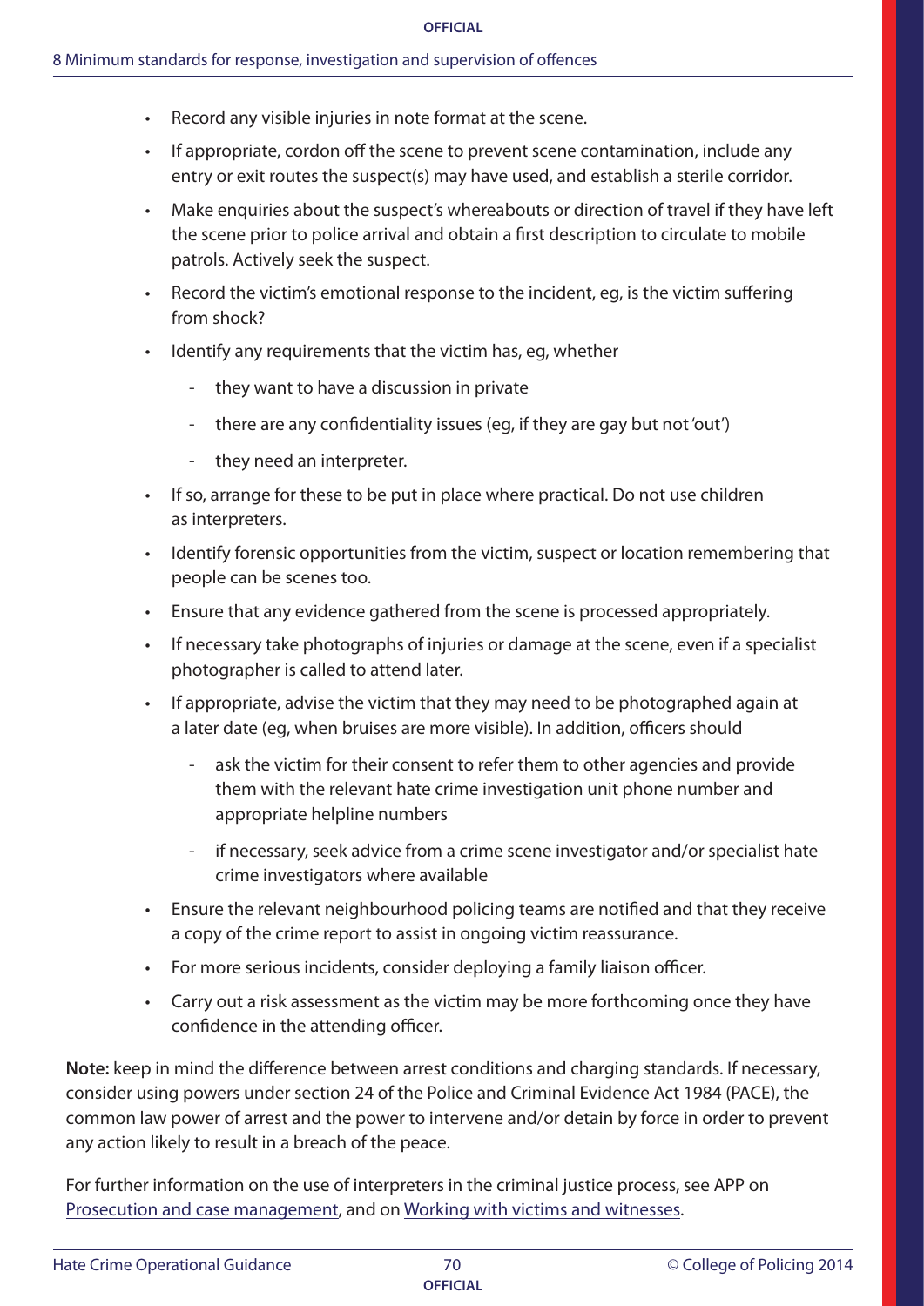- Record any visible injuries in note format at the scene.
- If appropriate, cordon off the scene to prevent scene contamination, include any entry or exit routes the suspect(s) may have used, and establish a sterile corridor.
- Make enquiries about the suspect's whereabouts or direction of travel if they have left the scene prior to police arrival and obtain a first description to circulate to mobile patrols. Actively seek the suspect.
- Record the victim's emotional response to the incident, eg, is the victim suffering from shock?
- Identify any requirements that the victim has, eg, whether
  - they want to have a discussion in private
  - there are any confidentiality issues (eg, if they are gay but not 'out')
  - they need an interpreter.
- If so, arrange for these to be put in place where practical. Do not use children as interpreters.
- Identify forensic opportunities from the victim, suspect or location remembering that people can be scenes too.
- Ensure that any evidence gathered from the scene is processed appropriately.
- If necessary take photographs of injuries or damage at the scene, even if a specialist photographer is called to attend later.
- If appropriate, advise the victim that they may need to be photographed again at a later date (eg, when bruises are more visible). In addition, officers should
  - ask the victim for their consent to refer them to other agencies and provide them with the relevant hate crime investigation unit phone number and appropriate helpline numbers
  - if necessary, seek advice from a crime scene investigator and/or specialist hate crime investigators where available
- Ensure the relevant neighbourhood policing teams are notified and that they receive a copy of the crime report to assist in ongoing victim reassurance.
- For more serious incidents, consider deploying a family liaison officer.
- Carry out a risk assessment as the victim may be more forthcoming once they have confidence in the attending officer.

**Note:** keep in mind the difference between arrest conditions and charging standards. If necessary, consider using powers under section 24 of the Police and Criminal Evidence Act 1984 (PACE), the common law power of arrest and the power to intervene and/or detain by force in order to prevent any action likely to result in a breach of the peace.

For further information on the use of interpreters in the criminal justice process, see APP on Prosecution and case management, and on Working with victims and witnesses.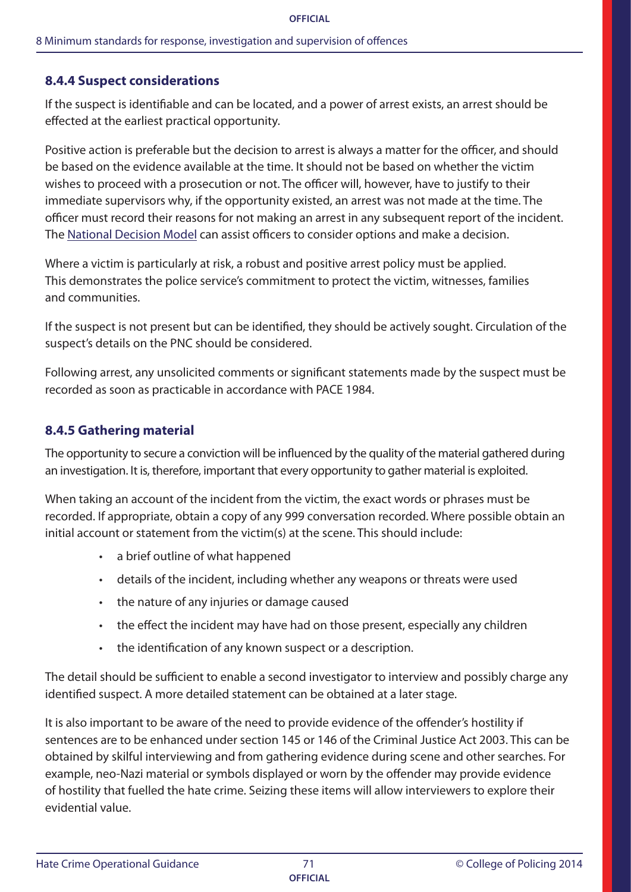### 8.4.4 Suspect considerations

If the suspect is identifiable and can be located, and a power of arrest exists, an arrest should be effected at the earliest practical opportunity.

Positive action is preferable but the decision to arrest is always a matter for the officer, and should be based on the evidence available at the time. It should not be based on whether the victim wishes to proceed with a prosecution or not. The officer will, however, have to justify to their immediate supervisors why, if the opportunity existed, an arrest was not made at the time. The officer must record their reasons for not making an arrest in any subsequent report of the incident. The National Decision Model can assist officers to consider options and make a decision.

Where a victim is particularly at risk, a robust and positive arrest policy must be applied. This demonstrates the police service's commitment to protect the victim, witnesses, families and communities.

If the suspect is not present but can be identified, they should be actively sought. Circulation of the suspect's details on the PNC should be considered.

Following arrest, any unsolicited comments or significant statements made by the suspect must be recorded as soon as practicable in accordance with PACE 1984.

### 8.4.5 Gathering material

The opportunity to secure a conviction will be influenced by the quality of the material gathered during an investigation. It is, therefore, important that every opportunity to gather material is exploited.

When taking an account of the incident from the victim, the exact words or phrases must be recorded. If appropriate, obtain a copy of any 999 conversation recorded. Where possible obtain an initial account or statement from the victim(s) at the scene. This should include:

- a brief outline of what happened
- details of the incident, including whether any weapons or threats were used
- the nature of any injuries or damage caused
- the effect the incident may have had on those present, especially any children
- the identification of any known suspect or a description.

The detail should be sufficient to enable a second investigator to interview and possibly charge any identified suspect. A more detailed statement can be obtained at a later stage.

It is also important to be aware of the need to provide evidence of the offender's hostility if sentences are to be enhanced under section 145 or 146 of the Criminal Justice Act 2003. This can be obtained by skilful interviewing and from gathering evidence during scene and other searches. For example, neo-Nazi material or symbols displayed or worn by the offender may provide evidence of hostility that fuelled the hate crime. Seizing these items will allow interviewers to explore their evidential value.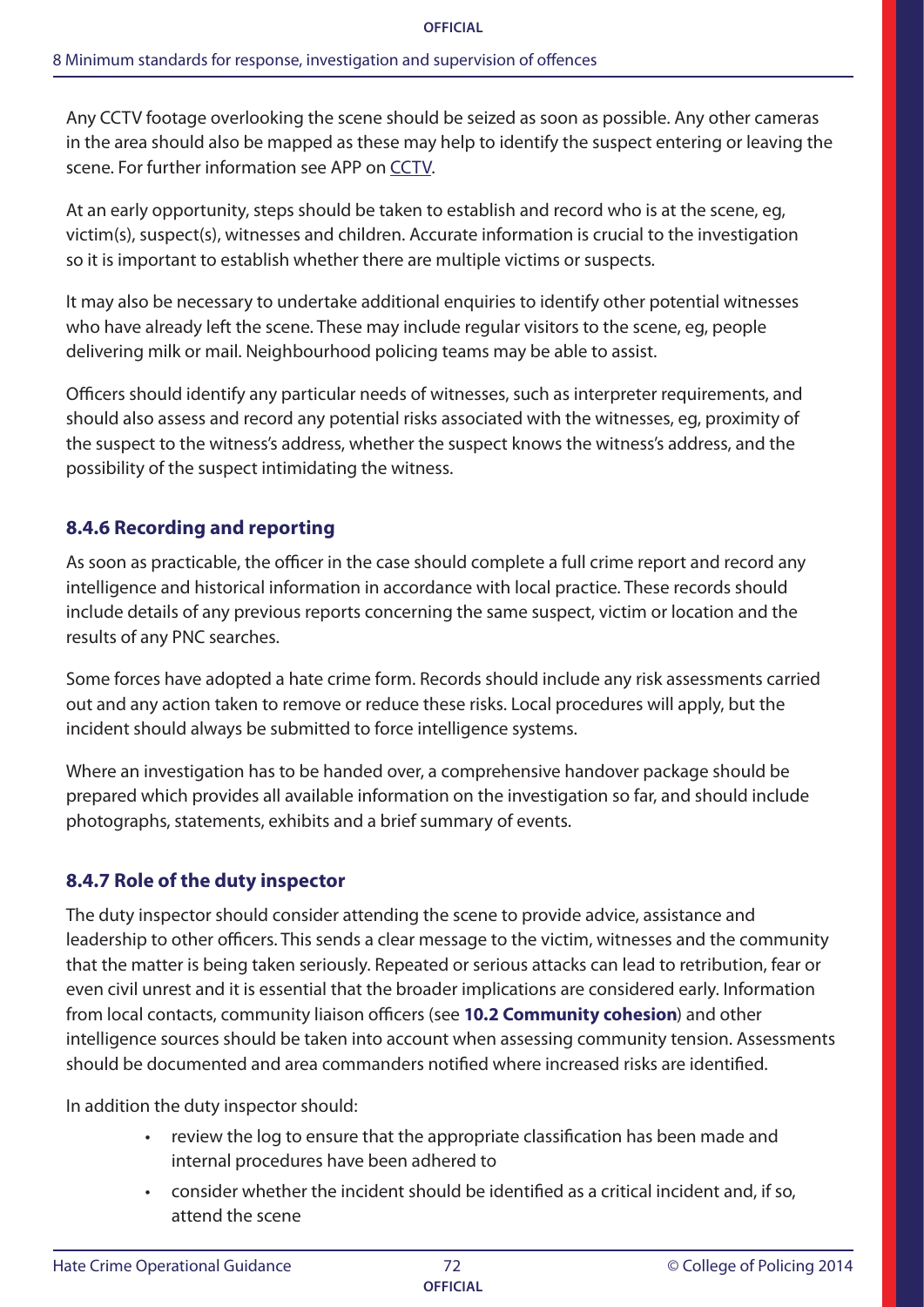Any CCTV footage overlooking the scene should be seized as soon as possible. Any other cameras in the area should also be mapped as these may help to identify the suspect entering or leaving the scene. For further information see APP on CCTV.

At an early opportunity, steps should be taken to establish and record who is at the scene, eg, victim(s), suspect(s), witnesses and children. Accurate information is crucial to the investigation so it is important to establish whether there are multiple victims or suspects.

It may also be necessary to undertake additional enquiries to identify other potential witnesses who have already left the scene. These may include regular visitors to the scene, eg, people delivering milk or mail. Neighbourhood policing teams may be able to assist.

Officers should identify any particular needs of witnesses, such as interpreter requirements, and should also assess and record any potential risks associated with the witnesses, eg, proximity of the suspect to the witness's address, whether the suspect knows the witness's address, and the possibility of the suspect intimidating the witness.

### 8.4.6 Recording and reporting

As soon as practicable, the officer in the case should complete a full crime report and record any intelligence and historical information in accordance with local practice. These records should include details of any previous reports concerning the same suspect, victim or location and the results of any PNC searches.

Some forces have adopted a hate crime form. Records should include any risk assessments carried out and any action taken to remove or reduce these risks. Local procedures will apply, but the incident should always be submitted to force intelligence systems.

Where an investigation has to be handed over, a comprehensive handover package should be prepared which provides all available information on the investigation so far, and should include photographs, statements, exhibits and a brief summary of events.

### 8.4.7 Role of the duty inspector

The duty inspector should consider attending the scene to provide advice, assistance and leadership to other officers. This sends a clear message to the victim, witnesses and the community that the matter is being taken seriously. Repeated or serious attacks can lead to retribution, fear or even civil unrest and it is essential that the broader implications are considered early. Information from local contacts, community liaison officers (see **10.2 Community cohesion**) and other intelligence sources should be taken into account when assessing community tension. Assessments should be documented and area commanders notified where increased risks are identified.

In addition the duty inspector should:

- review the log to ensure that the appropriate classification has been made and internal procedures have been adhered to
- consider whether the incident should be identified as a critical incident and, if so, attend the scene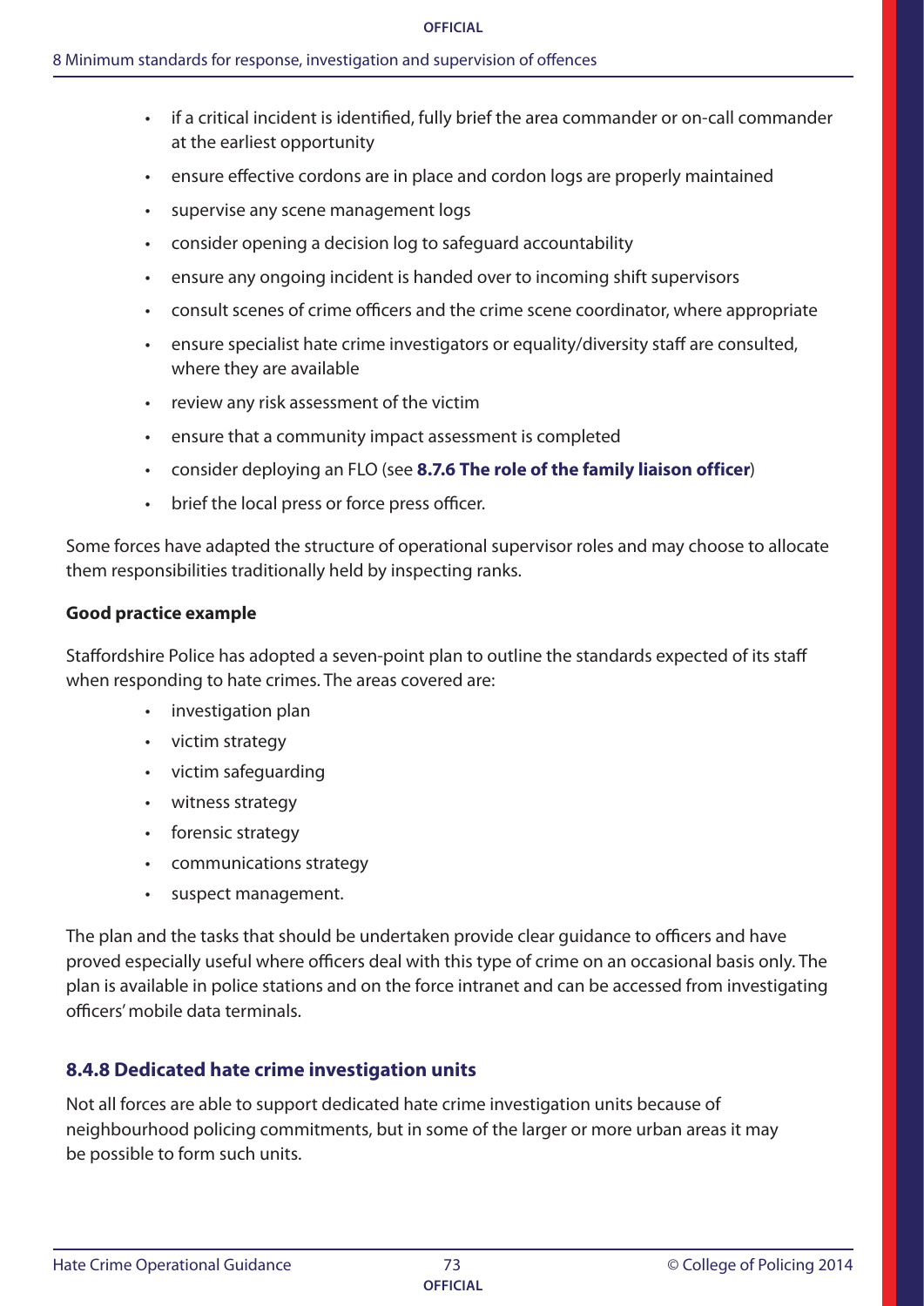- if a critical incident is identified, fully brief the area commander or on-call commander at the earliest opportunity
- ensure effective cordons are in place and cordon logs are properly maintained
- supervise any scene management logs
- consider opening a decision log to safeguard accountability
- ensure any ongoing incident is handed over to incoming shift supervisors
- consult scenes of crime officers and the crime scene coordinator, where appropriate
- ensure specialist hate crime investigators or equality/diversity staff are consulted, where they are available
- review any risk assessment of the victim
- ensure that a community impact assessment is completed
- consider deploying an FLO (see **8.7.6 The role of the family liaison officer**)
- brief the local press or force press officer.

Some forces have adapted the structure of operational supervisor roles and may choose to allocate them responsibilities traditionally held by inspecting ranks.

**Good practice example**

Staffordshire Police has adopted a seven-point plan to outline the standards expected of its staff when responding to hate crimes. The areas covered are:

- investigation plan
- victim strategy
- victim safeguarding
- witness strategy
- forensic strategy
- communications strategy
- suspect management.

The plan and the tasks that should be undertaken provide clear guidance to officers and have proved especially useful where officers deal with this type of crime on an occasional basis only. The plan is available in police stations and on the force intranet and can be accessed from investigating officers' mobile data terminals.

### 8.4.8 Dedicated hate crime investigation units

Not all forces are able to support dedicated hate crime investigation units because of neighbourhood policing commitments, but in some of the larger or more urban areas it may be possible to form such units.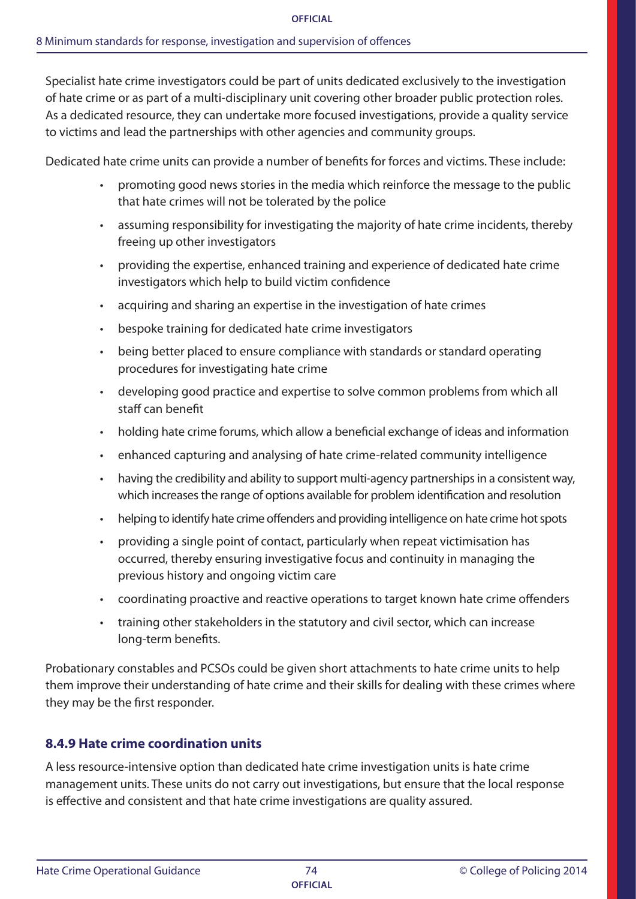Specialist hate crime investigators could be part of units dedicated exclusively to the investigation of hate crime or as part of a multi-disciplinary unit covering other broader public protection roles. As a dedicated resource, they can undertake more focused investigations, provide a quality service to victims and lead the partnerships with other agencies and community groups.

Dedicated hate crime units can provide a number of benefits for forces and victims. These include:

- promoting good news stories in the media which reinforce the message to the public that hate crimes will not be tolerated by the police
- assuming responsibility for investigating the majority of hate crime incidents, thereby freeing up other investigators
- providing the expertise, enhanced training and experience of dedicated hate crime investigators which help to build victim confidence
- acquiring and sharing an expertise in the investigation of hate crimes
- bespoke training for dedicated hate crime investigators
- being better placed to ensure compliance with standards or standard operating procedures for investigating hate crime
- developing good practice and expertise to solve common problems from which all staff can benefit
- holding hate crime forums, which allow a beneficial exchange of ideas and information
- enhanced capturing and analysing of hate crime-related community intelligence
- having the credibility and ability to support multi-agency partnerships in a consistent way, which increases the range of options available for problem identification and resolution
- helping to identify hate crime offenders and providing intelligence on hate crime hot spots
- providing a single point of contact, particularly when repeat victimisation has occurred, thereby ensuring investigative focus and continuity in managing the previous history and ongoing victim care
- coordinating proactive and reactive operations to target known hate crime offenders
- training other stakeholders in the statutory and civil sector, which can increase long-term benefits.

Probationary constables and PCSOs could be given short attachments to hate crime units to help them improve their understanding of hate crime and their skills for dealing with these crimes where they may be the first responder.

### 8.4.9 Hate crime coordination units

A less resource-intensive option than dedicated hate crime investigation units is hate crime management units. These units do not carry out investigations, but ensure that the local response is effective and consistent and that hate crime investigations are quality assured.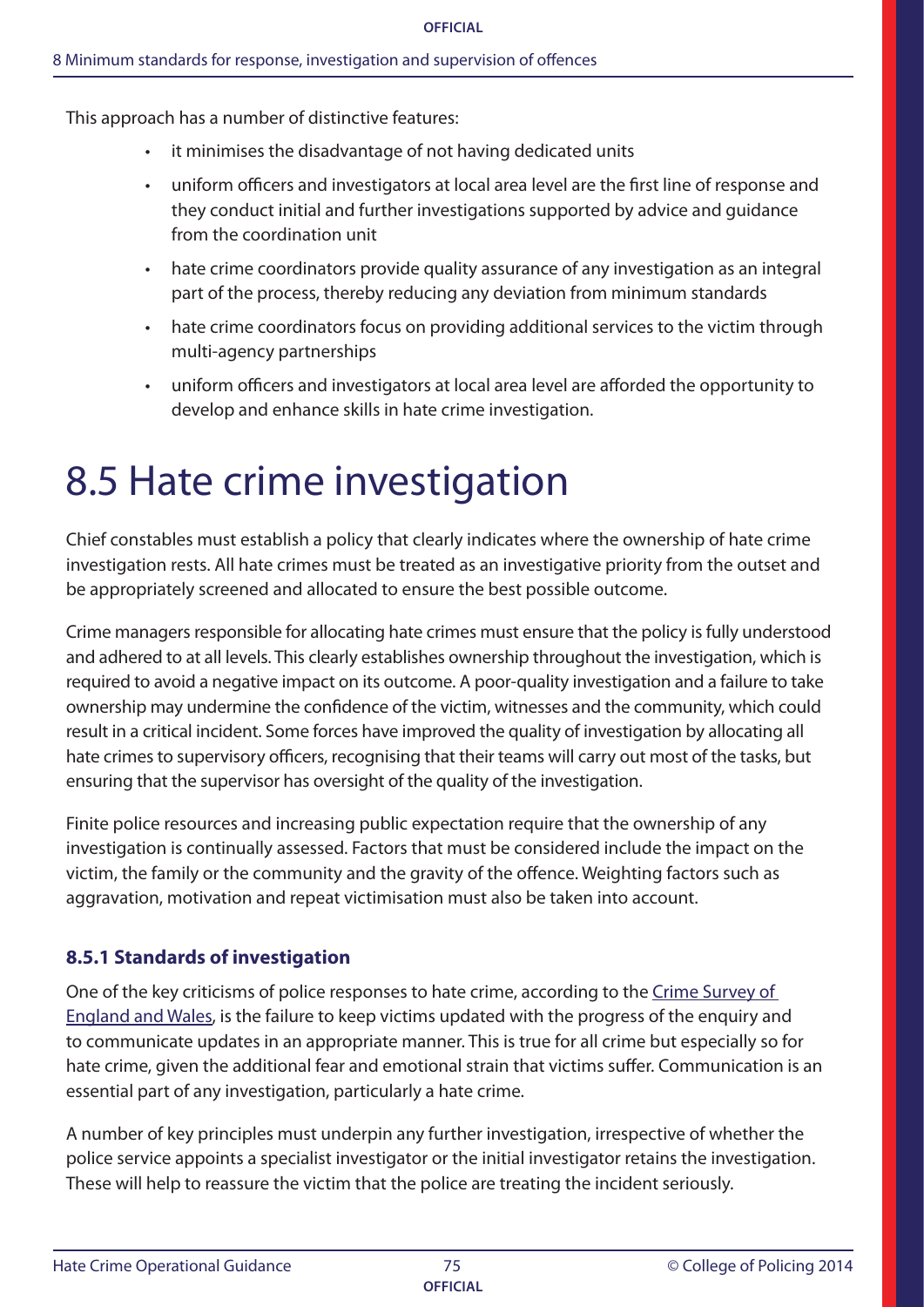This approach has a number of distinctive features:

- it minimises the disadvantage of not having dedicated units
- uniform officers and investigators at local area level are the first line of response and they conduct initial and further investigations supported by advice and guidance from the coordination unit
- hate crime coordinators provide quality assurance of any investigation as an integral part of the process, thereby reducing any deviation from minimum standards
- hate crime coordinators focus on providing additional services to the victim through multi-agency partnerships
- uniform officers and investigators at local area level are afforded the opportunity to develop and enhance skills in hate crime investigation.

# 8.5 Hate crime investigation

Chief constables must establish a policy that clearly indicates where the ownership of hate crime investigation rests. All hate crimes must be treated as an investigative priority from the outset and be appropriately screened and allocated to ensure the best possible outcome.

Crime managers responsible for allocating hate crimes must ensure that the policy is fully understood and adhered to at all levels. This clearly establishes ownership throughout the investigation, which is required to avoid a negative impact on its outcome. A poor-quality investigation and a failure to take ownership may undermine the confidence of the victim, witnesses and the community, which could result in a critical incident. Some forces have improved the quality of investigation by allocating all hate crimes to supervisory officers, recognising that their teams will carry out most of the tasks, but ensuring that the supervisor has oversight of the quality of the investigation.

Finite police resources and increasing public expectation require that the ownership of any investigation is continually assessed. Factors that must be considered include the impact on the victim, the family or the community and the gravity of the offence. Weighting factors such as aggravation, motivation and repeat victimisation must also be taken into account.

### 8.5.1 Standards of investigation

One of the key criticisms of police responses to hate crime, according to the Crime Survey of England and Wales, is the failure to keep victims updated with the progress of the enquiry and to communicate updates in an appropriate manner. This is true for all crime but especially so for hate crime, given the additional fear and emotional strain that victims suffer. Communication is an essential part of any investigation, particularly a hate crime.

A number of key principles must underpin any further investigation, irrespective of whether the police service appoints a specialist investigator or the initial investigator retains the investigation. These will help to reassure the victim that the police are treating the incident seriously.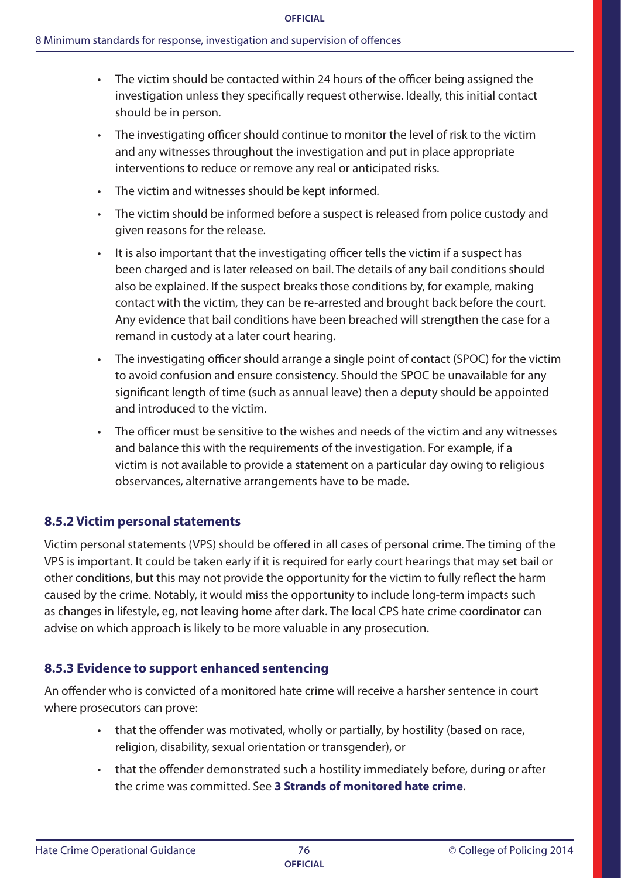- The victim should be contacted within 24 hours of the officer being assigned the investigation unless they specifically request otherwise. Ideally, this initial contact should be in person.
- The investigating officer should continue to monitor the level of risk to the victim and any witnesses throughout the investigation and put in place appropriate interventions to reduce or remove any real or anticipated risks.
- The victim and witnesses should be kept informed.
- The victim should be informed before a suspect is released from police custody and given reasons for the release.
- It is also important that the investigating officer tells the victim if a suspect has been charged and is later released on bail. The details of any bail conditions should also be explained. If the suspect breaks those conditions by, for example, making contact with the victim, they can be re-arrested and brought back before the court. Any evidence that bail conditions have been breached will strengthen the case for a remand in custody at a later court hearing.
- The investigating officer should arrange a single point of contact (SPOC) for the victim to avoid confusion and ensure consistency. Should the SPOC be unavailable for any significant length of time (such as annual leave) then a deputy should be appointed and introduced to the victim.
- The officer must be sensitive to the wishes and needs of the victim and any witnesses and balance this with the requirements of the investigation. For example, if a victim is not available to provide a statement on a particular day owing to religious observances, alternative arrangements have to be made.

### 8.5.2 Victim personal statements

Victim personal statements (VPS) should be offered in all cases of personal crime. The timing of the VPS is important. It could be taken early if it is required for early court hearings that may set bail or other conditions, but this may not provide the opportunity for the victim to fully reflect the harm caused by the crime. Notably, it would miss the opportunity to include long-term impacts such as changes in lifestyle, eg, not leaving home after dark. The local CPS hate crime coordinator can advise on which approach is likely to be more valuable in any prosecution.

### 8.5.3 Evidence to support enhanced sentencing

An offender who is convicted of a monitored hate crime will receive a harsher sentence in court where prosecutors can prove:

- that the offender was motivated, wholly or partially, by hostility (based on race, religion, disability, sexual orientation or transgender), or
- that the offender demonstrated such a hostility immediately before, during or after the crime was committed. See **3 Strands of monitored hate crime**.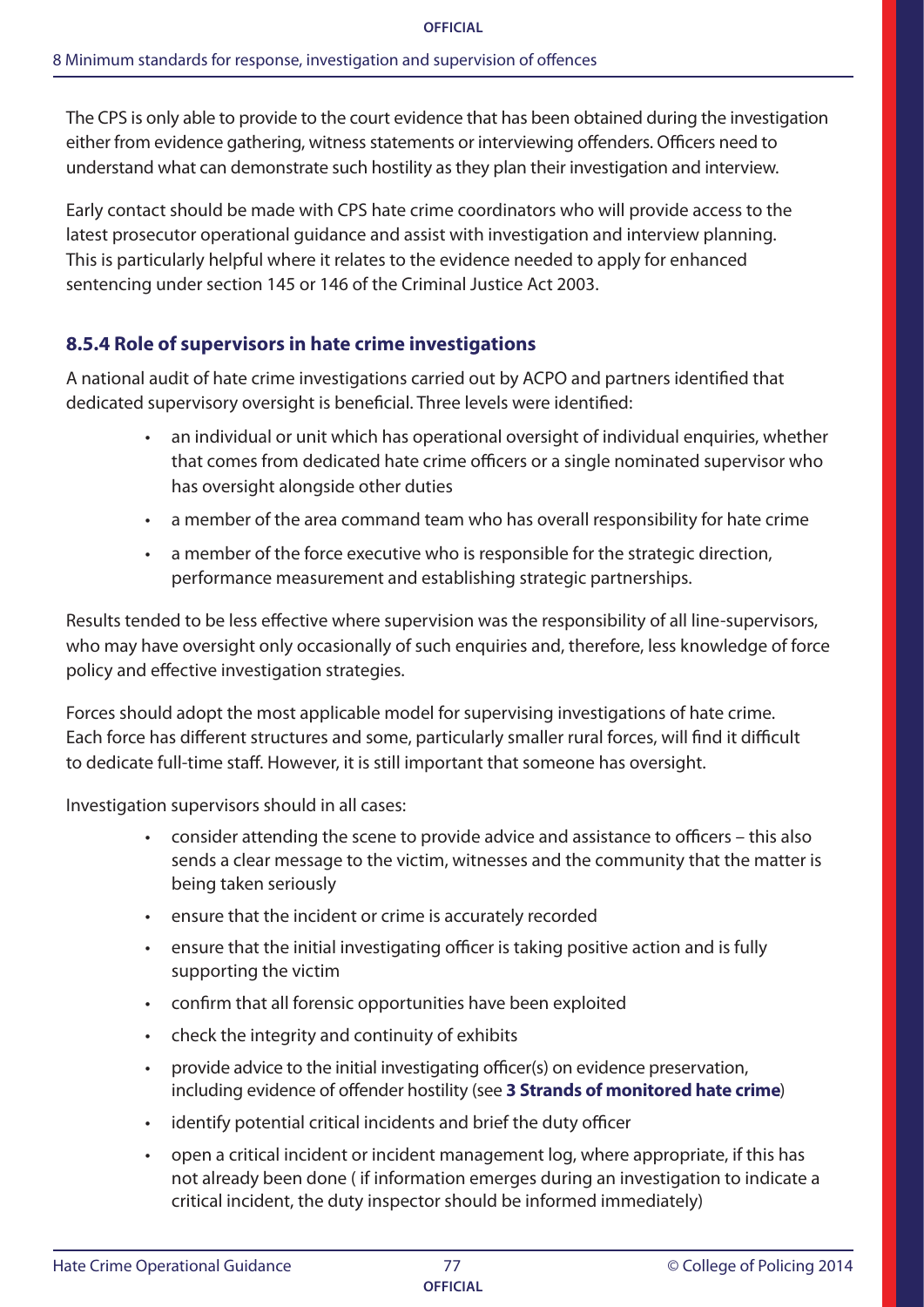The CPS is only able to provide to the court evidence that has been obtained during the investigation either from evidence gathering, witness statements or interviewing offenders. Officers need to understand what can demonstrate such hostility as they plan their investigation and interview.

Early contact should be made with CPS hate crime coordinators who will provide access to the latest prosecutor operational guidance and assist with investigation and interview planning. This is particularly helpful where it relates to the evidence needed to apply for enhanced sentencing under section 145 or 146 of the Criminal Justice Act 2003.

### 8.5.4 Role of supervisors in hate crime investigations

A national audit of hate crime investigations carried out by ACPO and partners identified that dedicated supervisory oversight is beneficial. Three levels were identified:

- an individual or unit which has operational oversight of individual enquiries, whether that comes from dedicated hate crime officers or a single nominated supervisor who has oversight alongside other duties
- a member of the area command team who has overall responsibility for hate crime
- a member of the force executive who is responsible for the strategic direction, performance measurement and establishing strategic partnerships.

Results tended to be less effective where supervision was the responsibility of all line-supervisors, who may have oversight only occasionally of such enquiries and, therefore, less knowledge of force policy and effective investigation strategies.

Forces should adopt the most applicable model for supervising investigations of hate crime. Each force has different structures and some, particularly smaller rural forces, will find it difficult to dedicate full-time staff. However, it is still important that someone has oversight.

Investigation supervisors should in all cases:

- consider attending the scene to provide advice and assistance to officers – this also sends a clear message to the victim, witnesses and the community that the matter is being taken seriously
- ensure that the incident or crime is accurately recorded
- ensure that the initial investigating officer is taking positive action and is fully supporting the victim
- confirm that all forensic opportunities have been exploited
- check the integrity and continuity of exhibits
- provide advice to the initial investigating officer(s) on evidence preservation, including evidence of offender hostility (see **3 Strands of monitored hate crime**)
- identify potential critical incidents and brief the duty officer
- open a critical incident or incident management log, where appropriate, if this has not already been done ( if information emerges during an investigation to indicate a critical incident, the duty inspector should be informed immediately)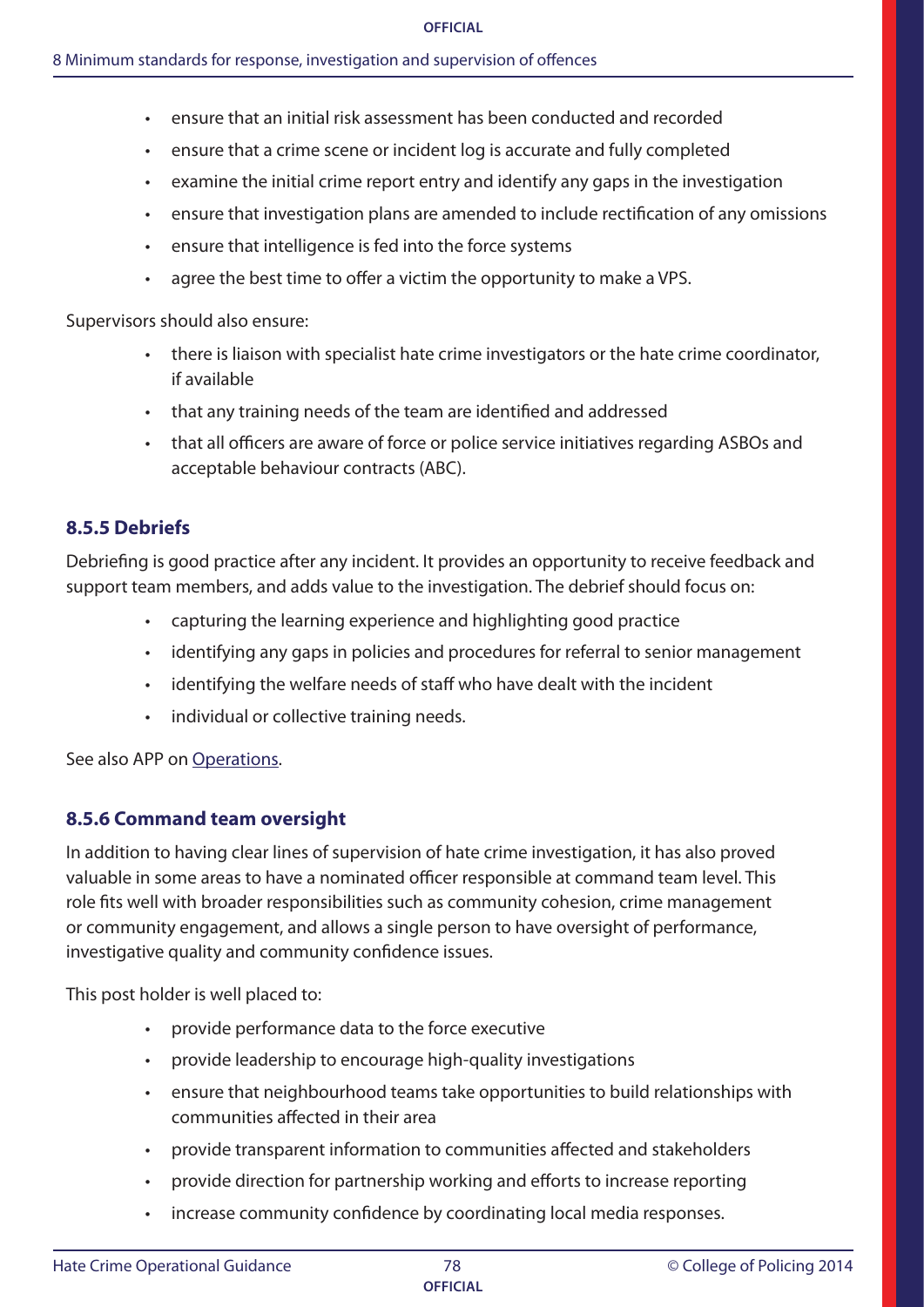- ensure that an initial risk assessment has been conducted and recorded
- ensure that a crime scene or incident log is accurate and fully completed
- examine the initial crime report entry and identify any gaps in the investigation
- ensure that investigation plans are amended to include rectification of any omissions
- ensure that intelligence is fed into the force systems
- agree the best time to offer a victim the opportunity to make a VPS.

Supervisors should also ensure:

- there is liaison with specialist hate crime investigators or the hate crime coordinator, if available
- that any training needs of the team are identified and addressed
- that all officers are aware of force or police service initiatives regarding ASBOs and acceptable behaviour contracts (ABC).

### 8.5.5 Debriefs

Debriefing is good practice after any incident. It provides an opportunity to receive feedback and support team members, and adds value to the investigation. The debrief should focus on:

- capturing the learning experience and highlighting good practice
- identifying any gaps in policies and procedures for referral to senior management
- identifying the welfare needs of staff who have dealt with the incident
- individual or collective training needs.

See also APP on Operations.

### 8.5.6 Command team oversight

In addition to having clear lines of supervision of hate crime investigation, it has also proved valuable in some areas to have a nominated officer responsible at command team level. This role fits well with broader responsibilities such as community cohesion, crime management or community engagement, and allows a single person to have oversight of performance, investigative quality and community confidence issues.

This post holder is well placed to:

- provide performance data to the force executive
- provide leadership to encourage high-quality investigations
- ensure that neighbourhood teams take opportunities to build relationships with communities affected in their area
- provide transparent information to communities affected and stakeholders
- provide direction for partnership working and efforts to increase reporting
- increase community confidence by coordinating local media responses.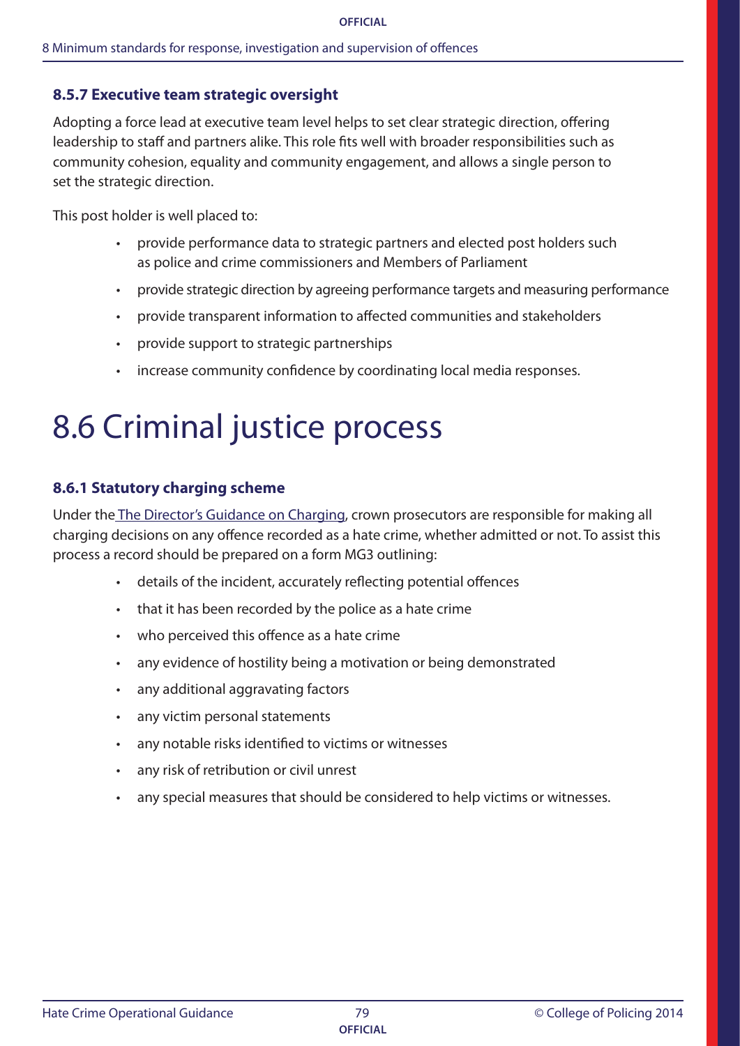### 8.5.7 Executive team strategic oversight

Adopting a force lead at executive team level helps to set clear strategic direction, offering leadership to staff and partners alike. This role fits well with broader responsibilities such as community cohesion, equality and community engagement, and allows a single person to set the strategic direction.

This post holder is well placed to:

- provide performance data to strategic partners and elected post holders such as police and crime commissioners and Members of Parliament
- provide strategic direction by agreeing performance targets and measuring performance
- provide transparent information to affected communities and stakeholders
- provide support to strategic partnerships
- increase community confidence by coordinating local media responses.

# 8.6 Criminal justice process

### 8.6.1 Statutory charging scheme

Under the The Director's Guidance on Charging, crown prosecutors are responsible for making all charging decisions on any offence recorded as a hate crime, whether admitted or not. To assist this process a record should be prepared on a form MG3 outlining:

- details of the incident, accurately reflecting potential offences
- that it has been recorded by the police as a hate crime
- who perceived this offence as a hate crime
- any evidence of hostility being a motivation or being demonstrated
- any additional aggravating factors
- any victim personal statements
- any notable risks identified to victims or witnesses
- any risk of retribution or civil unrest
- any special measures that should be considered to help victims or witnesses.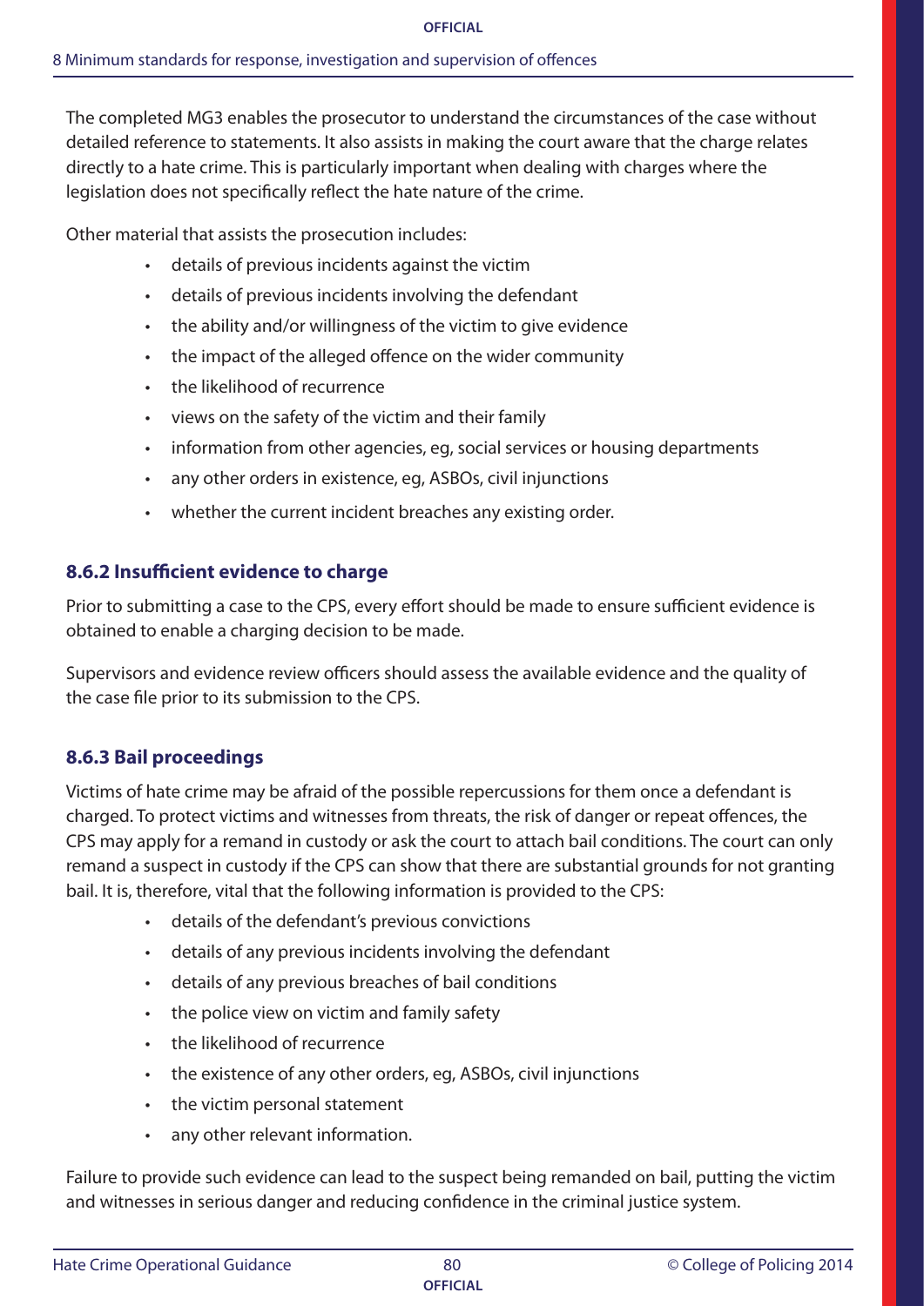The completed MG3 enables the prosecutor to understand the circumstances of the case without detailed reference to statements. It also assists in making the court aware that the charge relates directly to a hate crime. This is particularly important when dealing with charges where the legislation does not specifically reflect the hate nature of the crime.

Other material that assists the prosecution includes:

- details of previous incidents against the victim
- details of previous incidents involving the defendant
- the ability and/or willingness of the victim to give evidence
- the impact of the alleged offence on the wider community
- the likelihood of recurrence
- views on the safety of the victim and their family
- information from other agencies, eg, social services or housing departments
- any other orders in existence, eg, ASBOs, civil injunctions
- whether the current incident breaches any existing order.

### 8.6.2 Insufficient evidence to charge

Prior to submitting a case to the CPS, every effort should be made to ensure sufficient evidence is obtained to enable a charging decision to be made.

Supervisors and evidence review officers should assess the available evidence and the quality of the case file prior to its submission to the CPS.

### 8.6.3 Bail proceedings

Victims of hate crime may be afraid of the possible repercussions for them once a defendant is charged. To protect victims and witnesses from threats, the risk of danger or repeat offences, the CPS may apply for a remand in custody or ask the court to attach bail conditions. The court can only remand a suspect in custody if the CPS can show that there are substantial grounds for not granting bail. It is, therefore, vital that the following information is provided to the CPS:

- details of the defendant's previous convictions
- details of any previous incidents involving the defendant
- details of any previous breaches of bail conditions
- the police view on victim and family safety
- the likelihood of recurrence
- the existence of any other orders, eg, ASBOs, civil injunctions
- the victim personal statement
- any other relevant information.

Failure to provide such evidence can lead to the suspect being remanded on bail, putting the victim and witnesses in serious danger and reducing confidence in the criminal justice system.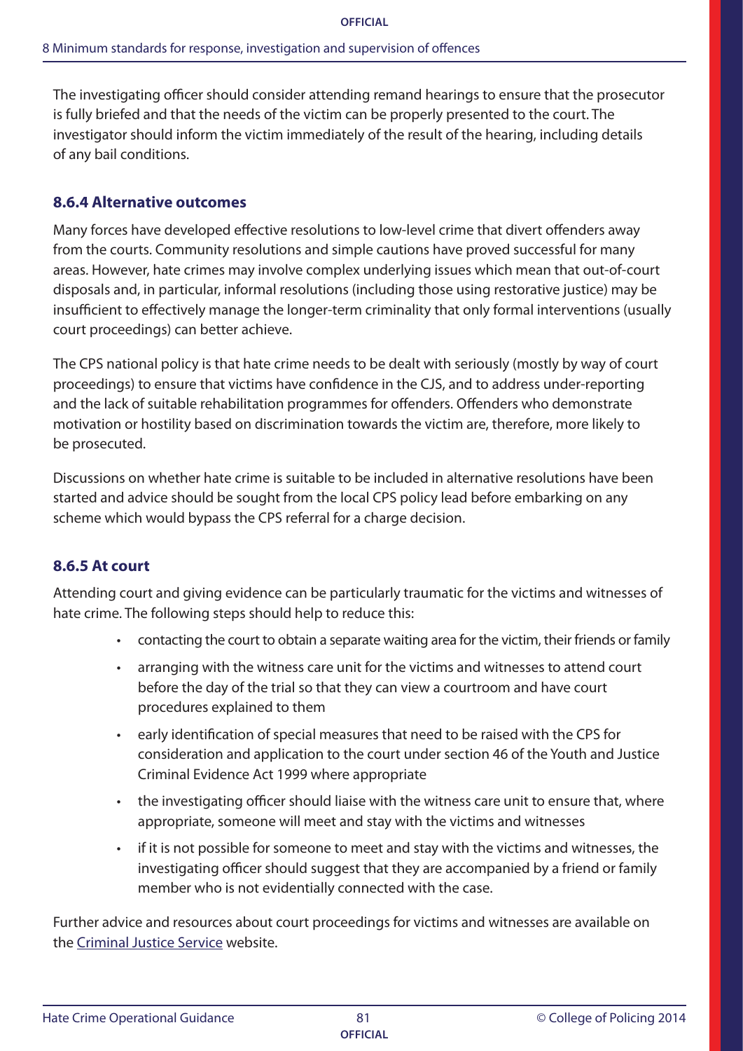The investigating officer should consider attending remand hearings to ensure that the prosecutor is fully briefed and that the needs of the victim can be properly presented to the court. The investigator should inform the victim immediately of the result of the hearing, including details of any bail conditions.

### 8.6.4 Alternative outcomes

Many forces have developed effective resolutions to low-level crime that divert offenders away from the courts. Community resolutions and simple cautions have proved successful for many areas. However, hate crimes may involve complex underlying issues which mean that out-of-court disposals and, in particular, informal resolutions (including those using restorative justice) may be insufficient to effectively manage the longer-term criminality that only formal interventions (usually court proceedings) can better achieve.

The CPS national policy is that hate crime needs to be dealt with seriously (mostly by way of court proceedings) to ensure that victims have confidence in the CJS, and to address under-reporting and the lack of suitable rehabilitation programmes for offenders. Offenders who demonstrate motivation or hostility based on discrimination towards the victim are, therefore, more likely to be prosecuted.

Discussions on whether hate crime is suitable to be included in alternative resolutions have been started and advice should be sought from the local CPS policy lead before embarking on any scheme which would bypass the CPS referral for a charge decision.

### 8.6.5 At court

Attending court and giving evidence can be particularly traumatic for the victims and witnesses of hate crime. The following steps should help to reduce this:

- contacting the court to obtain a separate waiting area for the victim, their friends or family
- arranging with the witness care unit for the victims and witnesses to attend court before the day of the trial so that they can view a courtroom and have court procedures explained to them
- early identification of special measures that need to be raised with the CPS for consideration and application to the court under section 46 of the Youth and Justice Criminal Evidence Act 1999 where appropriate
- the investigating officer should liaise with the witness care unit to ensure that, where appropriate, someone will meet and stay with the victims and witnesses
- if it is not possible for someone to meet and stay with the victims and witnesses, the investigating officer should suggest that they are accompanied by a friend or family member who is not evidentially connected with the case.

Further advice and resources about court proceedings for victims and witnesses are available on the Criminal Justice Service website.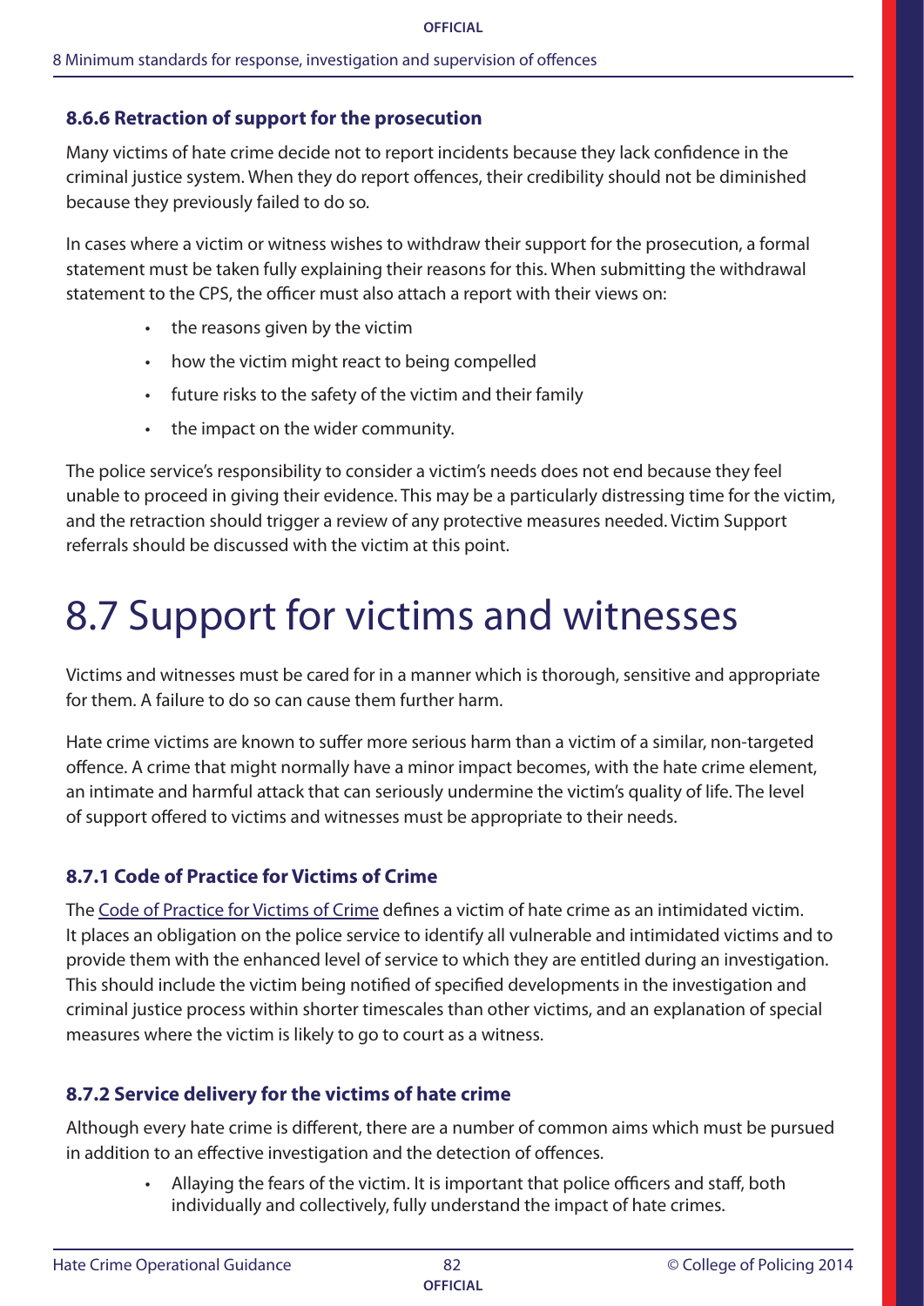### 8.6.6 Retraction of support for the prosecution

Many victims of hate crime decide not to report incidents because they lack confidence in the criminal justice system. When they do report offences, their credibility should not be diminished because they previously failed to do so.

In cases where a victim or witness wishes to withdraw their support for the prosecution, a formal statement must be taken fully explaining their reasons for this. When submitting the withdrawal statement to the CPS, the officer must also attach a report with their views on:

- the reasons given by the victim
- how the victim might react to being compelled
- future risks to the safety of the victim and their family
- the impact on the wider community.

The police service's responsibility to consider a victim's needs does not end because they feel unable to proceed in giving their evidence. This may be a particularly distressing time for the victim, and the retraction should trigger a review of any protective measures needed. Victim Support referrals should be discussed with the victim at this point.

# 8.7 Support for victims and witnesses

Victims and witnesses must be cared for in a manner which is thorough, sensitive and appropriate for them. A failure to do so can cause them further harm.

Hate crime victims are known to suffer more serious harm than a victim of a similar, non-targeted offence. A crime that might normally have a minor impact becomes, with the hate crime element, an intimate and harmful attack that can seriously undermine the victim's quality of life. The level of support offered to victims and witnesses must be appropriate to their needs.

### 8.7.1 Code of Practice for Victims of Crime

The Code of Practice for Victims of Crime defines a victim of hate crime as an intimidated victim. It places an obligation on the police service to identify all vulnerable and intimidated victims and to provide them with the enhanced level of service to which they are entitled during an investigation. This should include the victim being notified of specified developments in the investigation and criminal justice process within shorter timescales than other victims, and an explanation of special measures where the victim is likely to go to court as a witness.

### 8.7.2 Service delivery for the victims of hate crime

Although every hate crime is different, there are a number of common aims which must be pursued in addition to an effective investigation and the detection of offences.

- Allaying the fears of the victim. It is important that police officers and staff, both individually and collectively, fully understand the impact of hate crimes.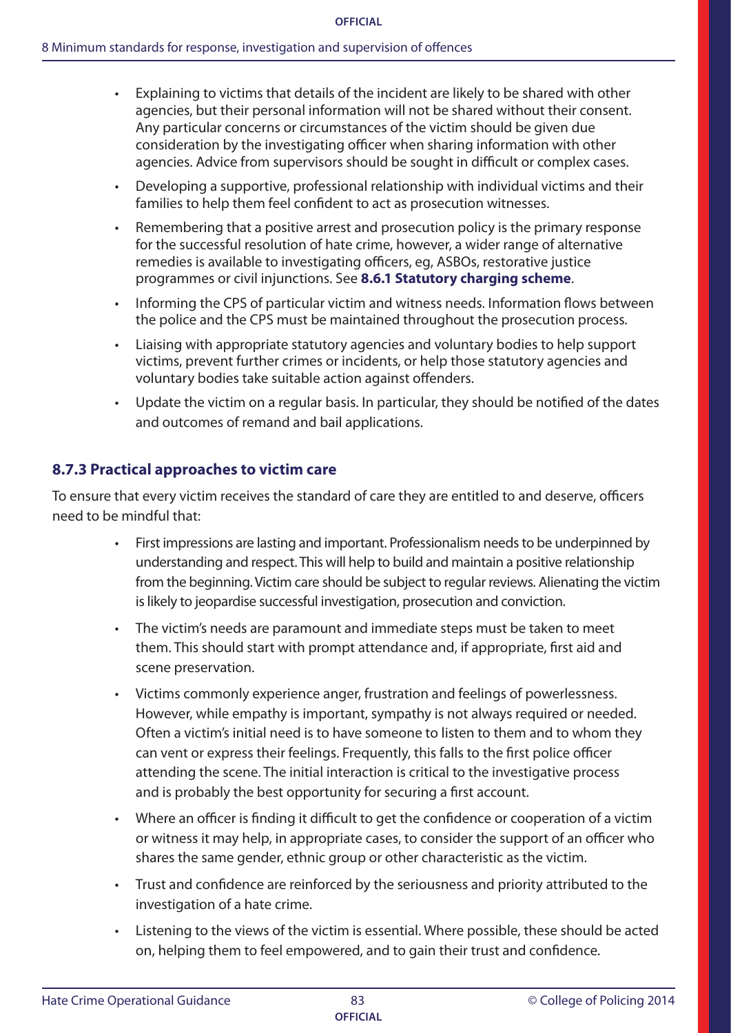- Explaining to victims that details of the incident are likely to be shared with other agencies, but their personal information will not be shared without their consent. Any particular concerns or circumstances of the victim should be given due consideration by the investigating officer when sharing information with other agencies. Advice from supervisors should be sought in difficult or complex cases.
- Developing a supportive, professional relationship with individual victims and their families to help them feel confident to act as prosecution witnesses.
- Remembering that a positive arrest and prosecution policy is the primary response for the successful resolution of hate crime, however, a wider range of alternative remedies is available to investigating officers, eg, ASBOs, restorative justice programmes or civil injunctions. See **8.6.1 Statutory charging scheme**.
- Informing the CPS of particular victim and witness needs. Information flows between the police and the CPS must be maintained throughout the prosecution process.
- Liaising with appropriate statutory agencies and voluntary bodies to help support victims, prevent further crimes or incidents, or help those statutory agencies and voluntary bodies take suitable action against offenders.
- Update the victim on a regular basis. In particular, they should be notified of the dates and outcomes of remand and bail applications.

### 8.7.3 Practical approaches to victim care

To ensure that every victim receives the standard of care they are entitled to and deserve, officers need to be mindful that:

- First impressions are lasting and important. Professionalism needs to be underpinned by understanding and respect. This will help to build and maintain a positive relationship from the beginning. Victim care should be subject to regular reviews. Alienating the victim is likely to jeopardise successful investigation, prosecution and conviction.
- The victim's needs are paramount and immediate steps must be taken to meet them. This should start with prompt attendance and, if appropriate, first aid and scene preservation.
- Victims commonly experience anger, frustration and feelings of powerlessness. However, while empathy is important, sympathy is not always required or needed. Often a victim's initial need is to have someone to listen to them and to whom they can vent or express their feelings. Frequently, this falls to the first police officer attending the scene. The initial interaction is critical to the investigative process and is probably the best opportunity for securing a first account.
- Where an officer is finding it difficult to get the confidence or cooperation of a victim or witness it may help, in appropriate cases, to consider the support of an officer who shares the same gender, ethnic group or other characteristic as the victim.
- Trust and confidence are reinforced by the seriousness and priority attributed to the investigation of a hate crime.
- Listening to the views of the victim is essential. Where possible, these should be acted on, helping them to feel empowered, and to gain their trust and confidence.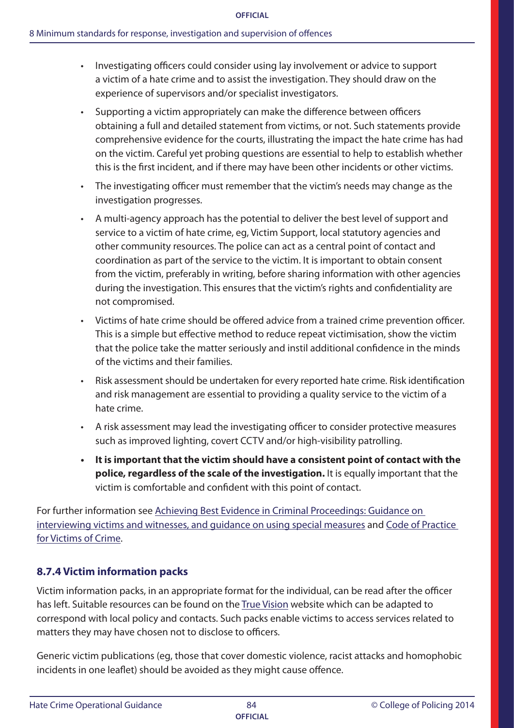- Investigating officers could consider using lay involvement or advice to support a victim of a hate crime and to assist the investigation. They should draw on the experience of supervisors and/or specialist investigators.
- Supporting a victim appropriately can make the difference between officers obtaining a full and detailed statement from victims, or not. Such statements provide comprehensive evidence for the courts, illustrating the impact the hate crime has had on the victim. Careful yet probing questions are essential to help to establish whether this is the first incident, and if there may have been other incidents or other victims.
- The investigating officer must remember that the victim's needs may change as the investigation progresses.
- A multi-agency approach has the potential to deliver the best level of support and service to a victim of hate crime, eg, Victim Support, local statutory agencies and other community resources. The police can act as a central point of contact and coordination as part of the service to the victim. It is important to obtain consent from the victim, preferably in writing, before sharing information with other agencies during the investigation. This ensures that the victim's rights and confidentiality are not compromised.
- Victims of hate crime should be offered advice from a trained crime prevention officer. This is a simple but effective method to reduce repeat victimisation, show the victim that the police take the matter seriously and instil additional confidence in the minds of the victims and their families.
- Risk assessment should be undertaken for every reported hate crime. Risk identification and risk management are essential to providing a quality service to the victim of a hate crime.
- A risk assessment may lead the investigating officer to consider protective measures such as improved lighting, covert CCTV and/or high-visibility patrolling.
- **It is important that the victim should have a consistent point of contact with the police, regardless of the scale of the investigation.** It is equally important that the victim is comfortable and confident with this point of contact.

For further information see Achieving Best Evidence in Criminal Proceedings: Guidance on interviewing victims and witnesses, and guidance on using special measures and Code of Practice for Victims of Crime.

### 8.7.4 Victim information packs

Victim information packs, in an appropriate format for the individual, can be read after the officer has left. Suitable resources can be found on the True Vision website which can be adapted to correspond with local policy and contacts. Such packs enable victims to access services related to matters they may have chosen not to disclose to officers.

Generic victim publications (eg, those that cover domestic violence, racist attacks and homophobic incidents in one leaflet) should be avoided as they might cause offence.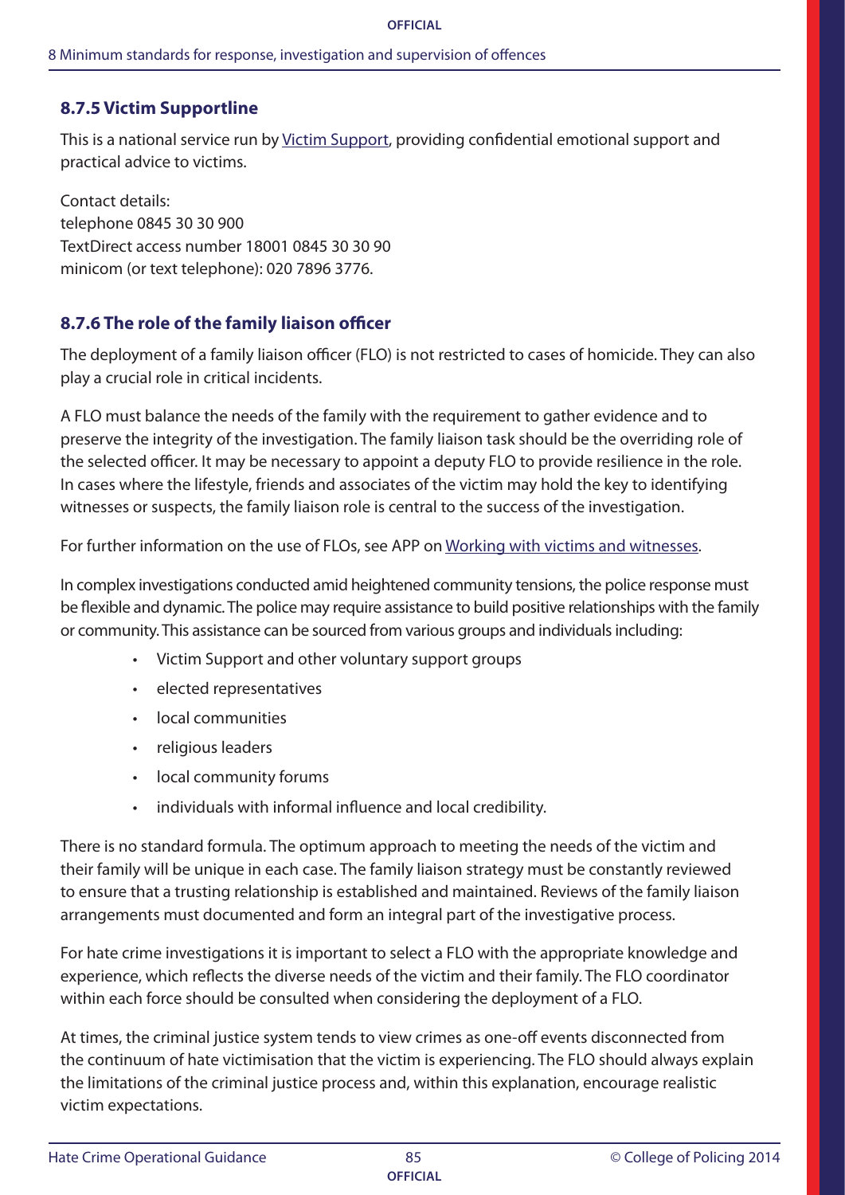### 8.7.5 Victim Supportline

This is a national service run by Victim Support, providing confidential emotional support and practical advice to victims.

Contact details:
telephone 0845 30 30 900
TextDirect access number 18001 0845 30 30 90
minicom (or text telephone): 020 7896 3776.

### 8.7.6 The role of the family liaison officer

The deployment of a family liaison officer (FLO) is not restricted to cases of homicide. They can also play a crucial role in critical incidents.

A FLO must balance the needs of the family with the requirement to gather evidence and to preserve the integrity of the investigation. The family liaison task should be the overriding role of the selected officer. It may be necessary to appoint a deputy FLO to provide resilience in the role. In cases where the lifestyle, friends and associates of the victim may hold the key to identifying witnesses or suspects, the family liaison role is central to the success of the investigation.

For further information on the use of FLOs, see APP on Working with victims and witnesses.

In complex investigations conducted amid heightened community tensions, the police response must be flexible and dynamic. The police may require assistance to build positive relationships with the family or community. This assistance can be sourced from various groups and individuals including:

- Victim Support and other voluntary support groups
- elected representatives
- local communities
- religious leaders
- local community forums
- individuals with informal influence and local credibility.

There is no standard formula. The optimum approach to meeting the needs of the victim and their family will be unique in each case. The family liaison strategy must be constantly reviewed to ensure that a trusting relationship is established and maintained. Reviews of the family liaison arrangements must documented and form an integral part of the investigative process.

For hate crime investigations it is important to select a FLO with the appropriate knowledge and experience, which reflects the diverse needs of the victim and their family. The FLO coordinator within each force should be consulted when considering the deployment of a FLO.

At times, the criminal justice system tends to view crimes as one-off events disconnected from the continuum of hate victimisation that the victim is experiencing. The FLO should always explain the limitations of the criminal justice process and, within this explanation, encourage realistic victim expectations.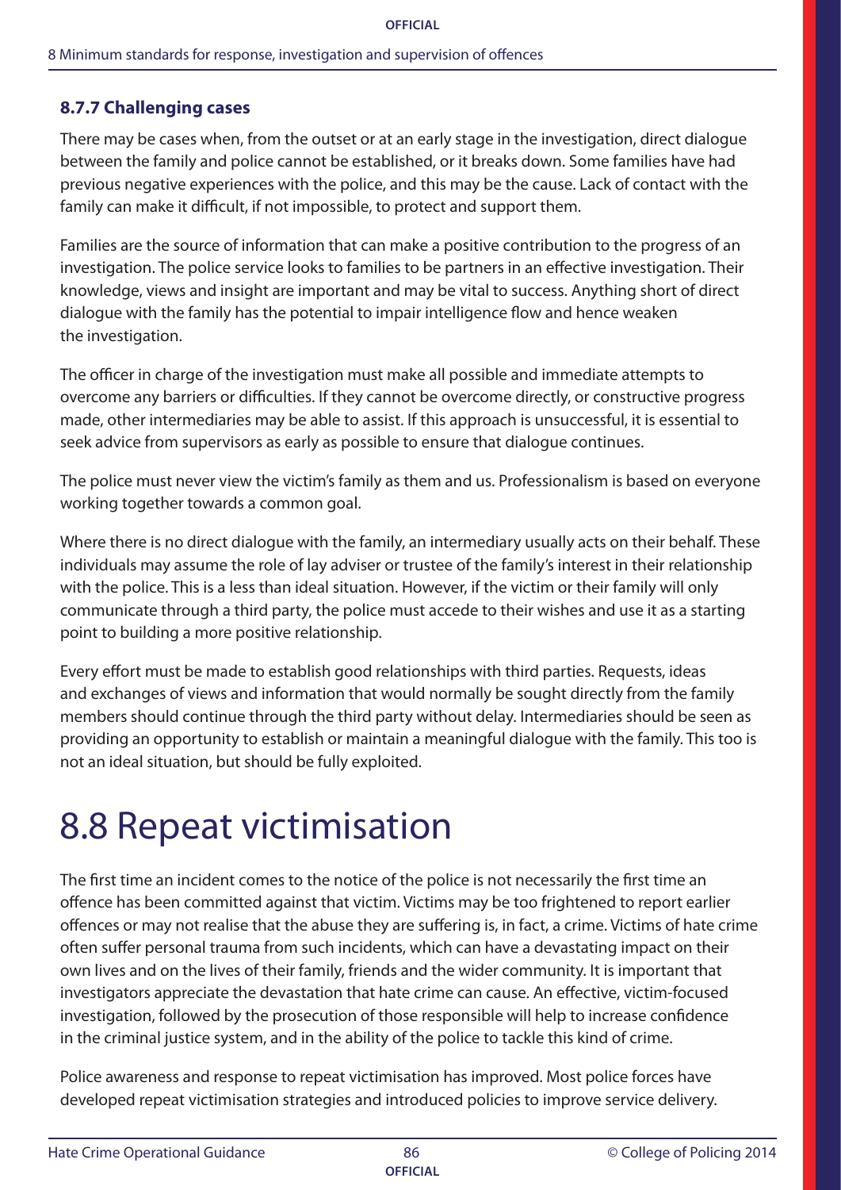### 8.7.7 Challenging cases

There may be cases when, from the outset or at an early stage in the investigation, direct dialogue between the family and police cannot be established, or it breaks down. Some families have had previous negative experiences with the police, and this may be the cause. Lack of contact with the family can make it difficult, if not impossible, to protect and support them.

Families are the source of information that can make a positive contribution to the progress of an investigation. The police service looks to families to be partners in an effective investigation. Their knowledge, views and insight are important and may be vital to success. Anything short of direct dialogue with the family has the potential to impair intelligence flow and hence weaken the investigation.

The officer in charge of the investigation must make all possible and immediate attempts to overcome any barriers or difficulties. If they cannot be overcome directly, or constructive progress made, other intermediaries may be able to assist. If this approach is unsuccessful, it is essential to seek advice from supervisors as early as possible to ensure that dialogue continues.

The police must never view the victim's family as them and us. Professionalism is based on everyone working together towards a common goal.

Where there is no direct dialogue with the family, an intermediary usually acts on their behalf. These individuals may assume the role of lay adviser or trustee of the family's interest in their relationship with the police. This is a less than ideal situation. However, if the victim or their family will only communicate through a third party, the police must accede to their wishes and use it as a starting point to building a more positive relationship.

Every effort must be made to establish good relationships with third parties. Requests, ideas and exchanges of views and information that would normally be sought directly from the family members should continue through the third party without delay. Intermediaries should be seen as providing an opportunity to establish or maintain a meaningful dialogue with the family. This too is not an ideal situation, but should be fully exploited.

# 8.8 Repeat victimisation

The first time an incident comes to the notice of the police is not necessarily the first time an offence has been committed against that victim. Victims may be too frightened to report earlier offences or may not realise that the abuse they are suffering is, in fact, a crime. Victims of hate crime often suffer personal trauma from such incidents, which can have a devastating impact on their own lives and on the lives of their family, friends and the wider community. It is important that investigators appreciate the devastation that hate crime can cause. An effective, victim-focused investigation, followed by the prosecution of those responsible will help to increase confidence in the criminal justice system, and in the ability of the police to tackle this kind of crime.

Police awareness and response to repeat victimisation has improved. Most police forces have developed repeat victimisation strategies and introduced policies to improve service delivery.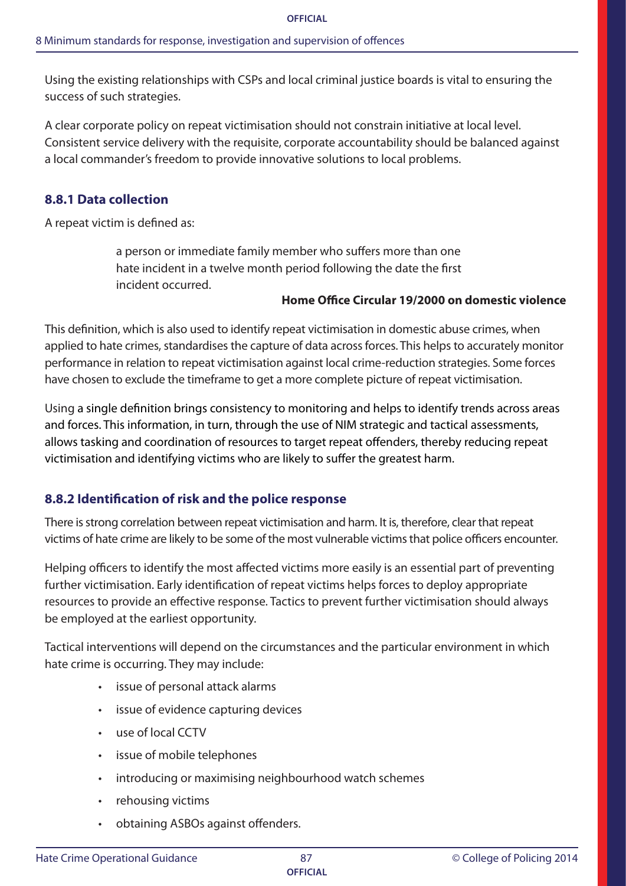Using the existing relationships with CSPs and local criminal justice boards is vital to ensuring the success of such strategies.

A clear corporate policy on repeat victimisation should not constrain initiative at local level. Consistent service delivery with the requisite, corporate accountability should be balanced against a local commander's freedom to provide innovative solutions to local problems.

### 8.8.1 Data collection

A repeat victim is defined as:

> a person or immediate family member who suffers more than one hate incident in a twelve month period following the date the first incident occurred.
>
> **Home Office Circular 19/2000 on domestic violence**

This definition, which is also used to identify repeat victimisation in domestic abuse crimes, when applied to hate crimes, standardises the capture of data across forces. This helps to accurately monitor performance in relation to repeat victimisation against local crime-reduction strategies. Some forces have chosen to exclude the timeframe to get a more complete picture of repeat victimisation.

Using a single definition brings consistency to monitoring and helps to identify trends across areas and forces. This information, in turn, through the use of NIM strategic and tactical assessments, allows tasking and coordination of resources to target repeat offenders, thereby reducing repeat victimisation and identifying victims who are likely to suffer the greatest harm.

### 8.8.2 Identification of risk and the police response

There is strong correlation between repeat victimisation and harm. It is, therefore, clear that repeat victims of hate crime are likely to be some of the most vulnerable victims that police officers encounter.

Helping officers to identify the most affected victims more easily is an essential part of preventing further victimisation. Early identification of repeat victims helps forces to deploy appropriate resources to provide an effective response. Tactics to prevent further victimisation should always be employed at the earliest opportunity.

Tactical interventions will depend on the circumstances and the particular environment in which hate crime is occurring. They may include:

- issue of personal attack alarms
- issue of evidence capturing devices
- use of local CCTV
- issue of mobile telephones
- introducing or maximising neighbourhood watch schemes
- rehousing victims
- obtaining ASBOs against offenders.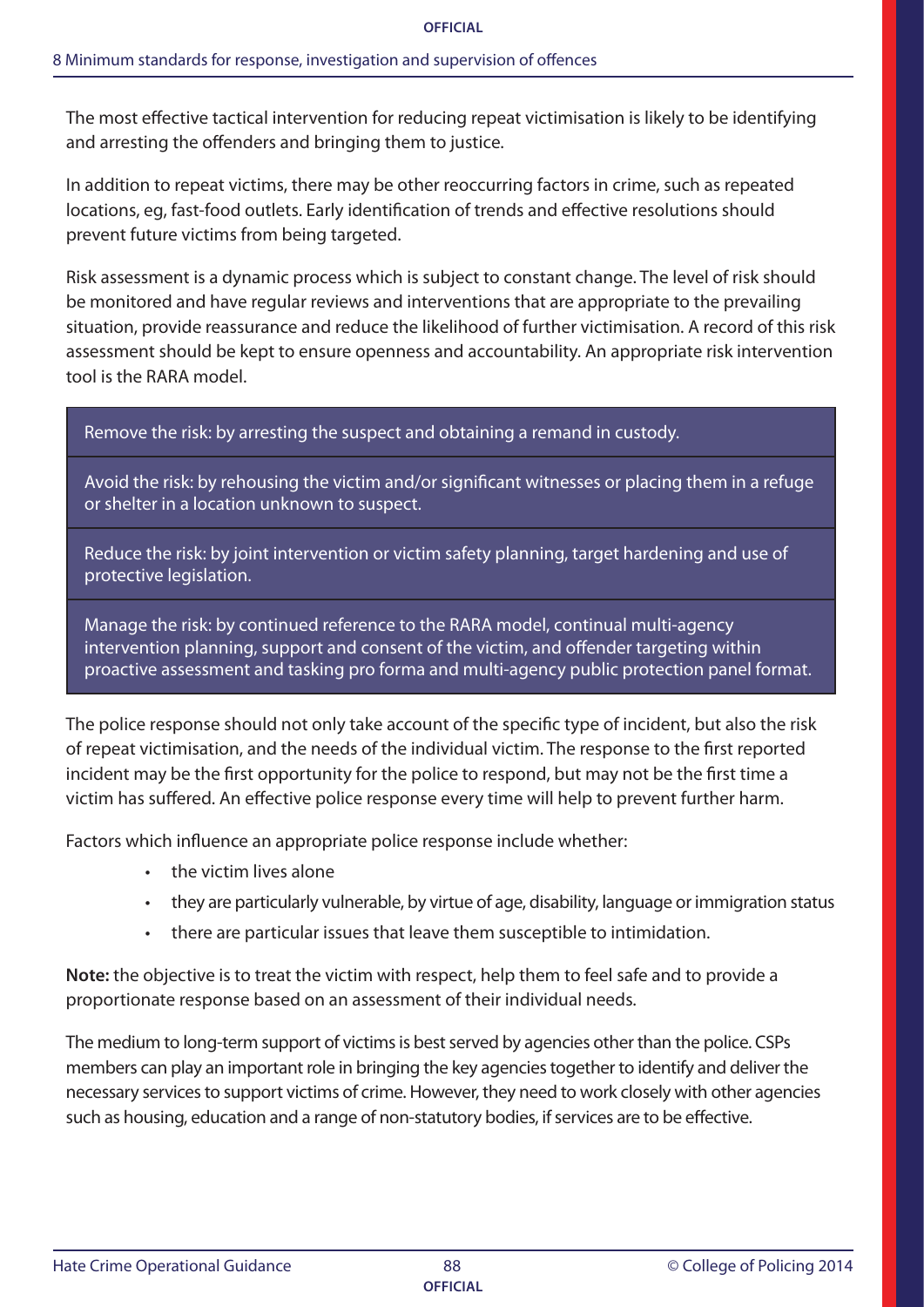The most effective tactical intervention for reducing repeat victimisation is likely to be identifying and arresting the offenders and bringing them to justice.

In addition to repeat victims, there may be other reoccurring factors in crime, such as repeated locations, eg, fast-food outlets. Early identification of trends and effective resolutions should prevent future victims from being targeted.

Risk assessment is a dynamic process which is subject to constant change. The level of risk should be monitored and have regular reviews and interventions that are appropriate to the prevailing situation, provide reassurance and reduce the likelihood of further victimisation. A record of this risk assessment should be kept to ensure openness and accountability. An appropriate risk intervention tool is the RARA model.

| |
|---|
| Remove the risk: by arresting the suspect and obtaining a remand in custody. |
| Avoid the risk: by rehousing the victim and/or significant witnesses or placing them in a refuge or shelter in a location unknown to suspect. |
| Reduce the risk: by joint intervention or victim safety planning, target hardening and use of protective legislation. |
| Manage the risk: by continued reference to the RARA model, continual multi-agency intervention planning, support and consent of the victim, and offender targeting within proactive assessment and tasking pro forma and multi-agency public protection panel format. |

The police response should not only take account of the specific type of incident, but also the risk of repeat victimisation, and the needs of the individual victim. The response to the first reported incident may be the first opportunity for the police to respond, but may not be the first time a victim has suffered. An effective police response every time will help to prevent further harm.

Factors which influence an appropriate police response include whether:

- the victim lives alone
- they are particularly vulnerable, by virtue of age, disability, language or immigration status
- there are particular issues that leave them susceptible to intimidation.

**Note:** the objective is to treat the victim with respect, help them to feel safe and to provide a proportionate response based on an assessment of their individual needs.

The medium to long-term support of victims is best served by agencies other than the police. CSPs members can play an important role in bringing the key agencies together to identify and deliver the necessary services to support victims of crime. However, they need to work closely with other agencies such as housing, education and a range of non-statutory bodies, if services are to be effective.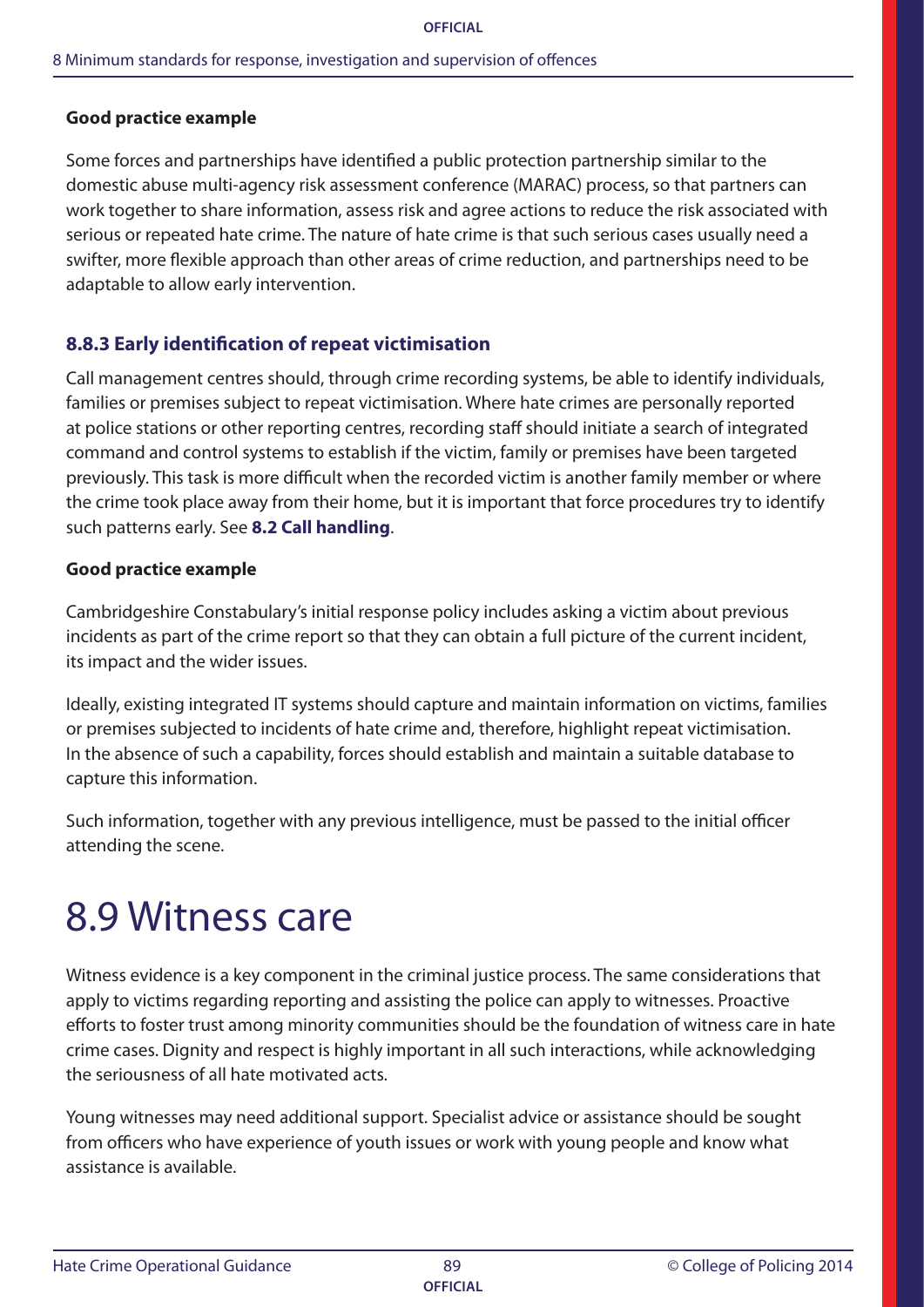**Good practice example**

Some forces and partnerships have identified a public protection partnership similar to the domestic abuse multi-agency risk assessment conference (MARAC) process, so that partners can work together to share information, assess risk and agree actions to reduce the risk associated with serious or repeated hate crime. The nature of hate crime is that such serious cases usually need a swifter, more flexible approach than other areas of crime reduction, and partnerships need to be adaptable to allow early intervention.

### 8.8.3 Early identification of repeat victimisation

Call management centres should, through crime recording systems, be able to identify individuals, families or premises subject to repeat victimisation. Where hate crimes are personally reported at police stations or other reporting centres, recording staff should initiate a search of integrated command and control systems to establish if the victim, family or premises have been targeted previously. This task is more difficult when the recorded victim is another family member or where the crime took place away from their home, but it is important that force procedures try to identify such patterns early. See **8.2 Call handling**.

**Good practice example**

Cambridgeshire Constabulary's initial response policy includes asking a victim about previous incidents as part of the crime report so that they can obtain a full picture of the current incident, its impact and the wider issues.

Ideally, existing integrated IT systems should capture and maintain information on victims, families or premises subjected to incidents of hate crime and, therefore, highlight repeat victimisation. In the absence of such a capability, forces should establish and maintain a suitable database to capture this information.

Such information, together with any previous intelligence, must be passed to the initial officer attending the scene.

# 8.9 Witness care

Witness evidence is a key component in the criminal justice process. The same considerations that apply to victims regarding reporting and assisting the police can apply to witnesses. Proactive efforts to foster trust among minority communities should be the foundation of witness care in hate crime cases. Dignity and respect is highly important in all such interactions, while acknowledging the seriousness of all hate motivated acts.

Young witnesses may need additional support. Specialist advice or assistance should be sought from officers who have experience of youth issues or work with young people and know what assistance is available.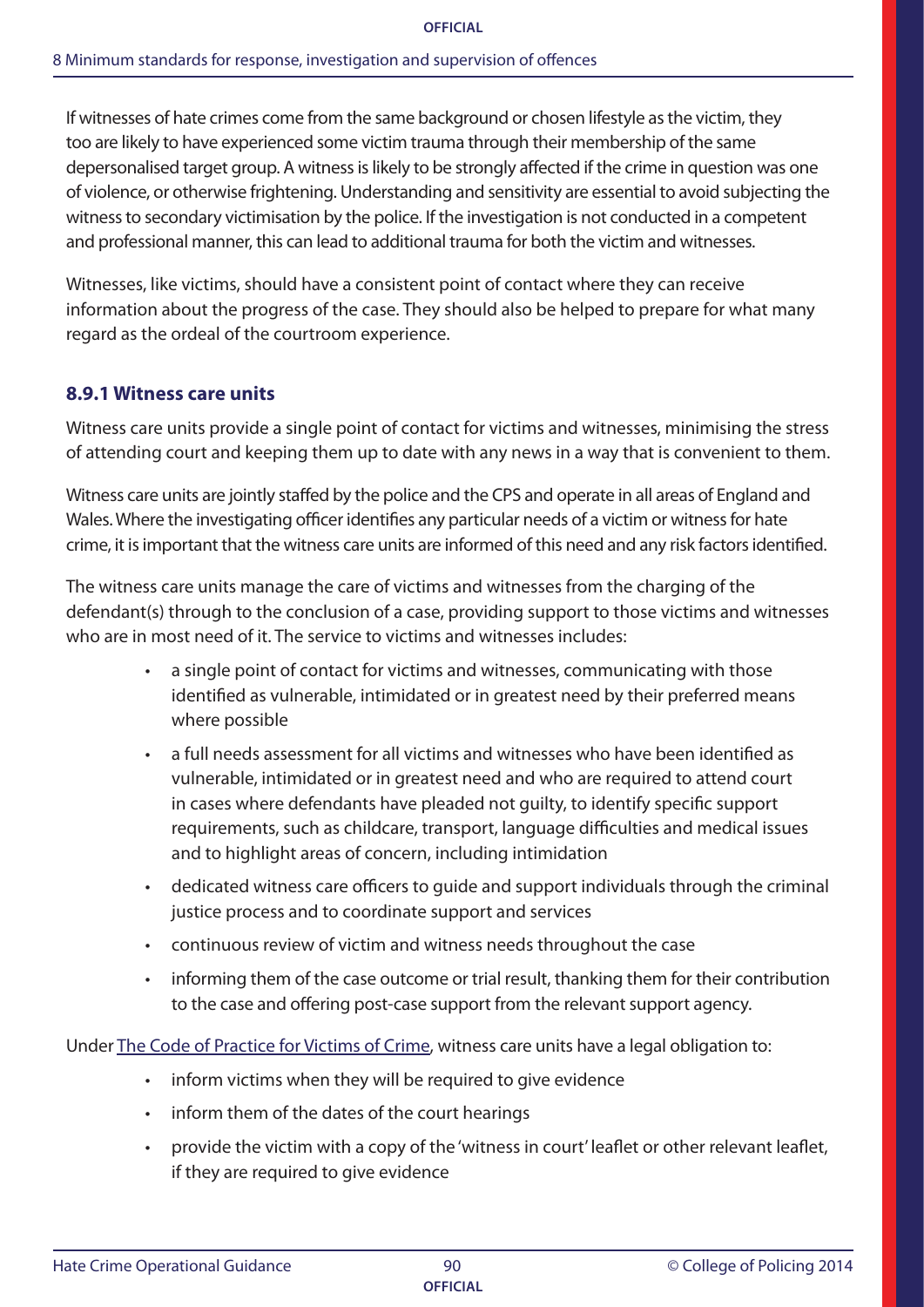If witnesses of hate crimes come from the same background or chosen lifestyle as the victim, they too are likely to have experienced some victim trauma through their membership of the same depersonalised target group. A witness is likely to be strongly affected if the crime in question was one of violence, or otherwise frightening. Understanding and sensitivity are essential to avoid subjecting the witness to secondary victimisation by the police. If the investigation is not conducted in a competent and professional manner, this can lead to additional trauma for both the victim and witnesses.

Witnesses, like victims, should have a consistent point of contact where they can receive information about the progress of the case. They should also be helped to prepare for what many regard as the ordeal of the courtroom experience.

### 8.9.1 Witness care units

Witness care units provide a single point of contact for victims and witnesses, minimising the stress of attending court and keeping them up to date with any news in a way that is convenient to them.

Witness care units are jointly staffed by the police and the CPS and operate in all areas of England and Wales. Where the investigating officer identifies any particular needs of a victim or witness for hate crime, it is important that the witness care units are informed of this need and any risk factors identified.

The witness care units manage the care of victims and witnesses from the charging of the defendant(s) through to the conclusion of a case, providing support to those victims and witnesses who are in most need of it. The service to victims and witnesses includes:

- a single point of contact for victims and witnesses, communicating with those identified as vulnerable, intimidated or in greatest need by their preferred means where possible
- a full needs assessment for all victims and witnesses who have been identified as vulnerable, intimidated or in greatest need and who are required to attend court in cases where defendants have pleaded not guilty, to identify specific support requirements, such as childcare, transport, language difficulties and medical issues and to highlight areas of concern, including intimidation
- dedicated witness care officers to guide and support individuals through the criminal justice process and to coordinate support and services
- continuous review of victim and witness needs throughout the case
- informing them of the case outcome or trial result, thanking them for their contribution to the case and offering post-case support from the relevant support agency.

Under The Code of Practice for Victims of Crime, witness care units have a legal obligation to:

- inform victims when they will be required to give evidence
- inform them of the dates of the court hearings
- provide the victim with a copy of the 'witness in court' leaflet or other relevant leaflet, if they are required to give evidence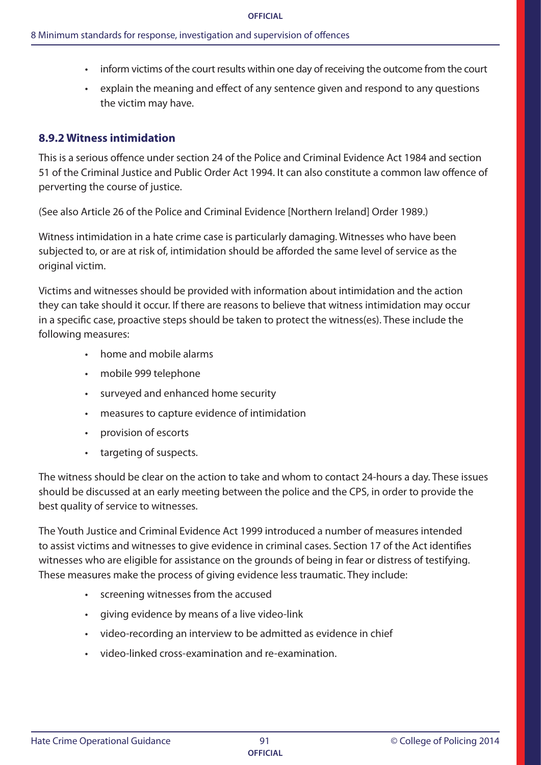- inform victims of the court results within one day of receiving the outcome from the court
- explain the meaning and effect of any sentence given and respond to any questions the victim may have.

### 8.9.2 Witness intimidation

This is a serious offence under section 24 of the Police and Criminal Evidence Act 1984 and section 51 of the Criminal Justice and Public Order Act 1994. It can also constitute a common law offence of perverting the course of justice.

(See also Article 26 of the Police and Criminal Evidence [Northern Ireland] Order 1989.)

Witness intimidation in a hate crime case is particularly damaging. Witnesses who have been subjected to, or are at risk of, intimidation should be afforded the same level of service as the original victim.

Victims and witnesses should be provided with information about intimidation and the action they can take should it occur. If there are reasons to believe that witness intimidation may occur in a specific case, proactive steps should be taken to protect the witness(es). These include the following measures:

- home and mobile alarms
- mobile 999 telephone
- surveyed and enhanced home security
- measures to capture evidence of intimidation
- provision of escorts
- targeting of suspects.

The witness should be clear on the action to take and whom to contact 24-hours a day. These issues should be discussed at an early meeting between the police and the CPS, in order to provide the best quality of service to witnesses.

The Youth Justice and Criminal Evidence Act 1999 introduced a number of measures intended to assist victims and witnesses to give evidence in criminal cases. Section 17 of the Act identifies witnesses who are eligible for assistance on the grounds of being in fear or distress of testifying. These measures make the process of giving evidence less traumatic. They include:

- screening witnesses from the accused
- giving evidence by means of a live video-link
- video-recording an interview to be admitted as evidence in chief
- video-linked cross-examination and re-examination.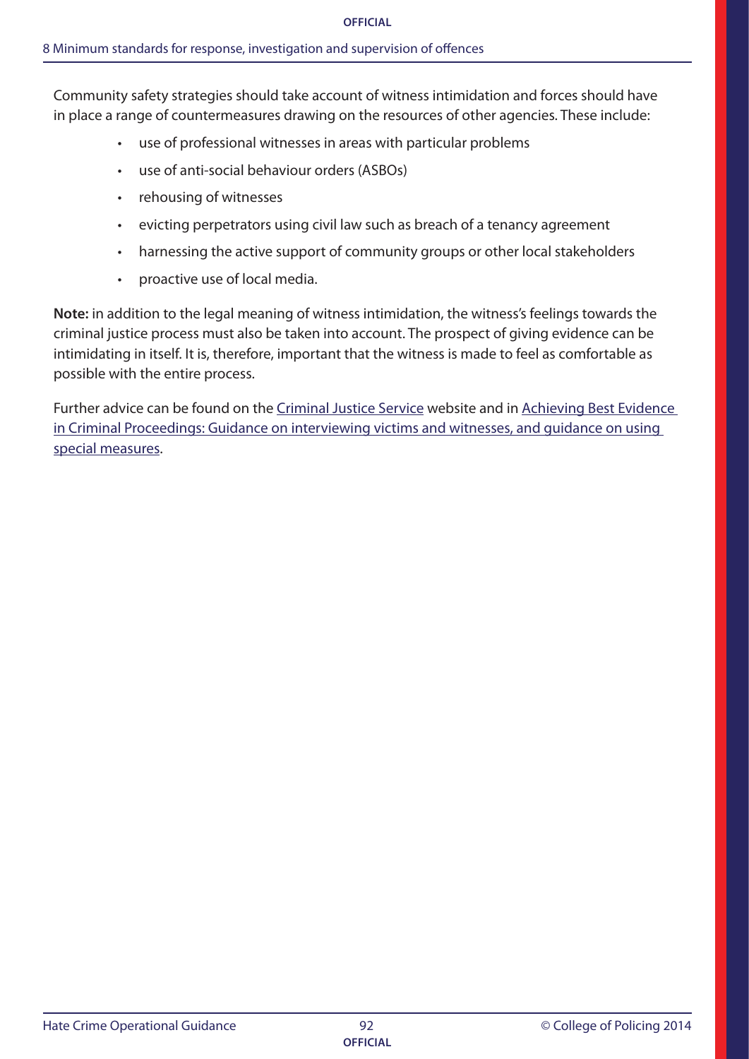Community safety strategies should take account of witness intimidation and forces should have in place a range of countermeasures drawing on the resources of other agencies. These include:

- use of professional witnesses in areas with particular problems
- use of anti-social behaviour orders (ASBOs)
- rehousing of witnesses
- evicting perpetrators using civil law such as breach of a tenancy agreement
- harnessing the active support of community groups or other local stakeholders
- proactive use of local media.

**Note:** in addition to the legal meaning of witness intimidation, the witness's feelings towards the criminal justice process must also be taken into account. The prospect of giving evidence can be intimidating in itself. It is, therefore, important that the witness is made to feel as comfortable as possible with the entire process.

Further advice can be found on the Criminal Justice Service website and in Achieving Best Evidence in Criminal Proceedings: Guidance on interviewing victims and witnesses, and guidance on using special measures.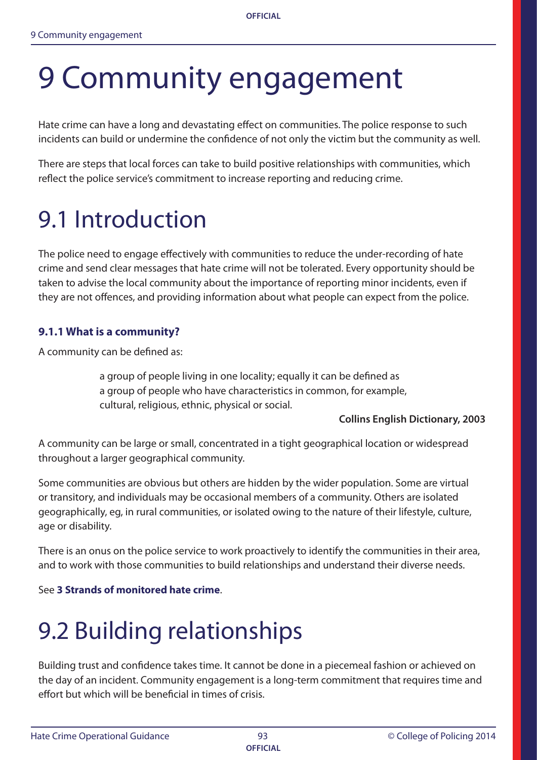# 9 Community engagement

Hate crime can have a long and devastating effect on communities. The police response to such incidents can build or undermine the confidence of not only the victim but the community as well.

There are steps that local forces can take to build positive relationships with communities, which reflect the police service's commitment to increase reporting and reducing crime.

# 9.1 Introduction

The police need to engage effectively with communities to reduce the under-recording of hate crime and send clear messages that hate crime will not be tolerated. Every opportunity should be taken to advise the local community about the importance of reporting minor incidents, even if they are not offences, and providing information about what people can expect from the police.

### 9.1.1 What is a community?

A community can be defined as:

> a group of people living in one locality; equally it can be defined as a group of people who have characteristics in common, for example, cultural, religious, ethnic, physical or social.
>
> **Collins English Dictionary, 2003**

A community can be large or small, concentrated in a tight geographical location or widespread throughout a larger geographical community.

Some communities are obvious but others are hidden by the wider population. Some are virtual or transitory, and individuals may be occasional members of a community. Others are isolated geographically, eg, in rural communities, or isolated owing to the nature of their lifestyle, culture, age or disability.

There is an onus on the police service to work proactively to identify the communities in their area, and to work with those communities to build relationships and understand their diverse needs.

See **3 Strands of monitored hate crime**.

# 9.2 Building relationships

Building trust and confidence takes time. It cannot be done in a piecemeal fashion or achieved on the day of an incident. Community engagement is a long-term commitment that requires time and effort but which will be beneficial in times of crisis.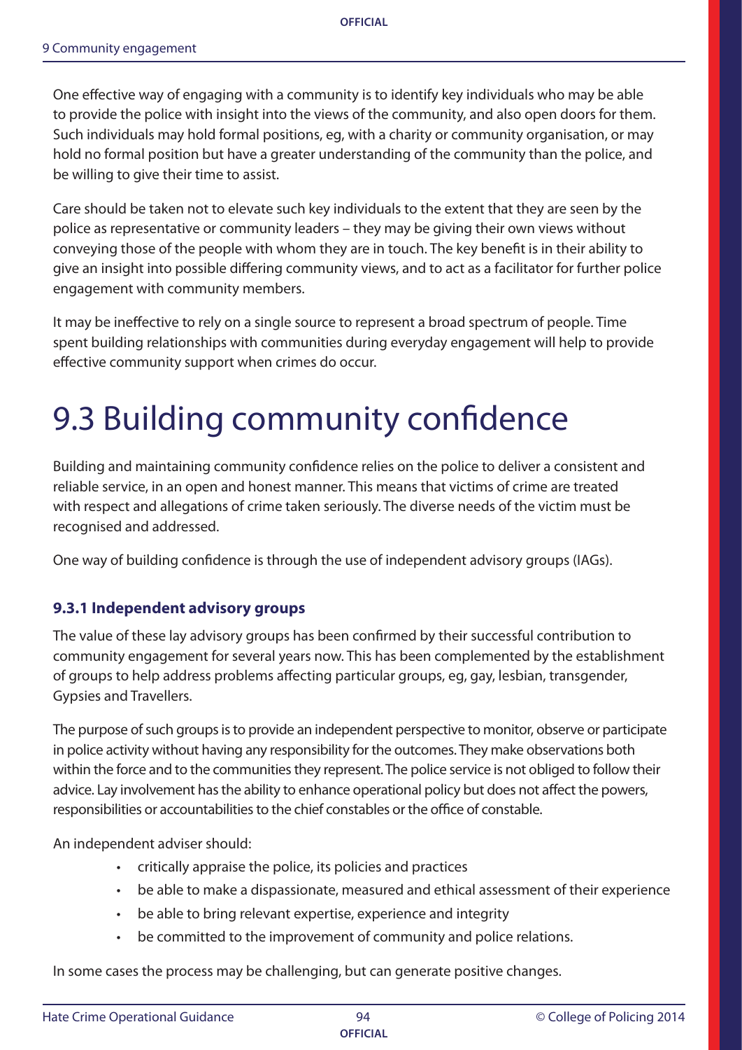One effective way of engaging with a community is to identify key individuals who may be able to provide the police with insight into the views of the community, and also open doors for them. Such individuals may hold formal positions, eg, with a charity or community organisation, or may hold no formal position but have a greater understanding of the community than the police, and be willing to give their time to assist.

Care should be taken not to elevate such key individuals to the extent that they are seen by the police as representative or community leaders – they may be giving their own views without conveying those of the people with whom they are in touch. The key benefit is in their ability to give an insight into possible differing community views, and to act as a facilitator for further police engagement with community members.

It may be ineffective to rely on a single source to represent a broad spectrum of people. Time spent building relationships with communities during everyday engagement will help to provide effective community support when crimes do occur.

# 9.3 Building community confidence

Building and maintaining community confidence relies on the police to deliver a consistent and reliable service, in an open and honest manner. This means that victims of crime are treated with respect and allegations of crime taken seriously. The diverse needs of the victim must be recognised and addressed.

One way of building confidence is through the use of independent advisory groups (IAGs).

### 9.3.1 Independent advisory groups

The value of these lay advisory groups has been confirmed by their successful contribution to community engagement for several years now. This has been complemented by the establishment of groups to help address problems affecting particular groups, eg, gay, lesbian, transgender, Gypsies and Travellers.

The purpose of such groups is to provide an independent perspective to monitor, observe or participate in police activity without having any responsibility for the outcomes. They make observations both within the force and to the communities they represent. The police service is not obliged to follow their advice. Lay involvement has the ability to enhance operational policy but does not affect the powers, responsibilities or accountabilities to the chief constables or the office of constable.

An independent adviser should:

- critically appraise the police, its policies and practices
- be able to make a dispassionate, measured and ethical assessment of their experience
- be able to bring relevant expertise, experience and integrity
- be committed to the improvement of community and police relations.

In some cases the process may be challenging, but can generate positive changes.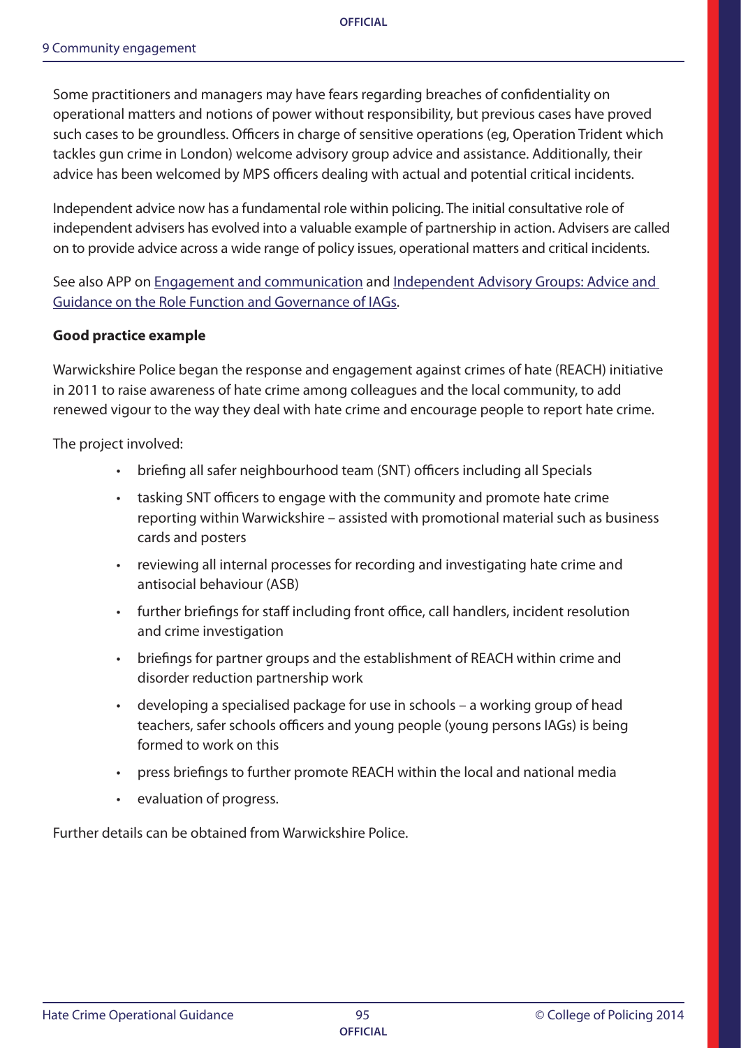Some practitioners and managers may have fears regarding breaches of confidentiality on operational matters and notions of power without responsibility, but previous cases have proved such cases to be groundless. Officers in charge of sensitive operations (eg, Operation Trident which tackles gun crime in London) welcome advisory group advice and assistance. Additionally, their advice has been welcomed by MPS officers dealing with actual and potential critical incidents.

Independent advice now has a fundamental role within policing. The initial consultative role of independent advisers has evolved into a valuable example of partnership in action. Advisers are called on to provide advice across a wide range of policy issues, operational matters and critical incidents.

See also APP on Engagement and communication and Independent Advisory Groups: Advice and Guidance on the Role Function and Governance of IAGs.

**Good practice example**

Warwickshire Police began the response and engagement against crimes of hate (REACH) initiative in 2011 to raise awareness of hate crime among colleagues and the local community, to add renewed vigour to the way they deal with hate crime and encourage people to report hate crime.

The project involved:

- briefing all safer neighbourhood team (SNT) officers including all Specials
- tasking SNT officers to engage with the community and promote hate crime reporting within Warwickshire – assisted with promotional material such as business cards and posters
- reviewing all internal processes for recording and investigating hate crime and antisocial behaviour (ASB)
- further briefings for staff including front office, call handlers, incident resolution and crime investigation
- briefings for partner groups and the establishment of REACH within crime and disorder reduction partnership work
- developing a specialised package for use in schools – a working group of head teachers, safer schools officers and young people (young persons IAGs) is being formed to work on this
- press briefings to further promote REACH within the local and national media
- evaluation of progress.

Further details can be obtained from Warwickshire Police.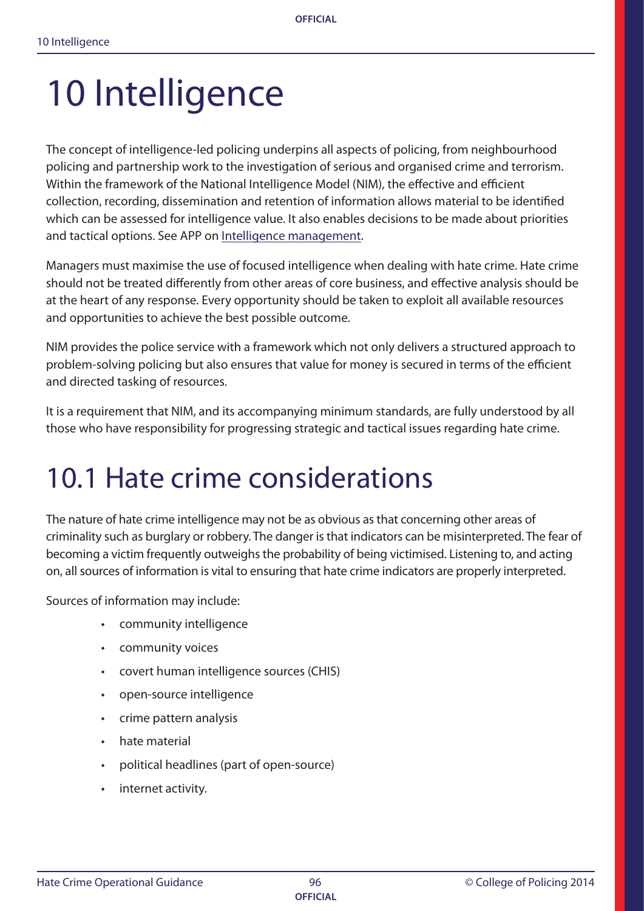# 10 Intelligence

The concept of intelligence-led policing underpins all aspects of policing, from neighbourhood policing and partnership work to the investigation of serious and organised crime and terrorism. Within the framework of the National Intelligence Model (NIM), the effective and efficient collection, recording, dissemination and retention of information allows material to be identified which can be assessed for intelligence value. It also enables decisions to be made about priorities and tactical options. See APP on Intelligence management.

Managers must maximise the use of focused intelligence when dealing with hate crime. Hate crime should not be treated differently from other areas of core business, and effective analysis should be at the heart of any response. Every opportunity should be taken to exploit all available resources and opportunities to achieve the best possible outcome.

NIM provides the police service with a framework which not only delivers a structured approach to problem-solving policing but also ensures that value for money is secured in terms of the efficient and directed tasking of resources.

It is a requirement that NIM, and its accompanying minimum standards, are fully understood by all those who have responsibility for progressing strategic and tactical issues regarding hate crime.

## 10.1 Hate crime considerations

The nature of hate crime intelligence may not be as obvious as that concerning other areas of criminality such as burglary or robbery. The danger is that indicators can be misinterpreted. The fear of becoming a victim frequently outweighs the probability of being victimised. Listening to, and acting on, all sources of information is vital to ensuring that hate crime indicators are properly interpreted.

Sources of information may include:

- community intelligence
- community voices
- covert human intelligence sources (CHIS)
- open-source intelligence
- crime pattern analysis
- hate material
- political headlines (part of open-source)
- internet activity.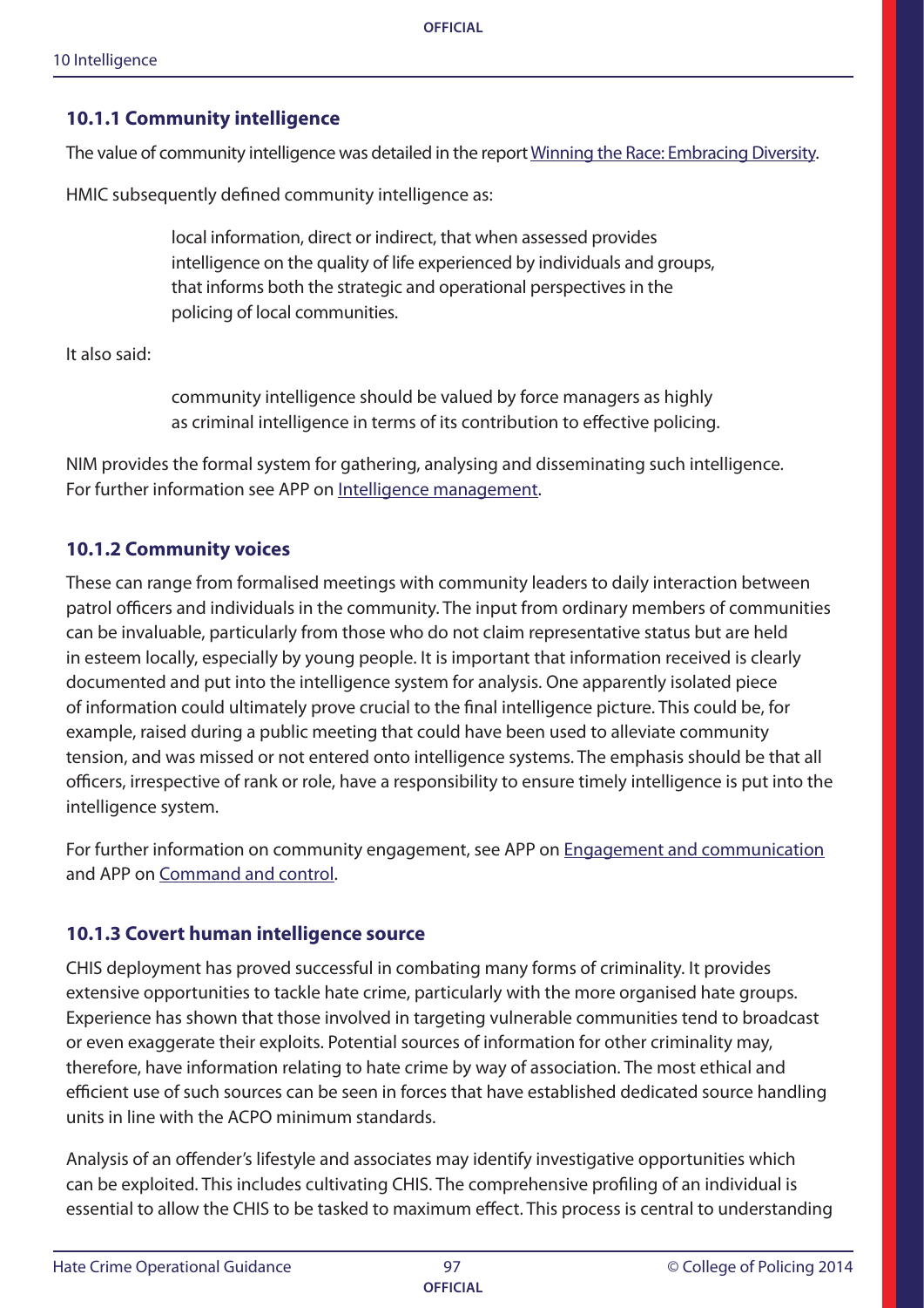### 10.1.1 Community intelligence

The value of community intelligence was detailed in the report [Winning the Race: Embracing Diversity](#).

HMIC subsequently defined community intelligence as:

> local information, direct or indirect, that when assessed provides intelligence on the quality of life experienced by individuals and groups, that informs both the strategic and operational perspectives in the policing of local communities.

It also said:

> community intelligence should be valued by force managers as highly as criminal intelligence in terms of its contribution to effective policing.

NIM provides the formal system for gathering, analysing and disseminating such intelligence. For further information see APP on [Intelligence management](#).

### 10.1.2 Community voices

These can range from formalised meetings with community leaders to daily interaction between patrol officers and individuals in the community. The input from ordinary members of communities can be invaluable, particularly from those who do not claim representative status but are held in esteem locally, especially by young people. It is important that information received is clearly documented and put into the intelligence system for analysis. One apparently isolated piece of information could ultimately prove crucial to the final intelligence picture. This could be, for example, raised during a public meeting that could have been used to alleviate community tension, and was missed or not entered onto intelligence systems. The emphasis should be that all officers, irrespective of rank or role, have a responsibility to ensure timely intelligence is put into the intelligence system.

For further information on community engagement, see APP on [Engagement and communication](#) and APP on [Command and control](#).

### 10.1.3 Covert human intelligence source

CHIS deployment has proved successful in combating many forms of criminality. It provides extensive opportunities to tackle hate crime, particularly with the more organised hate groups. Experience has shown that those involved in targeting vulnerable communities tend to broadcast or even exaggerate their exploits. Potential sources of information for other criminality may, therefore, have information relating to hate crime by way of association. The most ethical and efficient use of such sources can be seen in forces that have established dedicated source handling units in line with the ACPO minimum standards.

Analysis of an offender's lifestyle and associates may identify investigative opportunities which can be exploited. This includes cultivating CHIS. The comprehensive profiling of an individual is essential to allow the CHIS to be tasked to maximum effect. This process is central to understanding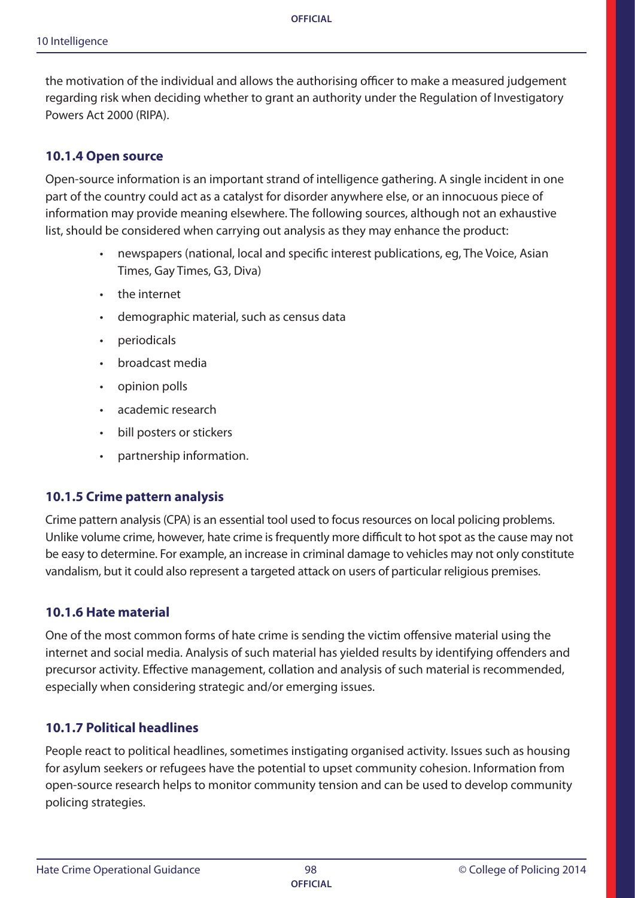the motivation of the individual and allows the authorising officer to make a measured judgement regarding risk when deciding whether to grant an authority under the Regulation of Investigatory Powers Act 2000 (RIPA).

### 10.1.4 Open source

Open-source information is an important strand of intelligence gathering. A single incident in one part of the country could act as a catalyst for disorder anywhere else, or an innocuous piece of information may provide meaning elsewhere. The following sources, although not an exhaustive list, should be considered when carrying out analysis as they may enhance the product:

- newspapers (national, local and specific interest publications, eg, The Voice, Asian Times, Gay Times, G3, Diva)
- the internet
- demographic material, such as census data
- periodicals
- broadcast media
- opinion polls
- academic research
- bill posters or stickers
- partnership information.

### 10.1.5 Crime pattern analysis

Crime pattern analysis (CPA) is an essential tool used to focus resources on local policing problems. Unlike volume crime, however, hate crime is frequently more difficult to hot spot as the cause may not be easy to determine. For example, an increase in criminal damage to vehicles may not only constitute vandalism, but it could also represent a targeted attack on users of particular religious premises.

### 10.1.6 Hate material

One of the most common forms of hate crime is sending the victim offensive material using the internet and social media. Analysis of such material has yielded results by identifying offenders and precursor activity. Effective management, collation and analysis of such material is recommended, especially when considering strategic and/or emerging issues.

### 10.1.7 Political headlines

People react to political headlines, sometimes instigating organised activity. Issues such as housing for asylum seekers or refugees have the potential to upset community cohesion. Information from open-source research helps to monitor community tension and can be used to develop community policing strategies.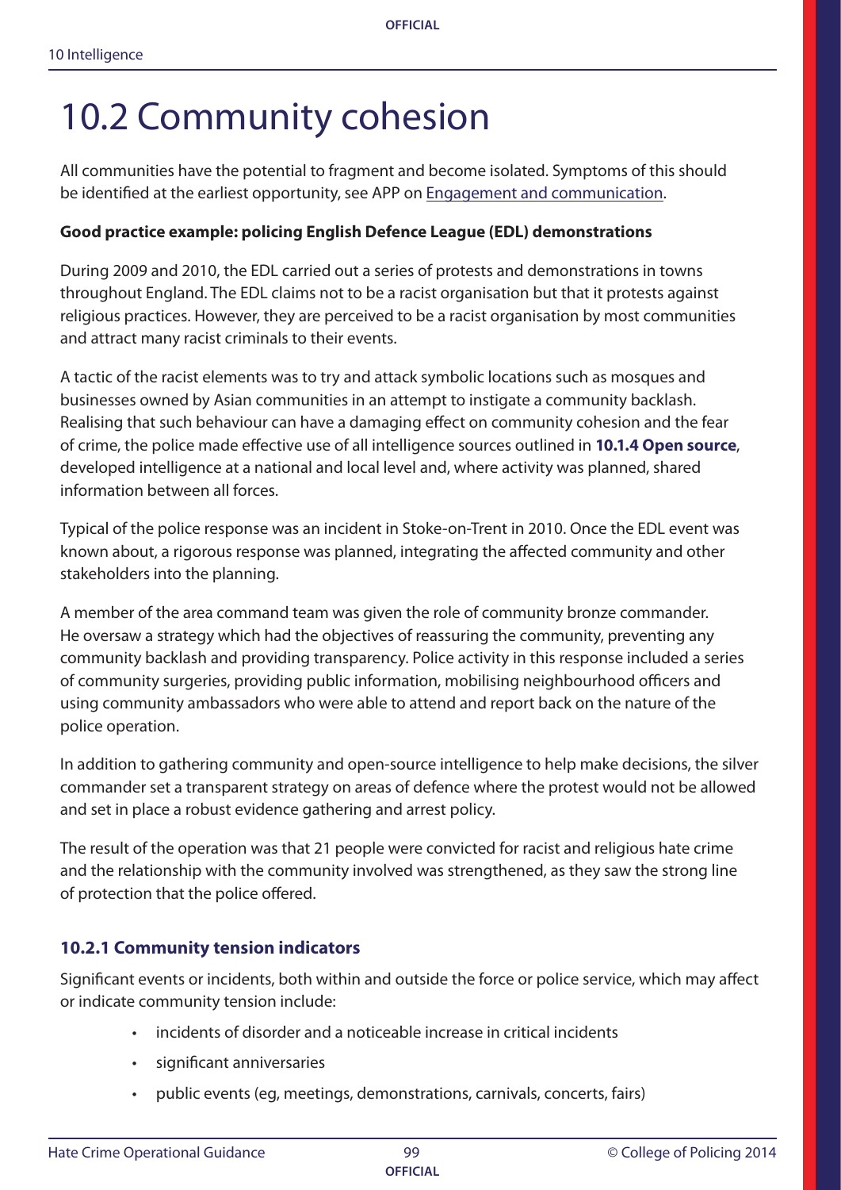# 10.2 Community cohesion

All communities have the potential to fragment and become isolated. Symptoms of this should be identified at the earliest opportunity, see APP on Engagement and communication.

**Good practice example: policing English Defence League (EDL) demonstrations**

During 2009 and 2010, the EDL carried out a series of protests and demonstrations in towns throughout England. The EDL claims not to be a racist organisation but that it protests against religious practices. However, they are perceived to be a racist organisation by most communities and attract many racist criminals to their events.

A tactic of the racist elements was to try and attack symbolic locations such as mosques and businesses owned by Asian communities in an attempt to instigate a community backlash. Realising that such behaviour can have a damaging effect on community cohesion and the fear of crime, the police made effective use of all intelligence sources outlined in **10.1.4 Open source**, developed intelligence at a national and local level and, where activity was planned, shared information between all forces.

Typical of the police response was an incident in Stoke-on-Trent in 2010. Once the EDL event was known about, a rigorous response was planned, integrating the affected community and other stakeholders into the planning.

A member of the area command team was given the role of community bronze commander. He oversaw a strategy which had the objectives of reassuring the community, preventing any community backlash and providing transparency. Police activity in this response included a series of community surgeries, providing public information, mobilising neighbourhood officers and using community ambassadors who were able to attend and report back on the nature of the police operation.

In addition to gathering community and open-source intelligence to help make decisions, the silver commander set a transparent strategy on areas of defence where the protest would not be allowed and set in place a robust evidence gathering and arrest policy.

The result of the operation was that 21 people were convicted for racist and religious hate crime and the relationship with the community involved was strengthened, as they saw the strong line of protection that the police offered.

## 10.2.1 Community tension indicators

Significant events or incidents, both within and outside the force or police service, which may affect or indicate community tension include:

- incidents of disorder and a noticeable increase in critical incidents
- significant anniversaries
- public events (eg, meetings, demonstrations, carnivals, concerts, fairs)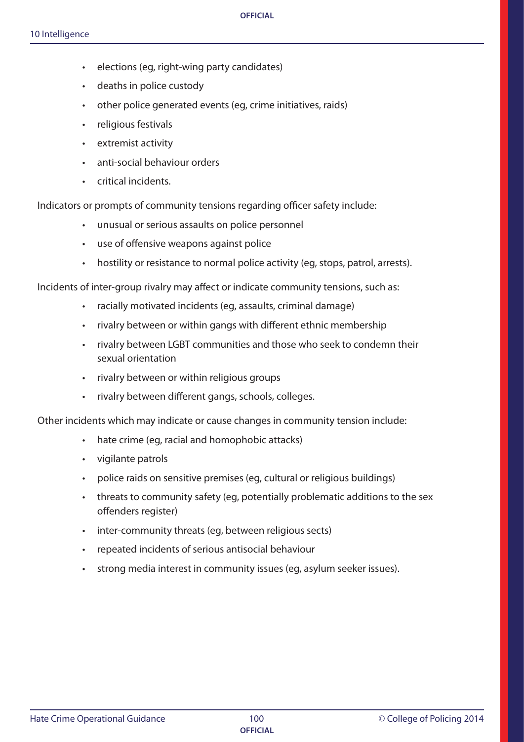- elections (eg, right-wing party candidates)
- deaths in police custody
- other police generated events (eg, crime initiatives, raids)
- religious festivals
- extremist activity
- anti-social behaviour orders
- critical incidents.

Indicators or prompts of community tensions regarding officer safety include:

- unusual or serious assaults on police personnel
- use of offensive weapons against police
- hostility or resistance to normal police activity (eg, stops, patrol, arrests).

Incidents of inter-group rivalry may affect or indicate community tensions, such as:

- racially motivated incidents (eg, assaults, criminal damage)
- rivalry between or within gangs with different ethnic membership
- rivalry between LGBT communities and those who seek to condemn their sexual orientation
- rivalry between or within religious groups
- rivalry between different gangs, schools, colleges.

Other incidents which may indicate or cause changes in community tension include:

- hate crime (eg, racial and homophobic attacks)
- vigilante patrols
- police raids on sensitive premises (eg, cultural or religious buildings)
- threats to community safety (eg, potentially problematic additions to the sex offenders register)
- inter-community threats (eg, between religious sects)
- repeated incidents of serious antisocial behaviour
- strong media interest in community issues (eg, asylum seeker issues).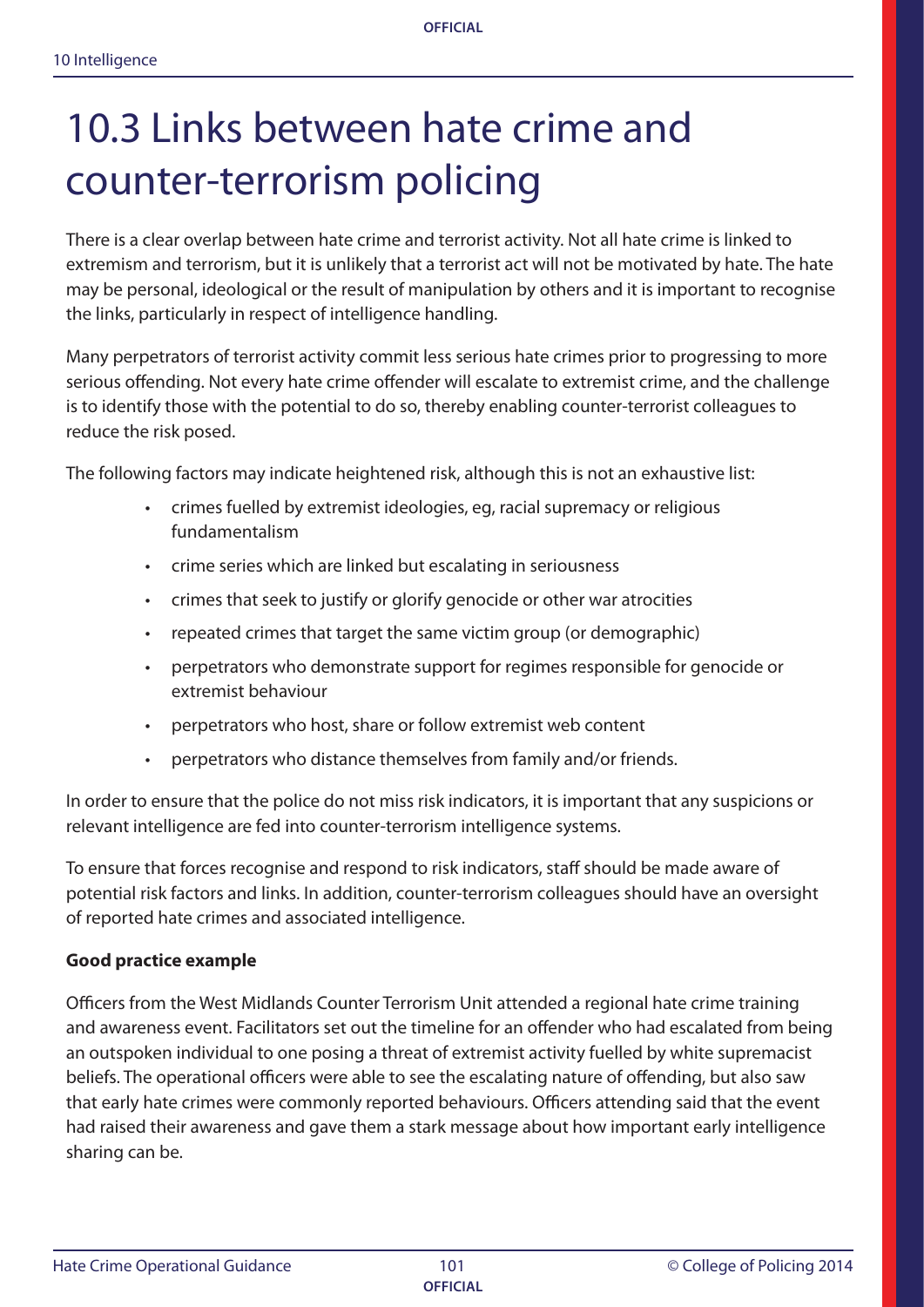# 10.3 Links between hate crime and counter-terrorism policing

There is a clear overlap between hate crime and terrorist activity. Not all hate crime is linked to extremism and terrorism, but it is unlikely that a terrorist act will not be motivated by hate. The hate may be personal, ideological or the result of manipulation by others and it is important to recognise the links, particularly in respect of intelligence handling.

Many perpetrators of terrorist activity commit less serious hate crimes prior to progressing to more serious offending. Not every hate crime offender will escalate to extremist crime, and the challenge is to identify those with the potential to do so, thereby enabling counter-terrorist colleagues to reduce the risk posed.

The following factors may indicate heightened risk, although this is not an exhaustive list:

- crimes fuelled by extremist ideologies, eg, racial supremacy or religious fundamentalism
- crime series which are linked but escalating in seriousness
- crimes that seek to justify or glorify genocide or other war atrocities
- repeated crimes that target the same victim group (or demographic)
- perpetrators who demonstrate support for regimes responsible for genocide or extremist behaviour
- perpetrators who host, share or follow extremist web content
- perpetrators who distance themselves from family and/or friends.

In order to ensure that the police do not miss risk indicators, it is important that any suspicions or relevant intelligence are fed into counter-terrorism intelligence systems.

To ensure that forces recognise and respond to risk indicators, staff should be made aware of potential risk factors and links. In addition, counter-terrorism colleagues should have an oversight of reported hate crimes and associated intelligence.

**Good practice example**

Officers from the West Midlands Counter Terrorism Unit attended a regional hate crime training and awareness event. Facilitators set out the timeline for an offender who had escalated from being an outspoken individual to one posing a threat of extremist activity fuelled by white supremacist beliefs. The operational officers were able to see the escalating nature of offending, but also saw that early hate crimes were commonly reported behaviours. Officers attending said that the event had raised their awareness and gave them a stark message about how important early intelligence sharing can be.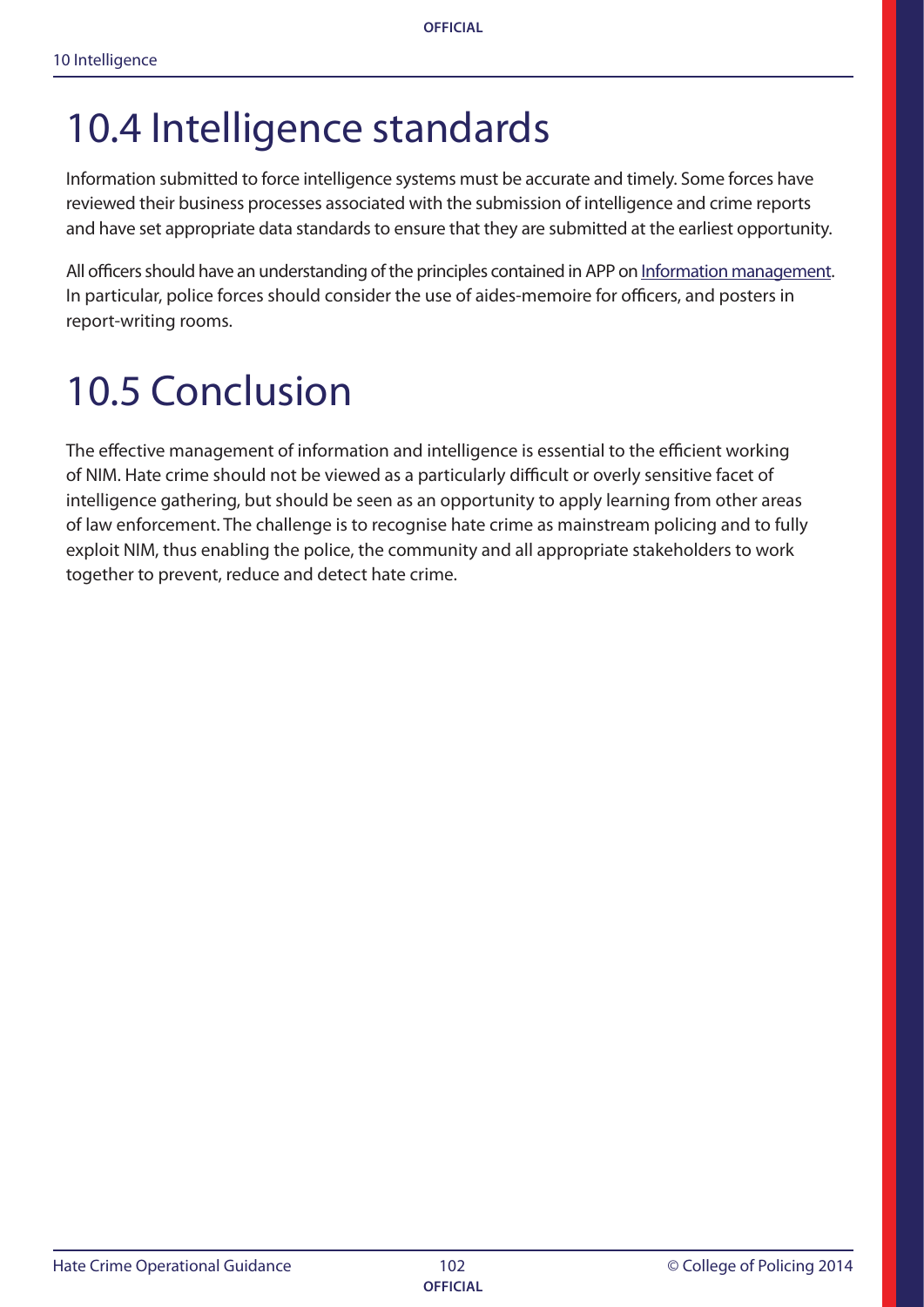## 10.4 Intelligence standards

Information submitted to force intelligence systems must be accurate and timely. Some forces have reviewed their business processes associated with the submission of intelligence and crime reports and have set appropriate data standards to ensure that they are submitted at the earliest opportunity.

All officers should have an understanding of the principles contained in APP on Information management. In particular, police forces should consider the use of aides-memoire for officers, and posters in report-writing rooms.

## 10.5 Conclusion

The effective management of information and intelligence is essential to the efficient working of NIM. Hate crime should not be viewed as a particularly difficult or overly sensitive facet of intelligence gathering, but should be seen as an opportunity to apply learning from other areas of law enforcement. The challenge is to recognise hate crime as mainstream policing and to fully exploit NIM, thus enabling the police, the community and all appropriate stakeholders to work together to prevent, reduce and detect hate crime.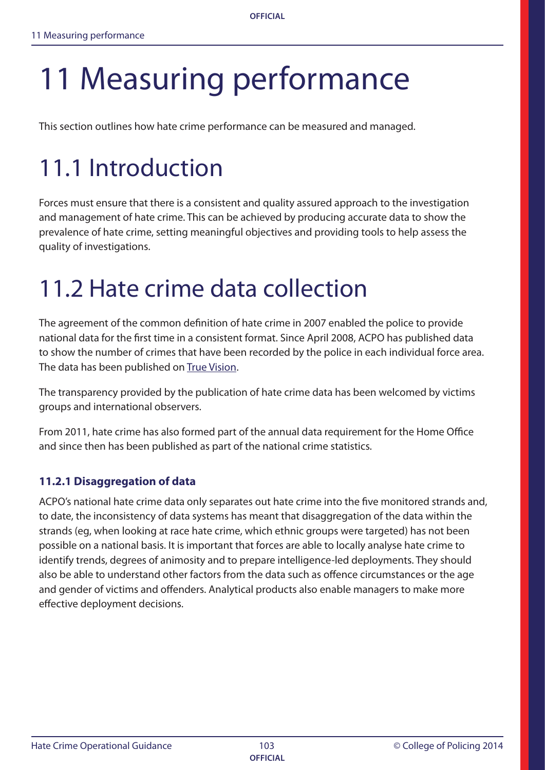# 11 Measuring performance

This section outlines how hate crime performance can be measured and managed.

# 11.1 Introduction

Forces must ensure that there is a consistent and quality assured approach to the investigation and management of hate crime. This can be achieved by producing accurate data to show the prevalence of hate crime, setting meaningful objectives and providing tools to help assess the quality of investigations.

# 11.2 Hate crime data collection

The agreement of the common definition of hate crime in 2007 enabled the police to provide national data for the first time in a consistent format. Since April 2008, ACPO has published data to show the number of crimes that have been recorded by the police in each individual force area. The data has been published on True Vision.

The transparency provided by the publication of hate crime data has been welcomed by victims groups and international observers.

From 2011, hate crime has also formed part of the annual data requirement for the Home Office and since then has been published as part of the national crime statistics.

### 11.2.1 Disaggregation of data

ACPO's national hate crime data only separates out hate crime into the five monitored strands and, to date, the inconsistency of data systems has meant that disaggregation of the data within the strands (eg, when looking at race hate crime, which ethnic groups were targeted) has not been possible on a national basis. It is important that forces are able to locally analyse hate crime to identify trends, degrees of animosity and to prepare intelligence-led deployments. They should also be able to understand other factors from the data such as offence circumstances or the age and gender of victims and offenders. Analytical products also enable managers to make more effective deployment decisions.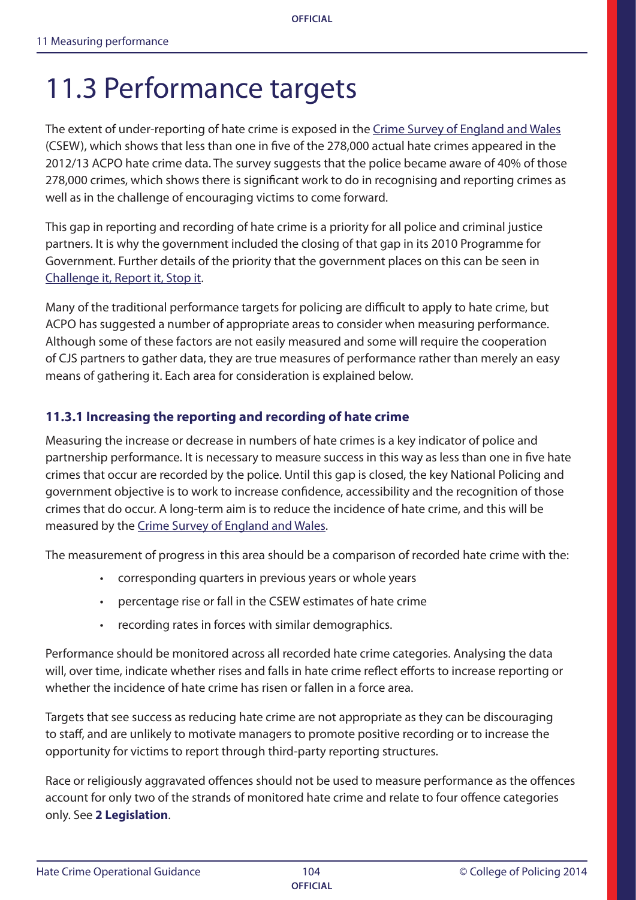# 11.3 Performance targets

The extent of under-reporting of hate crime is exposed in the Crime Survey of England and Wales (CSEW), which shows that less than one in five of the 278,000 actual hate crimes appeared in the 2012/13 ACPO hate crime data. The survey suggests that the police became aware of 40% of those 278,000 crimes, which shows there is significant work to do in recognising and reporting crimes as well as in the challenge of encouraging victims to come forward.

This gap in reporting and recording of hate crime is a priority for all police and criminal justice partners. It is why the government included the closing of that gap in its 2010 Programme for Government. Further details of the priority that the government places on this can be seen in Challenge it, Report it, Stop it.

Many of the traditional performance targets for policing are difficult to apply to hate crime, but ACPO has suggested a number of appropriate areas to consider when measuring performance. Although some of these factors are not easily measured and some will require the cooperation of CJS partners to gather data, they are true measures of performance rather than merely an easy means of gathering it. Each area for consideration is explained below.

### 11.3.1 Increasing the reporting and recording of hate crime

Measuring the increase or decrease in numbers of hate crimes is a key indicator of police and partnership performance. It is necessary to measure success in this way as less than one in five hate crimes that occur are recorded by the police. Until this gap is closed, the key National Policing and government objective is to work to increase confidence, accessibility and the recognition of those crimes that do occur. A long-term aim is to reduce the incidence of hate crime, and this will be measured by the Crime Survey of England and Wales.

The measurement of progress in this area should be a comparison of recorded hate crime with the:

- corresponding quarters in previous years or whole years
- percentage rise or fall in the CSEW estimates of hate crime
- recording rates in forces with similar demographics.

Performance should be monitored across all recorded hate crime categories. Analysing the data will, over time, indicate whether rises and falls in hate crime reflect efforts to increase reporting or whether the incidence of hate crime has risen or fallen in a force area.

Targets that see success as reducing hate crime are not appropriate as they can be discouraging to staff, and are unlikely to motivate managers to promote positive recording or to increase the opportunity for victims to report through third-party reporting structures.

Race or religiously aggravated offences should not be used to measure performance as the offences account for only two of the strands of monitored hate crime and relate to four offence categories only. See **2 Legislation**.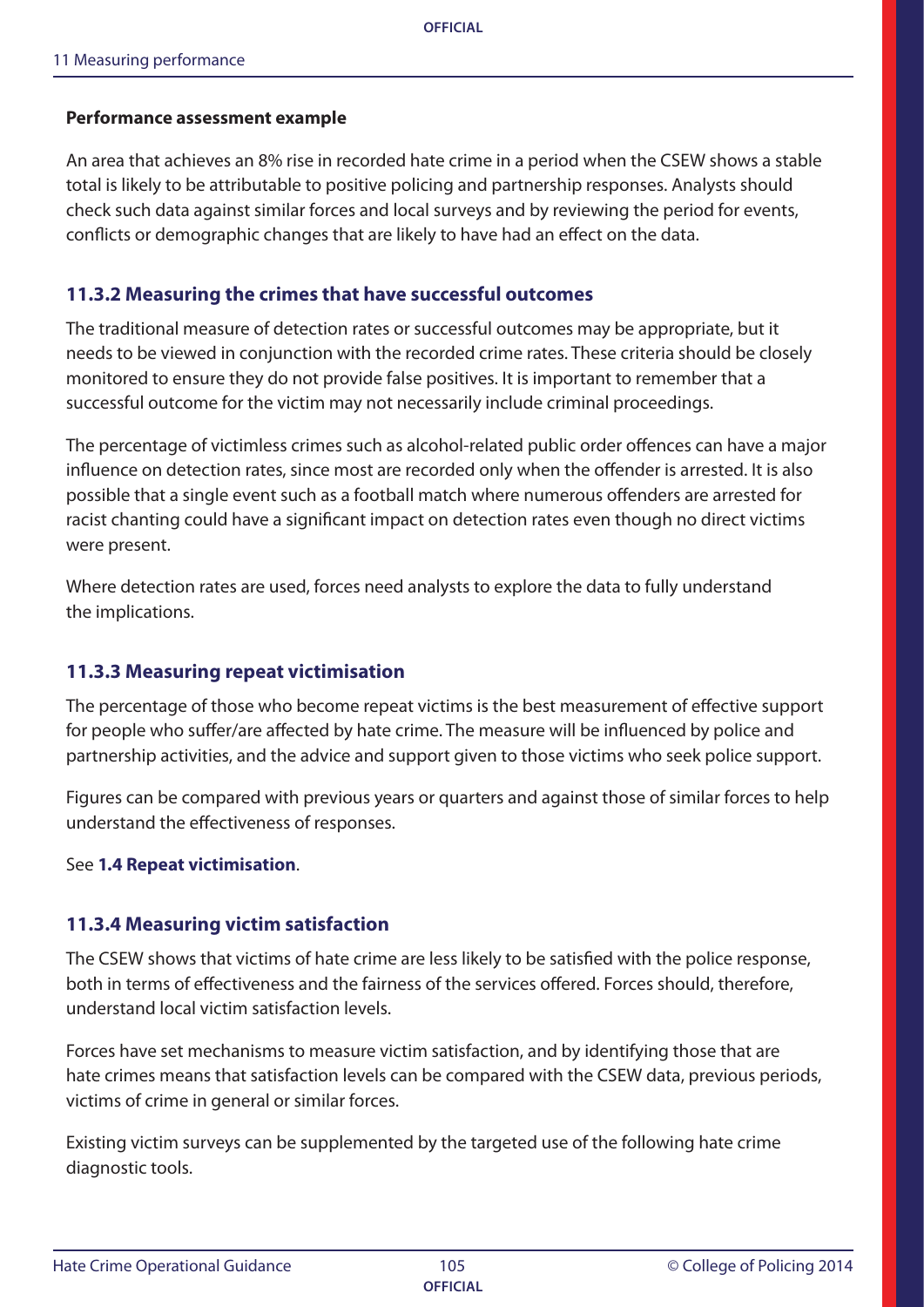**Performance assessment example**

An area that achieves an 8% rise in recorded hate crime in a period when the CSEW shows a stable total is likely to be attributable to positive policing and partnership responses. Analysts should check such data against similar forces and local surveys and by reviewing the period for events, conflicts or demographic changes that are likely to have had an effect on the data.

### 11.3.2 Measuring the crimes that have successful outcomes

The traditional measure of detection rates or successful outcomes may be appropriate, but it needs to be viewed in conjunction with the recorded crime rates. These criteria should be closely monitored to ensure they do not provide false positives. It is important to remember that a successful outcome for the victim may not necessarily include criminal proceedings.

The percentage of victimless crimes such as alcohol-related public order offences can have a major influence on detection rates, since most are recorded only when the offender is arrested. It is also possible that a single event such as a football match where numerous offenders are arrested for racist chanting could have a significant impact on detection rates even though no direct victims were present.

Where detection rates are used, forces need analysts to explore the data to fully understand the implications.

### 11.3.3 Measuring repeat victimisation

The percentage of those who become repeat victims is the best measurement of effective support for people who suffer/are affected by hate crime. The measure will be influenced by police and partnership activities, and the advice and support given to those victims who seek police support.

Figures can be compared with previous years or quarters and against those of similar forces to help understand the effectiveness of responses.

See **1.4 Repeat victimisation**.

### 11.3.4 Measuring victim satisfaction

The CSEW shows that victims of hate crime are less likely to be satisfied with the police response, both in terms of effectiveness and the fairness of the services offered. Forces should, therefore, understand local victim satisfaction levels.

Forces have set mechanisms to measure victim satisfaction, and by identifying those that are hate crimes means that satisfaction levels can be compared with the CSEW data, previous periods, victims of crime in general or similar forces.

Existing victim surveys can be supplemented by the targeted use of the following hate crime diagnostic tools.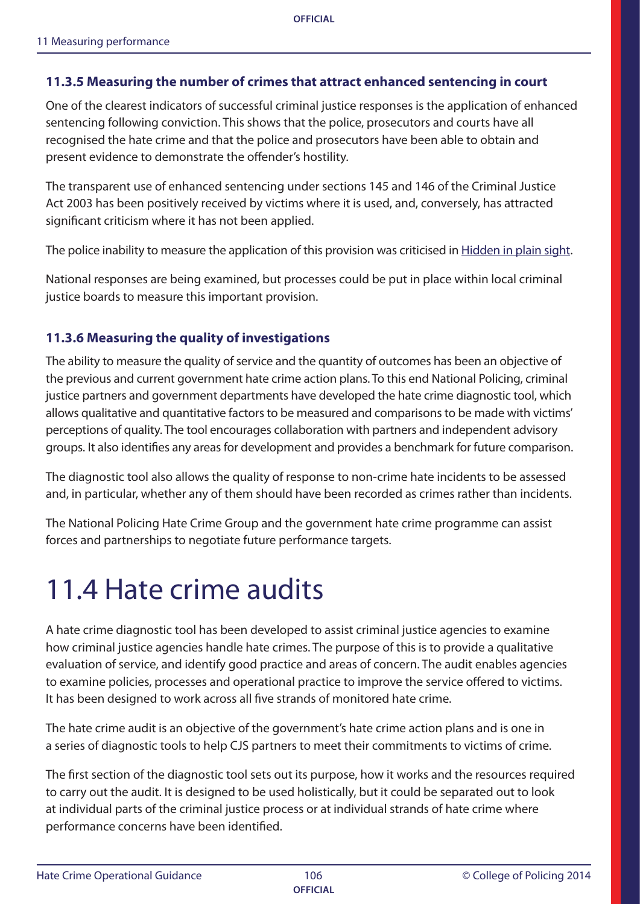### 11.3.5 Measuring the number of crimes that attract enhanced sentencing in court

One of the clearest indicators of successful criminal justice responses is the application of enhanced sentencing following conviction. This shows that the police, prosecutors and courts have all recognised the hate crime and that the police and prosecutors have been able to obtain and present evidence to demonstrate the offender's hostility.

The transparent use of enhanced sentencing under sections 145 and 146 of the Criminal Justice Act 2003 has been positively received by victims where it is used, and, conversely, has attracted significant criticism where it has not been applied.

The police inability to measure the application of this provision was criticised in Hidden in plain sight.

National responses are being examined, but processes could be put in place within local criminal justice boards to measure this important provision.

### 11.3.6 Measuring the quality of investigations

The ability to measure the quality of service and the quantity of outcomes has been an objective of the previous and current government hate crime action plans. To this end National Policing, criminal justice partners and government departments have developed the hate crime diagnostic tool, which allows qualitative and quantitative factors to be measured and comparisons to be made with victims' perceptions of quality. The tool encourages collaboration with partners and independent advisory groups. It also identifies any areas for development and provides a benchmark for future comparison.

The diagnostic tool also allows the quality of response to non-crime hate incidents to be assessed and, in particular, whether any of them should have been recorded as crimes rather than incidents.

The National Policing Hate Crime Group and the government hate crime programme can assist forces and partnerships to negotiate future performance targets.

## 11.4 Hate crime audits

A hate crime diagnostic tool has been developed to assist criminal justice agencies to examine how criminal justice agencies handle hate crimes. The purpose of this is to provide a qualitative evaluation of service, and identify good practice and areas of concern. The audit enables agencies to examine policies, processes and operational practice to improve the service offered to victims. It has been designed to work across all five strands of monitored hate crime.

The hate crime audit is an objective of the government's hate crime action plans and is one in a series of diagnostic tools to help CJS partners to meet their commitments to victims of crime.

The first section of the diagnostic tool sets out its purpose, how it works and the resources required to carry out the audit. It is designed to be used holistically, but it could be separated out to look at individual parts of the criminal justice process or at individual strands of hate crime where performance concerns have been identified.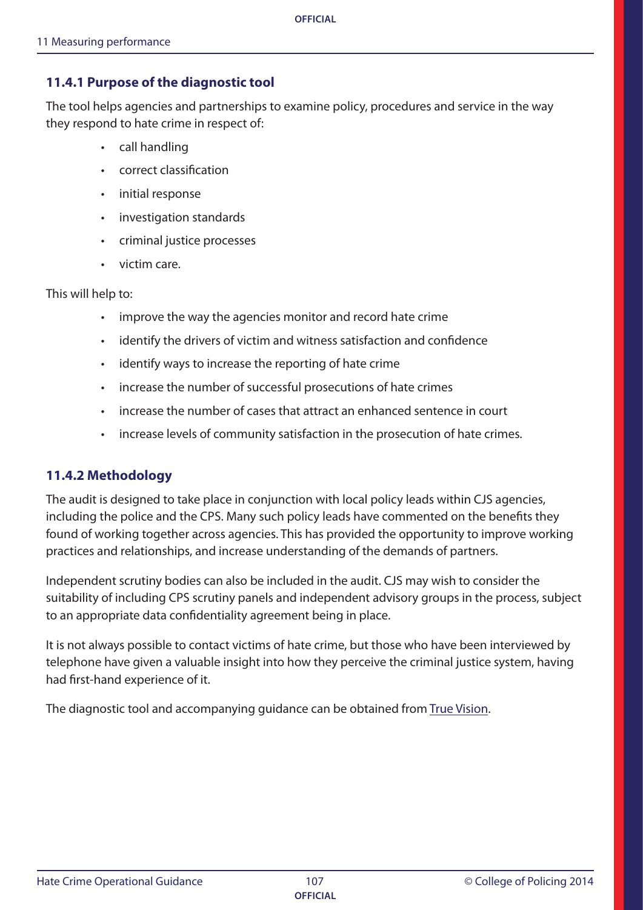### 11.4.1 Purpose of the diagnostic tool

The tool helps agencies and partnerships to examine policy, procedures and service in the way they respond to hate crime in respect of:

- call handling
- correct classification
- initial response
- investigation standards
- criminal justice processes
- victim care.

This will help to:

- improve the way the agencies monitor and record hate crime
- identify the drivers of victim and witness satisfaction and confidence
- identify ways to increase the reporting of hate crime
- increase the number of successful prosecutions of hate crimes
- increase the number of cases that attract an enhanced sentence in court
- increase levels of community satisfaction in the prosecution of hate crimes.

### 11.4.2 Methodology

The audit is designed to take place in conjunction with local policy leads within CJS agencies, including the police and the CPS. Many such policy leads have commented on the benefits they found of working together across agencies. This has provided the opportunity to improve working practices and relationships, and increase understanding of the demands of partners.

Independent scrutiny bodies can also be included in the audit. CJS may wish to consider the suitability of including CPS scrutiny panels and independent advisory groups in the process, subject to an appropriate data confidentiality agreement being in place.

It is not always possible to contact victims of hate crime, but those who have been interviewed by telephone have given a valuable insight into how they perceive the criminal justice system, having had first-hand experience of it.

The diagnostic tool and accompanying guidance can be obtained from True Vision.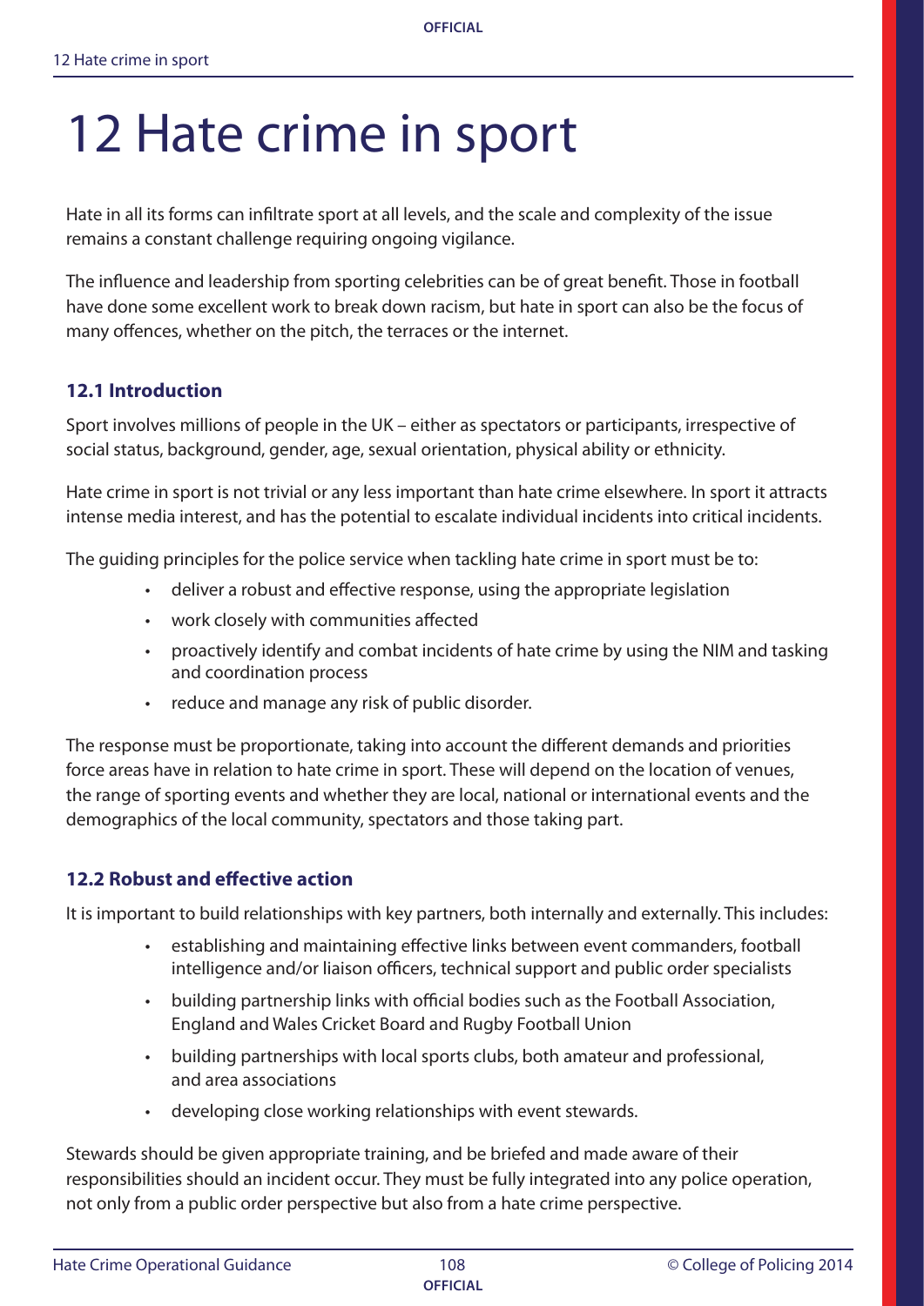# 12 Hate crime in sport

Hate in all its forms can infiltrate sport at all levels, and the scale and complexity of the issue remains a constant challenge requiring ongoing vigilance.

The influence and leadership from sporting celebrities can be of great benefit. Those in football have done some excellent work to break down racism, but hate in sport can also be the focus of many offences, whether on the pitch, the terraces or the internet.

## 12.1 Introduction

Sport involves millions of people in the UK – either as spectators or participants, irrespective of social status, background, gender, age, sexual orientation, physical ability or ethnicity.

Hate crime in sport is not trivial or any less important than hate crime elsewhere. In sport it attracts intense media interest, and has the potential to escalate individual incidents into critical incidents.

The guiding principles for the police service when tackling hate crime in sport must be to:

- deliver a robust and effective response, using the appropriate legislation
- work closely with communities affected
- proactively identify and combat incidents of hate crime by using the NIM and tasking and coordination process
- reduce and manage any risk of public disorder.

The response must be proportionate, taking into account the different demands and priorities force areas have in relation to hate crime in sport. These will depend on the location of venues, the range of sporting events and whether they are local, national or international events and the demographics of the local community, spectators and those taking part.

## 12.2 Robust and effective action

It is important to build relationships with key partners, both internally and externally. This includes:

- establishing and maintaining effective links between event commanders, football intelligence and/or liaison officers, technical support and public order specialists
- building partnership links with official bodies such as the Football Association, England and Wales Cricket Board and Rugby Football Union
- building partnerships with local sports clubs, both amateur and professional, and area associations
- developing close working relationships with event stewards.

Stewards should be given appropriate training, and be briefed and made aware of their responsibilities should an incident occur. They must be fully integrated into any police operation, not only from a public order perspective but also from a hate crime perspective.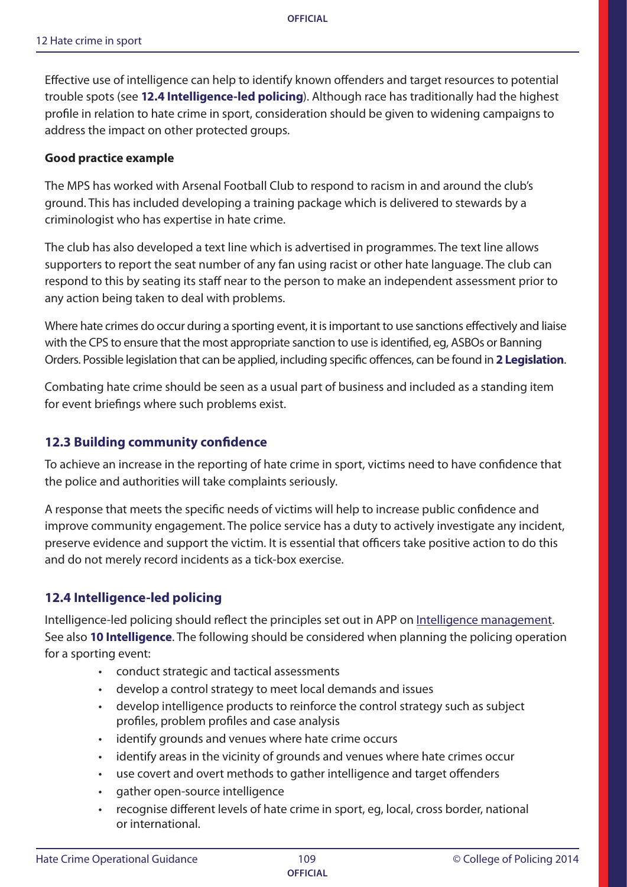Effective use of intelligence can help to identify known offenders and target resources to potential trouble spots (see **12.4 Intelligence-led policing**). Although race has traditionally had the highest profile in relation to hate crime in sport, consideration should be given to widening campaigns to address the impact on other protected groups.

**Good practice example**

The MPS has worked with Arsenal Football Club to respond to racism in and around the club's ground. This has included developing a training package which is delivered to stewards by a criminologist who has expertise in hate crime.

The club has also developed a text line which is advertised in programmes. The text line allows supporters to report the seat number of any fan using racist or other hate language. The club can respond to this by seating its staff near to the person to make an independent assessment prior to any action being taken to deal with problems.

Where hate crimes do occur during a sporting event, it is important to use sanctions effectively and liaise with the CPS to ensure that the most appropriate sanction to use is identified, eg, ASBOs or Banning Orders. Possible legislation that can be applied, including specific offences, can be found in **2 Legislation**.

Combating hate crime should be seen as a usual part of business and included as a standing item for event briefings where such problems exist.

## 12.3 Building community confidence

To achieve an increase in the reporting of hate crime in sport, victims need to have confidence that the police and authorities will take complaints seriously.

A response that meets the specific needs of victims will help to increase public confidence and improve community engagement. The police service has a duty to actively investigate any incident, preserve evidence and support the victim. It is essential that officers take positive action to do this and do not merely record incidents as a tick-box exercise.

## 12.4 Intelligence-led policing

Intelligence-led policing should reflect the principles set out in APP on Intelligence management. See also **10 Intelligence**. The following should be considered when planning the policing operation for a sporting event:

- conduct strategic and tactical assessments
- develop a control strategy to meet local demands and issues
- develop intelligence products to reinforce the control strategy such as subject profiles, problem profiles and case analysis
- identify grounds and venues where hate crime occurs
- identify areas in the vicinity of grounds and venues where hate crimes occur
- use covert and overt methods to gather intelligence and target offenders
- gather open-source intelligence
- recognise different levels of hate crime in sport, eg, local, cross border, national or international.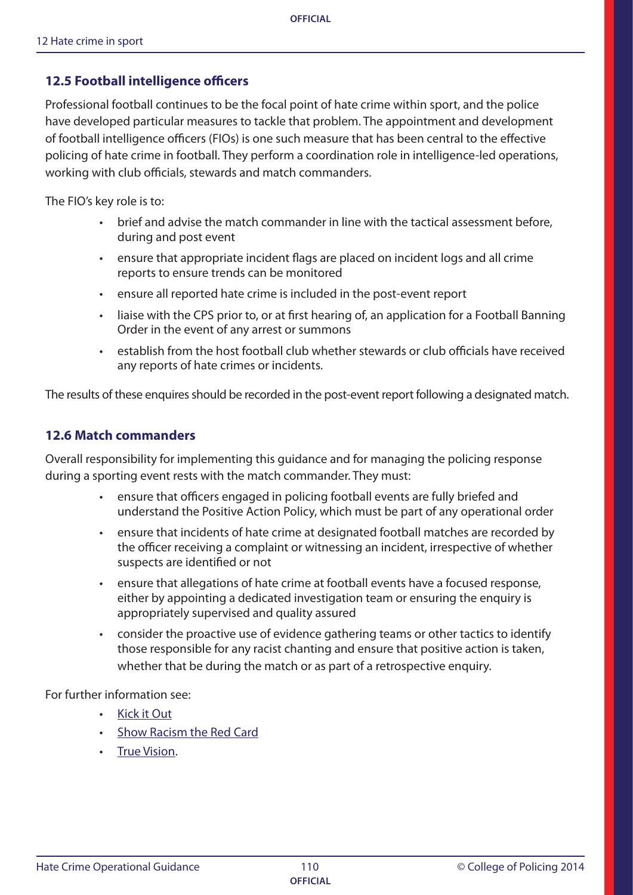## 12.5 Football intelligence officers

Professional football continues to be the focal point of hate crime within sport, and the police have developed particular measures to tackle that problem. The appointment and development of football intelligence officers (FIOs) is one such measure that has been central to the effective policing of hate crime in football. They perform a coordination role in intelligence-led operations, working with club officials, stewards and match commanders.

The FIO's key role is to:

- brief and advise the match commander in line with the tactical assessment before, during and post event
- ensure that appropriate incident flags are placed on incident logs and all crime reports to ensure trends can be monitored
- ensure all reported hate crime is included in the post-event report
- liaise with the CPS prior to, or at first hearing of, an application for a Football Banning Order in the event of any arrest or summons
- establish from the host football club whether stewards or club officials have received any reports of hate crimes or incidents.

The results of these enquires should be recorded in the post-event report following a designated match.

## 12.6 Match commanders

Overall responsibility for implementing this guidance and for managing the policing response during a sporting event rests with the match commander. They must:

- ensure that officers engaged in policing football events are fully briefed and understand the Positive Action Policy, which must be part of any operational order
- ensure that incidents of hate crime at designated football matches are recorded by the officer receiving a complaint or witnessing an incident, irrespective of whether suspects are identified or not
- ensure that allegations of hate crime at football events have a focused response, either by appointing a dedicated investigation team or ensuring the enquiry is appropriately supervised and quality assured
- consider the proactive use of evidence gathering teams or other tactics to identify those responsible for any racist chanting and ensure that positive action is taken, whether that be during the match or as part of a retrospective enquiry.

For further information see:

- Kick it Out
- Show Racism the Red Card
- True Vision.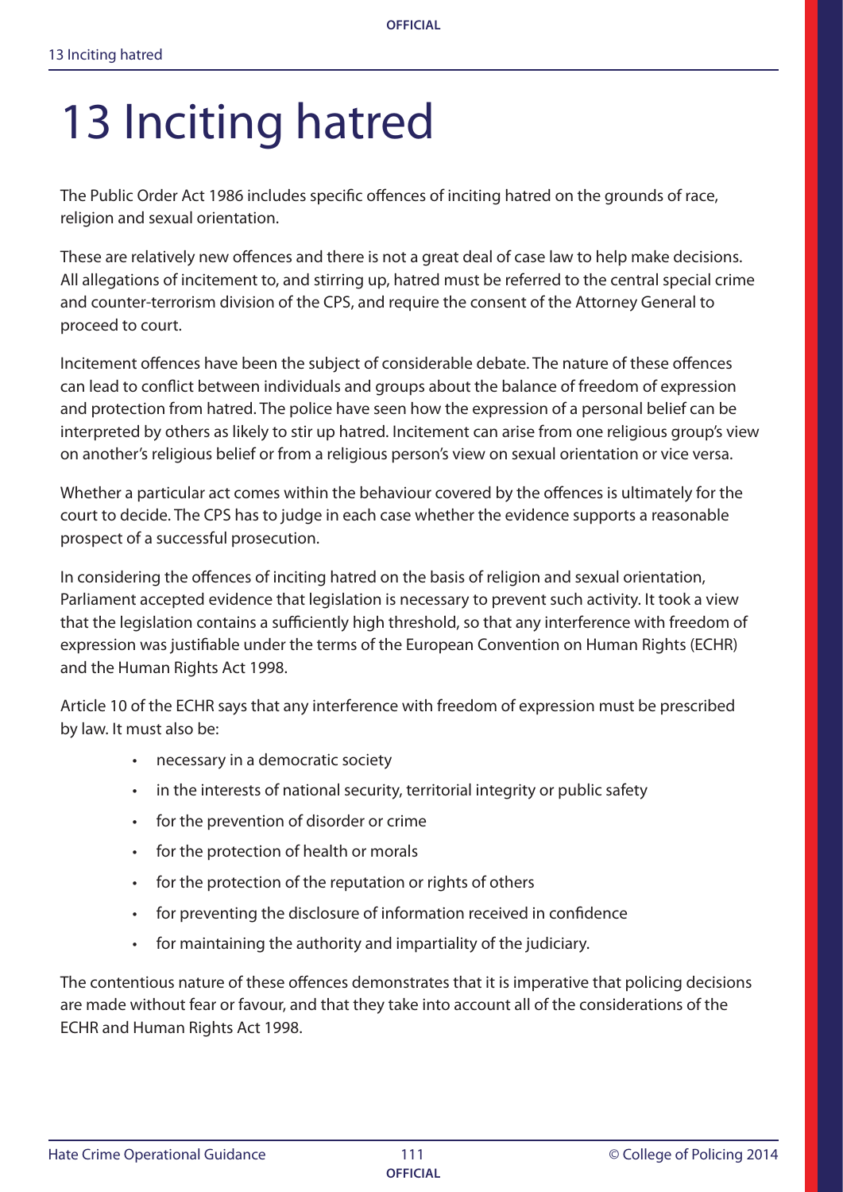# 13 Inciting hatred

The Public Order Act 1986 includes specific offences of inciting hatred on the grounds of race, religion and sexual orientation.

These are relatively new offences and there is not a great deal of case law to help make decisions. All allegations of incitement to, and stirring up, hatred must be referred to the central special crime and counter-terrorism division of the CPS, and require the consent of the Attorney General to proceed to court.

Incitement offences have been the subject of considerable debate. The nature of these offences can lead to conflict between individuals and groups about the balance of freedom of expression and protection from hatred. The police have seen how the expression of a personal belief can be interpreted by others as likely to stir up hatred. Incitement can arise from one religious group's view on another's religious belief or from a religious person's view on sexual orientation or vice versa.

Whether a particular act comes within the behaviour covered by the offences is ultimately for the court to decide. The CPS has to judge in each case whether the evidence supports a reasonable prospect of a successful prosecution.

In considering the offences of inciting hatred on the basis of religion and sexual orientation, Parliament accepted evidence that legislation is necessary to prevent such activity. It took a view that the legislation contains a sufficiently high threshold, so that any interference with freedom of expression was justifiable under the terms of the European Convention on Human Rights (ECHR) and the Human Rights Act 1998.

Article 10 of the ECHR says that any interference with freedom of expression must be prescribed by law. It must also be:

- necessary in a democratic society
- in the interests of national security, territorial integrity or public safety
- for the prevention of disorder or crime
- for the protection of health or morals
- for the protection of the reputation or rights of others
- for preventing the disclosure of information received in confidence
- for maintaining the authority and impartiality of the judiciary.

The contentious nature of these offences demonstrates that it is imperative that policing decisions are made without fear or favour, and that they take into account all of the considerations of the ECHR and Human Rights Act 1998.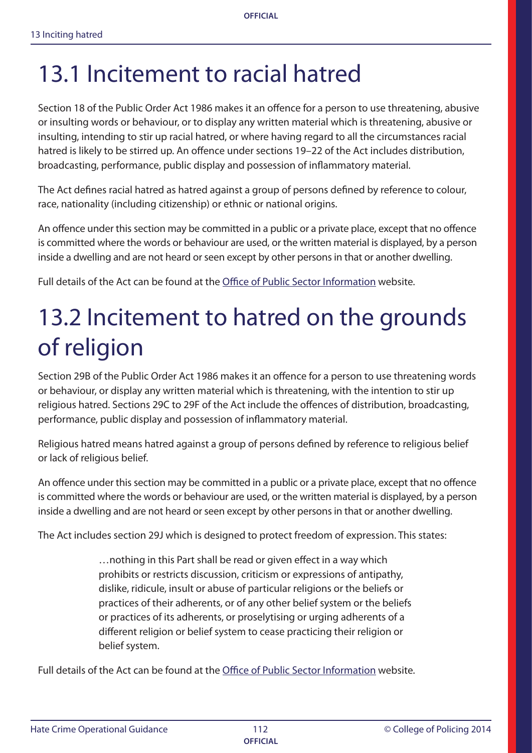# 13.1 Incitement to racial hatred

Section 18 of the Public Order Act 1986 makes it an offence for a person to use threatening, abusive or insulting words or behaviour, or to display any written material which is threatening, abusive or insulting, intending to stir up racial hatred, or where having regard to all the circumstances racial hatred is likely to be stirred up. An offence under sections 19–22 of the Act includes distribution, broadcasting, performance, public display and possession of inflammatory material.

The Act defines racial hatred as hatred against a group of persons defined by reference to colour, race, nationality (including citizenship) or ethnic or national origins.

An offence under this section may be committed in a public or a private place, except that no offence is committed where the words or behaviour are used, or the written material is displayed, by a person inside a dwelling and are not heard or seen except by other persons in that or another dwelling.

Full details of the Act can be found at the Office of Public Sector Information website.

# 13.2 Incitement to hatred on the grounds of religion

Section 29B of the Public Order Act 1986 makes it an offence for a person to use threatening words or behaviour, or display any written material which is threatening, with the intention to stir up religious hatred. Sections 29C to 29F of the Act include the offences of distribution, broadcasting, performance, public display and possession of inflammatory material.

Religious hatred means hatred against a group of persons defined by reference to religious belief or lack of religious belief.

An offence under this section may be committed in a public or a private place, except that no offence is committed where the words or behaviour are used, or the written material is displayed, by a person inside a dwelling and are not heard or seen except by other persons in that or another dwelling.

The Act includes section 29J which is designed to protect freedom of expression. This states:

> …nothing in this Part shall be read or given effect in a way which prohibits or restricts discussion, criticism or expressions of antipathy, dislike, ridicule, insult or abuse of particular religions or the beliefs or practices of their adherents, or of any other belief system or the beliefs or practices of its adherents, or proselytising or urging adherents of a different religion or belief system to cease practicing their religion or belief system.

Full details of the Act can be found at the Office of Public Sector Information website.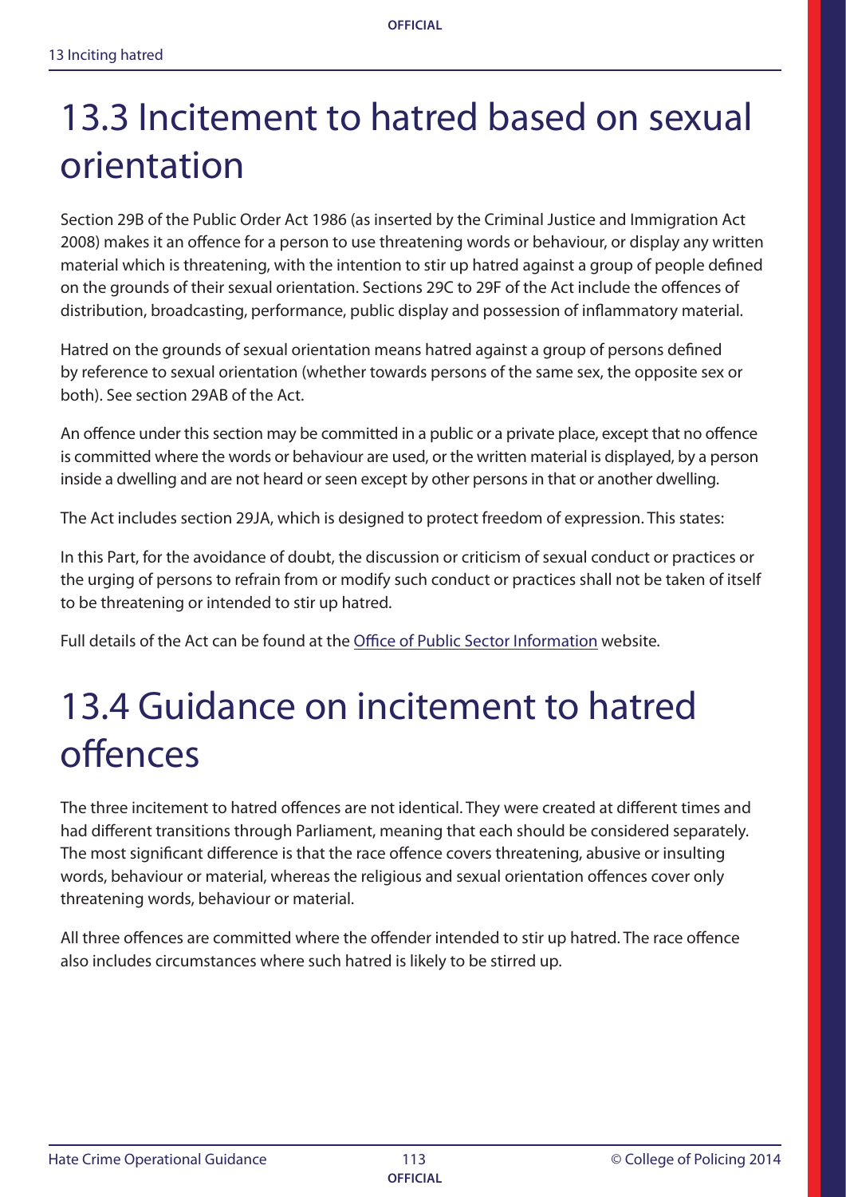# 13.3 Incitement to hatred based on sexual orientation

Section 29B of the Public Order Act 1986 (as inserted by the Criminal Justice and Immigration Act 2008) makes it an offence for a person to use threatening words or behaviour, or display any written material which is threatening, with the intention to stir up hatred against a group of people defined on the grounds of their sexual orientation. Sections 29C to 29F of the Act include the offences of distribution, broadcasting, performance, public display and possession of inflammatory material.

Hatred on the grounds of sexual orientation means hatred against a group of persons defined by reference to sexual orientation (whether towards persons of the same sex, the opposite sex or both). See section 29AB of the Act.

An offence under this section may be committed in a public or a private place, except that no offence is committed where the words or behaviour are used, or the written material is displayed, by a person inside a dwelling and are not heard or seen except by other persons in that or another dwelling.

The Act includes section 29JA, which is designed to protect freedom of expression. This states:

In this Part, for the avoidance of doubt, the discussion or criticism of sexual conduct or practices or the urging of persons to refrain from or modify such conduct or practices shall not be taken of itself to be threatening or intended to stir up hatred.

Full details of the Act can be found at the Office of Public Sector Information website.

# 13.4 Guidance on incitement to hatred offences

The three incitement to hatred offences are not identical. They were created at different times and had different transitions through Parliament, meaning that each should be considered separately. The most significant difference is that the race offence covers threatening, abusive or insulting words, behaviour or material, whereas the religious and sexual orientation offences cover only threatening words, behaviour or material.

All three offences are committed where the offender intended to stir up hatred. The race offence also includes circumstances where such hatred is likely to be stirred up.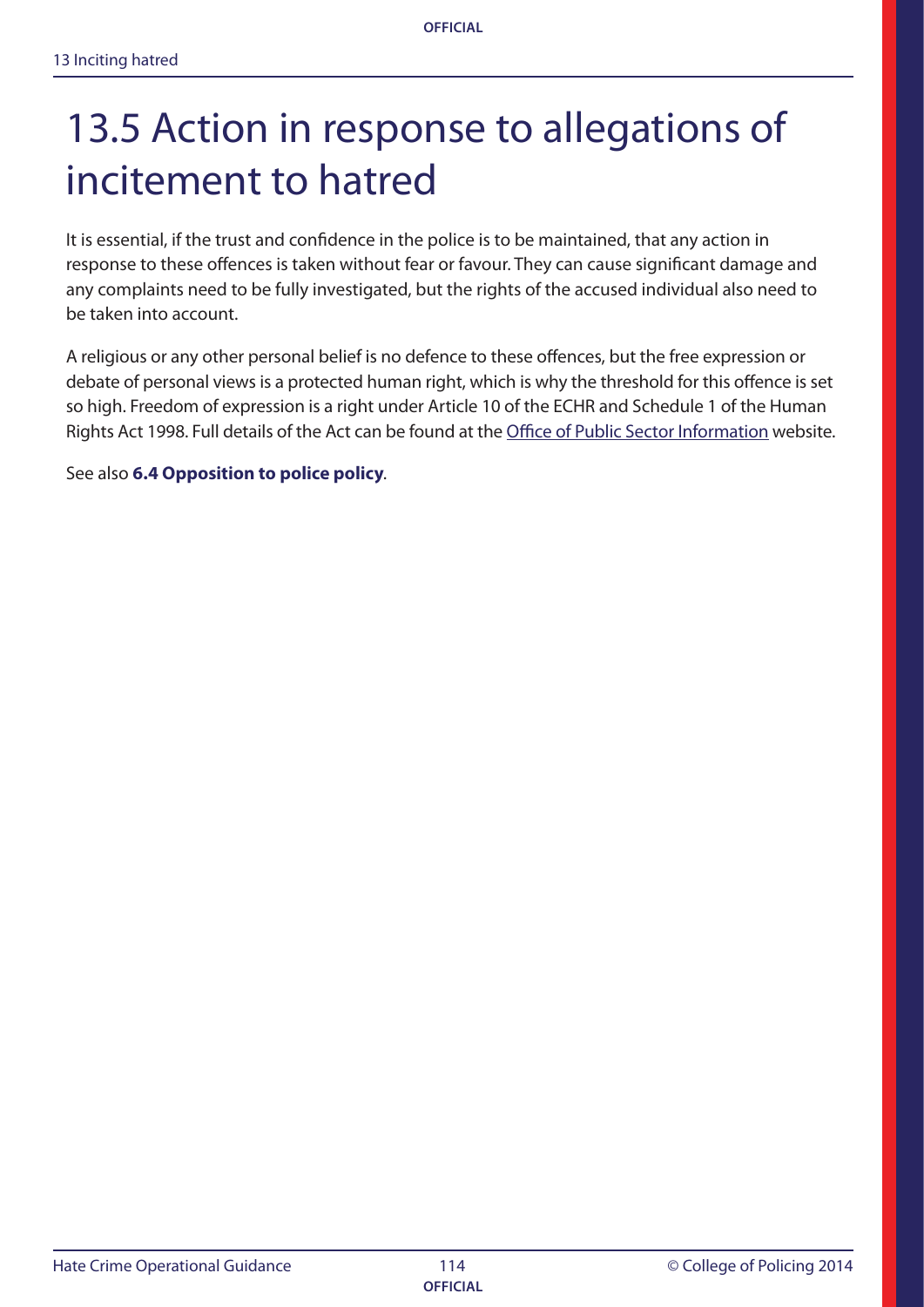# 13.5 Action in response to allegations of incitement to hatred

It is essential, if the trust and confidence in the police is to be maintained, that any action in response to these offences is taken without fear or favour. They can cause significant damage and any complaints need to be fully investigated, but the rights of the accused individual also need to be taken into account.

A religious or any other personal belief is no defence to these offences, but the free expression or debate of personal views is a protected human right, which is why the threshold for this offence is set so high. Freedom of expression is a right under Article 10 of the ECHR and Schedule 1 of the Human Rights Act 1998. Full details of the Act can be found at the Office of Public Sector Information website.

See also **6.4 Opposition to police policy**.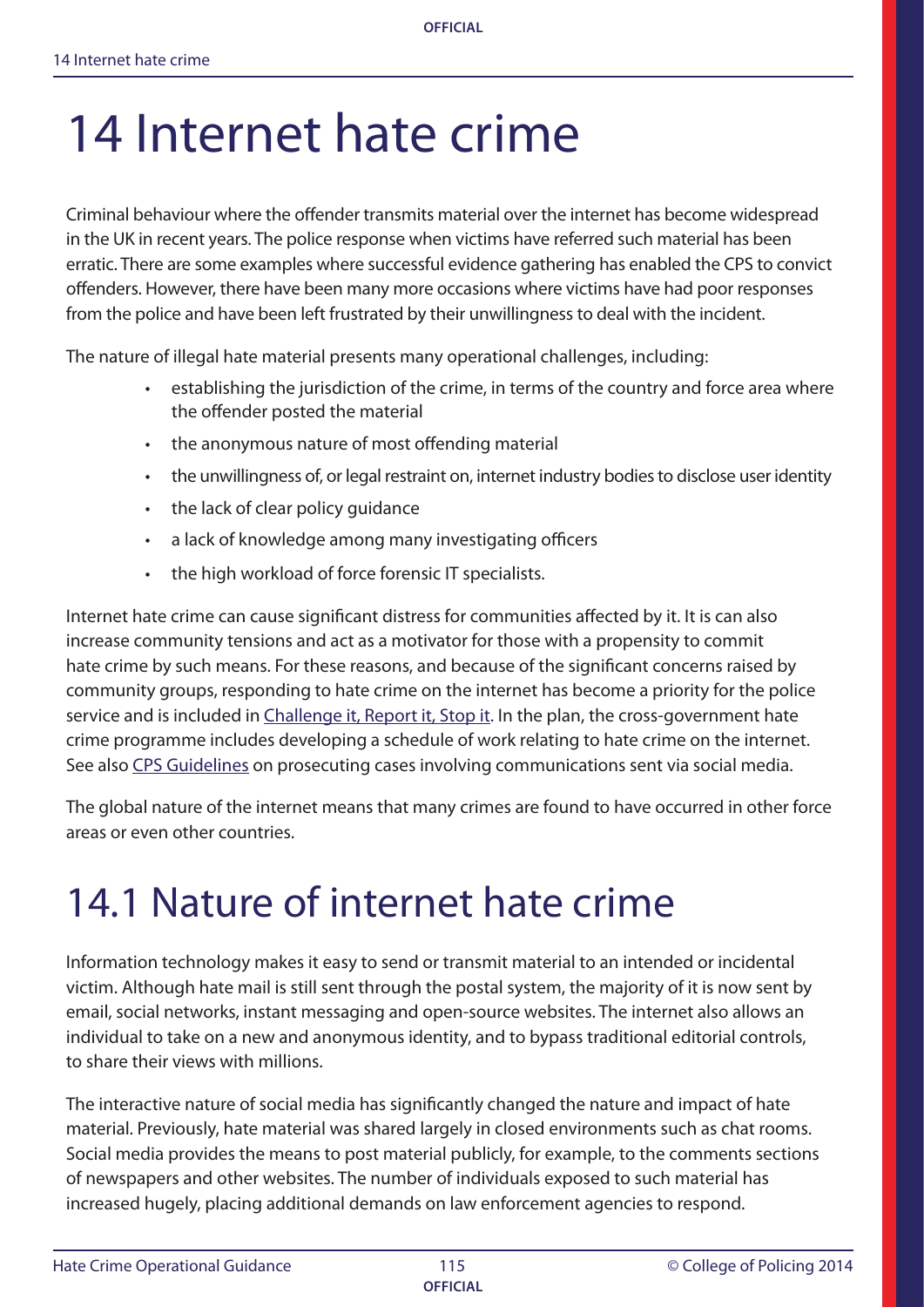# 14 Internet hate crime

Criminal behaviour where the offender transmits material over the internet has become widespread in the UK in recent years. The police response when victims have referred such material has been erratic. There are some examples where successful evidence gathering has enabled the CPS to convict offenders. However, there have been many more occasions where victims have had poor responses from the police and have been left frustrated by their unwillingness to deal with the incident.

The nature of illegal hate material presents many operational challenges, including:

- establishing the jurisdiction of the crime, in terms of the country and force area where the offender posted the material
- the anonymous nature of most offending material
- the unwillingness of, or legal restraint on, internet industry bodies to disclose user identity
- the lack of clear policy guidance
- a lack of knowledge among many investigating officers
- the high workload of force forensic IT specialists.

Internet hate crime can cause significant distress for communities affected by it. It is can also increase community tensions and act as a motivator for those with a propensity to commit hate crime by such means. For these reasons, and because of the significant concerns raised by community groups, responding to hate crime on the internet has become a priority for the police service and is included in Challenge it, Report it, Stop it. In the plan, the cross-government hate crime programme includes developing a schedule of work relating to hate crime on the internet. See also CPS Guidelines on prosecuting cases involving communications sent via social media.

The global nature of the internet means that many crimes are found to have occurred in other force areas or even other countries.

# 14.1 Nature of internet hate crime

Information technology makes it easy to send or transmit material to an intended or incidental victim. Although hate mail is still sent through the postal system, the majority of it is now sent by email, social networks, instant messaging and open-source websites. The internet also allows an individual to take on a new and anonymous identity, and to bypass traditional editorial controls, to share their views with millions.

The interactive nature of social media has significantly changed the nature and impact of hate material. Previously, hate material was shared largely in closed environments such as chat rooms. Social media provides the means to post material publicly, for example, to the comments sections of newspapers and other websites. The number of individuals exposed to such material has increased hugely, placing additional demands on law enforcement agencies to respond.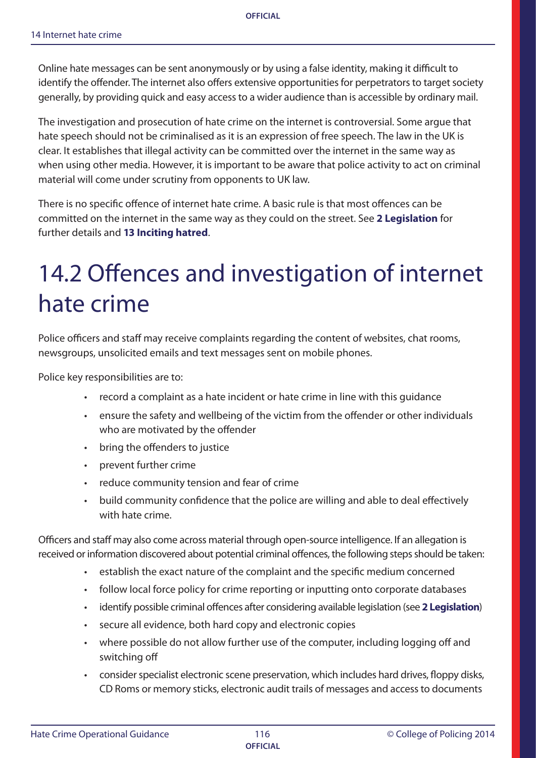Online hate messages can be sent anonymously or by using a false identity, making it difficult to identify the offender. The internet also offers extensive opportunities for perpetrators to target society generally, by providing quick and easy access to a wider audience than is accessible by ordinary mail.

The investigation and prosecution of hate crime on the internet is controversial. Some argue that hate speech should not be criminalised as it is an expression of free speech. The law in the UK is clear. It establishes that illegal activity can be committed over the internet in the same way as when using other media. However, it is important to be aware that police activity to act on criminal material will come under scrutiny from opponents to UK law.

There is no specific offence of internet hate crime. A basic rule is that most offences can be committed on the internet in the same way as they could on the street. See **2 Legislation** for further details and **13 Inciting hatred**.

# 14.2 Offences and investigation of internet hate crime

Police officers and staff may receive complaints regarding the content of websites, chat rooms, newsgroups, unsolicited emails and text messages sent on mobile phones.

Police key responsibilities are to:

- record a complaint as a hate incident or hate crime in line with this guidance
- ensure the safety and wellbeing of the victim from the offender or other individuals who are motivated by the offender
- bring the offenders to justice
- prevent further crime
- reduce community tension and fear of crime
- build community confidence that the police are willing and able to deal effectively with hate crime.

Officers and staff may also come across material through open-source intelligence. If an allegation is received or information discovered about potential criminal offences, the following steps should be taken:

- establish the exact nature of the complaint and the specific medium concerned
- follow local force policy for crime reporting or inputting onto corporate databases
- identify possible criminal offences after considering available legislation (see **2 Legislation**)
- secure all evidence, both hard copy and electronic copies
- where possible do not allow further use of the computer, including logging off and switching off
- consider specialist electronic scene preservation, which includes hard drives, floppy disks, CD Roms or memory sticks, electronic audit trails of messages and access to documents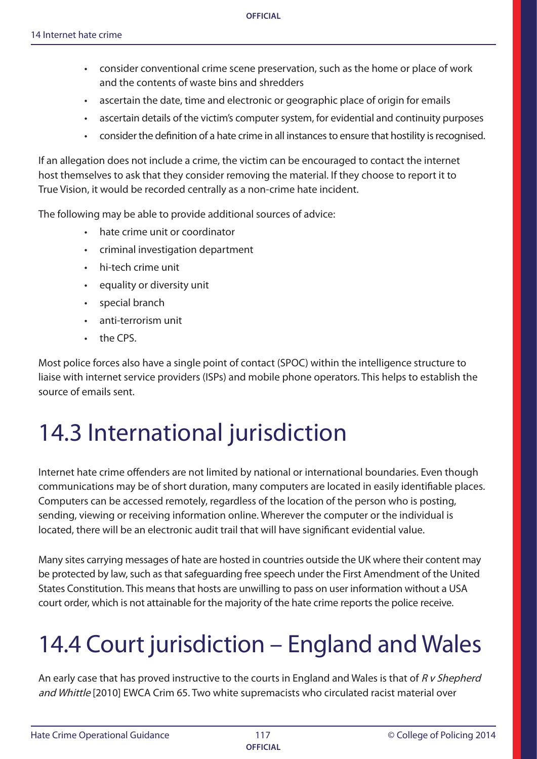- consider conventional crime scene preservation, such as the home or place of work and the contents of waste bins and shredders
- ascertain the date, time and electronic or geographic place of origin for emails
- ascertain details of the victim's computer system, for evidential and continuity purposes
- consider the definition of a hate crime in all instances to ensure that hostility is recognised.

If an allegation does not include a crime, the victim can be encouraged to contact the internet host themselves to ask that they consider removing the material. If they choose to report it to True Vision, it would be recorded centrally as a non-crime hate incident.

The following may be able to provide additional sources of advice:

- hate crime unit or coordinator
- criminal investigation department
- hi-tech crime unit
- equality or diversity unit
- special branch
- anti-terrorism unit
- the CPS.

Most police forces also have a single point of contact (SPOC) within the intelligence structure to liaise with internet service providers (ISPs) and mobile phone operators. This helps to establish the source of emails sent.

# 14.3 International jurisdiction

Internet hate crime offenders are not limited by national or international boundaries. Even though communications may be of short duration, many computers are located in easily identifiable places. Computers can be accessed remotely, regardless of the location of the person who is posting, sending, viewing or receiving information online. Wherever the computer or the individual is located, there will be an electronic audit trail that will have significant evidential value.

Many sites carrying messages of hate are hosted in countries outside the UK where their content may be protected by law, such as that safeguarding free speech under the First Amendment of the United States Constitution. This means that hosts are unwilling to pass on user information without a USA court order, which is not attainable for the majority of the hate crime reports the police receive.

# 14.4 Court jurisdiction – England and Wales

An early case that has proved instructive to the courts in England and Wales is that of *R v Shepherd and Whittle* [2010] EWCA Crim 65. Two white supremacists who circulated racist material over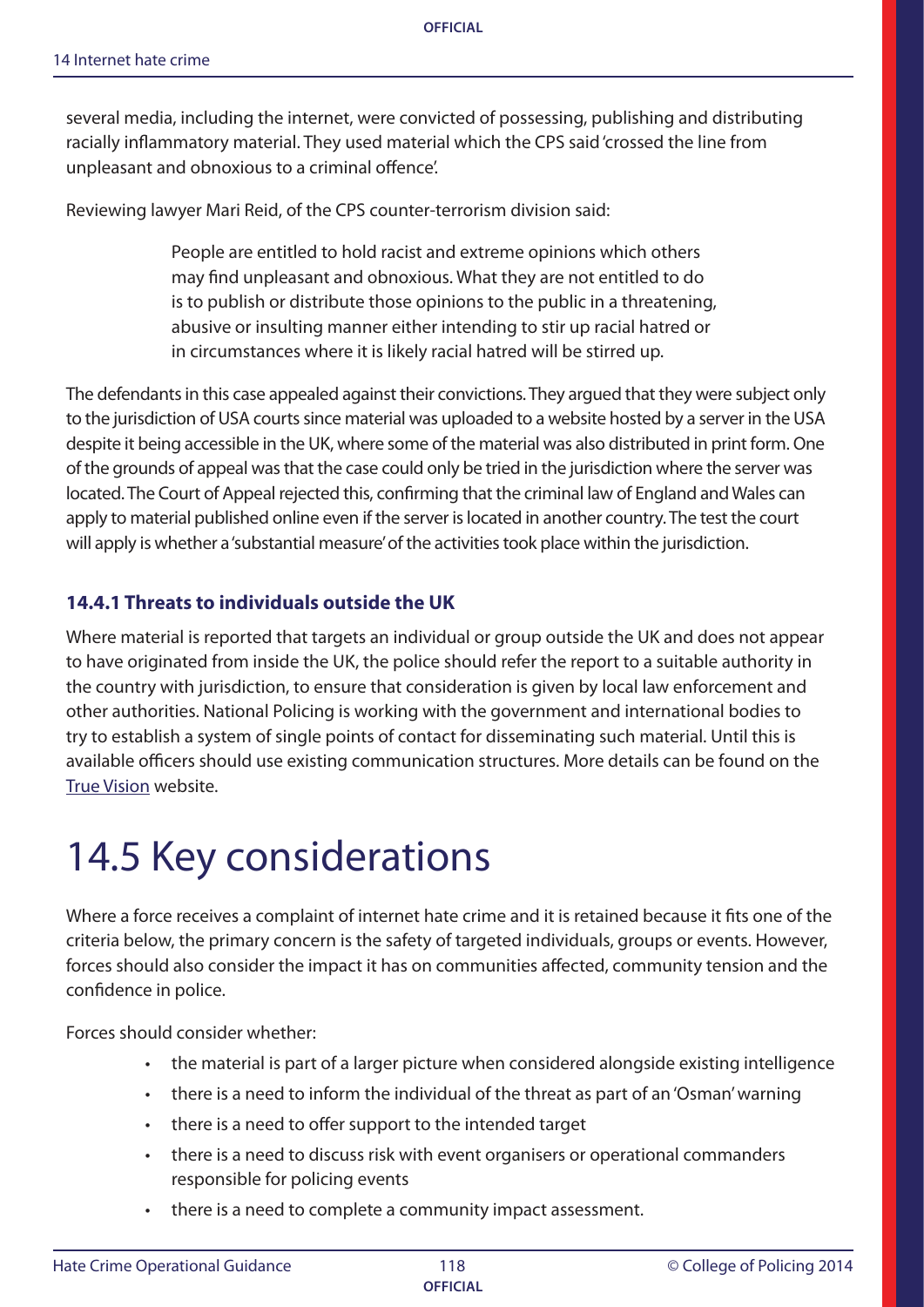several media, including the internet, were convicted of possessing, publishing and distributing racially inflammatory material. They used material which the CPS said 'crossed the line from unpleasant and obnoxious to a criminal offence'.

Reviewing lawyer Mari Reid, of the CPS counter-terrorism division said:

> People are entitled to hold racist and extreme opinions which others may find unpleasant and obnoxious. What they are not entitled to do is to publish or distribute those opinions to the public in a threatening, abusive or insulting manner either intending to stir up racial hatred or in circumstances where it is likely racial hatred will be stirred up.

The defendants in this case appealed against their convictions. They argued that they were subject only to the jurisdiction of USA courts since material was uploaded to a website hosted by a server in the USA despite it being accessible in the UK, where some of the material was also distributed in print form. One of the grounds of appeal was that the case could only be tried in the jurisdiction where the server was located. The Court of Appeal rejected this, confirming that the criminal law of England and Wales can apply to material published online even if the server is located in another country. The test the court will apply is whether a 'substantial measure' of the activities took place within the jurisdiction.

### 14.4.1 Threats to individuals outside the UK

Where material is reported that targets an individual or group outside the UK and does not appear to have originated from inside the UK, the police should refer the report to a suitable authority in the country with jurisdiction, to ensure that consideration is given by local law enforcement and other authorities. National Policing is working with the government and international bodies to try to establish a system of single points of contact for disseminating such material. Until this is available officers should use existing communication structures. More details can be found on the True Vision website.

# 14.5 Key considerations

Where a force receives a complaint of internet hate crime and it is retained because it fits one of the criteria below, the primary concern is the safety of targeted individuals, groups or events. However, forces should also consider the impact it has on communities affected, community tension and the confidence in police.

Forces should consider whether:

- the material is part of a larger picture when considered alongside existing intelligence
- there is a need to inform the individual of the threat as part of an 'Osman' warning
- there is a need to offer support to the intended target
- there is a need to discuss risk with event organisers or operational commanders responsible for policing events
- there is a need to complete a community impact assessment.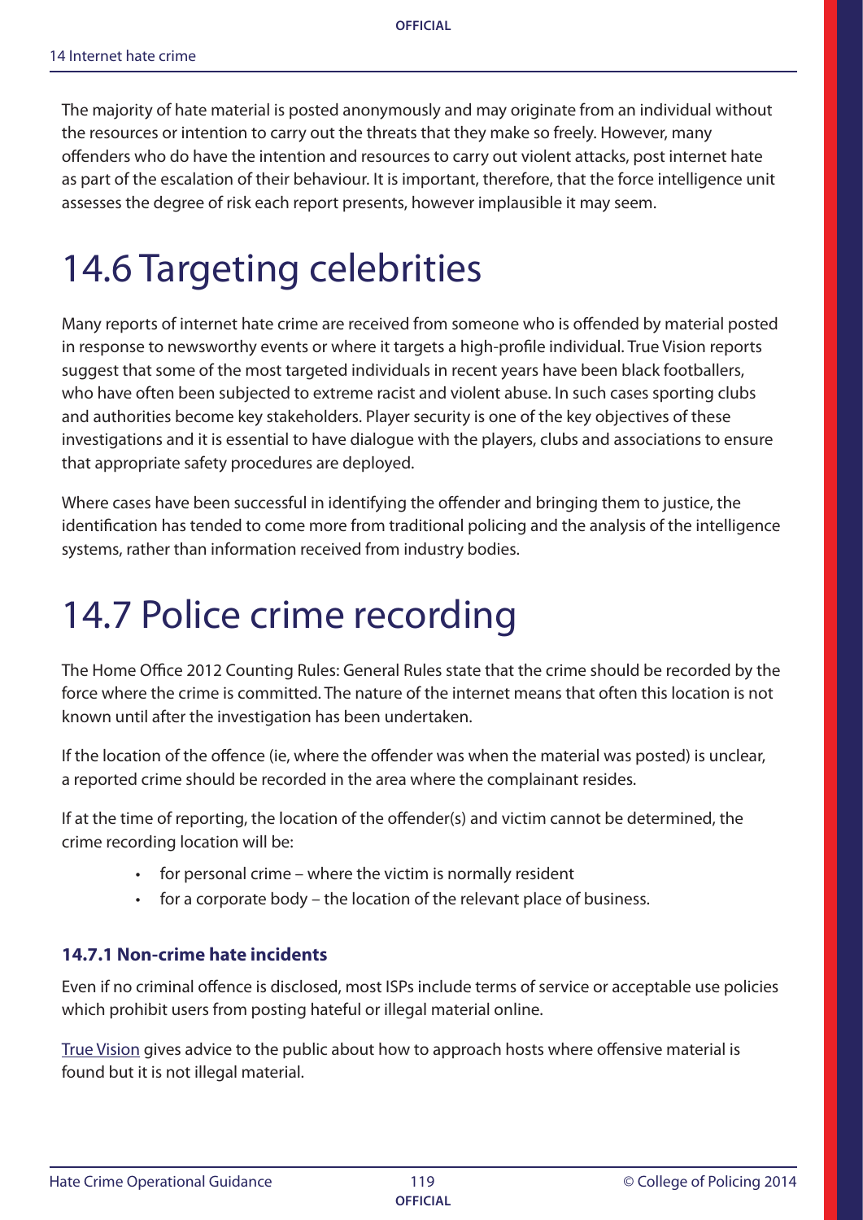The majority of hate material is posted anonymously and may originate from an individual without the resources or intention to carry out the threats that they make so freely. However, many offenders who do have the intention and resources to carry out violent attacks, post internet hate as part of the escalation of their behaviour. It is important, therefore, that the force intelligence unit assesses the degree of risk each report presents, however implausible it may seem.

# 14.6 Targeting celebrities

Many reports of internet hate crime are received from someone who is offended by material posted in response to newsworthy events or where it targets a high-profile individual. True Vision reports suggest that some of the most targeted individuals in recent years have been black footballers, who have often been subjected to extreme racist and violent abuse. In such cases sporting clubs and authorities become key stakeholders. Player security is one of the key objectives of these investigations and it is essential to have dialogue with the players, clubs and associations to ensure that appropriate safety procedures are deployed.

Where cases have been successful in identifying the offender and bringing them to justice, the identification has tended to come more from traditional policing and the analysis of the intelligence systems, rather than information received from industry bodies.

# 14.7 Police crime recording

The Home Office 2012 Counting Rules: General Rules state that the crime should be recorded by the force where the crime is committed. The nature of the internet means that often this location is not known until after the investigation has been undertaken.

If the location of the offence (ie, where the offender was when the material was posted) is unclear, a reported crime should be recorded in the area where the complainant resides.

If at the time of reporting, the location of the offender(s) and victim cannot be determined, the crime recording location will be:

- for personal crime – where the victim is normally resident
- for a corporate body – the location of the relevant place of business.

### 14.7.1 Non-crime hate incidents

Even if no criminal offence is disclosed, most ISPs include terms of service or acceptable use policies which prohibit users from posting hateful or illegal material online.

True Vision gives advice to the public about how to approach hosts where offensive material is found but it is not illegal material.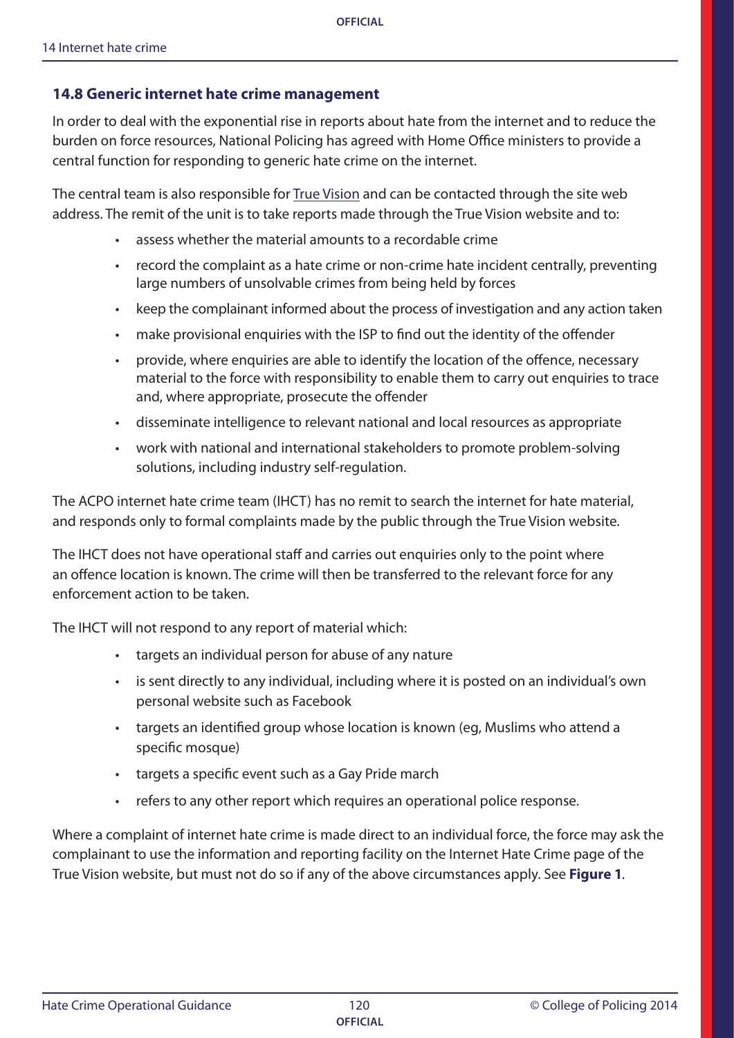## 14.8 Generic internet hate crime management

In order to deal with the exponential rise in reports about hate from the internet and to reduce the burden on force resources, National Policing has agreed with Home Office ministers to provide a central function for responding to generic hate crime on the internet.

The central team is also responsible for True Vision and can be contacted through the site web address. The remit of the unit is to take reports made through the True Vision website and to:

- assess whether the material amounts to a recordable crime
- record the complaint as a hate crime or non-crime hate incident centrally, preventing large numbers of unsolvable crimes from being held by forces
- keep the complainant informed about the process of investigation and any action taken
- make provisional enquiries with the ISP to find out the identity of the offender
- provide, where enquiries are able to identify the location of the offence, necessary material to the force with responsibility to enable them to carry out enquiries to trace and, where appropriate, prosecute the offender
- disseminate intelligence to relevant national and local resources as appropriate
- work with national and international stakeholders to promote problem-solving solutions, including industry self-regulation.

The ACPO internet hate crime team (IHCT) has no remit to search the internet for hate material, and responds only to formal complaints made by the public through the True Vision website.

The IHCT does not have operational staff and carries out enquiries only to the point where an offence location is known. The crime will then be transferred to the relevant force for any enforcement action to be taken.

The IHCT will not respond to any report of material which:

- targets an individual person for abuse of any nature
- is sent directly to any individual, including where it is posted on an individual's own personal website such as Facebook
- targets an identified group whose location is known (eg, Muslims who attend a specific mosque)
- targets a specific event such as a Gay Pride march
- refers to any other report which requires an operational police response.

Where a complaint of internet hate crime is made direct to an individual force, the force may ask the complainant to use the information and reporting facility on the Internet Hate Crime page of the True Vision website, but must not do so if any of the above circumstances apply. See **Figure 1**.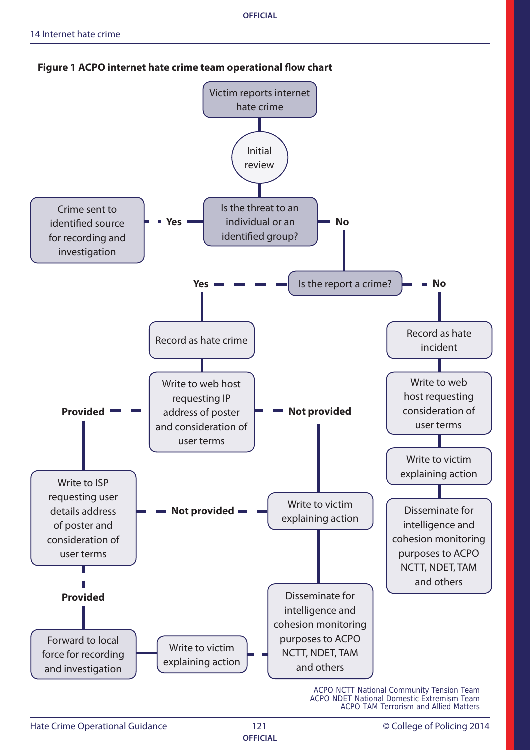**Figure 1 ACPO internet hate crime team operational flow chart**

Victim reports internet hate crime

Initial review

Is the threat to an individual or an identified group?

- **Yes** → Crime sent to identified source for recording and investigation
- **No** → Is the report a crime?
  - **Yes** → Record as hate crime → Write to web host requesting IP address of poster and consideration of user terms
    - **Provided** → Write to ISP requesting user details address of poster and consideration of user terms
      - **Provided** → Forward to local force for recording and investigation → Write to victim explaining action → Disseminate for intelligence and cohesion monitoring purposes to ACPO NCTT, NDET, TAM and others
      - **Not provided** → Write to victim explaining action → Disseminate for intelligence and cohesion monitoring purposes to ACPO NCTT, NDET, TAM and others
    - **Not provided** → Write to victim explaining action → Disseminate for intelligence and cohesion monitoring purposes to ACPO NCTT, NDET, TAM and others
  - **No** → Record as hate incident → Write to web host requesting consideration of user terms → Write to victim explaining action → Disseminate for intelligence and cohesion monitoring purposes to ACPO NCTT, NDET, TAM and others

ACPO NCTT National Community Tension Team
ACPO NDET National Domestic Extremism Team
ACPO TAM Terrorism and Allied Matters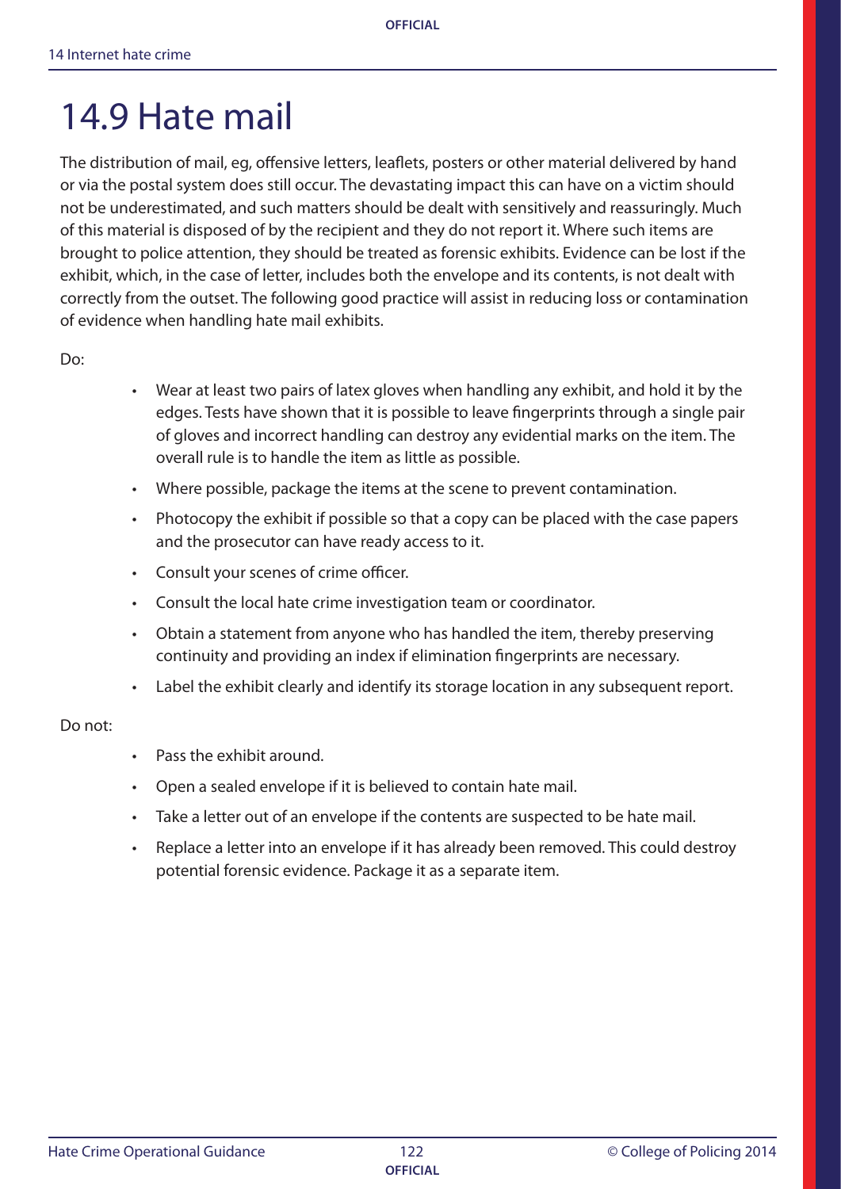# 14.9 Hate mail

The distribution of mail, eg, offensive letters, leaflets, posters or other material delivered by hand or via the postal system does still occur. The devastating impact this can have on a victim should not be underestimated, and such matters should be dealt with sensitively and reassuringly. Much of this material is disposed of by the recipient and they do not report it. Where such items are brought to police attention, they should be treated as forensic exhibits. Evidence can be lost if the exhibit, which, in the case of letter, includes both the envelope and its contents, is not dealt with correctly from the outset. The following good practice will assist in reducing loss or contamination of evidence when handling hate mail exhibits.

Do:

- Wear at least two pairs of latex gloves when handling any exhibit, and hold it by the edges. Tests have shown that it is possible to leave fingerprints through a single pair of gloves and incorrect handling can destroy any evidential marks on the item. The overall rule is to handle the item as little as possible.
- Where possible, package the items at the scene to prevent contamination.
- Photocopy the exhibit if possible so that a copy can be placed with the case papers and the prosecutor can have ready access to it.
- Consult your scenes of crime officer.
- Consult the local hate crime investigation team or coordinator.
- Obtain a statement from anyone who has handled the item, thereby preserving continuity and providing an index if elimination fingerprints are necessary.
- Label the exhibit clearly and identify its storage location in any subsequent report.

Do not:

- Pass the exhibit around.
- Open a sealed envelope if it is believed to contain hate mail.
- Take a letter out of an envelope if the contents are suspected to be hate mail.
- Replace a letter into an envelope if it has already been removed. This could destroy potential forensic evidence. Package it as a separate item.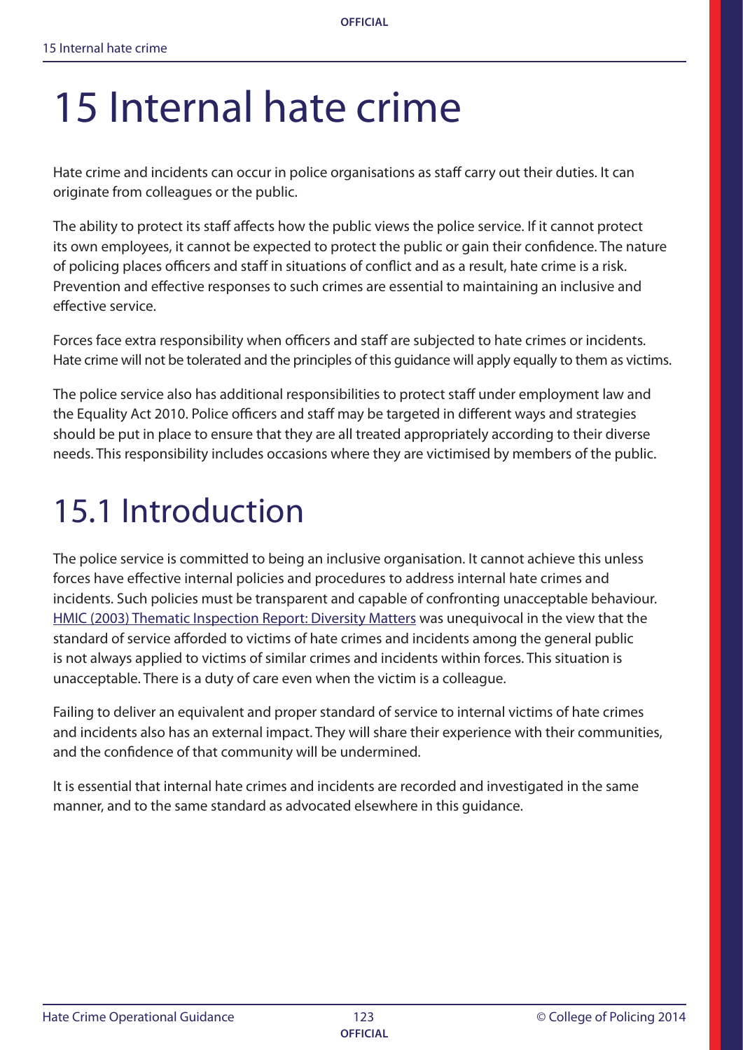# 15 Internal hate crime

Hate crime and incidents can occur in police organisations as staff carry out their duties. It can originate from colleagues or the public.

The ability to protect its staff affects how the public views the police service. If it cannot protect its own employees, it cannot be expected to protect the public or gain their confidence. The nature of policing places officers and staff in situations of conflict and as a result, hate crime is a risk. Prevention and effective responses to such crimes are essential to maintaining an inclusive and effective service.

Forces face extra responsibility when officers and staff are subjected to hate crimes or incidents. Hate crime will not be tolerated and the principles of this guidance will apply equally to them as victims.

The police service also has additional responsibilities to protect staff under employment law and the Equality Act 2010. Police officers and staff may be targeted in different ways and strategies should be put in place to ensure that they are all treated appropriately according to their diverse needs. This responsibility includes occasions where they are victimised by members of the public.

# 15.1 Introduction

The police service is committed to being an inclusive organisation. It cannot achieve this unless forces have effective internal policies and procedures to address internal hate crimes and incidents. Such policies must be transparent and capable of confronting unacceptable behaviour. HMIC (2003) Thematic Inspection Report: Diversity Matters was unequivocal in the view that the standard of service afforded to victims of hate crimes and incidents among the general public is not always applied to victims of similar crimes and incidents within forces. This situation is unacceptable. There is a duty of care even when the victim is a colleague.

Failing to deliver an equivalent and proper standard of service to internal victims of hate crimes and incidents also has an external impact. They will share their experience with their communities, and the confidence of that community will be undermined.

It is essential that internal hate crimes and incidents are recorded and investigated in the same manner, and to the same standard as advocated elsewhere in this guidance.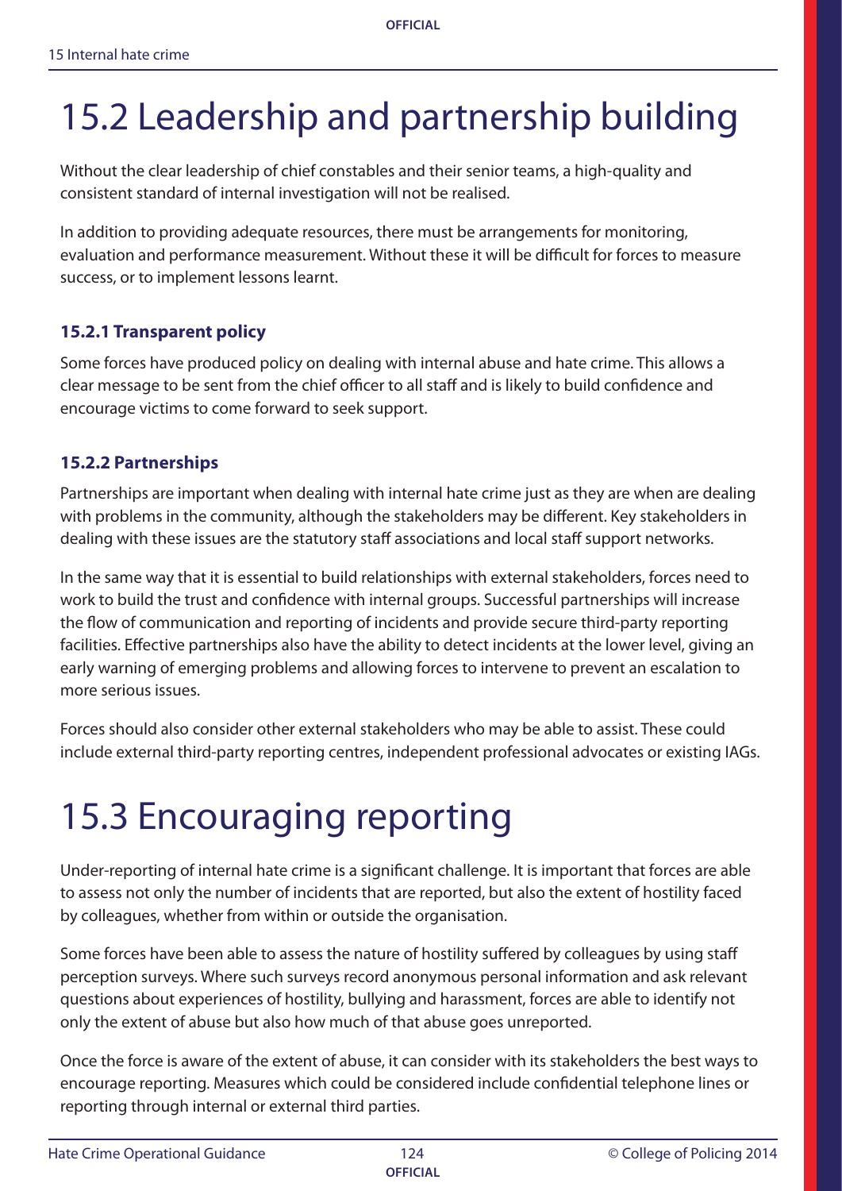# 15.2 Leadership and partnership building

Without the clear leadership of chief constables and their senior teams, a high-quality and consistent standard of internal investigation will not be realised.

In addition to providing adequate resources, there must be arrangements for monitoring, evaluation and performance measurement. Without these it will be difficult for forces to measure success, or to implement lessons learnt.

### 15.2.1 Transparent policy

Some forces have produced policy on dealing with internal abuse and hate crime. This allows a clear message to be sent from the chief officer to all staff and is likely to build confidence and encourage victims to come forward to seek support.

### 15.2.2 Partnerships

Partnerships are important when dealing with internal hate crime just as they are when are dealing with problems in the community, although the stakeholders may be different. Key stakeholders in dealing with these issues are the statutory staff associations and local staff support networks.

In the same way that it is essential to build relationships with external stakeholders, forces need to work to build the trust and confidence with internal groups. Successful partnerships will increase the flow of communication and reporting of incidents and provide secure third-party reporting facilities. Effective partnerships also have the ability to detect incidents at the lower level, giving an early warning of emerging problems and allowing forces to intervene to prevent an escalation to more serious issues.

Forces should also consider other external stakeholders who may be able to assist. These could include external third-party reporting centres, independent professional advocates or existing IAGs.

# 15.3 Encouraging reporting

Under-reporting of internal hate crime is a significant challenge. It is important that forces are able to assess not only the number of incidents that are reported, but also the extent of hostility faced by colleagues, whether from within or outside the organisation.

Some forces have been able to assess the nature of hostility suffered by colleagues by using staff perception surveys. Where such surveys record anonymous personal information and ask relevant questions about experiences of hostility, bullying and harassment, forces are able to identify not only the extent of abuse but also how much of that abuse goes unreported.

Once the force is aware of the extent of abuse, it can consider with its stakeholders the best ways to encourage reporting. Measures which could be considered include confidential telephone lines or reporting through internal or external third parties.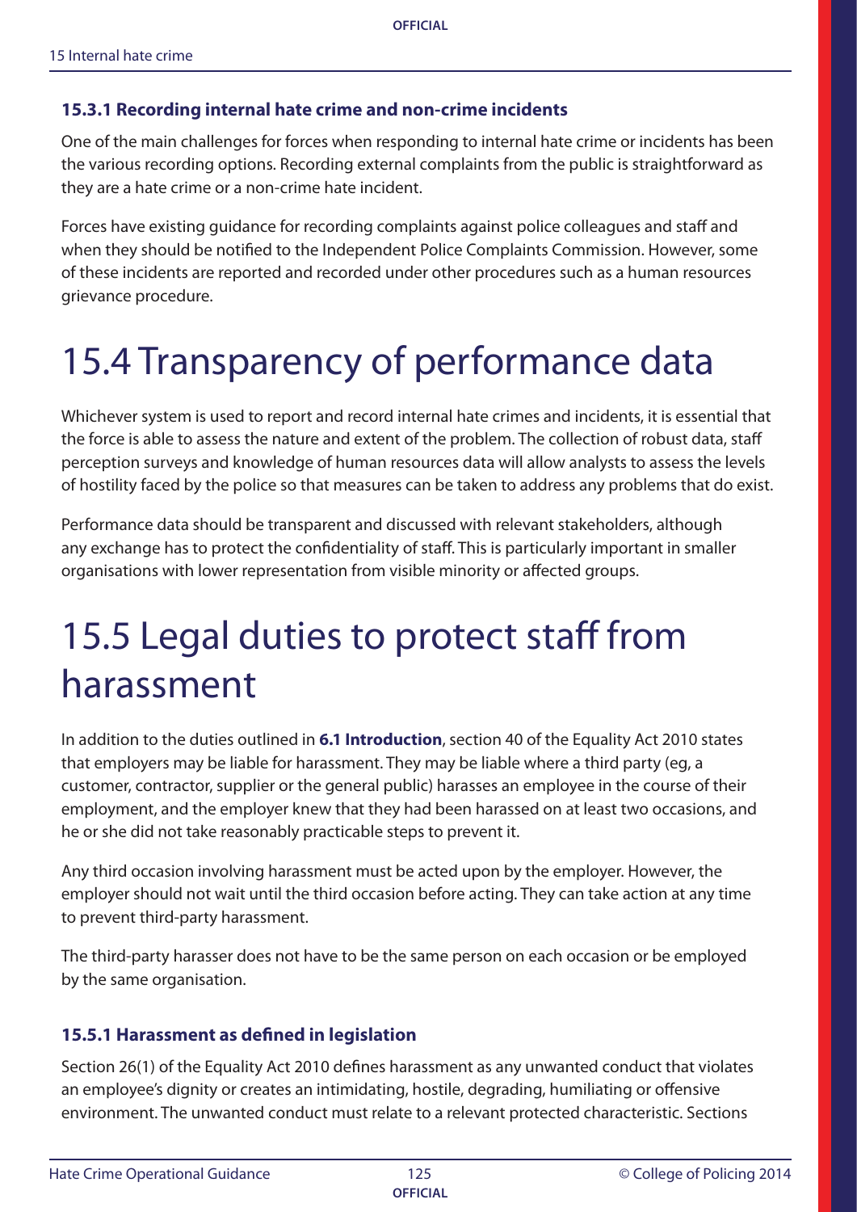### 15.3.1 Recording internal hate crime and non-crime incidents

One of the main challenges for forces when responding to internal hate crime or incidents has been the various recording options. Recording external complaints from the public is straightforward as they are a hate crime or a non-crime hate incident.

Forces have existing guidance for recording complaints against police colleagues and staff and when they should be notified to the Independent Police Complaints Commission. However, some of these incidents are reported and recorded under other procedures such as a human resources grievance procedure.

# 15.4 Transparency of performance data

Whichever system is used to report and record internal hate crimes and incidents, it is essential that the force is able to assess the nature and extent of the problem. The collection of robust data, staff perception surveys and knowledge of human resources data will allow analysts to assess the levels of hostility faced by the police so that measures can be taken to address any problems that do exist.

Performance data should be transparent and discussed with relevant stakeholders, although any exchange has to protect the confidentiality of staff. This is particularly important in smaller organisations with lower representation from visible minority or affected groups.

# 15.5 Legal duties to protect staff from harassment

In addition to the duties outlined in **6.1 Introduction**, section 40 of the Equality Act 2010 states that employers may be liable for harassment. They may be liable where a third party (eg, a customer, contractor, supplier or the general public) harasses an employee in the course of their employment, and the employer knew that they had been harassed on at least two occasions, and he or she did not take reasonably practicable steps to prevent it.

Any third occasion involving harassment must be acted upon by the employer. However, the employer should not wait until the third occasion before acting. They can take action at any time to prevent third-party harassment.

The third-party harasser does not have to be the same person on each occasion or be employed by the same organisation.

### 15.5.1 Harassment as defined in legislation

Section 26(1) of the Equality Act 2010 defines harassment as any unwanted conduct that violates an employee's dignity or creates an intimidating, hostile, degrading, humiliating or offensive environment. The unwanted conduct must relate to a relevant protected characteristic. Sections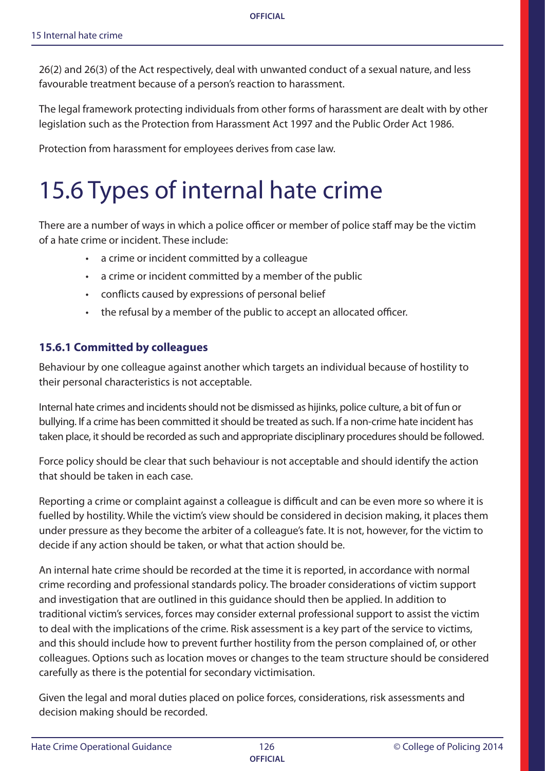26(2) and 26(3) of the Act respectively, deal with unwanted conduct of a sexual nature, and less favourable treatment because of a person's reaction to harassment.

The legal framework protecting individuals from other forms of harassment are dealt with by other legislation such as the Protection from Harassment Act 1997 and the Public Order Act 1986.

Protection from harassment for employees derives from case law.

# 15.6 Types of internal hate crime

There are a number of ways in which a police officer or member of police staff may be the victim of a hate crime or incident. These include:

- a crime or incident committed by a colleague
- a crime or incident committed by a member of the public
- conflicts caused by expressions of personal belief
- the refusal by a member of the public to accept an allocated officer.

### 15.6.1 Committed by colleagues

Behaviour by one colleague against another which targets an individual because of hostility to their personal characteristics is not acceptable.

Internal hate crimes and incidents should not be dismissed as hijinks, police culture, a bit of fun or bullying. If a crime has been committed it should be treated as such. If a non-crime hate incident has taken place, it should be recorded as such and appropriate disciplinary procedures should be followed.

Force policy should be clear that such behaviour is not acceptable and should identify the action that should be taken in each case.

Reporting a crime or complaint against a colleague is difficult and can be even more so where it is fuelled by hostility. While the victim's view should be considered in decision making, it places them under pressure as they become the arbiter of a colleague's fate. It is not, however, for the victim to decide if any action should be taken, or what that action should be.

An internal hate crime should be recorded at the time it is reported, in accordance with normal crime recording and professional standards policy. The broader considerations of victim support and investigation that are outlined in this guidance should then be applied. In addition to traditional victim's services, forces may consider external professional support to assist the victim to deal with the implications of the crime. Risk assessment is a key part of the service to victims, and this should include how to prevent further hostility from the person complained of, or other colleagues. Options such as location moves or changes to the team structure should be considered carefully as there is the potential for secondary victimisation.

Given the legal and moral duties placed on police forces, considerations, risk assessments and decision making should be recorded.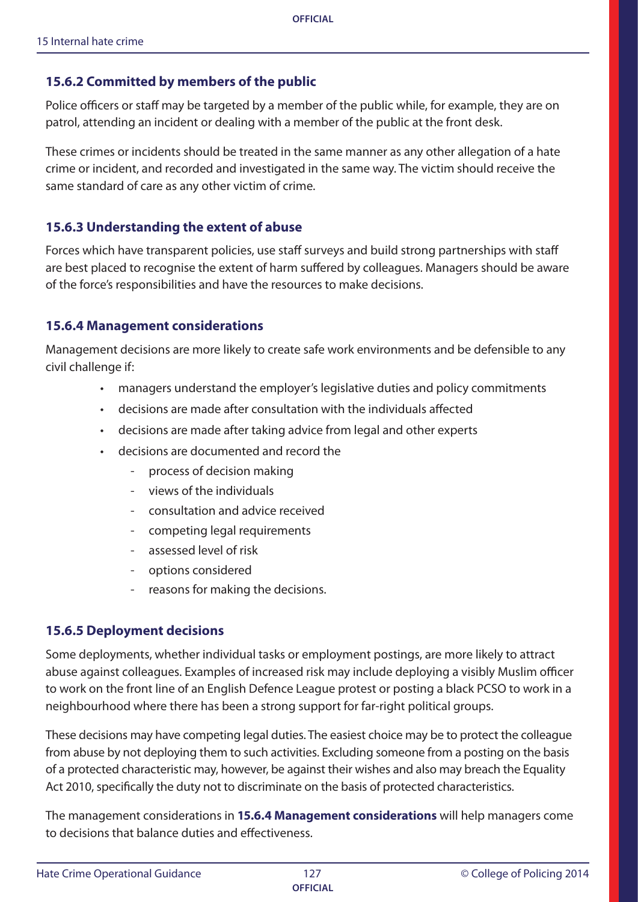### 15.6.2 Committed by members of the public

Police officers or staff may be targeted by a member of the public while, for example, they are on patrol, attending an incident or dealing with a member of the public at the front desk.

These crimes or incidents should be treated in the same manner as any other allegation of a hate crime or incident, and recorded and investigated in the same way. The victim should receive the same standard of care as any other victim of crime.

### 15.6.3 Understanding the extent of abuse

Forces which have transparent policies, use staff surveys and build strong partnerships with staff are best placed to recognise the extent of harm suffered by colleagues. Managers should be aware of the force's responsibilities and have the resources to make decisions.

### 15.6.4 Management considerations

Management decisions are more likely to create safe work environments and be defensible to any civil challenge if:

- managers understand the employer's legislative duties and policy commitments
- decisions are made after consultation with the individuals affected
- decisions are made after taking advice from legal and other experts
- decisions are documented and record the
  - process of decision making
  - views of the individuals
  - consultation and advice received
  - competing legal requirements
  - assessed level of risk
  - options considered
  - reasons for making the decisions.

### 15.6.5 Deployment decisions

Some deployments, whether individual tasks or employment postings, are more likely to attract abuse against colleagues. Examples of increased risk may include deploying a visibly Muslim officer to work on the front line of an English Defence League protest or posting a black PCSO to work in a neighbourhood where there has been a strong support for far-right political groups.

These decisions may have competing legal duties. The easiest choice may be to protect the colleague from abuse by not deploying them to such activities. Excluding someone from a posting on the basis of a protected characteristic may, however, be against their wishes and also may breach the Equality Act 2010, specifically the duty not to discriminate on the basis of protected characteristics.

The management considerations in **15.6.4 Management considerations** will help managers come to decisions that balance duties and effectiveness.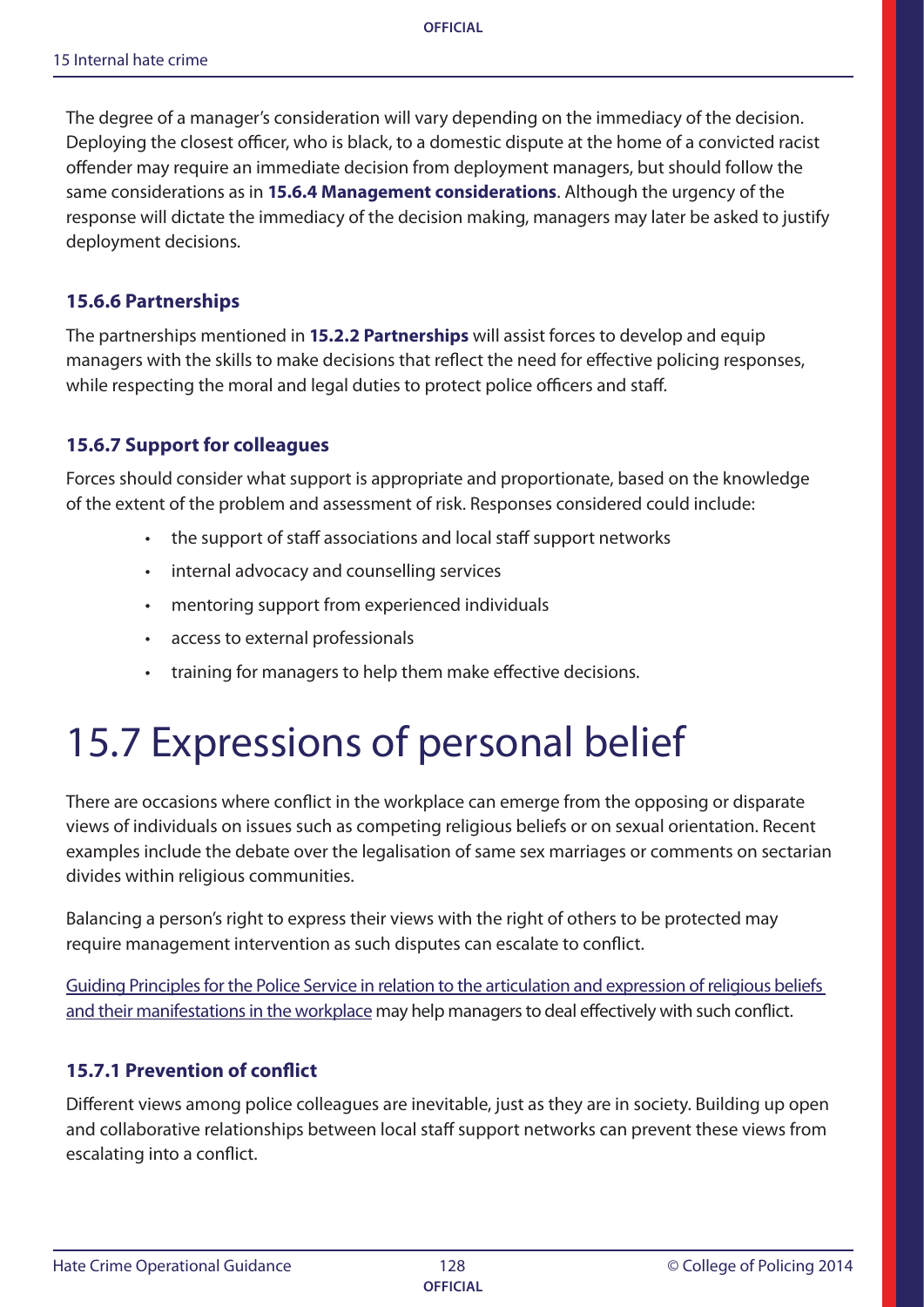The degree of a manager's consideration will vary depending on the immediacy of the decision. Deploying the closest officer, who is black, to a domestic dispute at the home of a convicted racist offender may require an immediate decision from deployment managers, but should follow the same considerations as in **15.6.4 Management considerations**. Although the urgency of the response will dictate the immediacy of the decision making, managers may later be asked to justify deployment decisions.

### 15.6.6 Partnerships

The partnerships mentioned in **15.2.2 Partnerships** will assist forces to develop and equip managers with the skills to make decisions that reflect the need for effective policing responses, while respecting the moral and legal duties to protect police officers and staff.

### 15.6.7 Support for colleagues

Forces should consider what support is appropriate and proportionate, based on the knowledge of the extent of the problem and assessment of risk. Responses considered could include:

- the support of staff associations and local staff support networks
- internal advocacy and counselling services
- mentoring support from experienced individuals
- access to external professionals
- training for managers to help them make effective decisions.

# 15.7 Expressions of personal belief

There are occasions where conflict in the workplace can emerge from the opposing or disparate views of individuals on issues such as competing religious beliefs or on sexual orientation. Recent examples include the debate over the legalisation of same sex marriages or comments on sectarian divides within religious communities.

Balancing a person's right to express their views with the right of others to be protected may require management intervention as such disputes can escalate to conflict.

Guiding Principles for the Police Service in relation to the articulation and expression of religious beliefs and their manifestations in the workplace may help managers to deal effectively with such conflict.

### 15.7.1 Prevention of conflict

Different views among police colleagues are inevitable, just as they are in society. Building up open and collaborative relationships between local staff support networks can prevent these views from escalating into a conflict.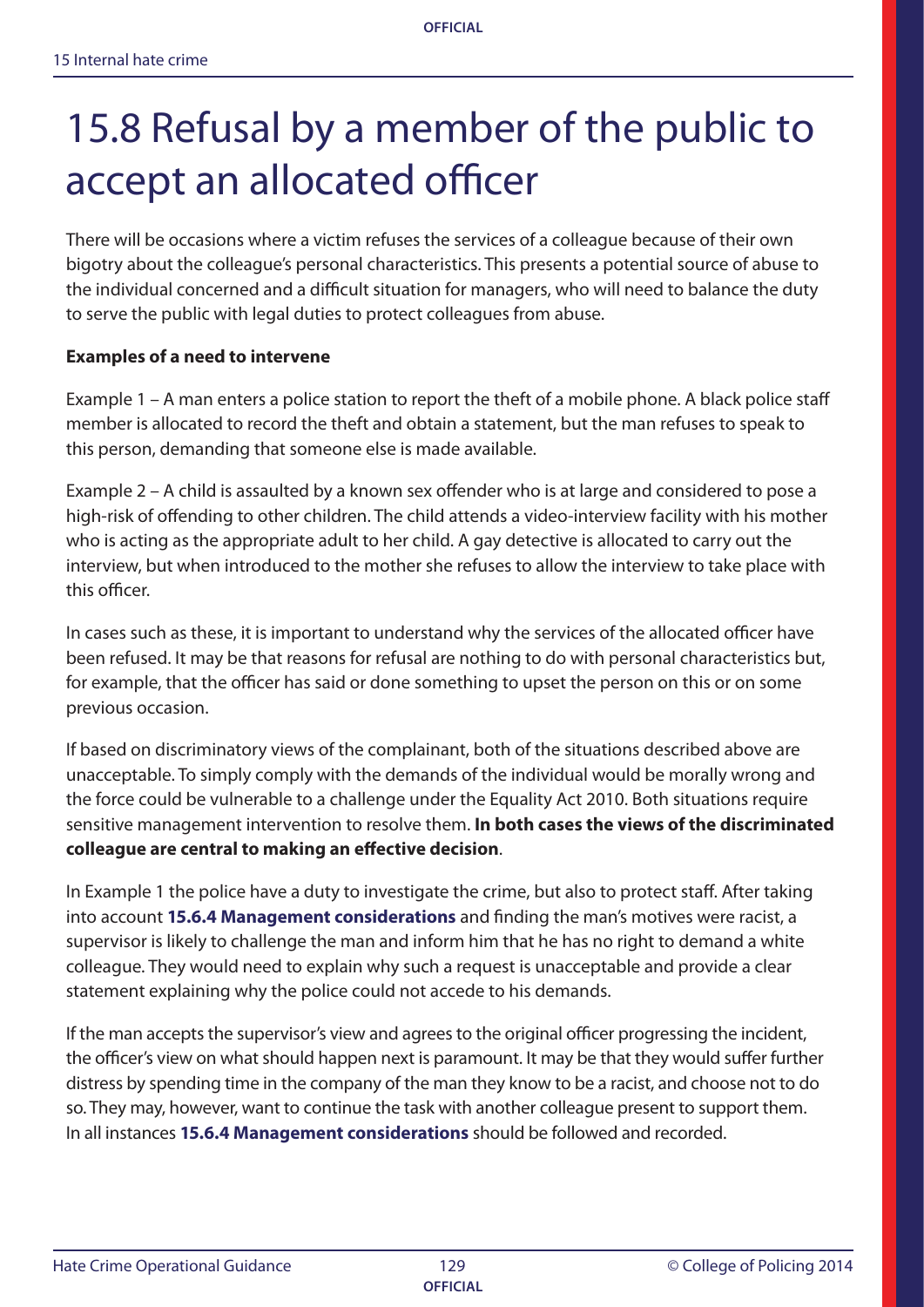# 15.8 Refusal by a member of the public to accept an allocated officer

There will be occasions where a victim refuses the services of a colleague because of their own bigotry about the colleague's personal characteristics. This presents a potential source of abuse to the individual concerned and a difficult situation for managers, who will need to balance the duty to serve the public with legal duties to protect colleagues from abuse.

**Examples of a need to intervene**

Example 1 – A man enters a police station to report the theft of a mobile phone. A black police staff member is allocated to record the theft and obtain a statement, but the man refuses to speak to this person, demanding that someone else is made available.

Example 2 – A child is assaulted by a known sex offender who is at large and considered to pose a high-risk of offending to other children. The child attends a video-interview facility with his mother who is acting as the appropriate adult to her child. A gay detective is allocated to carry out the interview, but when introduced to the mother she refuses to allow the interview to take place with this officer.

In cases such as these, it is important to understand why the services of the allocated officer have been refused. It may be that reasons for refusal are nothing to do with personal characteristics but, for example, that the officer has said or done something to upset the person on this or on some previous occasion.

If based on discriminatory views of the complainant, both of the situations described above are unacceptable. To simply comply with the demands of the individual would be morally wrong and the force could be vulnerable to a challenge under the Equality Act 2010. Both situations require sensitive management intervention to resolve them. **In both cases the views of the discriminated colleague are central to making an effective decision**.

In Example 1 the police have a duty to investigate the crime, but also to protect staff. After taking into account **15.6.4 Management considerations** and finding the man's motives were racist, a supervisor is likely to challenge the man and inform him that he has no right to demand a white colleague. They would need to explain why such a request is unacceptable and provide a clear statement explaining why the police could not accede to his demands.

If the man accepts the supervisor's view and agrees to the original officer progressing the incident, the officer's view on what should happen next is paramount. It may be that they would suffer further distress by spending time in the company of the man they know to be a racist, and choose not to do so. They may, however, want to continue the task with another colleague present to support them. In all instances **15.6.4 Management considerations** should be followed and recorded.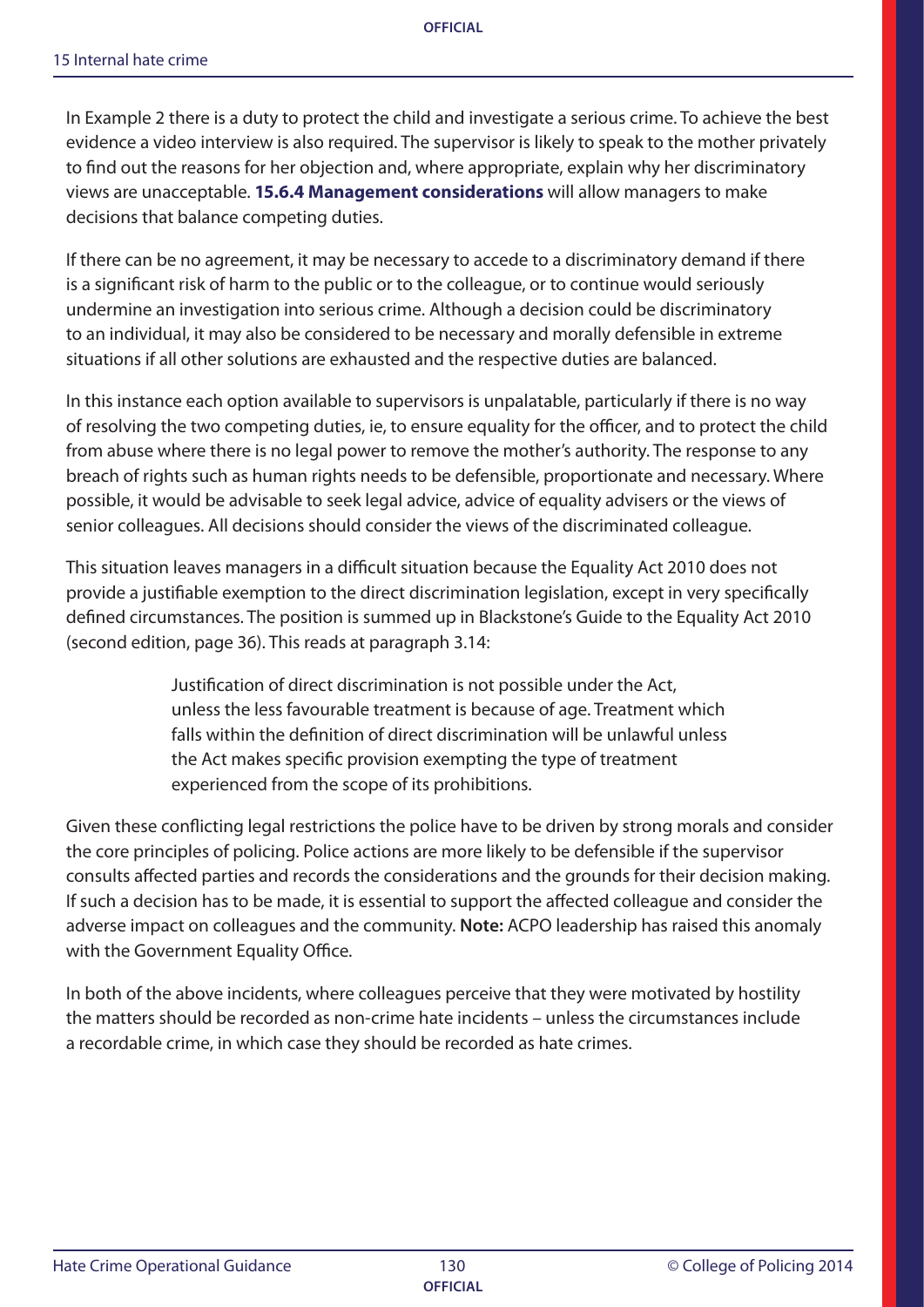In Example 2 there is a duty to protect the child and investigate a serious crime. To achieve the best evidence a video interview is also required. The supervisor is likely to speak to the mother privately to find out the reasons for her objection and, where appropriate, explain why her discriminatory views are unacceptable. **15.6.4 Management considerations** will allow managers to make decisions that balance competing duties.

If there can be no agreement, it may be necessary to accede to a discriminatory demand if there is a significant risk of harm to the public or to the colleague, or to continue would seriously undermine an investigation into serious crime. Although a decision could be discriminatory to an individual, it may also be considered to be necessary and morally defensible in extreme situations if all other solutions are exhausted and the respective duties are balanced.

In this instance each option available to supervisors is unpalatable, particularly if there is no way of resolving the two competing duties, ie, to ensure equality for the officer, and to protect the child from abuse where there is no legal power to remove the mother's authority. The response to any breach of rights such as human rights needs to be defensible, proportionate and necessary. Where possible, it would be advisable to seek legal advice, advice of equality advisers or the views of senior colleagues. All decisions should consider the views of the discriminated colleague.

This situation leaves managers in a difficult situation because the Equality Act 2010 does not provide a justifiable exemption to the direct discrimination legislation, except in very specifically defined circumstances. The position is summed up in Blackstone's Guide to the Equality Act 2010 (second edition, page 36). This reads at paragraph 3.14:

> Justification of direct discrimination is not possible under the Act, unless the less favourable treatment is because of age. Treatment which falls within the definition of direct discrimination will be unlawful unless the Act makes specific provision exempting the type of treatment experienced from the scope of its prohibitions.

Given these conflicting legal restrictions the police have to be driven by strong morals and consider the core principles of policing. Police actions are more likely to be defensible if the supervisor consults affected parties and records the considerations and the grounds for their decision making. If such a decision has to be made, it is essential to support the affected colleague and consider the adverse impact on colleagues and the community. **Note:** ACPO leadership has raised this anomaly with the Government Equality Office.

In both of the above incidents, where colleagues perceive that they were motivated by hostility the matters should be recorded as non-crime hate incidents – unless the circumstances include a recordable crime, in which case they should be recorded as hate crimes.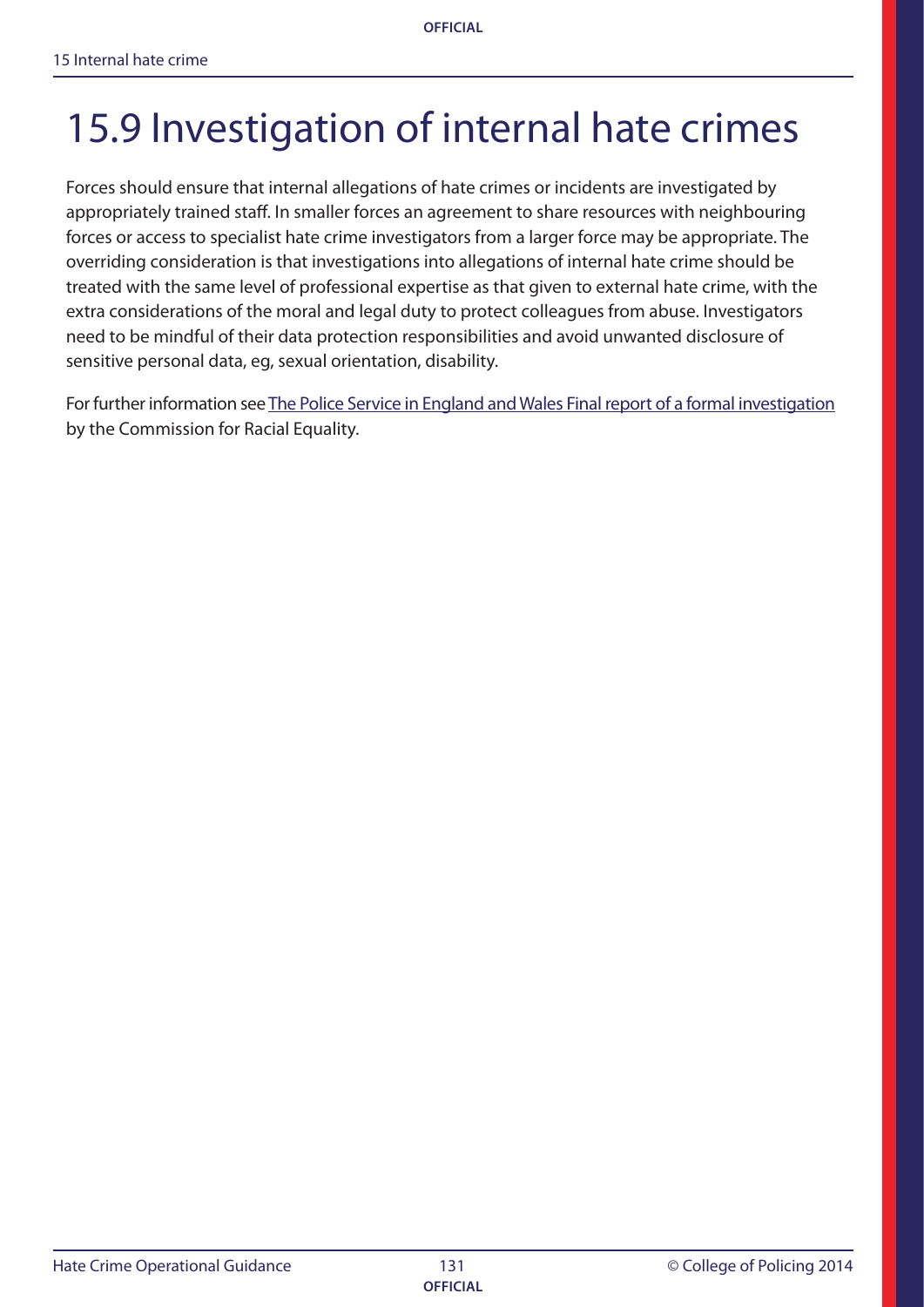# 15.9 Investigation of internal hate crimes

Forces should ensure that internal allegations of hate crimes or incidents are investigated by appropriately trained staff. In smaller forces an agreement to share resources with neighbouring forces or access to specialist hate crime investigators from a larger force may be appropriate. The overriding consideration is that investigations into allegations of internal hate crime should be treated with the same level of professional expertise as that given to external hate crime, with the extra considerations of the moral and legal duty to protect colleagues from abuse. Investigators need to be mindful of their data protection responsibilities and avoid unwanted disclosure of sensitive personal data, eg, sexual orientation, disability.

For further information see The Police Service in England and Wales Final report of a formal investigation by the Commission for Racial Equality.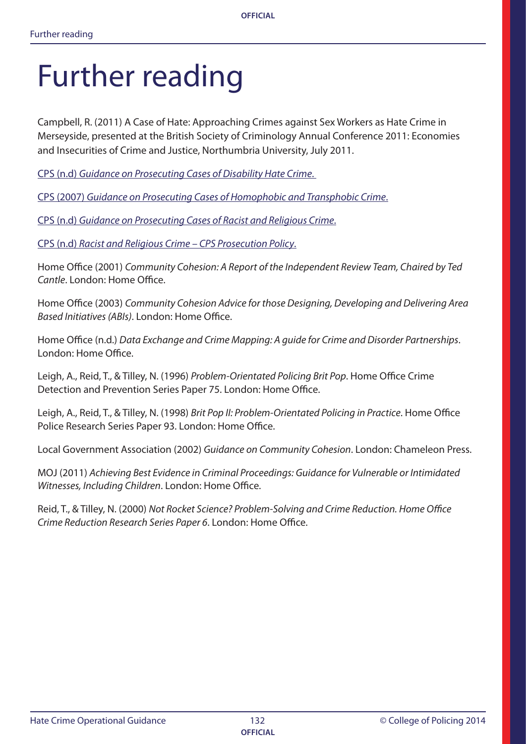# Further reading

Campbell, R. (2011) A Case of Hate: Approaching Crimes against Sex Workers as Hate Crime in Merseyside, presented at the British Society of Criminology Annual Conference 2011: Economies and Insecurities of Crime and Justice, Northumbria University, July 2011.

CPS (n.d) *Guidance on Prosecuting Cases of Disability Hate Crime.*

CPS (2007) *Guidance on Prosecuting Cases of Homophobic and Transphobic Crime.*

CPS (n.d) *Guidance on Prosecuting Cases of Racist and Religious Crime.*

CPS (n.d) *Racist and Religious Crime – CPS Prosecution Policy*.

Home Office (2001) *Community Cohesion: A Report of the Independent Review Team, Chaired by Ted Cantle*. London: Home Office.

Home Office (2003) *Community Cohesion Advice for those Designing, Developing and Delivering Area Based Initiatives (ABIs)*. London: Home Office.

Home Office (n.d.) *Data Exchange and Crime Mapping: A guide for Crime and Disorder Partnerships*. London: Home Office.

Leigh, A., Reid, T., & Tilley, N. (1996) *Problem-Orientated Policing Brit Pop*. Home Office Crime Detection and Prevention Series Paper 75. London: Home Office.

Leigh, A., Reid, T., & Tilley, N. (1998) *Brit Pop II: Problem-Orientated Policing in Practice*. Home Office Police Research Series Paper 93. London: Home Office.

Local Government Association (2002) *Guidance on Community Cohesion*. London: Chameleon Press.

MOJ (2011) *Achieving Best Evidence in Criminal Proceedings: Guidance for Vulnerable or Intimidated Witnesses, Including Children*. London: Home Office.

Reid, T., & Tilley, N. (2000) *Not Rocket Science? Problem-Solving and Crime Reduction. Home Office Crime Reduction Research Series Paper 6*. London: Home Office.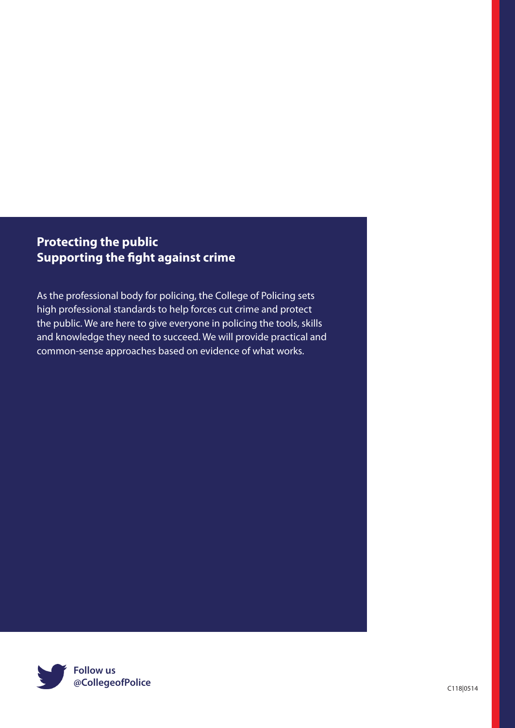**Protecting the public**
**Supporting the fight against crime**

As the professional body for policing, the College of Policing sets high professional standards to help forces cut crime and protect the public. We are here to give everyone in policing the tools, skills and knowledge they need to succeed. We will provide practical and common-sense approaches based on evidence of what works.

**Follow us**
**@CollegeofPolice**

C118|0514